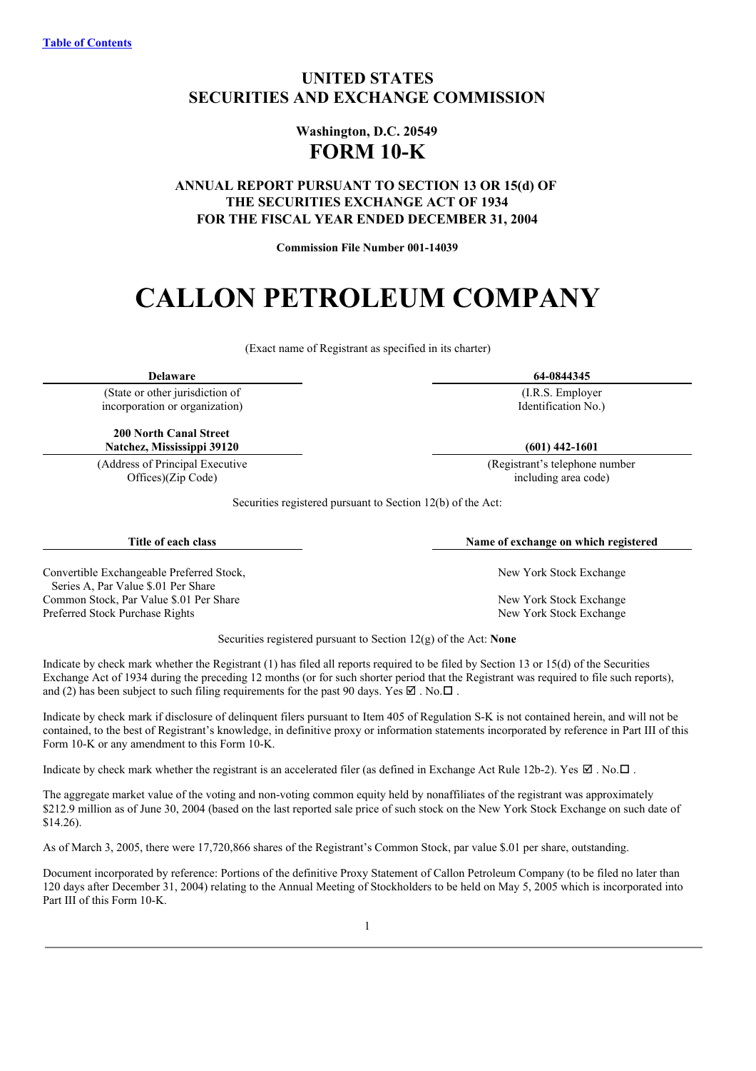Table of Contents

# UNITED STATES
# SECURITIES AND EXCHANGE COMMISSION

**Washington, D.C. 20549**

# FORM 10-K

**ANNUAL REPORT PURSUANT TO SECTION 13 OR 15(d) OF THE SECURITIES EXCHANGE ACT OF 1934 FOR THE FISCAL YEAR ENDED DECEMBER 31, 2004**

**Commission File Number 001-14039**

# CALLON PETROLEUM COMPANY

(Exact name of Registrant as specified in its charter)

| **Delaware** | **64-0844345** |
|---|---|
| (State or other jurisdiction of incorporation or organization) | (I.R.S. Employer Identification No.) |
| **200 North Canal Street Natchez, Mississippi 39120** | **(601) 442-1601** |
| (Address of Principal Executive Offices)(Zip Code) | (Registrant's telephone number including area code) |

Securities registered pursuant to Section 12(b) of the Act:

| Title of each class | Name of exchange on which registered |
|---|---|
| Convertible Exchangeable Preferred Stock, Series A, Par Value $.01 Per Share | New York Stock Exchange |
| Common Stock, Par Value $.01 Per Share | New York Stock Exchange |
| Preferred Stock Purchase Rights | New York Stock Exchange |

Securities registered pursuant to Section 12(g) of the Act: **None**

Indicate by check mark whether the Registrant (1) has filed all reports required to be filed by Section 13 or 15(d) of the Securities Exchange Act of 1934 during the preceding 12 months (or for such shorter period that the Registrant was required to file such reports), and (2) has been subject to such filing requirements for the past 90 days. Yes ☑ . No.☐ .

Indicate by check mark if disclosure of delinquent filers pursuant to Item 405 of Regulation S-K is not contained herein, and will not be contained, to the best of Registrant's knowledge, in definitive proxy or information statements incorporated by reference in Part III of this Form 10-K or any amendment to this Form 10-K.

Indicate by check mark whether the registrant is an accelerated filer (as defined in Exchange Act Rule 12b-2). Yes ☑ . No.☐ .

The aggregate market value of the voting and non-voting common equity held by nonaffiliates of the registrant was approximately $212.9 million as of June 30, 2004 (based on the last reported sale price of such stock on the New York Stock Exchange on such date of $14.26).

As of March 3, 2005, there were 17,720,866 shares of the Registrant's Common Stock, par value $.01 per share, outstanding.

Document incorporated by reference: Portions of the definitive Proxy Statement of Callon Petroleum Company (to be filed no later than 120 days after December 31, 2004) relating to the Annual Meeting of Stockholders to be held on May 5, 2005 which is incorporated into Part III of this Form 10-K.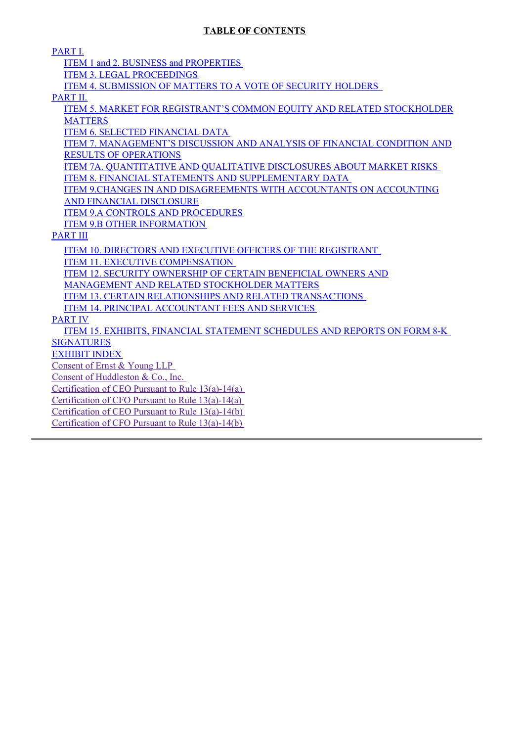# TABLE OF CONTENTS

PART I.

- ITEM 1 and 2. BUSINESS and PROPERTIES
- ITEM 3. LEGAL PROCEEDINGS
- ITEM 4. SUBMISSION OF MATTERS TO A VOTE OF SECURITY HOLDERS

PART II.

- ITEM 5. MARKET FOR REGISTRANT’S COMMON EQUITY AND RELATED STOCKHOLDER MATTERS
- ITEM 6. SELECTED FINANCIAL DATA
- ITEM 7. MANAGEMENT’S DISCUSSION AND ANALYSIS OF FINANCIAL CONDITION AND RESULTS OF OPERATIONS
- ITEM 7A. QUANTITATIVE AND QUALITATIVE DISCLOSURES ABOUT MARKET RISKS
- ITEM 8. FINANCIAL STATEMENTS AND SUPPLEMENTARY DATA
- ITEM 9.CHANGES IN AND DISAGREEMENTS WITH ACCOUNTANTS ON ACCOUNTING AND FINANCIAL DISCLOSURE
- ITEM 9.A CONTROLS AND PROCEDURES
- ITEM 9.B OTHER INFORMATION

PART III

- ITEM 10. DIRECTORS AND EXECUTIVE OFFICERS OF THE REGISTRANT
- ITEM 11. EXECUTIVE COMPENSATION
- ITEM 12. SECURITY OWNERSHIP OF CERTAIN BENEFICIAL OWNERS AND MANAGEMENT AND RELATED STOCKHOLDER MATTERS
- ITEM 13. CERTAIN RELATIONSHIPS AND RELATED TRANSACTIONS
- ITEM 14. PRINCIPAL ACCOUNTANT FEES AND SERVICES

PART IV

- ITEM 15. EXHIBITS, FINANCIAL STATEMENT SCHEDULES AND REPORTS ON FORM 8-K

SIGNATURES

EXHIBIT INDEX

Consent of Ernst & Young LLP

Consent of Huddleston & Co., Inc.

Certification of CEO Pursuant to Rule 13(a)-14(a)

Certification of CFO Pursuant to Rule 13(a)-14(a)

Certification of CEO Pursuant to Rule 13(a)-14(b)

Certification of CFO Pursuant to Rule 13(a)-14(b)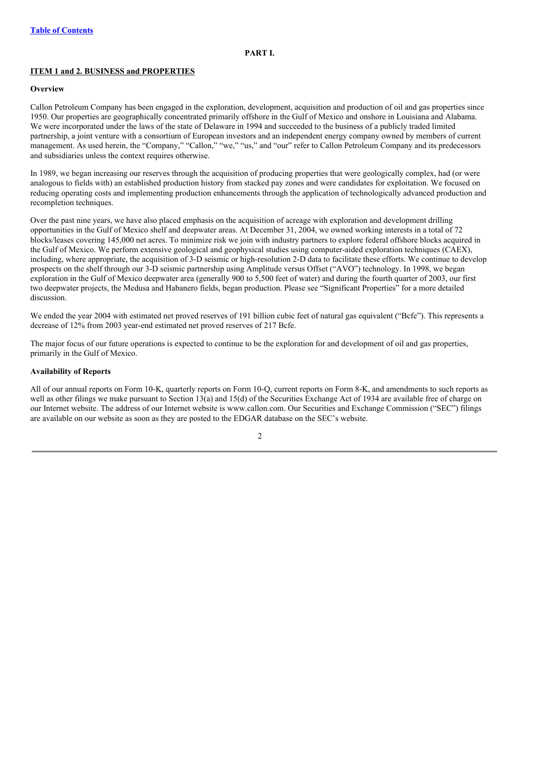[Table of Contents](#)

# PART I.

## ITEM 1 and 2. BUSINESS and PROPERTIES

### Overview

Callon Petroleum Company has been engaged in the exploration, development, acquisition and production of oil and gas properties since 1950. Our properties are geographically concentrated primarily offshore in the Gulf of Mexico and onshore in Louisiana and Alabama. We were incorporated under the laws of the state of Delaware in 1994 and succeeded to the business of a publicly traded limited partnership, a joint venture with a consortium of European investors and an independent energy company owned by members of current management. As used herein, the "Company," "Callon," "we," "us," and "our" refer to Callon Petroleum Company and its predecessors and subsidiaries unless the context requires otherwise.

In 1989, we began increasing our reserves through the acquisition of producing properties that were geologically complex, had (or were analogous to fields with) an established production history from stacked pay zones and were candidates for exploitation. We focused on reducing operating costs and implementing production enhancements through the application of technologically advanced production and recompletion techniques.

Over the past nine years, we have also placed emphasis on the acquisition of acreage with exploration and development drilling opportunities in the Gulf of Mexico shelf and deepwater areas. At December 31, 2004, we owned working interests in a total of 72 blocks/leases covering 145,000 net acres. To minimize risk we join with industry partners to explore federal offshore blocks acquired in the Gulf of Mexico. We perform extensive geological and geophysical studies using computer-aided exploration techniques (CAEX), including, where appropriate, the acquisition of 3-D seismic or high-resolution 2-D data to facilitate these efforts. We continue to develop prospects on the shelf through our 3-D seismic partnership using Amplitude versus Offset ("AVO") technology. In 1998, we began exploration in the Gulf of Mexico deepwater area (generally 900 to 5,500 feet of water) and during the fourth quarter of 2003, our first two deepwater projects, the Medusa and Habanero fields, began production. Please see "Significant Properties" for a more detailed discussion.

We ended the year 2004 with estimated net proved reserves of 191 billion cubic feet of natural gas equivalent ("Bcfe"). This represents a decrease of 12% from 2003 year-end estimated net proved reserves of 217 Bcfe.

The major focus of our future operations is expected to continue to be the exploration for and development of oil and gas properties, primarily in the Gulf of Mexico.

### Availability of Reports

All of our annual reports on Form 10-K, quarterly reports on Form 10-Q, current reports on Form 8-K, and amendments to such reports as well as other filings we make pursuant to Section 13(a) and 15(d) of the Securities Exchange Act of 1934 are available free of charge on our Internet website. The address of our Internet website is www.callon.com. Our Securities and Exchange Commission ("SEC") filings are available on our website as soon as they are posted to the EDGAR database on the SEC's website.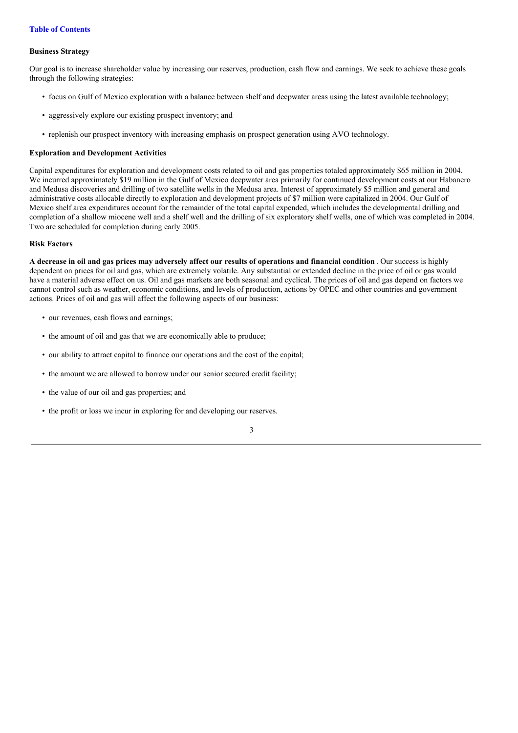### Business Strategy

Our goal is to increase shareholder value by increasing our reserves, production, cash flow and earnings. We seek to achieve these goals through the following strategies:

- focus on Gulf of Mexico exploration with a balance between shelf and deepwater areas using the latest available technology;
- aggressively explore our existing prospect inventory; and
- replenish our prospect inventory with increasing emphasis on prospect generation using AVO technology.

### Exploration and Development Activities

Capital expenditures for exploration and development costs related to oil and gas properties totaled approximately $65 million in 2004. We incurred approximately $19 million in the Gulf of Mexico deepwater area primarily for continued development costs at our Habanero and Medusa discoveries and drilling of two satellite wells in the Medusa area. Interest of approximately $5 million and general and administrative costs allocable directly to exploration and development projects of $7 million were capitalized in 2004. Our Gulf of Mexico shelf area expenditures account for the remainder of the total capital expended, which includes the developmental drilling and completion of a shallow miocene well and a shelf well and the drilling of six exploratory shelf wells, one of which was completed in 2004. Two are scheduled for completion during early 2005.

### Risk Factors

**A decrease in oil and gas prices may adversely affect our results of operations and financial condition** . Our success is highly dependent on prices for oil and gas, which are extremely volatile. Any substantial or extended decline in the price of oil or gas would have a material adverse effect on us. Oil and gas markets are both seasonal and cyclical. The prices of oil and gas depend on factors we cannot control such as weather, economic conditions, and levels of production, actions by OPEC and other countries and government actions. Prices of oil and gas will affect the following aspects of our business:

- our revenues, cash flows and earnings;
- the amount of oil and gas that we are economically able to produce;
- our ability to attract capital to finance our operations and the cost of the capital;
- the amount we are allowed to borrow under our senior secured credit facility;
- the value of our oil and gas properties; and
- the profit or loss we incur in exploring for and developing our reserves.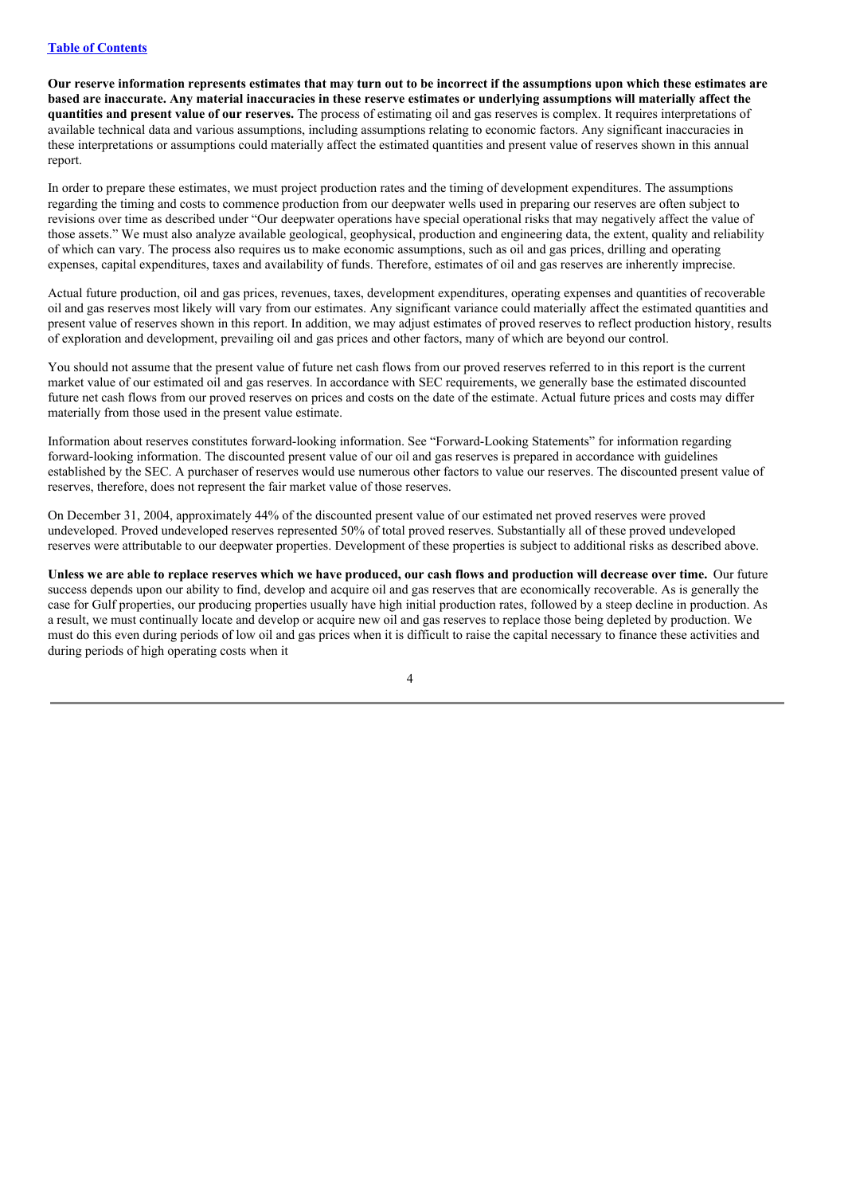**Our reserve information represents estimates that may turn out to be incorrect if the assumptions upon which these estimates are based are inaccurate. Any material inaccuracies in these reserve estimates or underlying assumptions will materially affect the quantities and present value of our reserves.** The process of estimating oil and gas reserves is complex. It requires interpretations of available technical data and various assumptions, including assumptions relating to economic factors. Any significant inaccuracies in these interpretations or assumptions could materially affect the estimated quantities and present value of reserves shown in this annual report.

In order to prepare these estimates, we must project production rates and the timing of development expenditures. The assumptions regarding the timing and costs to commence production from our deepwater wells used in preparing our reserves are often subject to revisions over time as described under "Our deepwater operations have special operational risks that may negatively affect the value of those assets." We must also analyze available geological, geophysical, production and engineering data, the extent, quality and reliability of which can vary. The process also requires us to make economic assumptions, such as oil and gas prices, drilling and operating expenses, capital expenditures, taxes and availability of funds. Therefore, estimates of oil and gas reserves are inherently imprecise.

Actual future production, oil and gas prices, revenues, taxes, development expenditures, operating expenses and quantities of recoverable oil and gas reserves most likely will vary from our estimates. Any significant variance could materially affect the estimated quantities and present value of reserves shown in this report. In addition, we may adjust estimates of proved reserves to reflect production history, results of exploration and development, prevailing oil and gas prices and other factors, many of which are beyond our control.

You should not assume that the present value of future net cash flows from our proved reserves referred to in this report is the current market value of our estimated oil and gas reserves. In accordance with SEC requirements, we generally base the estimated discounted future net cash flows from our proved reserves on prices and costs on the date of the estimate. Actual future prices and costs may differ materially from those used in the present value estimate.

Information about reserves constitutes forward-looking information. See "Forward-Looking Statements" for information regarding forward-looking information. The discounted present value of our oil and gas reserves is prepared in accordance with guidelines established by the SEC. A purchaser of reserves would use numerous other factors to value our reserves. The discounted present value of reserves, therefore, does not represent the fair market value of those reserves.

On December 31, 2004, approximately 44% of the discounted present value of our estimated net proved reserves were proved undeveloped. Proved undeveloped reserves represented 50% of total proved reserves. Substantially all of these proved undeveloped reserves were attributable to our deepwater properties. Development of these properties is subject to additional risks as described above.

**Unless we are able to replace reserves which we have produced, our cash flows and production will decrease over time.** Our future success depends upon our ability to find, develop and acquire oil and gas reserves that are economically recoverable. As is generally the case for Gulf properties, our producing properties usually have high initial production rates, followed by a steep decline in production. As a result, we must continually locate and develop or acquire new oil and gas reserves to replace those being depleted by production. We must do this even during periods of low oil and gas prices when it is difficult to raise the capital necessary to finance these activities and during periods of high operating costs when it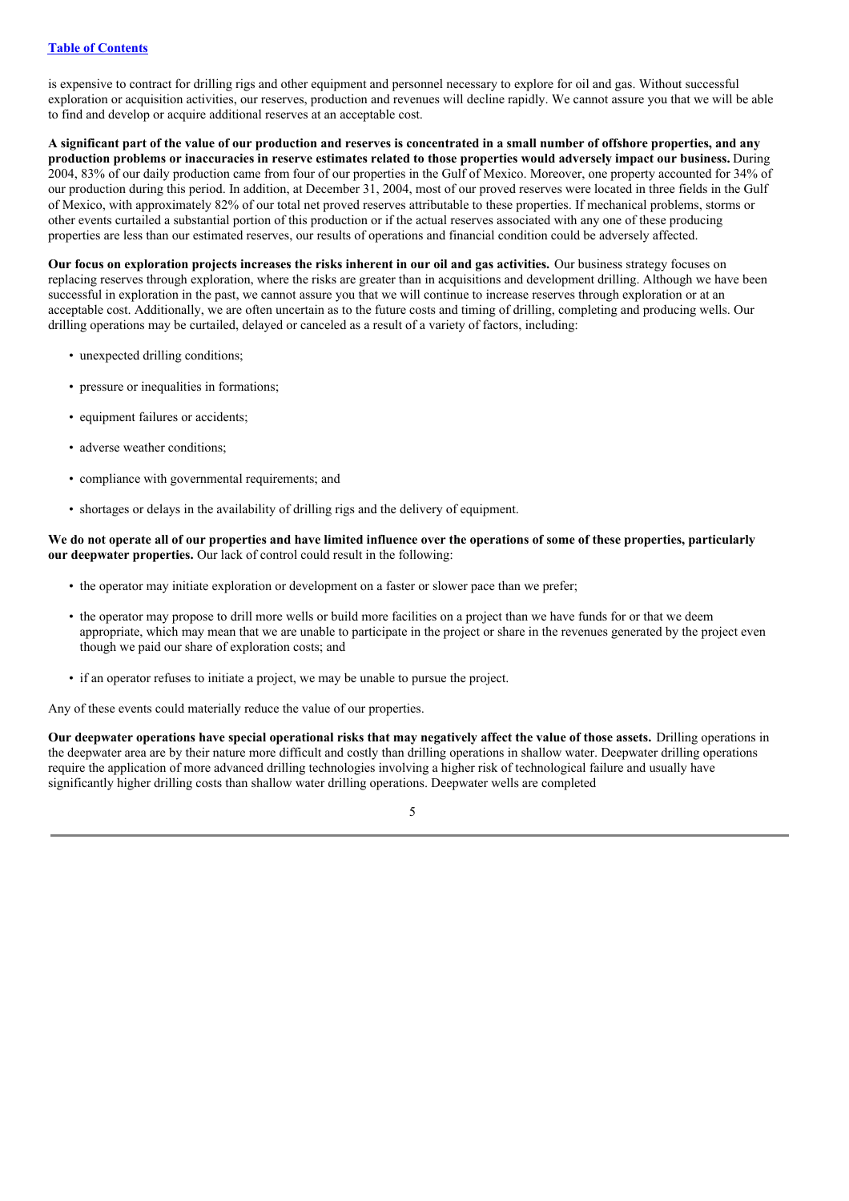is expensive to contract for drilling rigs and other equipment and personnel necessary to explore for oil and gas. Without successful exploration or acquisition activities, our reserves, production and revenues will decline rapidly. We cannot assure you that we will be able to find and develop or acquire additional reserves at an acceptable cost.

**A significant part of the value of our production and reserves is concentrated in a small number of offshore properties, and any production problems or inaccuracies in reserve estimates related to those properties would adversely impact our business.** During 2004, 83% of our daily production came from four of our properties in the Gulf of Mexico. Moreover, one property accounted for 34% of our production during this period. In addition, at December 31, 2004, most of our proved reserves were located in three fields in the Gulf of Mexico, with approximately 82% of our total net proved reserves attributable to these properties. If mechanical problems, storms or other events curtailed a substantial portion of this production or if the actual reserves associated with any one of these producing properties are less than our estimated reserves, our results of operations and financial condition could be adversely affected.

**Our focus on exploration projects increases the risks inherent in our oil and gas activities.** Our business strategy focuses on replacing reserves through exploration, where the risks are greater than in acquisitions and development drilling. Although we have been successful in exploration in the past, we cannot assure you that we will continue to increase reserves through exploration or at an acceptable cost. Additionally, we are often uncertain as to the future costs and timing of drilling, completing and producing wells. Our drilling operations may be curtailed, delayed or canceled as a result of a variety of factors, including:

- unexpected drilling conditions;
- pressure or inequalities in formations;
- equipment failures or accidents;
- adverse weather conditions;
- compliance with governmental requirements; and
- shortages or delays in the availability of drilling rigs and the delivery of equipment.

**We do not operate all of our properties and have limited influence over the operations of some of these properties, particularly our deepwater properties.** Our lack of control could result in the following:

- the operator may initiate exploration or development on a faster or slower pace than we prefer;
- the operator may propose to drill more wells or build more facilities on a project than we have funds for or that we deem appropriate, which may mean that we are unable to participate in the project or share in the revenues generated by the project even though we paid our share of exploration costs; and
- if an operator refuses to initiate a project, we may be unable to pursue the project.

Any of these events could materially reduce the value of our properties.

**Our deepwater operations have special operational risks that may negatively affect the value of those assets.** Drilling operations in the deepwater area are by their nature more difficult and costly than drilling operations in shallow water. Deepwater drilling operations require the application of more advanced drilling technologies involving a higher risk of technological failure and usually have significantly higher drilling costs than shallow water drilling operations. Deepwater wells are completed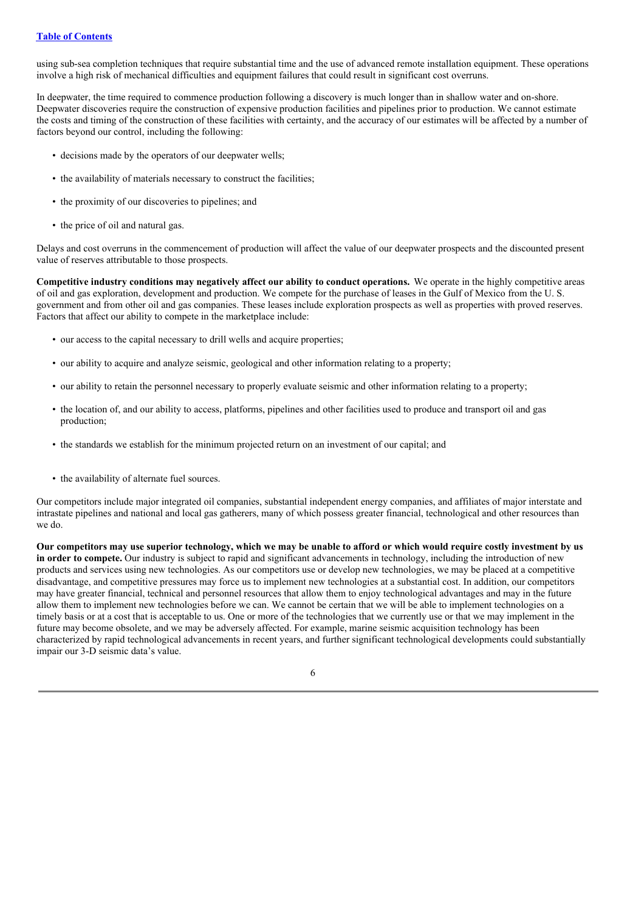using sub-sea completion techniques that require substantial time and the use of advanced remote installation equipment. These operations involve a high risk of mechanical difficulties and equipment failures that could result in significant cost overruns.

In deepwater, the time required to commence production following a discovery is much longer than in shallow water and on-shore. Deepwater discoveries require the construction of expensive production facilities and pipelines prior to production. We cannot estimate the costs and timing of the construction of these facilities with certainty, and the accuracy of our estimates will be affected by a number of factors beyond our control, including the following:

- decisions made by the operators of our deepwater wells;
- the availability of materials necessary to construct the facilities;
- the proximity of our discoveries to pipelines; and
- the price of oil and natural gas.

Delays and cost overruns in the commencement of production will affect the value of our deepwater prospects and the discounted present value of reserves attributable to those prospects.

**Competitive industry conditions may negatively affect our ability to conduct operations.** We operate in the highly competitive areas of oil and gas exploration, development and production. We compete for the purchase of leases in the Gulf of Mexico from the U. S. government and from other oil and gas companies. These leases include exploration prospects as well as properties with proved reserves. Factors that affect our ability to compete in the marketplace include:

- our access to the capital necessary to drill wells and acquire properties;
- our ability to acquire and analyze seismic, geological and other information relating to a property;
- our ability to retain the personnel necessary to properly evaluate seismic and other information relating to a property;
- the location of, and our ability to access, platforms, pipelines and other facilities used to produce and transport oil and gas production;
- the standards we establish for the minimum projected return on an investment of our capital; and
- the availability of alternate fuel sources.

Our competitors include major integrated oil companies, substantial independent energy companies, and affiliates of major interstate and intrastate pipelines and national and local gas gatherers, many of which possess greater financial, technological and other resources than we do.

**Our competitors may use superior technology, which we may be unable to afford or which would require costly investment by us in order to compete.** Our industry is subject to rapid and significant advancements in technology, including the introduction of new products and services using new technologies. As our competitors use or develop new technologies, we may be placed at a competitive disadvantage, and competitive pressures may force us to implement new technologies at a substantial cost. In addition, our competitors may have greater financial, technical and personnel resources that allow them to enjoy technological advantages and may in the future allow them to implement new technologies before we can. We cannot be certain that we will be able to implement technologies on a timely basis or at a cost that is acceptable to us. One or more of the technologies that we currently use or that we may implement in the future may become obsolete, and we may be adversely affected. For example, marine seismic acquisition technology has been characterized by rapid technological advancements in recent years, and further significant technological developments could substantially impair our 3-D seismic data's value.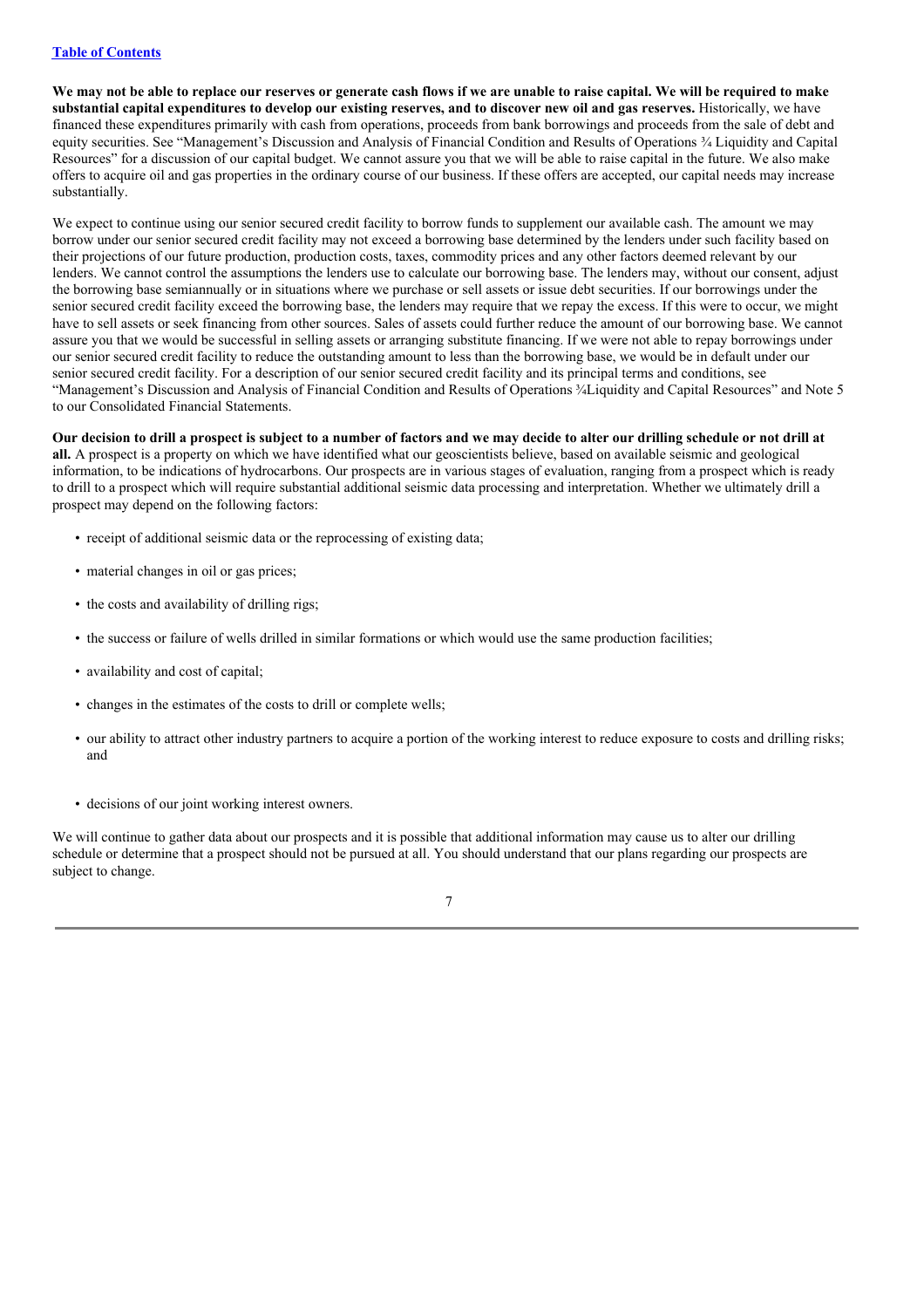**We may not be able to replace our reserves or generate cash flows if we are unable to raise capital. We will be required to make substantial capital expenditures to develop our existing reserves, and to discover new oil and gas reserves.** Historically, we have financed these expenditures primarily with cash from operations, proceeds from bank borrowings and proceeds from the sale of debt and equity securities. See "Management's Discussion and Analysis of Financial Condition and Results of Operations ¾ Liquidity and Capital Resources" for a discussion of our capital budget. We cannot assure you that we will be able to raise capital in the future. We also make offers to acquire oil and gas properties in the ordinary course of our business. If these offers are accepted, our capital needs may increase substantially.

We expect to continue using our senior secured credit facility to borrow funds to supplement our available cash. The amount we may borrow under our senior secured credit facility may not exceed a borrowing base determined by the lenders under such facility based on their projections of our future production, production costs, taxes, commodity prices and any other factors deemed relevant by our lenders. We cannot control the assumptions the lenders use to calculate our borrowing base. The lenders may, without our consent, adjust the borrowing base semiannually or in situations where we purchase or sell assets or issue debt securities. If our borrowings under the senior secured credit facility exceed the borrowing base, the lenders may require that we repay the excess. If this were to occur, we might have to sell assets or seek financing from other sources. Sales of assets could further reduce the amount of our borrowing base. We cannot assure you that we would be successful in selling assets or arranging substitute financing. If we were not able to repay borrowings under our senior secured credit facility to reduce the outstanding amount to less than the borrowing base, we would be in default under our senior secured credit facility. For a description of our senior secured credit facility and its principal terms and conditions, see "Management's Discussion and Analysis of Financial Condition and Results of Operations ¾Liquidity and Capital Resources" and Note 5 to our Consolidated Financial Statements.

**Our decision to drill a prospect is subject to a number of factors and we may decide to alter our drilling schedule or not drill at all.** A prospect is a property on which we have identified what our geoscientists believe, based on available seismic and geological information, to be indications of hydrocarbons. Our prospects are in various stages of evaluation, ranging from a prospect which is ready to drill to a prospect which will require substantial additional seismic data processing and interpretation. Whether we ultimately drill a prospect may depend on the following factors:

- receipt of additional seismic data or the reprocessing of existing data;
- material changes in oil or gas prices;
- the costs and availability of drilling rigs;
- the success or failure of wells drilled in similar formations or which would use the same production facilities;
- availability and cost of capital;
- changes in the estimates of the costs to drill or complete wells;
- our ability to attract other industry partners to acquire a portion of the working interest to reduce exposure to costs and drilling risks; and
- decisions of our joint working interest owners.

We will continue to gather data about our prospects and it is possible that additional information may cause us to alter our drilling schedule or determine that a prospect should not be pursued at all. You should understand that our plans regarding our prospects are subject to change.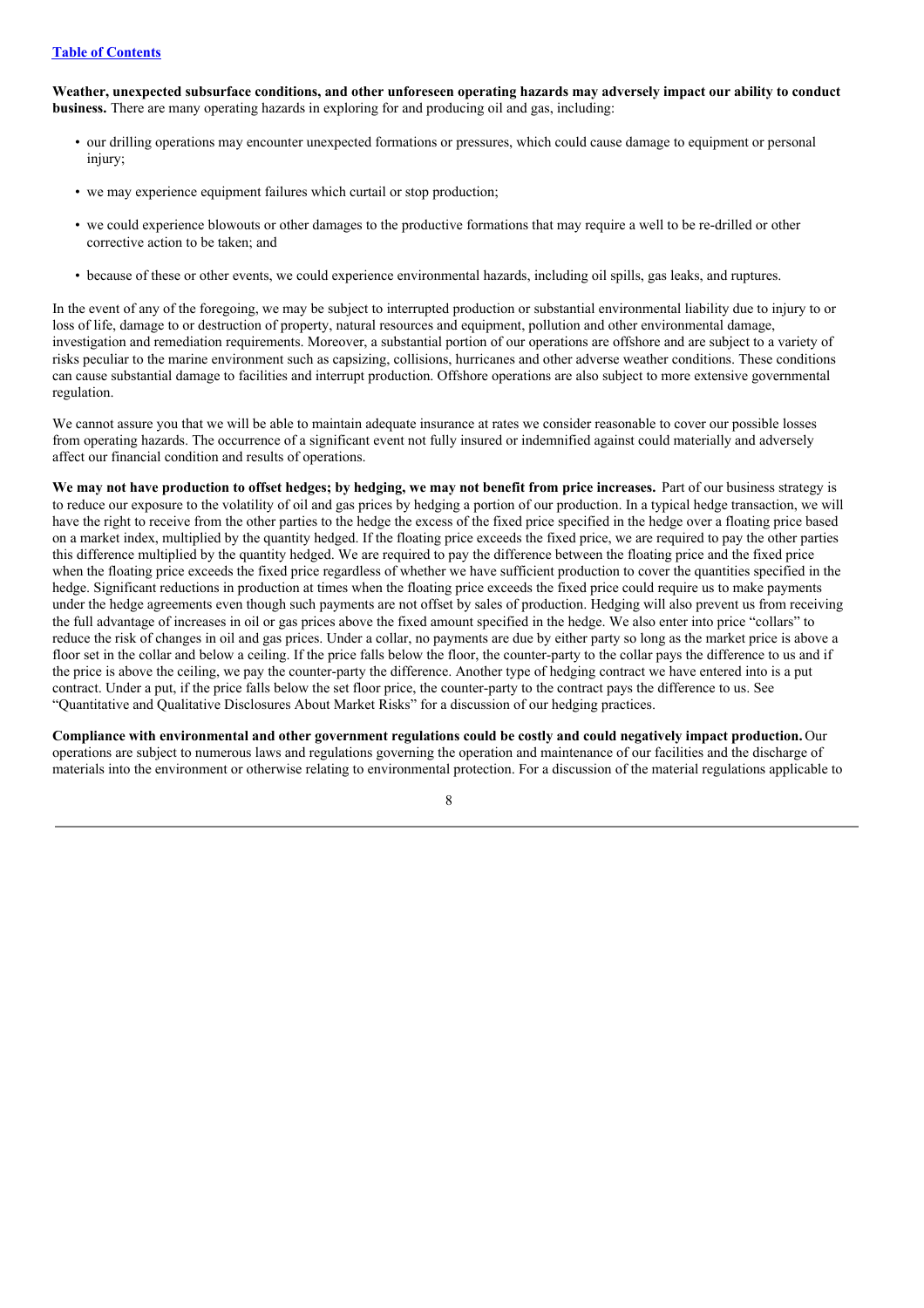**Weather, unexpected subsurface conditions, and other unforeseen operating hazards may adversely impact our ability to conduct business.** There are many operating hazards in exploring for and producing oil and gas, including:

- our drilling operations may encounter unexpected formations or pressures, which could cause damage to equipment or personal injury;
- we may experience equipment failures which curtail or stop production;
- we could experience blowouts or other damages to the productive formations that may require a well to be re-drilled or other corrective action to be taken; and
- because of these or other events, we could experience environmental hazards, including oil spills, gas leaks, and ruptures.

In the event of any of the foregoing, we may be subject to interrupted production or substantial environmental liability due to injury to or loss of life, damage to or destruction of property, natural resources and equipment, pollution and other environmental damage, investigation and remediation requirements. Moreover, a substantial portion of our operations are offshore and are subject to a variety of risks peculiar to the marine environment such as capsizing, collisions, hurricanes and other adverse weather conditions. These conditions can cause substantial damage to facilities and interrupt production. Offshore operations are also subject to more extensive governmental regulation.

We cannot assure you that we will be able to maintain adequate insurance at rates we consider reasonable to cover our possible losses from operating hazards. The occurrence of a significant event not fully insured or indemnified against could materially and adversely affect our financial condition and results of operations.

**We may not have production to offset hedges; by hedging, we may not benefit from price increases.** Part of our business strategy is to reduce our exposure to the volatility of oil and gas prices by hedging a portion of our production. In a typical hedge transaction, we will have the right to receive from the other parties to the hedge the excess of the fixed price specified in the hedge over a floating price based on a market index, multiplied by the quantity hedged. If the floating price exceeds the fixed price, we are required to pay the other parties this difference multiplied by the quantity hedged. We are required to pay the difference between the floating price and the fixed price when the floating price exceeds the fixed price regardless of whether we have sufficient production to cover the quantities specified in the hedge. Significant reductions in production at times when the floating price exceeds the fixed price could require us to make payments under the hedge agreements even though such payments are not offset by sales of production. Hedging will also prevent us from receiving the full advantage of increases in oil or gas prices above the fixed amount specified in the hedge. We also enter into price "collars" to reduce the risk of changes in oil and gas prices. Under a collar, no payments are due by either party so long as the market price is above a floor set in the collar and below a ceiling. If the price falls below the floor, the counter-party to the collar pays the difference to us and if the price is above the ceiling, we pay the counter-party the difference. Another type of hedging contract we have entered into is a put contract. Under a put, if the price falls below the set floor price, the counter-party to the contract pays the difference to us. See "Quantitative and Qualitative Disclosures About Market Risks" for a discussion of our hedging practices.

**Compliance with environmental and other government regulations could be costly and could negatively impact production.** Our operations are subject to numerous laws and regulations governing the operation and maintenance of our facilities and the discharge of materials into the environment or otherwise relating to environmental protection. For a discussion of the material regulations applicable to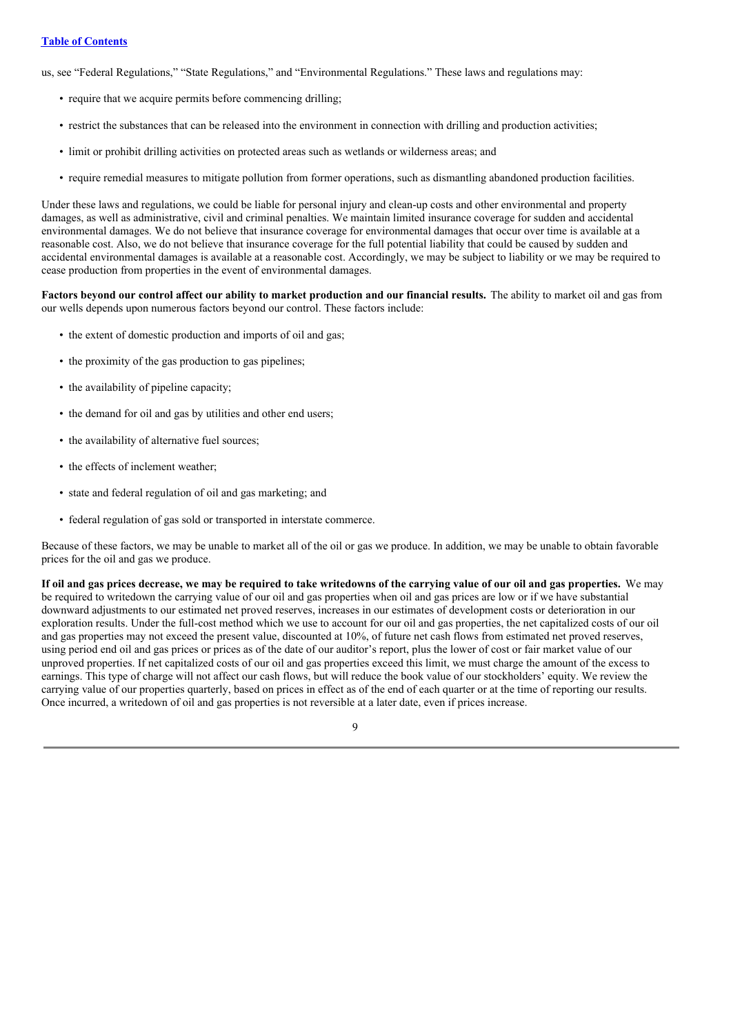us, see “Federal Regulations,” “State Regulations,” and “Environmental Regulations.” These laws and regulations may:

- require that we acquire permits before commencing drilling;
- restrict the substances that can be released into the environment in connection with drilling and production activities;
- limit or prohibit drilling activities on protected areas such as wetlands or wilderness areas; and
- require remedial measures to mitigate pollution from former operations, such as dismantling abandoned production facilities.

Under these laws and regulations, we could be liable for personal injury and clean-up costs and other environmental and property damages, as well as administrative, civil and criminal penalties. We maintain limited insurance coverage for sudden and accidental environmental damages. We do not believe that insurance coverage for environmental damages that occur over time is available at a reasonable cost. Also, we do not believe that insurance coverage for the full potential liability that could be caused by sudden and accidental environmental damages is available at a reasonable cost. Accordingly, we may be subject to liability or we may be required to cease production from properties in the event of environmental damages.

**Factors beyond our control affect our ability to market production and our financial results.** The ability to market oil and gas from our wells depends upon numerous factors beyond our control. These factors include:

- the extent of domestic production and imports of oil and gas;
- the proximity of the gas production to gas pipelines;
- the availability of pipeline capacity;
- the demand for oil and gas by utilities and other end users;
- the availability of alternative fuel sources;
- the effects of inclement weather;
- state and federal regulation of oil and gas marketing; and
- federal regulation of gas sold or transported in interstate commerce.

Because of these factors, we may be unable to market all of the oil or gas we produce. In addition, we may be unable to obtain favorable prices for the oil and gas we produce.

**If oil and gas prices decrease, we may be required to take writedowns of the carrying value of our oil and gas properties.** We may be required to writedown the carrying value of our oil and gas properties when oil and gas prices are low or if we have substantial downward adjustments to our estimated net proved reserves, increases in our estimates of development costs or deterioration in our exploration results. Under the full-cost method which we use to account for our oil and gas properties, the net capitalized costs of our oil and gas properties may not exceed the present value, discounted at 10%, of future net cash flows from estimated net proved reserves, using period end oil and gas prices or prices as of the date of our auditor’s report, plus the lower of cost or fair market value of our unproved properties. If net capitalized costs of our oil and gas properties exceed this limit, we must charge the amount of the excess to earnings. This type of charge will not affect our cash flows, but will reduce the book value of our stockholders’ equity. We review the carrying value of our properties quarterly, based on prices in effect as of the end of each quarter or at the time of reporting our results. Once incurred, a writedown of oil and gas properties is not reversible at a later date, even if prices increase.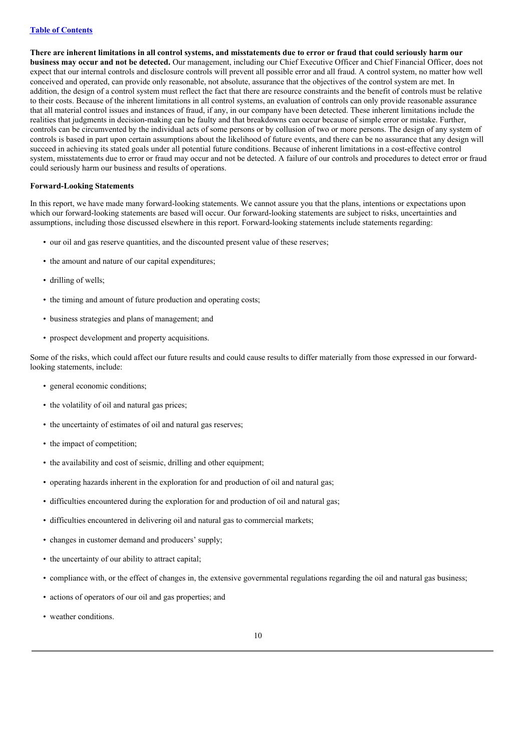**There are inherent limitations in all control systems, and misstatements due to error or fraud that could seriously harm our business may occur and not be detected.** Our management, including our Chief Executive Officer and Chief Financial Officer, does not expect that our internal controls and disclosure controls will prevent all possible error and all fraud. A control system, no matter how well conceived and operated, can provide only reasonable, not absolute, assurance that the objectives of the control system are met. In addition, the design of a control system must reflect the fact that there are resource constraints and the benefit of controls must be relative to their costs. Because of the inherent limitations in all control systems, an evaluation of controls can only provide reasonable assurance that all material control issues and instances of fraud, if any, in our company have been detected. These inherent limitations include the realities that judgments in decision-making can be faulty and that breakdowns can occur because of simple error or mistake. Further, controls can be circumvented by the individual acts of some persons or by collusion of two or more persons. The design of any system of controls is based in part upon certain assumptions about the likelihood of future events, and there can be no assurance that any design will succeed in achieving its stated goals under all potential future conditions. Because of inherent limitations in a cost-effective control system, misstatements due to error or fraud may occur and not be detected. A failure of our controls and procedures to detect error or fraud could seriously harm our business and results of operations.

**Forward-Looking Statements**

In this report, we have made many forward-looking statements. We cannot assure you that the plans, intentions or expectations upon which our forward-looking statements are based will occur. Our forward-looking statements are subject to risks, uncertainties and assumptions, including those discussed elsewhere in this report. Forward-looking statements include statements regarding:

- our oil and gas reserve quantities, and the discounted present value of these reserves;
- the amount and nature of our capital expenditures;
- drilling of wells;
- the timing and amount of future production and operating costs;
- business strategies and plans of management; and
- prospect development and property acquisitions.

Some of the risks, which could affect our future results and could cause results to differ materially from those expressed in our forward-looking statements, include:

- general economic conditions;
- the volatility of oil and natural gas prices;
- the uncertainty of estimates of oil and natural gas reserves;
- the impact of competition;
- the availability and cost of seismic, drilling and other equipment;
- operating hazards inherent in the exploration for and production of oil and natural gas;
- difficulties encountered during the exploration for and production of oil and natural gas;
- difficulties encountered in delivering oil and natural gas to commercial markets;
- changes in customer demand and producers' supply;
- the uncertainty of our ability to attract capital;
- compliance with, or the effect of changes in, the extensive governmental regulations regarding the oil and natural gas business;
- actions of operators of our oil and gas properties; and
- weather conditions.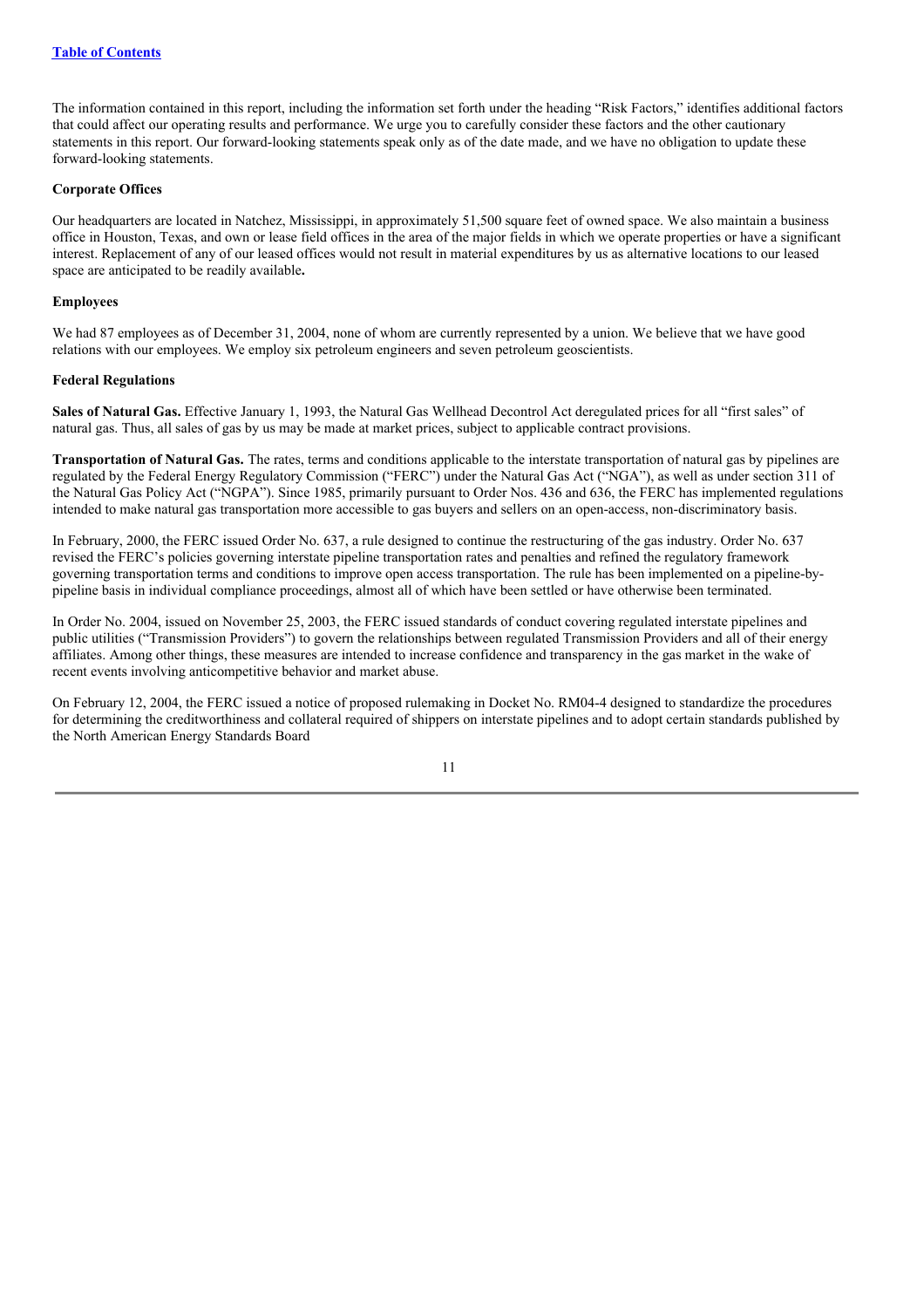The information contained in this report, including the information set forth under the heading "Risk Factors," identifies additional factors that could affect our operating results and performance. We urge you to carefully consider these factors and the other cautionary statements in this report. Our forward-looking statements speak only as of the date made, and we have no obligation to update these forward-looking statements.

**Corporate Offices**

Our headquarters are located in Natchez, Mississippi, in approximately 51,500 square feet of owned space. We also maintain a business office in Houston, Texas, and own or lease field offices in the area of the major fields in which we operate properties or have a significant interest. Replacement of any of our leased offices would not result in material expenditures by us as alternative locations to our leased space are anticipated to be readily available**.**

**Employees**

We had 87 employees as of December 31, 2004, none of whom are currently represented by a union. We believe that we have good relations with our employees. We employ six petroleum engineers and seven petroleum geoscientists.

**Federal Regulations**

**Sales of Natural Gas.** Effective January 1, 1993, the Natural Gas Wellhead Decontrol Act deregulated prices for all "first sales" of natural gas. Thus, all sales of gas by us may be made at market prices, subject to applicable contract provisions.

**Transportation of Natural Gas.** The rates, terms and conditions applicable to the interstate transportation of natural gas by pipelines are regulated by the Federal Energy Regulatory Commission ("FERC") under the Natural Gas Act ("NGA"), as well as under section 311 of the Natural Gas Policy Act ("NGPA"). Since 1985, primarily pursuant to Order Nos. 436 and 636, the FERC has implemented regulations intended to make natural gas transportation more accessible to gas buyers and sellers on an open-access, non-discriminatory basis.

In February, 2000, the FERC issued Order No. 637, a rule designed to continue the restructuring of the gas industry. Order No. 637 revised the FERC's policies governing interstate pipeline transportation rates and penalties and refined the regulatory framework governing transportation terms and conditions to improve open access transportation. The rule has been implemented on a pipeline-by-pipeline basis in individual compliance proceedings, almost all of which have been settled or have otherwise been terminated.

In Order No. 2004, issued on November 25, 2003, the FERC issued standards of conduct covering regulated interstate pipelines and public utilities ("Transmission Providers") to govern the relationships between regulated Transmission Providers and all of their energy affiliates. Among other things, these measures are intended to increase confidence and transparency in the gas market in the wake of recent events involving anticompetitive behavior and market abuse.

On February 12, 2004, the FERC issued a notice of proposed rulemaking in Docket No. RM04-4 designed to standardize the procedures for determining the creditworthiness and collateral required of shippers on interstate pipelines and to adopt certain standards published by the North American Energy Standards Board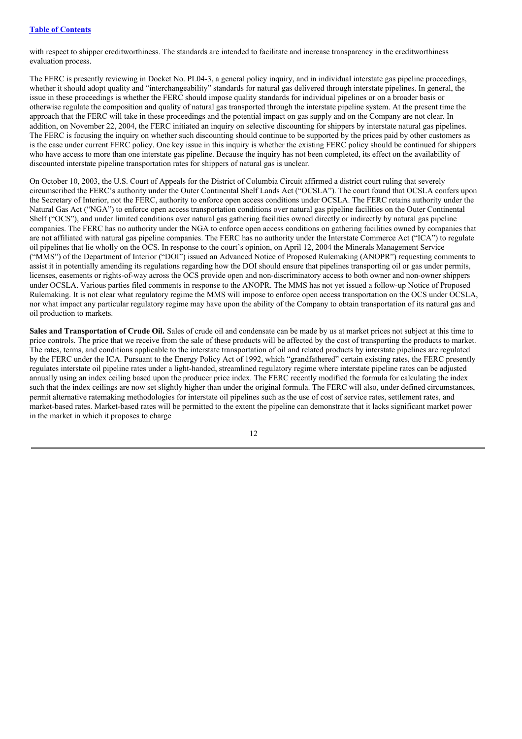with respect to shipper creditworthiness. The standards are intended to facilitate and increase transparency in the creditworthiness evaluation process.

The FERC is presently reviewing in Docket No. PL04-3, a general policy inquiry, and in individual interstate gas pipeline proceedings, whether it should adopt quality and "interchangeability" standards for natural gas delivered through interstate pipelines. In general, the issue in these proceedings is whether the FERC should impose quality standards for individual pipelines or on a broader basis or otherwise regulate the composition and quality of natural gas transported through the interstate pipeline system. At the present time the approach that the FERC will take in these proceedings and the potential impact on gas supply and on the Company are not clear. In addition, on November 22, 2004, the FERC initiated an inquiry on selective discounting for shippers by interstate natural gas pipelines. The FERC is focusing the inquiry on whether such discounting should continue to be supported by the prices paid by other customers as is the case under current FERC policy. One key issue in this inquiry is whether the existing FERC policy should be continued for shippers who have access to more than one interstate gas pipeline. Because the inquiry has not been completed, its effect on the availability of discounted interstate pipeline transportation rates for shippers of natural gas is unclear.

On October 10, 2003, the U.S. Court of Appeals for the District of Columbia Circuit affirmed a district court ruling that severely circumscribed the FERC's authority under the Outer Continental Shelf Lands Act ("OCSLA"). The court found that OCSLA confers upon the Secretary of Interior, not the FERC, authority to enforce open access conditions under OCSLA. The FERC retains authority under the Natural Gas Act ("NGA") to enforce open access transportation conditions over natural gas pipeline facilities on the Outer Continental Shelf ("OCS"), and under limited conditions over natural gas gathering facilities owned directly or indirectly by natural gas pipeline companies. The FERC has no authority under the NGA to enforce open access conditions on gathering facilities owned by companies that are not affiliated with natural gas pipeline companies. The FERC has no authority under the Interstate Commerce Act ("ICA") to regulate oil pipelines that lie wholly on the OCS. In response to the court's opinion, on April 12, 2004 the Minerals Management Service ("MMS") of the Department of Interior ("DOI") issued an Advanced Notice of Proposed Rulemaking (ANOPR") requesting comments to assist it in potentially amending its regulations regarding how the DOI should ensure that pipelines transporting oil or gas under permits, licenses, easements or rights-of-way across the OCS provide open and non-discriminatory access to both owner and non-owner shippers under OCSLA. Various parties filed comments in response to the ANOPR. The MMS has not yet issued a follow-up Notice of Proposed Rulemaking. It is not clear what regulatory regime the MMS will impose to enforce open access transportation on the OCS under OCSLA, nor what impact any particular regulatory regime may have upon the ability of the Company to obtain transportation of its natural gas and oil production to markets.

**Sales and Transportation of Crude Oil.** Sales of crude oil and condensate can be made by us at market prices not subject at this time to price controls. The price that we receive from the sale of these products will be affected by the cost of transporting the products to market. The rates, terms, and conditions applicable to the interstate transportation of oil and related products by interstate pipelines are regulated by the FERC under the ICA. Pursuant to the Energy Policy Act of 1992, which "grandfathered" certain existing rates, the FERC presently regulates interstate oil pipeline rates under a light-handed, streamlined regulatory regime where interstate pipeline rates can be adjusted annually using an index ceiling based upon the producer price index. The FERC recently modified the formula for calculating the index such that the index ceilings are now set slightly higher than under the original formula. The FERC will also, under defined circumstances, permit alternative ratemaking methodologies for interstate oil pipelines such as the use of cost of service rates, settlement rates, and market-based rates. Market-based rates will be permitted to the extent the pipeline can demonstrate that it lacks significant market power in the market in which it proposes to charge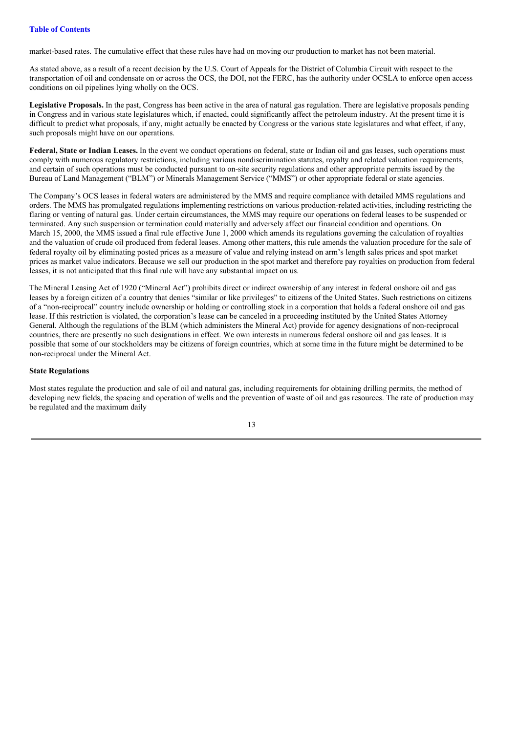market-based rates. The cumulative effect that these rules have had on moving our production to market has not been material.

As stated above, as a result of a recent decision by the U.S. Court of Appeals for the District of Columbia Circuit with respect to the transportation of oil and condensate on or across the OCS, the DOI, not the FERC, has the authority under OCSLA to enforce open access conditions on oil pipelines lying wholly on the OCS.

**Legislative Proposals.** In the past, Congress has been active in the area of natural gas regulation. There are legislative proposals pending in Congress and in various state legislatures which, if enacted, could significantly affect the petroleum industry. At the present time it is difficult to predict what proposals, if any, might actually be enacted by Congress or the various state legislatures and what effect, if any, such proposals might have on our operations.

**Federal, State or Indian Leases.** In the event we conduct operations on federal, state or Indian oil and gas leases, such operations must comply with numerous regulatory restrictions, including various nondiscrimination statutes, royalty and related valuation requirements, and certain of such operations must be conducted pursuant to on-site security regulations and other appropriate permits issued by the Bureau of Land Management ("BLM") or Minerals Management Service ("MMS") or other appropriate federal or state agencies.

The Company's OCS leases in federal waters are administered by the MMS and require compliance with detailed MMS regulations and orders. The MMS has promulgated regulations implementing restrictions on various production-related activities, including restricting the flaring or venting of natural gas. Under certain circumstances, the MMS may require our operations on federal leases to be suspended or terminated. Any such suspension or termination could materially and adversely affect our financial condition and operations. On March 15, 2000, the MMS issued a final rule effective June 1, 2000 which amends its regulations governing the calculation of royalties and the valuation of crude oil produced from federal leases. Among other matters, this rule amends the valuation procedure for the sale of federal royalty oil by eliminating posted prices as a measure of value and relying instead on arm's length sales prices and spot market prices as market value indicators. Because we sell our production in the spot market and therefore pay royalties on production from federal leases, it is not anticipated that this final rule will have any substantial impact on us.

The Mineral Leasing Act of 1920 ("Mineral Act") prohibits direct or indirect ownership of any interest in federal onshore oil and gas leases by a foreign citizen of a country that denies "similar or like privileges" to citizens of the United States. Such restrictions on citizens of a "non-reciprocal" country include ownership or holding or controlling stock in a corporation that holds a federal onshore oil and gas lease. If this restriction is violated, the corporation's lease can be canceled in a proceeding instituted by the United States Attorney General. Although the regulations of the BLM (which administers the Mineral Act) provide for agency designations of non-reciprocal countries, there are presently no such designations in effect. We own interests in numerous federal onshore oil and gas leases. It is possible that some of our stockholders may be citizens of foreign countries, which at some time in the future might be determined to be non-reciprocal under the Mineral Act.

**State Regulations**

Most states regulate the production and sale of oil and natural gas, including requirements for obtaining drilling permits, the method of developing new fields, the spacing and operation of wells and the prevention of waste of oil and gas resources. The rate of production may be regulated and the maximum daily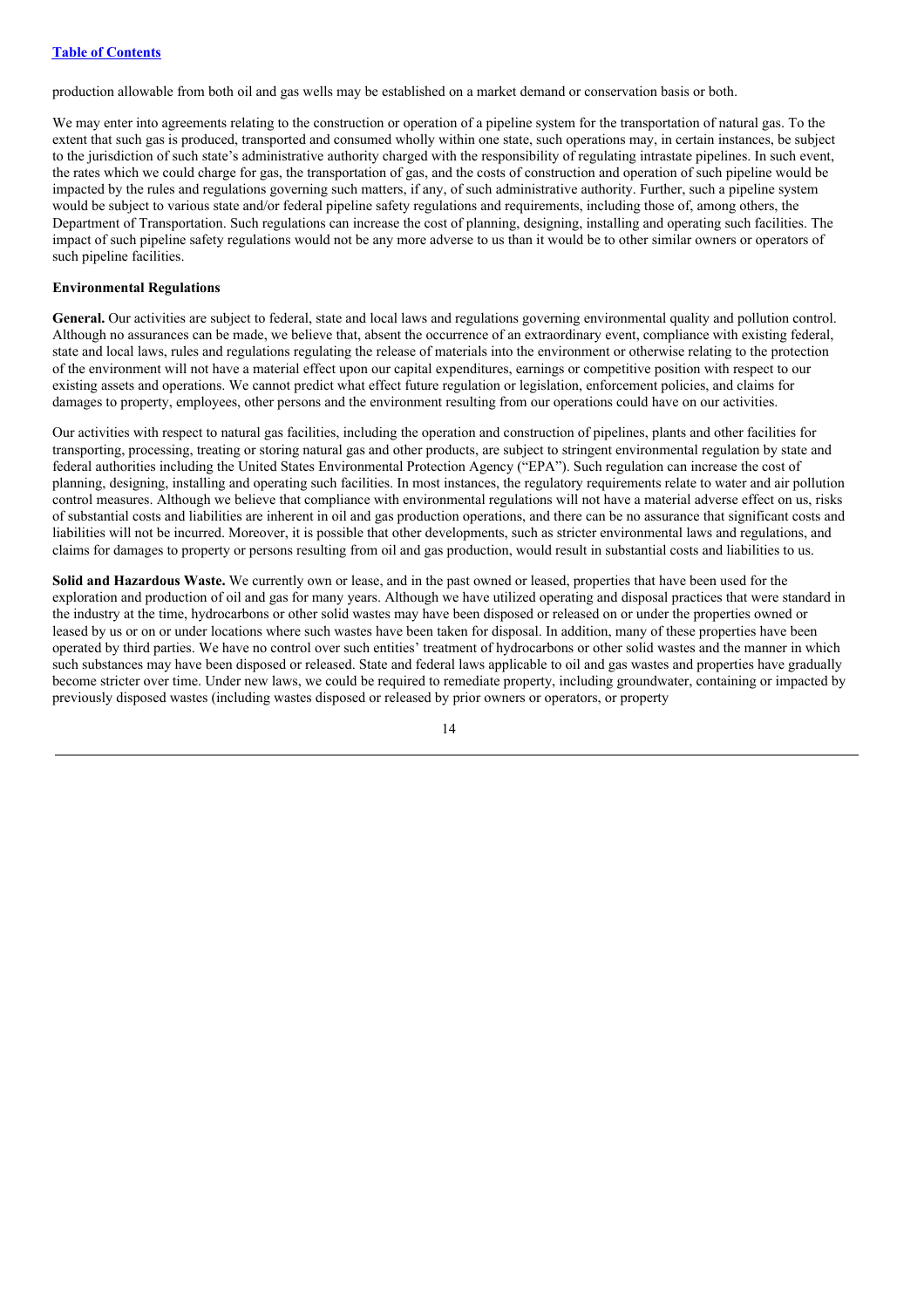production allowable from both oil and gas wells may be established on a market demand or conservation basis or both.

We may enter into agreements relating to the construction or operation of a pipeline system for the transportation of natural gas. To the extent that such gas is produced, transported and consumed wholly within one state, such operations may, in certain instances, be subject to the jurisdiction of such state's administrative authority charged with the responsibility of regulating intrastate pipelines. In such event, the rates which we could charge for gas, the transportation of gas, and the costs of construction and operation of such pipeline would be impacted by the rules and regulations governing such matters, if any, of such administrative authority. Further, such a pipeline system would be subject to various state and/or federal pipeline safety regulations and requirements, including those of, among others, the Department of Transportation. Such regulations can increase the cost of planning, designing, installing and operating such facilities. The impact of such pipeline safety regulations would not be any more adverse to us than it would be to other similar owners or operators of such pipeline facilities.

**Environmental Regulations**

**General.** Our activities are subject to federal, state and local laws and regulations governing environmental quality and pollution control. Although no assurances can be made, we believe that, absent the occurrence of an extraordinary event, compliance with existing federal, state and local laws, rules and regulations regulating the release of materials into the environment or otherwise relating to the protection of the environment will not have a material effect upon our capital expenditures, earnings or competitive position with respect to our existing assets and operations. We cannot predict what effect future regulation or legislation, enforcement policies, and claims for damages to property, employees, other persons and the environment resulting from our operations could have on our activities.

Our activities with respect to natural gas facilities, including the operation and construction of pipelines, plants and other facilities for transporting, processing, treating or storing natural gas and other products, are subject to stringent environmental regulation by state and federal authorities including the United States Environmental Protection Agency ("EPA"). Such regulation can increase the cost of planning, designing, installing and operating such facilities. In most instances, the regulatory requirements relate to water and air pollution control measures. Although we believe that compliance with environmental regulations will not have a material adverse effect on us, risks of substantial costs and liabilities are inherent in oil and gas production operations, and there can be no assurance that significant costs and liabilities will not be incurred. Moreover, it is possible that other developments, such as stricter environmental laws and regulations, and claims for damages to property or persons resulting from oil and gas production, would result in substantial costs and liabilities to us.

**Solid and Hazardous Waste.** We currently own or lease, and in the past owned or leased, properties that have been used for the exploration and production of oil and gas for many years. Although we have utilized operating and disposal practices that were standard in the industry at the time, hydrocarbons or other solid wastes may have been disposed or released on or under the properties owned or leased by us or on or under locations where such wastes have been taken for disposal. In addition, many of these properties have been operated by third parties. We have no control over such entities' treatment of hydrocarbons or other solid wastes and the manner in which such substances may have been disposed or released. State and federal laws applicable to oil and gas wastes and properties have gradually become stricter over time. Under new laws, we could be required to remediate property, including groundwater, containing or impacted by previously disposed wastes (including wastes disposed or released by prior owners or operators, or property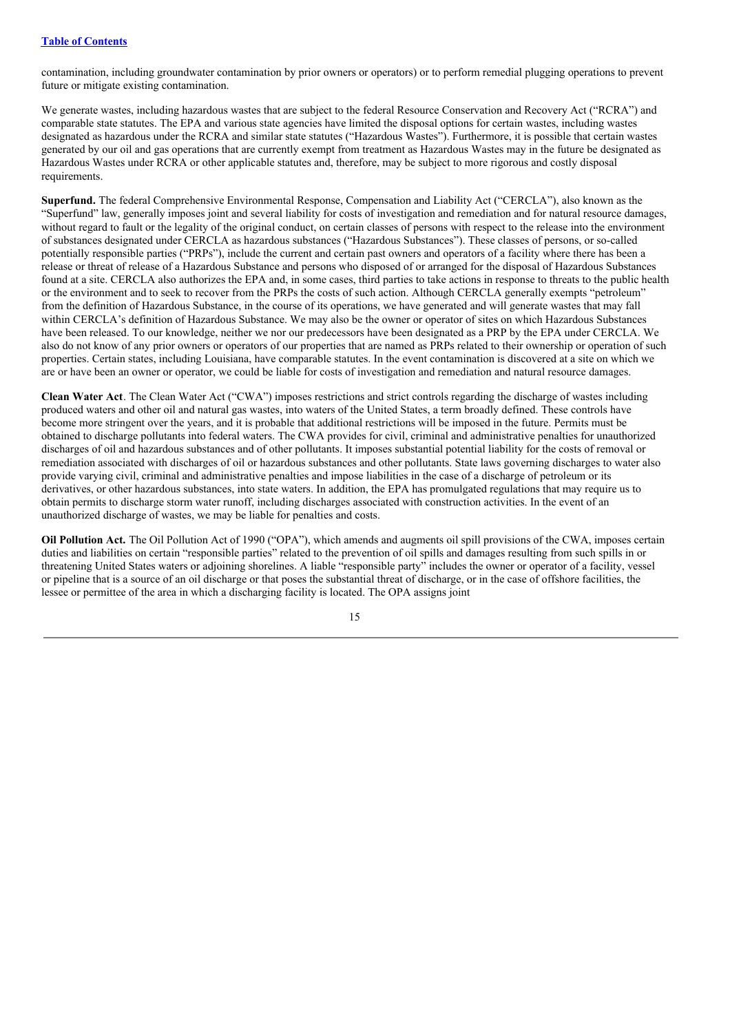contamination, including groundwater contamination by prior owners or operators) or to perform remedial plugging operations to prevent future or mitigate existing contamination.

We generate wastes, including hazardous wastes that are subject to the federal Resource Conservation and Recovery Act ("RCRA") and comparable state statutes. The EPA and various state agencies have limited the disposal options for certain wastes, including wastes designated as hazardous under the RCRA and similar state statutes ("Hazardous Wastes"). Furthermore, it is possible that certain wastes generated by our oil and gas operations that are currently exempt from treatment as Hazardous Wastes may in the future be designated as Hazardous Wastes under RCRA or other applicable statutes and, therefore, may be subject to more rigorous and costly disposal requirements.

**Superfund.** The federal Comprehensive Environmental Response, Compensation and Liability Act ("CERCLA"), also known as the "Superfund" law, generally imposes joint and several liability for costs of investigation and remediation and for natural resource damages, without regard to fault or the legality of the original conduct, on certain classes of persons with respect to the release into the environment of substances designated under CERCLA as hazardous substances ("Hazardous Substances"). These classes of persons, or so-called potentially responsible parties ("PRPs"), include the current and certain past owners and operators of a facility where there has been a release or threat of release of a Hazardous Substance and persons who disposed of or arranged for the disposal of Hazardous Substances found at a site. CERCLA also authorizes the EPA and, in some cases, third parties to take actions in response to threats to the public health or the environment and to seek to recover from the PRPs the costs of such action. Although CERCLA generally exempts "petroleum" from the definition of Hazardous Substance, in the course of its operations, we have generated and will generate wastes that may fall within CERCLA's definition of Hazardous Substance. We may also be the owner or operator of sites on which Hazardous Substances have been released. To our knowledge, neither we nor our predecessors have been designated as a PRP by the EPA under CERCLA. We also do not know of any prior owners or operators of our properties that are named as PRPs related to their ownership or operation of such properties. Certain states, including Louisiana, have comparable statutes. In the event contamination is discovered at a site on which we are or have been an owner or operator, we could be liable for costs of investigation and remediation and natural resource damages.

**Clean Water Act**. The Clean Water Act ("CWA") imposes restrictions and strict controls regarding the discharge of wastes including produced waters and other oil and natural gas wastes, into waters of the United States, a term broadly defined. These controls have become more stringent over the years, and it is probable that additional restrictions will be imposed in the future. Permits must be obtained to discharge pollutants into federal waters. The CWA provides for civil, criminal and administrative penalties for unauthorized discharges of oil and hazardous substances and of other pollutants. It imposes substantial potential liability for the costs of removal or remediation associated with discharges of oil or hazardous substances and other pollutants. State laws governing discharges to water also provide varying civil, criminal and administrative penalties and impose liabilities in the case of a discharge of petroleum or its derivatives, or other hazardous substances, into state waters. In addition, the EPA has promulgated regulations that may require us to obtain permits to discharge storm water runoff, including discharges associated with construction activities. In the event of an unauthorized discharge of wastes, we may be liable for penalties and costs.

**Oil Pollution Act.** The Oil Pollution Act of 1990 ("OPA"), which amends and augments oil spill provisions of the CWA, imposes certain duties and liabilities on certain "responsible parties" related to the prevention of oil spills and damages resulting from such spills in or threatening United States waters or adjoining shorelines. A liable "responsible party" includes the owner or operator of a facility, vessel or pipeline that is a source of an oil discharge or that poses the substantial threat of discharge, or in the case of offshore facilities, the lessee or permittee of the area in which a discharging facility is located. The OPA assigns joint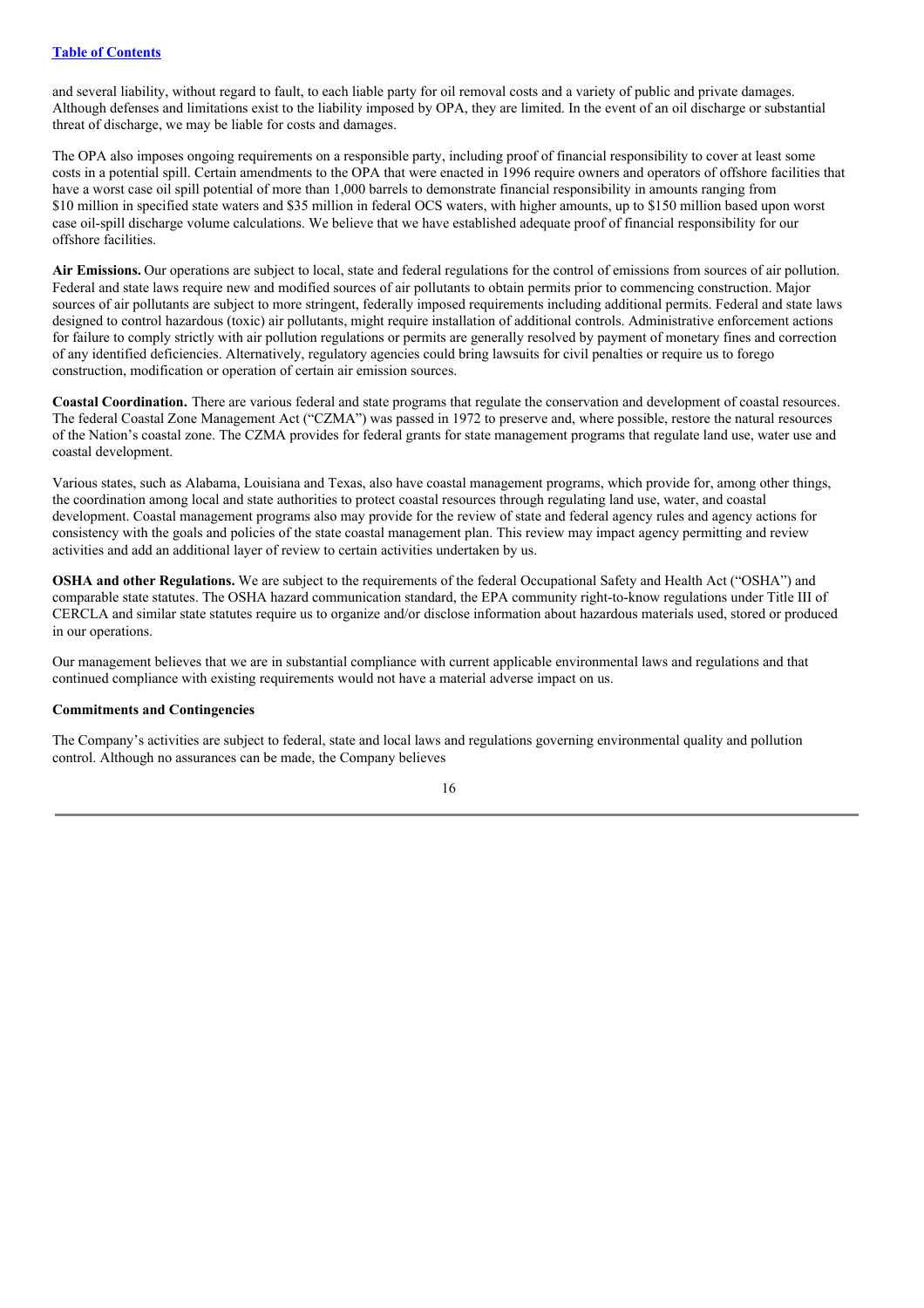and several liability, without regard to fault, to each liable party for oil removal costs and a variety of public and private damages. Although defenses and limitations exist to the liability imposed by OPA, they are limited. In the event of an oil discharge or substantial threat of discharge, we may be liable for costs and damages.

The OPA also imposes ongoing requirements on a responsible party, including proof of financial responsibility to cover at least some costs in a potential spill. Certain amendments to the OPA that were enacted in 1996 require owners and operators of offshore facilities that have a worst case oil spill potential of more than 1,000 barrels to demonstrate financial responsibility in amounts ranging from $10 million in specified state waters and $35 million in federal OCS waters, with higher amounts, up to $150 million based upon worst case oil-spill discharge volume calculations. We believe that we have established adequate proof of financial responsibility for our offshore facilities.

**Air Emissions.** Our operations are subject to local, state and federal regulations for the control of emissions from sources of air pollution. Federal and state laws require new and modified sources of air pollutants to obtain permits prior to commencing construction. Major sources of air pollutants are subject to more stringent, federally imposed requirements including additional permits. Federal and state laws designed to control hazardous (toxic) air pollutants, might require installation of additional controls. Administrative enforcement actions for failure to comply strictly with air pollution regulations or permits are generally resolved by payment of monetary fines and correction of any identified deficiencies. Alternatively, regulatory agencies could bring lawsuits for civil penalties or require us to forego construction, modification or operation of certain air emission sources.

**Coastal Coordination.** There are various federal and state programs that regulate the conservation and development of coastal resources. The federal Coastal Zone Management Act ("CZMA") was passed in 1972 to preserve and, where possible, restore the natural resources of the Nation's coastal zone. The CZMA provides for federal grants for state management programs that regulate land use, water use and coastal development.

Various states, such as Alabama, Louisiana and Texas, also have coastal management programs, which provide for, among other things, the coordination among local and state authorities to protect coastal resources through regulating land use, water, and coastal development. Coastal management programs also may provide for the review of state and federal agency rules and agency actions for consistency with the goals and policies of the state coastal management plan. This review may impact agency permitting and review activities and add an additional layer of review to certain activities undertaken by us.

**OSHA and other Regulations.** We are subject to the requirements of the federal Occupational Safety and Health Act ("OSHA") and comparable state statutes. The OSHA hazard communication standard, the EPA community right-to-know regulations under Title III of CERCLA and similar state statutes require us to organize and/or disclose information about hazardous materials used, stored or produced in our operations.

Our management believes that we are in substantial compliance with current applicable environmental laws and regulations and that continued compliance with existing requirements would not have a material adverse impact on us.

**Commitments and Contingencies**

The Company's activities are subject to federal, state and local laws and regulations governing environmental quality and pollution control. Although no assurances can be made, the Company believes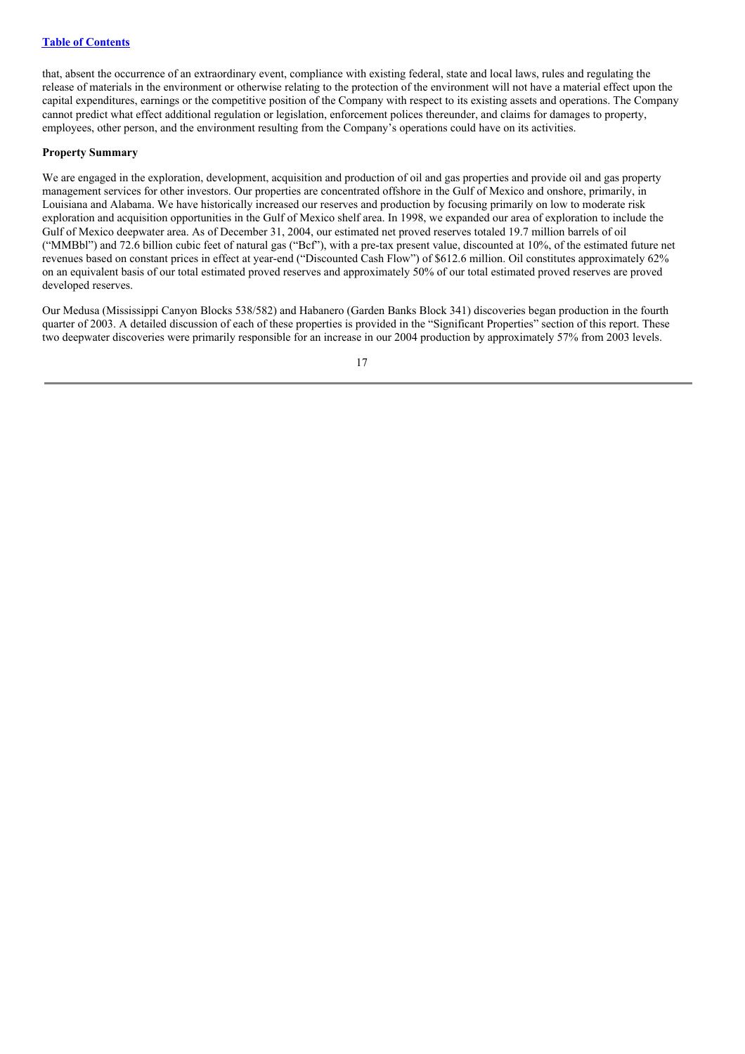that, absent the occurrence of an extraordinary event, compliance with existing federal, state and local laws, rules and regulating the release of materials in the environment or otherwise relating to the protection of the environment will not have a material effect upon the capital expenditures, earnings or the competitive position of the Company with respect to its existing assets and operations. The Company cannot predict what effect additional regulation or legislation, enforcement polices thereunder, and claims for damages to property, employees, other person, and the environment resulting from the Company's operations could have on its activities.

**Property Summary**

We are engaged in the exploration, development, acquisition and production of oil and gas properties and provide oil and gas property management services for other investors. Our properties are concentrated offshore in the Gulf of Mexico and onshore, primarily, in Louisiana and Alabama. We have historically increased our reserves and production by focusing primarily on low to moderate risk exploration and acquisition opportunities in the Gulf of Mexico shelf area. In 1998, we expanded our area of exploration to include the Gulf of Mexico deepwater area. As of December 31, 2004, our estimated net proved reserves totaled 19.7 million barrels of oil ("MMBbl") and 72.6 billion cubic feet of natural gas ("Bcf"), with a pre-tax present value, discounted at 10%, of the estimated future net revenues based on constant prices in effect at year-end ("Discounted Cash Flow") of $612.6 million. Oil constitutes approximately 62% on an equivalent basis of our total estimated proved reserves and approximately 50% of our total estimated proved reserves are proved developed reserves.

Our Medusa (Mississippi Canyon Blocks 538/582) and Habanero (Garden Banks Block 341) discoveries began production in the fourth quarter of 2003. A detailed discussion of each of these properties is provided in the "Significant Properties" section of this report. These two deepwater discoveries were primarily responsible for an increase in our 2004 production by approximately 57% from 2003 levels.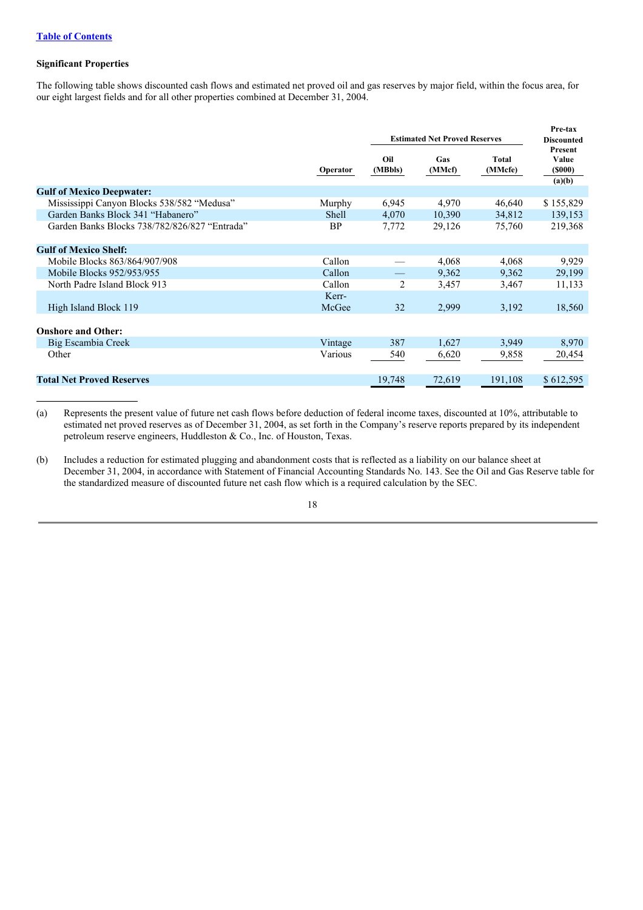[Table of Contents]

### Significant Properties

The following table shows discounted cash flows and estimated net proved oil and gas reserves by major field, within the focus area, for our eight largest fields and for all other properties combined at December 31, 2004.

| | | Estimated Net Proved Reserves | | | Pre-tax Discounted Present Value |
|---|---|---|---|---|---|
| | Operator | Oil (MBbls) | Gas (MMcf) | Total (MMcfe) | ($000) (a)(b) |
| **Gulf of Mexico Deepwater:** | | | | | |
| Mississippi Canyon Blocks 538/582 "Medusa" | Murphy | 6,945 | 4,970 | 46,640 | $ 155,829 |
| Garden Banks Block 341 "Habanero" | Shell | 4,070 | 10,390 | 34,812 | 139,153 |
| Garden Banks Blocks 738/782/826/827 "Entrada" | BP | 7,772 | 29,126 | 75,760 | 219,368 |
| **Gulf of Mexico Shelf:** | | | | | |
| Mobile Blocks 863/864/907/908 | Callon | — | 4,068 | 4,068 | 9,929 |
| Mobile Blocks 952/953/955 | Callon | — | 9,362 | 9,362 | 29,199 |
| North Padre Island Block 913 | Callon | 2 | 3,457 | 3,467 | 11,133 |
| High Island Block 119 | Kerr-McGee | 32 | 2,999 | 3,192 | 18,560 |
| **Onshore and Other:** | | | | | |
| Big Escambia Creek | Vintage | 387 | 1,627 | 3,949 | 8,970 |
| Other | Various | 540 | 6,620 | 9,858 | 20,454 |
| **Total Net Proved Reserves** | | 19,748 | 72,619 | 191,108 | $ 612,595 |

(a) Represents the present value of future net cash flows before deduction of federal income taxes, discounted at 10%, attributable to estimated net proved reserves as of December 31, 2004, as set forth in the Company's reserve reports prepared by its independent petroleum reserve engineers, Huddleston & Co., Inc. of Houston, Texas.

(b) Includes a reduction for estimated plugging and abandonment costs that is reflected as a liability on our balance sheet at December 31, 2004, in accordance with Statement of Financial Accounting Standards No. 143. See the Oil and Gas Reserve table for the standardized measure of discounted future net cash flow which is a required calculation by the SEC.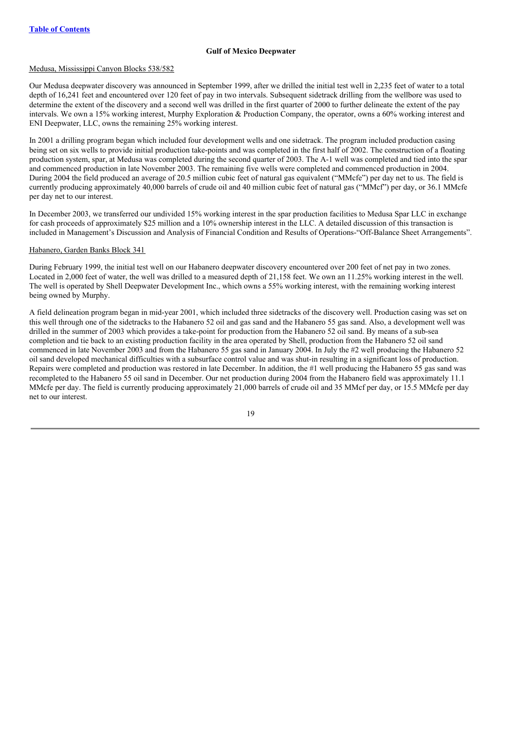## Gulf of Mexico Deepwater

Medusa, Mississippi Canyon Blocks 538/582

Our Medusa deepwater discovery was announced in September 1999, after we drilled the initial test well in 2,235 feet of water to a total depth of 16,241 feet and encountered over 120 feet of pay in two intervals. Subsequent sidetrack drilling from the wellbore was used to determine the extent of the discovery and a second well was drilled in the first quarter of 2000 to further delineate the extent of the pay intervals. We own a 15% working interest, Murphy Exploration & Production Company, the operator, owns a 60% working interest and ENI Deepwater, LLC, owns the remaining 25% working interest.

In 2001 a drilling program began which included four development wells and one sidetrack. The program included production casing being set on six wells to provide initial production take-points and was completed in the first half of 2002. The construction of a floating production system, spar, at Medusa was completed during the second quarter of 2003. The A-1 well was completed and tied into the spar and commenced production in late November 2003. The remaining five wells were completed and commenced production in 2004. During 2004 the field produced an average of 20.5 million cubic feet of natural gas equivalent ("MMcfe") per day net to us. The field is currently producing approximately 40,000 barrels of crude oil and 40 million cubic feet of natural gas ("MMcf") per day, or 36.1 MMcfe per day net to our interest.

In December 2003, we transferred our undivided 15% working interest in the spar production facilities to Medusa Spar LLC in exchange for cash proceeds of approximately $25 million and a 10% ownership interest in the LLC. A detailed discussion of this transaction is included in Management's Discussion and Analysis of Financial Condition and Results of Operations-"Off-Balance Sheet Arrangements".

Habanero, Garden Banks Block 341

During February 1999, the initial test well on our Habanero deepwater discovery encountered over 200 feet of net pay in two zones. Located in 2,000 feet of water, the well was drilled to a measured depth of 21,158 feet. We own an 11.25% working interest in the well. The well is operated by Shell Deepwater Development Inc., which owns a 55% working interest, with the remaining working interest being owned by Murphy.

A field delineation program began in mid-year 2001, which included three sidetracks of the discovery well. Production casing was set on this well through one of the sidetracks to the Habanero 52 oil and gas sand and the Habanero 55 gas sand. Also, a development well was drilled in the summer of 2003 which provides a take-point for production from the Habanero 52 oil sand. By means of a sub-sea completion and tie back to an existing production facility in the area operated by Shell, production from the Habanero 52 oil sand commenced in late November 2003 and from the Habanero 55 gas sand in January 2004. In July the #2 well producing the Habanero 52 oil sand developed mechanical difficulties with a subsurface control value and was shut-in resulting in a significant loss of production. Repairs were completed and production was restored in late December. In addition, the #1 well producing the Habanero 55 gas sand was recompleted to the Habanero 55 oil sand in December. Our net production during 2004 from the Habanero field was approximately 11.1 MMcfe per day. The field is currently producing approximately 21,000 barrels of crude oil and 35 MMcf per day, or 15.5 MMcfe per day net to our interest.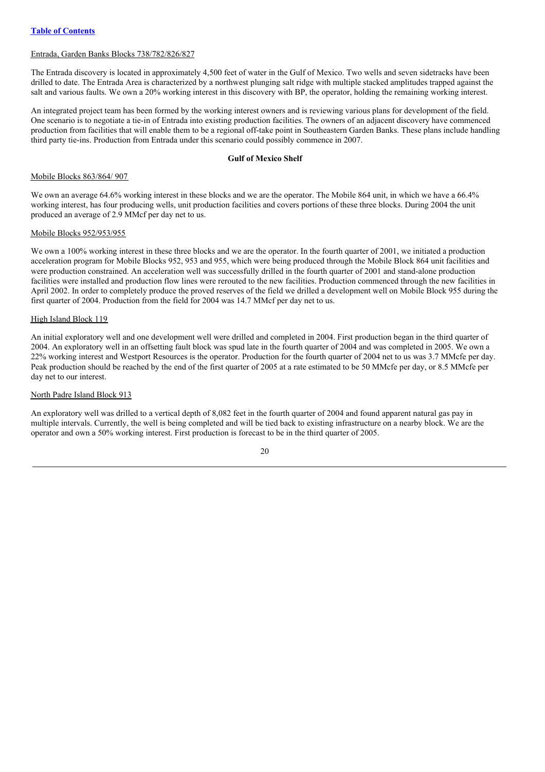Entrada, Garden Banks Blocks 738/782/826/827

The Entrada discovery is located in approximately 4,500 feet of water in the Gulf of Mexico. Two wells and seven sidetracks have been drilled to date. The Entrada Area is characterized by a northwest plunging salt ridge with multiple stacked amplitudes trapped against the salt and various faults. We own a 20% working interest in this discovery with BP, the operator, holding the remaining working interest.

An integrated project team has been formed by the working interest owners and is reviewing various plans for development of the field. One scenario is to negotiate a tie-in of Entrada into existing production facilities. The owners of an adjacent discovery have commenced production from facilities that will enable them to be a regional off-take point in Southeastern Garden Banks. These plans include handling third party tie-ins. Production from Entrada under this scenario could possibly commence in 2007.

## Gulf of Mexico Shelf

Mobile Blocks 863/864/ 907

We own an average 64.6% working interest in these blocks and we are the operator. The Mobile 864 unit, in which we have a 66.4% working interest, has four producing wells, unit production facilities and covers portions of these three blocks. During 2004 the unit produced an average of 2.9 MMcf per day net to us.

Mobile Blocks 952/953/955

We own a 100% working interest in these three blocks and we are the operator. In the fourth quarter of 2001, we initiated a production acceleration program for Mobile Blocks 952, 953 and 955, which were being produced through the Mobile Block 864 unit facilities and were production constrained. An acceleration well was successfully drilled in the fourth quarter of 2001 and stand-alone production facilities were installed and production flow lines were rerouted to the new facilities. Production commenced through the new facilities in April 2002. In order to completely produce the proved reserves of the field we drilled a development well on Mobile Block 955 during the first quarter of 2004. Production from the field for 2004 was 14.7 MMcf per day net to us.

High Island Block 119

An initial exploratory well and one development well were drilled and completed in 2004. First production began in the third quarter of 2004. An exploratory well in an offsetting fault block was spud late in the fourth quarter of 2004 and was completed in 2005. We own a 22% working interest and Westport Resources is the operator. Production for the fourth quarter of 2004 net to us was 3.7 MMcfe per day. Peak production should be reached by the end of the first quarter of 2005 at a rate estimated to be 50 MMcfe per day, or 8.5 MMcfe per day net to our interest.

North Padre Island Block 913

An exploratory well was drilled to a vertical depth of 8,082 feet in the fourth quarter of 2004 and found apparent natural gas pay in multiple intervals. Currently, the well is being completed and will be tied back to existing infrastructure on a nearby block. We are the operator and own a 50% working interest. First production is forecast to be in the third quarter of 2005.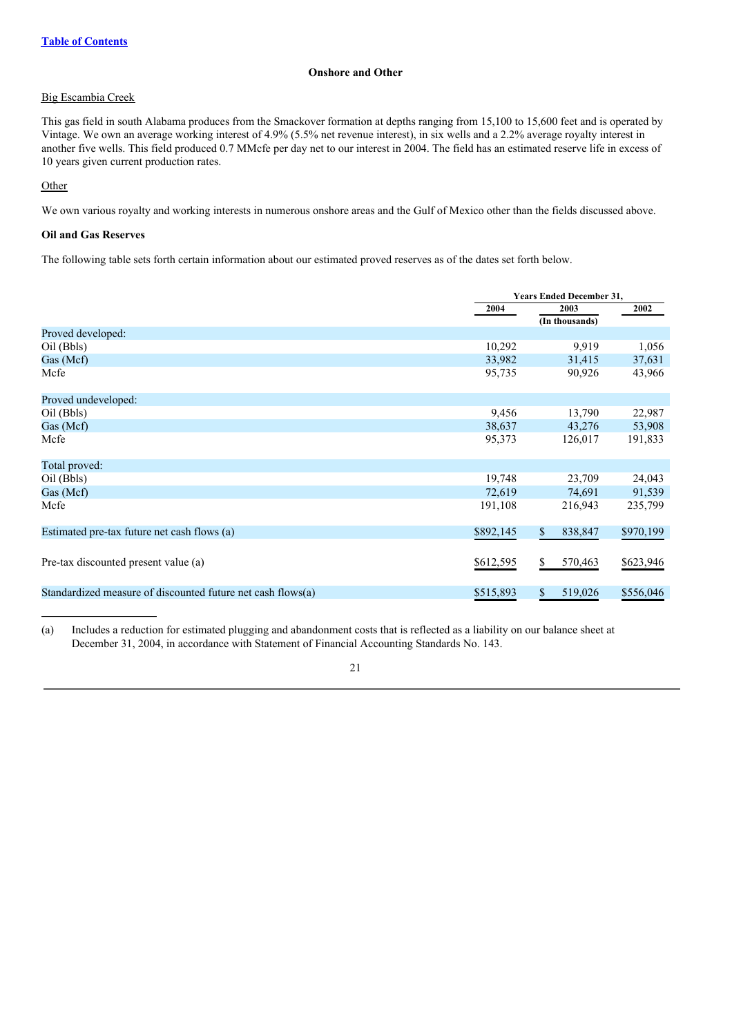Table of Contents

## Onshore and Other

Big Escambia Creek

This gas field in south Alabama produces from the Smackover formation at depths ranging from 15,100 to 15,600 feet and is operated by Vintage. We own an average working interest of 4.9% (5.5% net revenue interest), in six wells and a 2.2% average royalty interest in another five wells. This field produced 0.7 MMcfe per day net to our interest in 2004. The field has an estimated reserve life in excess of 10 years given current production rates.

Other

We own various royalty and working interests in numerous onshore areas and the Gulf of Mexico other than the fields discussed above.

### Oil and Gas Reserves

The following table sets forth certain information about our estimated proved reserves as of the dates set forth below.

| | Years Ended December 31, | | |
|---|---|---|---|
| | 2004 | 2003 | 2002 |
| | | (In thousands) | |
| Proved developed: | | | |
| Oil (Bbls) | 10,292 | 9,919 | 1,056 |
| Gas (Mcf) | 33,982 | 31,415 | 37,631 |
| Mcfe | 95,735 | 90,926 | 43,966 |
| Proved undeveloped: | | | |
| Oil (Bbls) | 9,456 | 13,790 | 22,987 |
| Gas (Mcf) | 38,637 | 43,276 | 53,908 |
| Mcfe | 95,373 | 126,017 | 191,833 |
| Total proved: | | | |
| Oil (Bbls) | 19,748 | 23,709 | 24,043 |
| Gas (Mcf) | 72,619 | 74,691 | 91,539 |
| Mcfe | 191,108 | 216,943 | 235,799 |
| Estimated pre-tax future net cash flows (a) | $892,145 | $ 838,847 | $970,199 |
| Pre-tax discounted present value (a) | $612,595 | $ 570,463 | $623,946 |
| Standardized measure of discounted future net cash flows(a) | $515,893 | $ 519,026 | $556,046 |

(a) Includes a reduction for estimated plugging and abandonment costs that is reflected as a liability on our balance sheet at December 31, 2004, in accordance with Statement of Financial Accounting Standards No. 143.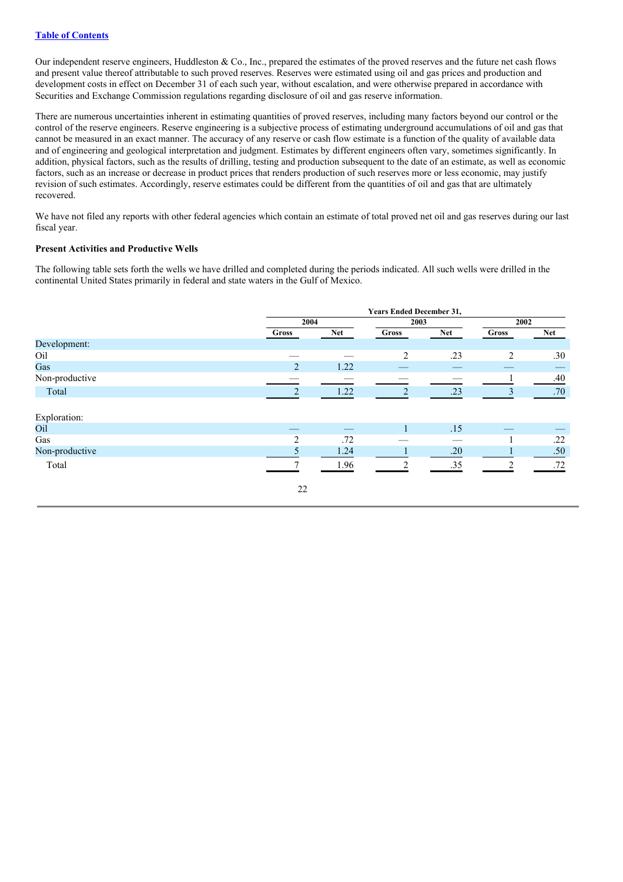Our independent reserve engineers, Huddleston & Co., Inc., prepared the estimates of the proved reserves and the future net cash flows and present value thereof attributable to such proved reserves. Reserves were estimated using oil and gas prices and production and development costs in effect on December 31 of each such year, without escalation, and were otherwise prepared in accordance with Securities and Exchange Commission regulations regarding disclosure of oil and gas reserve information.

There are numerous uncertainties inherent in estimating quantities of proved reserves, including many factors beyond our control or the control of the reserve engineers. Reserve engineering is a subjective process of estimating underground accumulations of oil and gas that cannot be measured in an exact manner. The accuracy of any reserve or cash flow estimate is a function of the quality of available data and of engineering and geological interpretation and judgment. Estimates by different engineers often vary, sometimes significantly. In addition, physical factors, such as the results of drilling, testing and production subsequent to the date of an estimate, as well as economic factors, such as an increase or decrease in product prices that renders production of such reserves more or less economic, may justify revision of such estimates. Accordingly, reserve estimates could be different from the quantities of oil and gas that are ultimately recovered.

We have not filed any reports with other federal agencies which contain an estimate of total proved net oil and gas reserves during our last fiscal year.

**Present Activities and Productive Wells**

The following table sets forth the wells we have drilled and completed during the periods indicated. All such wells were drilled in the continental United States primarily in federal and state waters in the Gulf of Mexico.

| | Years Ended December 31, | | | | | |
|---|---|---|---|---|---|---|
| | 2004 | | 2003 | | 2002 | |
| | Gross | Net | Gross | Net | Gross | Net |
| Development: | | | | | | |
| Oil | — | — | 2 | .23 | 2 | .30 |
| Gas | 2 | 1.22 | — | — | — | — |
| Non-productive | — | — | — | — | 1 | .40 |
| Total | 2 | 1.22 | 2 | .23 | 3 | .70 |
| Exploration: | | | | | | |
| Oil | — | — | 1 | .15 | — | — |
| Gas | 2 | .72 | — | — | 1 | .22 |
| Non-productive | 5 | 1.24 | 1 | .20 | 1 | .50 |
| Total | 7 | 1.96 | 2 | .35 | 2 | .72 |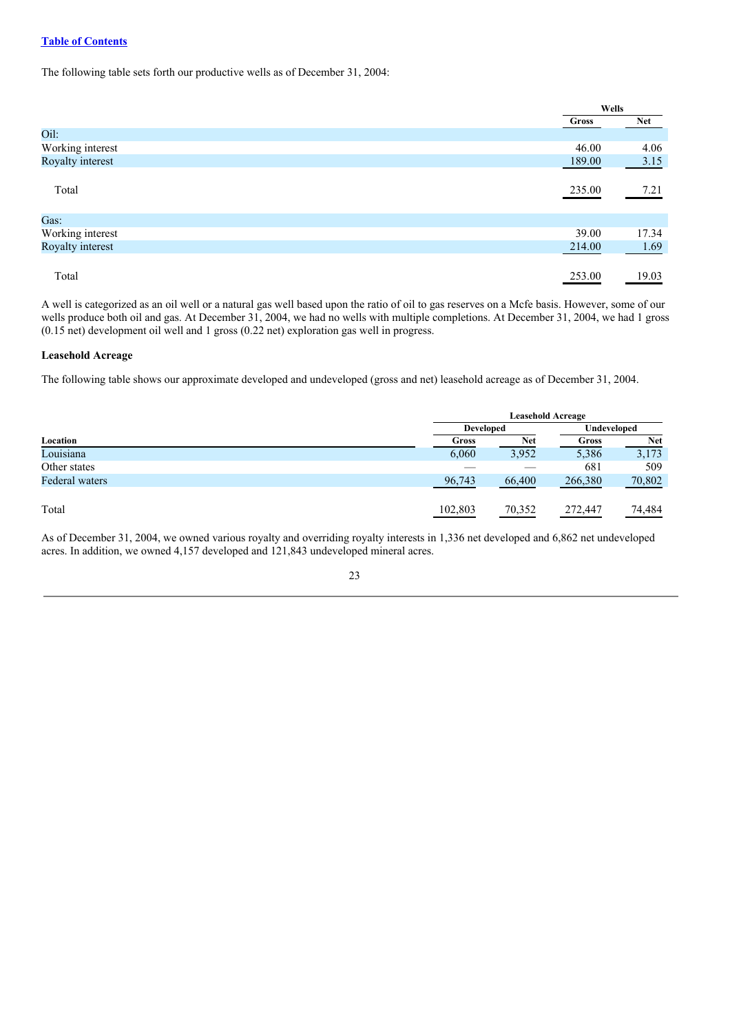The following table sets forth our productive wells as of December 31, 2004:

| | Wells | |
|---|---|---|
| | Gross | Net |
| Oil: | | |
| Working interest | 46.00 | 4.06 |
| Royalty interest | 189.00 | 3.15 |
| Total | 235.00 | 7.21 |
| Gas: | | |
| Working interest | 39.00 | 17.34 |
| Royalty interest | 214.00 | 1.69 |
| Total | 253.00 | 19.03 |

A well is categorized as an oil well or a natural gas well based upon the ratio of oil to gas reserves on a Mcfe basis. However, some of our wells produce both oil and gas. At December 31, 2004, we had no wells with multiple completions. At December 31, 2004, we had 1 gross (0.15 net) development oil well and 1 gross (0.22 net) exploration gas well in progress.

**Leasehold Acreage**

The following table shows our approximate developed and undeveloped (gross and net) leasehold acreage as of December 31, 2004.

| | Leasehold Acreage | | | |
|---|---|---|---|---|
| | Developed | | Undeveloped | |
| Location | Gross | Net | Gross | Net |
| Louisiana | 6,060 | 3,952 | 5,386 | 3,173 |
| Other states | — | — | 681 | 509 |
| Federal waters | 96,743 | 66,400 | 266,380 | 70,802 |
| Total | 102,803 | 70,352 | 272,447 | 74,484 |

As of December 31, 2004, we owned various royalty and overriding royalty interests in 1,336 net developed and 6,862 net undeveloped acres. In addition, we owned 4,157 developed and 121,843 undeveloped mineral acres.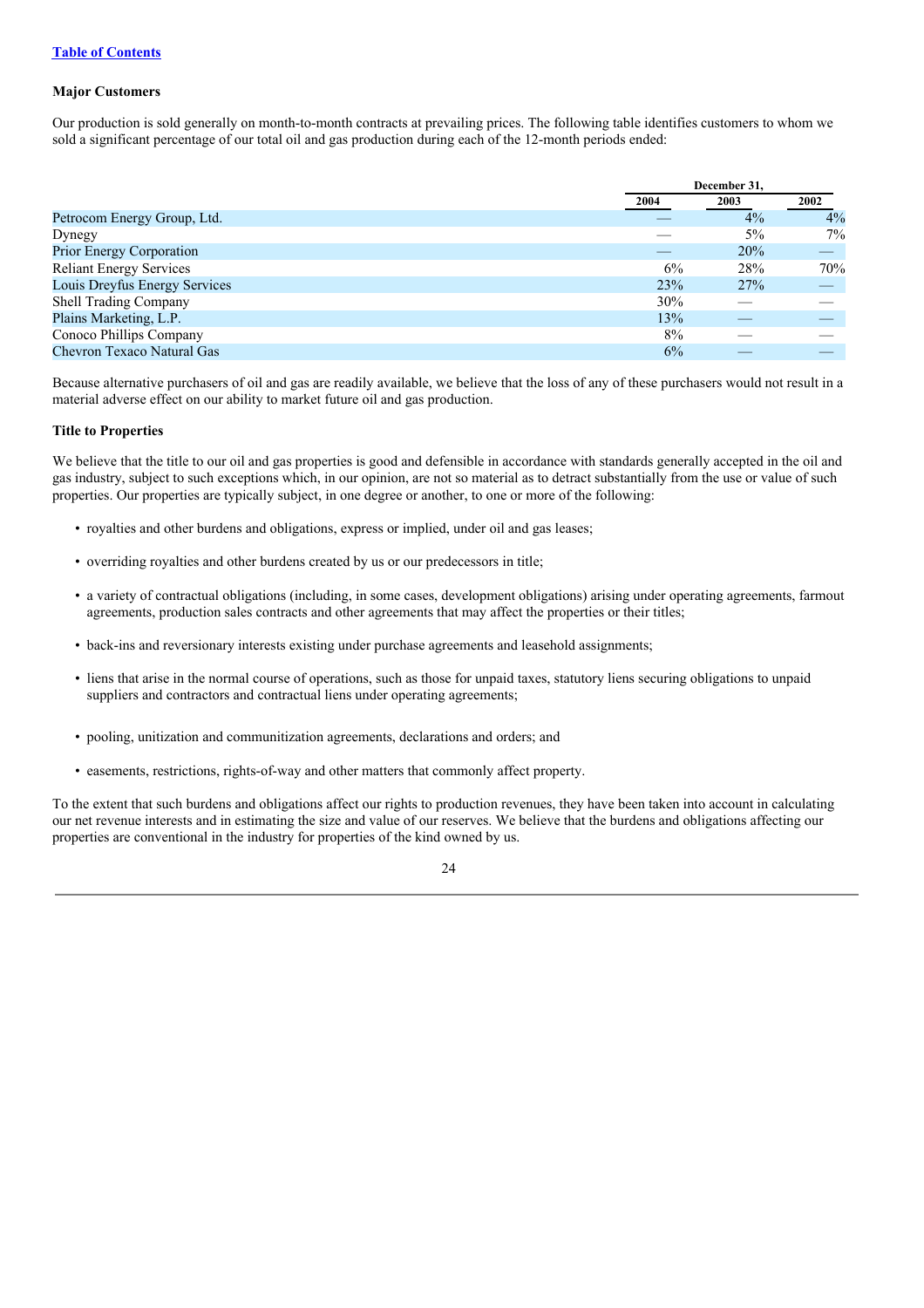**Major Customers**

Our production is sold generally on month-to-month contracts at prevailing prices. The following table identifies customers to whom we sold a significant percentage of our total oil and gas production during each of the 12-month periods ended:

| | December 31, | | |
|---|---|---|---|
| | 2004 | 2003 | 2002 |
| Petrocom Energy Group, Ltd. | — | 4% | 4% |
| Dynegy | — | 5% | 7% |
| Prior Energy Corporation | — | 20% | — |
| Reliant Energy Services | 6% | 28% | 70% |
| Louis Dreyfus Energy Services | 23% | 27% | — |
| Shell Trading Company | 30% | — | — |
| Plains Marketing, L.P. | 13% | — | — |
| Conoco Phillips Company | 8% | — | — |
| Chevron Texaco Natural Gas | 6% | — | — |

Because alternative purchasers of oil and gas are readily available, we believe that the loss of any of these purchasers would not result in a material adverse effect on our ability to market future oil and gas production.

**Title to Properties**

We believe that the title to our oil and gas properties is good and defensible in accordance with standards generally accepted in the oil and gas industry, subject to such exceptions which, in our opinion, are not so material as to detract substantially from the use or value of such properties. Our properties are typically subject, in one degree or another, to one or more of the following:

- royalties and other burdens and obligations, express or implied, under oil and gas leases;
- overriding royalties and other burdens created by us or our predecessors in title;
- a variety of contractual obligations (including, in some cases, development obligations) arising under operating agreements, farmout agreements, production sales contracts and other agreements that may affect the properties or their titles;
- back-ins and reversionary interests existing under purchase agreements and leasehold assignments;
- liens that arise in the normal course of operations, such as those for unpaid taxes, statutory liens securing obligations to unpaid suppliers and contractors and contractual liens under operating agreements;
- pooling, unitization and communitization agreements, declarations and orders; and
- easements, restrictions, rights-of-way and other matters that commonly affect property.

To the extent that such burdens and obligations affect our rights to production revenues, they have been taken into account in calculating our net revenue interests and in estimating the size and value of our reserves. We believe that the burdens and obligations affecting our properties are conventional in the industry for properties of the kind owned by us.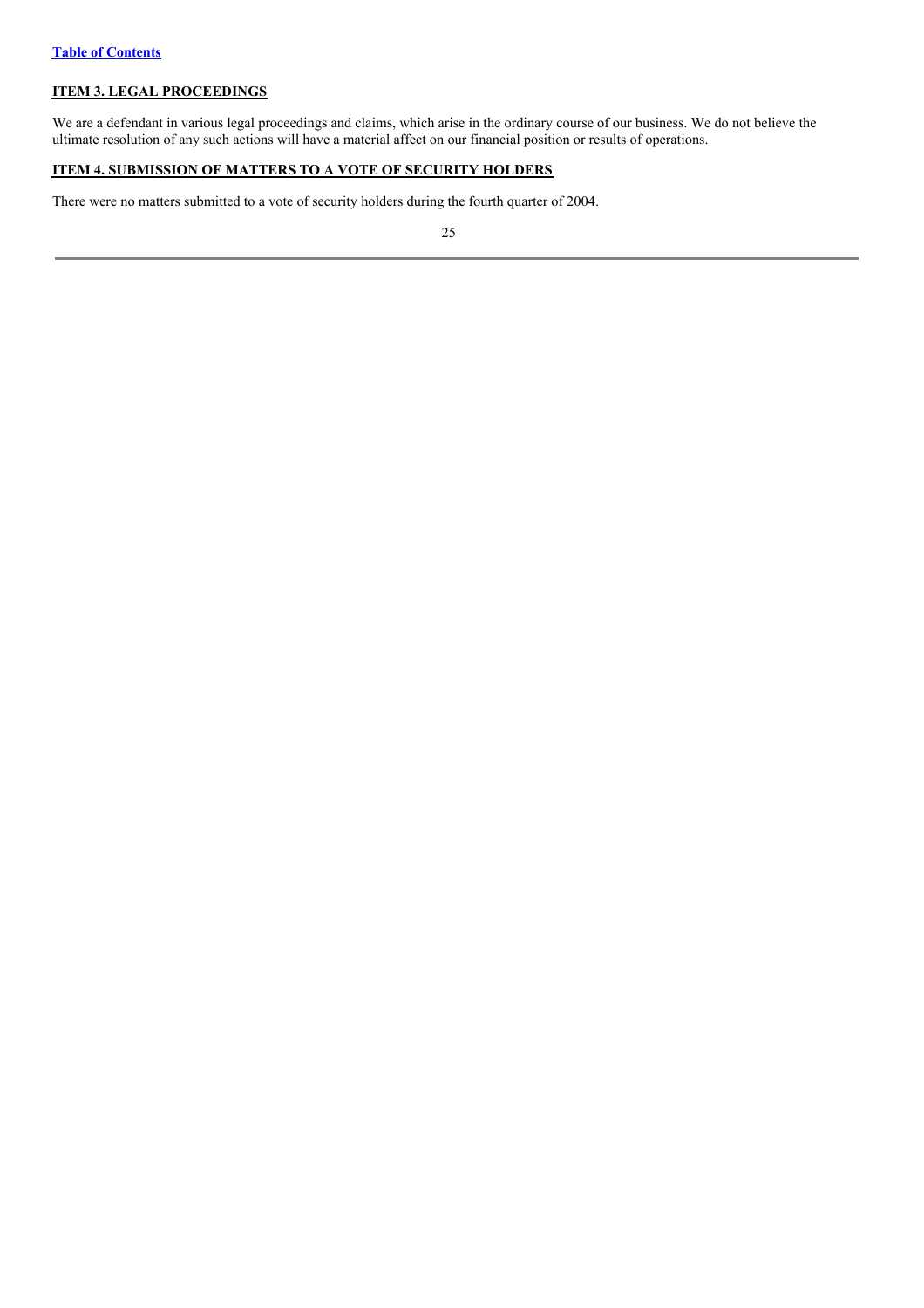[Table of Contents](#)

## ITEM 3. LEGAL PROCEEDINGS

We are a defendant in various legal proceedings and claims, which arise in the ordinary course of our business. We do not believe the ultimate resolution of any such actions will have a material affect on our financial position or results of operations.

## ITEM 4. SUBMISSION OF MATTERS TO A VOTE OF SECURITY HOLDERS

There were no matters submitted to a vote of security holders during the fourth quarter of 2004.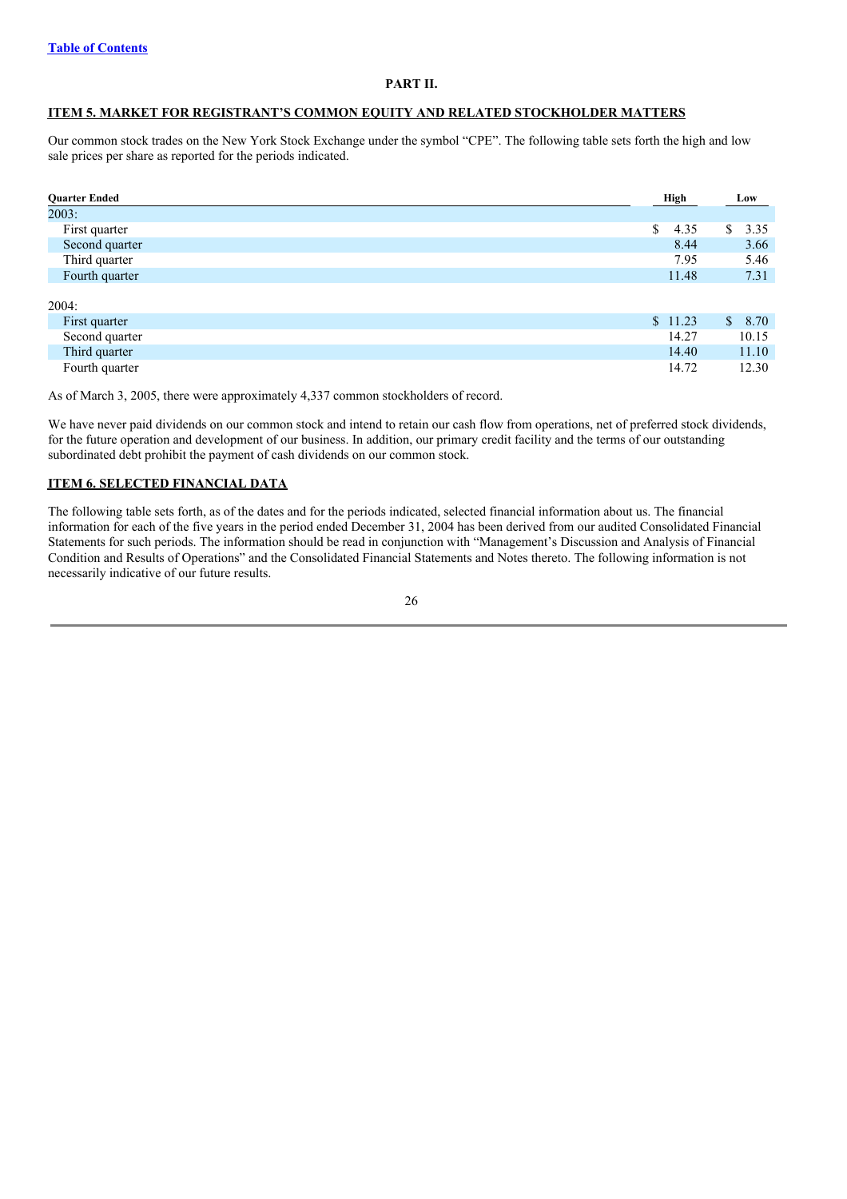[Table of Contents](#)

## PART II.

## ITEM 5. MARKET FOR REGISTRANT'S COMMON EQUITY AND RELATED STOCKHOLDER MATTERS

Our common stock trades on the New York Stock Exchange under the symbol "CPE". The following table sets forth the high and low sale prices per share as reported for the periods indicated.

| Quarter Ended | High | Low |
|---|---|---|
| 2003: | | |
| First quarter | $ 4.35 | $ 3.35 |
| Second quarter | 8.44 | 3.66 |
| Third quarter | 7.95 | 5.46 |
| Fourth quarter | 11.48 | 7.31 |
| 2004: | | |
| First quarter | $ 11.23 | $ 8.70 |
| Second quarter | 14.27 | 10.15 |
| Third quarter | 14.40 | 11.10 |
| Fourth quarter | 14.72 | 12.30 |

As of March 3, 2005, there were approximately 4,337 common stockholders of record.

We have never paid dividends on our common stock and intend to retain our cash flow from operations, net of preferred stock dividends, for the future operation and development of our business. In addition, our primary credit facility and the terms of our outstanding subordinated debt prohibit the payment of cash dividends on our common stock.

## ITEM 6. SELECTED FINANCIAL DATA

The following table sets forth, as of the dates and for the periods indicated, selected financial information about us. The financial information for each of the five years in the period ended December 31, 2004 has been derived from our audited Consolidated Financial Statements for such periods. The information should be read in conjunction with "Management's Discussion and Analysis of Financial Condition and Results of Operations" and the Consolidated Financial Statements and Notes thereto. The following information is not necessarily indicative of our future results.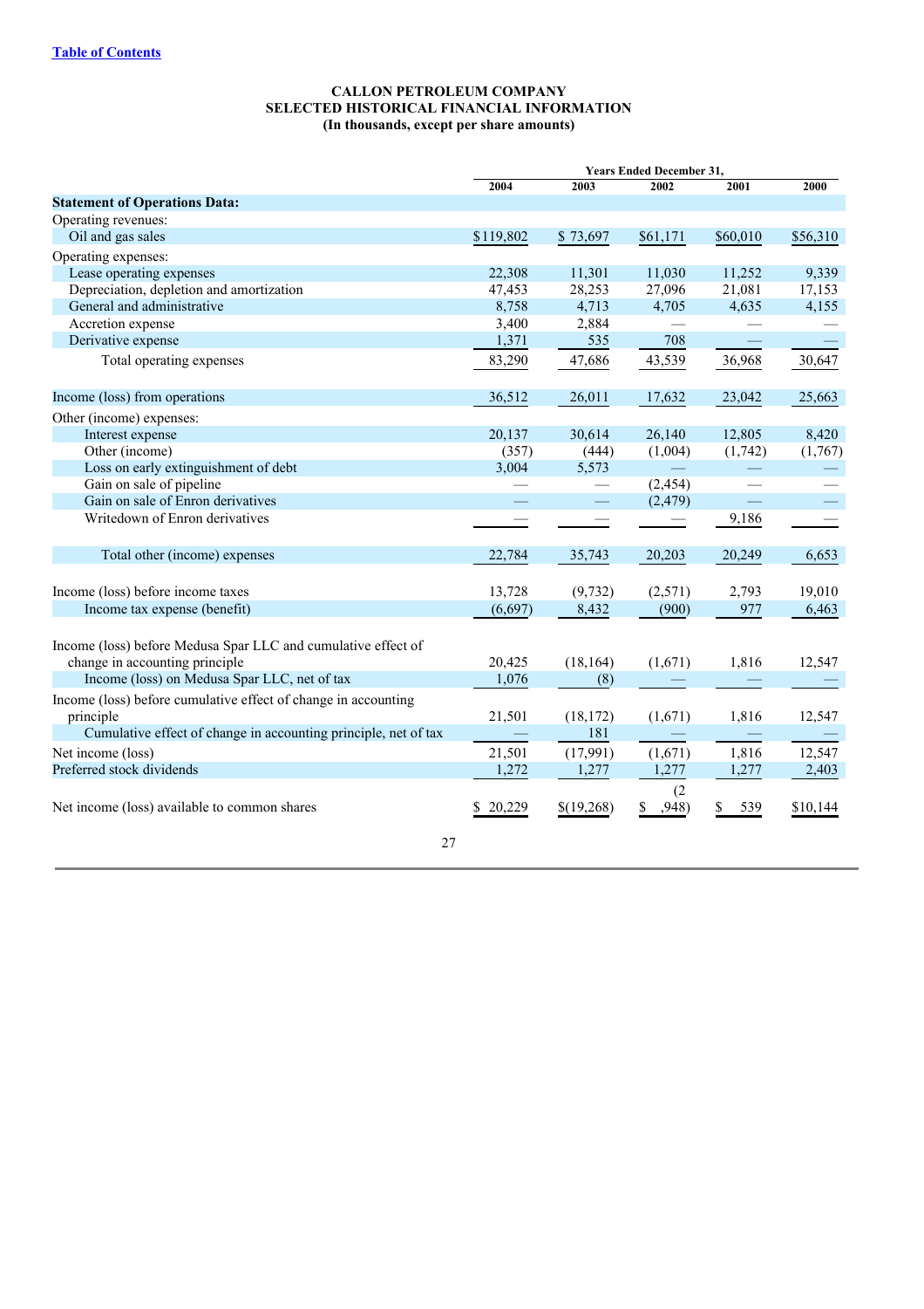# CALLON PETROLEUM COMPANY
## SELECTED HISTORICAL FINANCIAL INFORMATION
### (In thousands, except per share amounts)

| | Years Ended December 31, | | | | |
|---|---|---|---|---|---|
| | 2004 | 2003 | 2002 | 2001 | 2000 |
| **Statement of Operations Data:** | | | | | |
| Operating revenues: | | | | | |
| Oil and gas sales | $119,802 | $ 73,697 | $61,171 | $60,010 | $56,310 |
| Operating expenses: | | | | | |
| Lease operating expenses | 22,308 | 11,301 | 11,030 | 11,252 | 9,339 |
| Depreciation, depletion and amortization | 47,453 | 28,253 | 27,096 | 21,081 | 17,153 |
| General and administrative | 8,758 | 4,713 | 4,705 | 4,635 | 4,155 |
| Accretion expense | 3,400 | 2,884 | — | — | — |
| Derivative expense | 1,371 | 535 | 708 | — | — |
| Total operating expenses | 83,290 | 47,686 | 43,539 | 36,968 | 30,647 |
| Income (loss) from operations | 36,512 | 26,011 | 17,632 | 23,042 | 25,663 |
| Other (income) expenses: | | | | | |
| Interest expense | 20,137 | 30,614 | 26,140 | 12,805 | 8,420 |
| Other (income) | (357) | (444) | (1,004) | (1,742) | (1,767) |
| Loss on early extinguishment of debt | 3,004 | 5,573 | — | — | — |
| Gain on sale of pipeline | — | — | (2,454) | — | — |
| Gain on sale of Enron derivatives | — | — | (2,479) | — | — |
| Writedown of Enron derivatives | — | — | — | 9,186 | — |
| Total other (income) expenses | 22,784 | 35,743 | 20,203 | 20,249 | 6,653 |
| Income (loss) before income taxes | 13,728 | (9,732) | (2,571) | 2,793 | 19,010 |
| Income tax expense (benefit) | (6,697) | 8,432 | (900) | 977 | 6,463 |
| Income (loss) before Medusa Spar LLC and cumulative effect of change in accounting principle | 20,425 | (18,164) | (1,671) | 1,816 | 12,547 |
| Income (loss) on Medusa Spar LLC, net of tax | 1,076 | (8) | — | — | — |
| Income (loss) before cumulative effect of change in accounting principle | 21,501 | (18,172) | (1,671) | 1,816 | 12,547 |
| Cumulative effect of change in accounting principle, net of tax | — | 181 | — | — | — |
| Net income (loss) | 21,501 | (17,991) | (1,671) | 1,816 | 12,547 |
| Preferred stock dividends | 1,272 | 1,277 | 1,277 | 1,277 | 2,403 |
| Net income (loss) available to common shares | $ 20,229 | $(19,268) | $ (2,948) | $ 539 | $10,144 |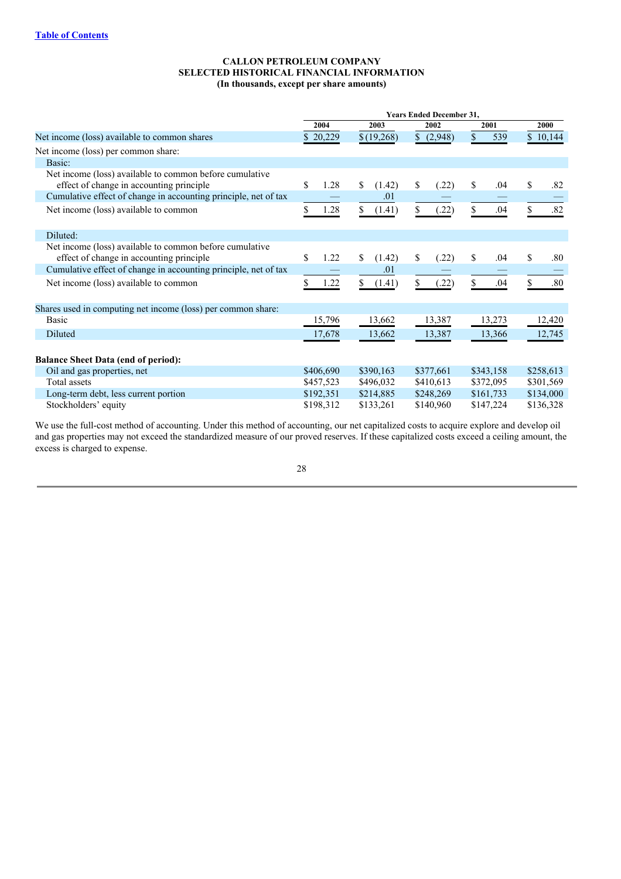**CALLON PETROLEUM COMPANY**
**SELECTED HISTORICAL FINANCIAL INFORMATION**
**(In thousands, except per share amounts)**

| | Years Ended December 31, | | | | |
|---|---|---|---|---|---|
| | 2004 | 2003 | 2002 | 2001 | 2000 |
| Net income (loss) available to common shares | $ 20,229 | $ (19,268) | $ (2,948) | $ 539 | $ 10,144 |
| Net income (loss) per common share: | | | | | |
| Basic: | | | | | |
| Net income (loss) available to common before cumulative effect of change in accounting principle | $ 1.28 | $ (1.42) | $ (.22) | $ .04 | $ .82 |
| Cumulative effect of change in accounting principle, net of tax | — | .01 | — | — | — |
| Net income (loss) available to common | $ 1.28 | $ (1.41) | $ (.22) | $ .04 | $ .82 |
| Diluted: | | | | | |
| Net income (loss) available to common before cumulative effect of change in accounting principle | $ 1.22 | $ (1.42) | $ (.22) | $ .04 | $ .80 |
| Cumulative effect of change in accounting principle, net of tax | — | .01 | — | — | — |
| Net income (loss) available to common | $ 1.22 | $ (1.41) | $ (.22) | $ .04 | $ .80 |
| Shares used in computing net income (loss) per common share: | | | | | |
| Basic | 15,796 | 13,662 | 13,387 | 13,273 | 12,420 |
| Diluted | 17,678 | 13,662 | 13,387 | 13,366 | 12,745 |
| **Balance Sheet Data (end of period):** | | | | | |
| Oil and gas properties, net | $406,690 | $390,163 | $377,661 | $343,158 | $258,613 |
| Total assets | $457,523 | $496,032 | $410,613 | $372,095 | $301,569 |
| Long-term debt, less current portion | $192,351 | $214,885 | $248,269 | $161,733 | $134,000 |
| Stockholders' equity | $198,312 | $133,261 | $140,960 | $147,224 | $136,328 |

We use the full-cost method of accounting. Under this method of accounting, our net capitalized costs to acquire explore and develop oil and gas properties may not exceed the standardized measure of our proved reserves. If these capitalized costs exceed a ceiling amount, the excess is charged to expense.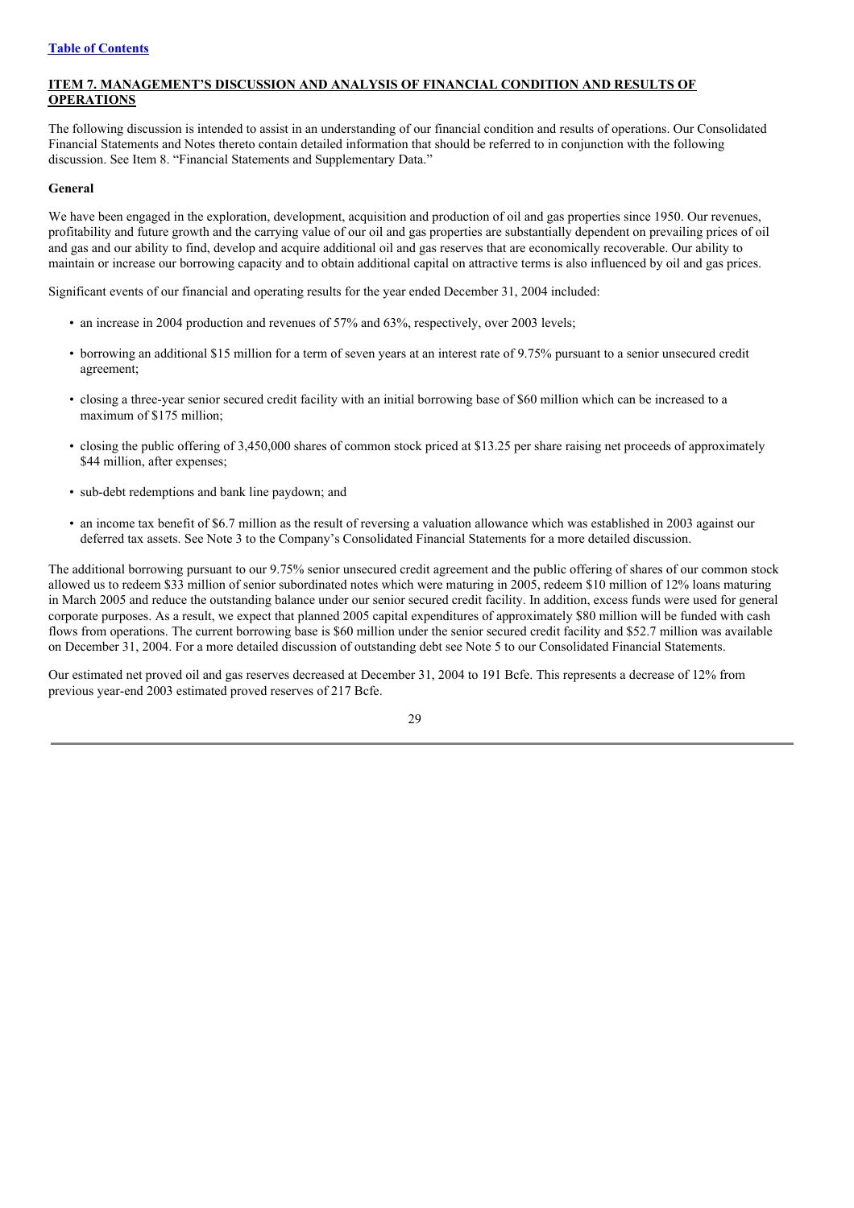[Table of Contents](#)

## ITEM 7. MANAGEMENT'S DISCUSSION AND ANALYSIS OF FINANCIAL CONDITION AND RESULTS OF OPERATIONS

The following discussion is intended to assist in an understanding of our financial condition and results of operations. Our Consolidated Financial Statements and Notes thereto contain detailed information that should be referred to in conjunction with the following discussion. See Item 8. "Financial Statements and Supplementary Data."

### General

We have been engaged in the exploration, development, acquisition and production of oil and gas properties since 1950. Our revenues, profitability and future growth and the carrying value of our oil and gas properties are substantially dependent on prevailing prices of oil and gas and our ability to find, develop and acquire additional oil and gas reserves that are economically recoverable. Our ability to maintain or increase our borrowing capacity and to obtain additional capital on attractive terms is also influenced by oil and gas prices.

Significant events of our financial and operating results for the year ended December 31, 2004 included:

- an increase in 2004 production and revenues of 57% and 63%, respectively, over 2003 levels;
- borrowing an additional $15 million for a term of seven years at an interest rate of 9.75% pursuant to a senior unsecured credit agreement;
- closing a three-year senior secured credit facility with an initial borrowing base of $60 million which can be increased to a maximum of $175 million;
- closing the public offering of 3,450,000 shares of common stock priced at $13.25 per share raising net proceeds of approximately $44 million, after expenses;
- sub-debt redemptions and bank line paydown; and
- an income tax benefit of $6.7 million as the result of reversing a valuation allowance which was established in 2003 against our deferred tax assets. See Note 3 to the Company's Consolidated Financial Statements for a more detailed discussion.

The additional borrowing pursuant to our 9.75% senior unsecured credit agreement and the public offering of shares of our common stock allowed us to redeem $33 million of senior subordinated notes which were maturing in 2005, redeem $10 million of 12% loans maturing in March 2005 and reduce the outstanding balance under our senior secured credit facility. In addition, excess funds were used for general corporate purposes. As a result, we expect that planned 2005 capital expenditures of approximately $80 million will be funded with cash flows from operations. The current borrowing base is $60 million under the senior secured credit facility and $52.7 million was available on December 31, 2004. For a more detailed discussion of outstanding debt see Note 5 to our Consolidated Financial Statements.

Our estimated net proved oil and gas reserves decreased at December 31, 2004 to 191 Bcfe. This represents a decrease of 12% from previous year-end 2003 estimated proved reserves of 217 Bcfe.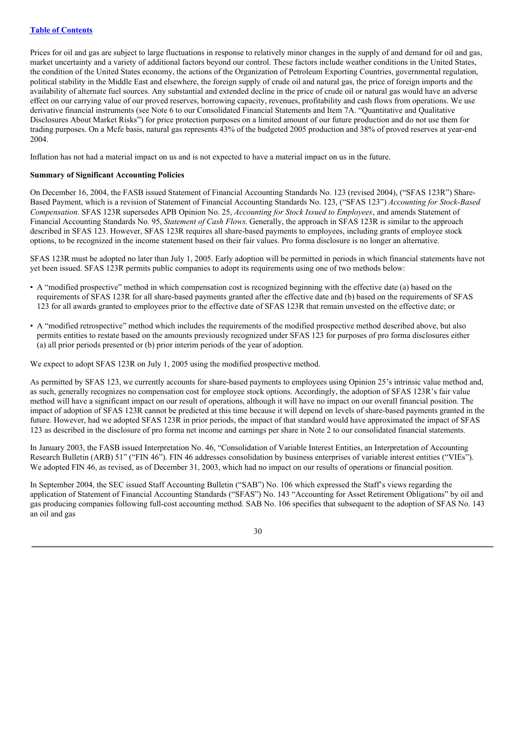Prices for oil and gas are subject to large fluctuations in response to relatively minor changes in the supply of and demand for oil and gas, market uncertainty and a variety of additional factors beyond our control. These factors include weather conditions in the United States, the condition of the United States economy, the actions of the Organization of Petroleum Exporting Countries, governmental regulation, political stability in the Middle East and elsewhere, the foreign supply of crude oil and natural gas, the price of foreign imports and the availability of alternate fuel sources. Any substantial and extended decline in the price of crude oil or natural gas would have an adverse effect on our carrying value of our proved reserves, borrowing capacity, revenues, profitability and cash flows from operations. We use derivative financial instruments (see Note 6 to our Consolidated Financial Statements and Item 7A. "Quantitative and Qualitative Disclosures About Market Risks") for price protection purposes on a limited amount of our future production and do not use them for trading purposes. On a Mcfe basis, natural gas represents 43% of the budgeted 2005 production and 38% of proved reserves at year-end 2004.

Inflation has not had a material impact on us and is not expected to have a material impact on us in the future.

**Summary of Significant Accounting Policies**

On December 16, 2004, the FASB issued Statement of Financial Accounting Standards No. 123 (revised 2004), ("SFAS 123R") Share-Based Payment, which is a revision of Statement of Financial Accounting Standards No. 123, ("SFAS 123") *Accounting for Stock-Based Compensation*. SFAS 123R supersedes APB Opinion No. 25, *Accounting for Stock Issued to Employees*, and amends Statement of Financial Accounting Standards No. 95, *Statement of Cash Flows.* Generally, the approach in SFAS 123R is similar to the approach described in SFAS 123. However, SFAS 123R requires all share-based payments to employees, including grants of employee stock options, to be recognized in the income statement based on their fair values. Pro forma disclosure is no longer an alternative.

SFAS 123R must be adopted no later than July 1, 2005. Early adoption will be permitted in periods in which financial statements have not yet been issued. SFAS 123R permits public companies to adopt its requirements using one of two methods below:

- A "modified prospective" method in which compensation cost is recognized beginning with the effective date (a) based on the requirements of SFAS 123R for all share-based payments granted after the effective date and (b) based on the requirements of SFAS 123 for all awards granted to employees prior to the effective date of SFAS 123R that remain unvested on the effective date; or

- A "modified retrospective" method which includes the requirements of the modified prospective method described above, but also permits entities to restate based on the amounts previously recognized under SFAS 123 for purposes of pro forma disclosures either (a) all prior periods presented or (b) prior interim periods of the year of adoption.

We expect to adopt SFAS 123R on July 1, 2005 using the modified prospective method.

As permitted by SFAS 123, we currently accounts for share-based payments to employees using Opinion 25's intrinsic value method and, as such, generally recognizes no compensation cost for employee stock options. Accordingly, the adoption of SFAS 123R's fair value method will have a significant impact on our result of operations, although it will have no impact on our overall financial position. The impact of adoption of SFAS 123R cannot be predicted at this time because it will depend on levels of share-based payments granted in the future. However, had we adopted SFAS 123R in prior periods, the impact of that standard would have approximated the impact of SFAS 123 as described in the disclosure of pro forma net income and earnings per share in Note 2 to our consolidated financial statements.

In January 2003, the FASB issued Interpretation No. 46, "Consolidation of Variable Interest Entities, an Interpretation of Accounting Research Bulletin (ARB) 51" ("FIN 46"). FIN 46 addresses consolidation by business enterprises of variable interest entities ("VIEs"). We adopted FIN 46, as revised, as of December 31, 2003, which had no impact on our results of operations or financial position.

In September 2004, the SEC issued Staff Accounting Bulletin ("SAB") No. 106 which expressed the Staff's views regarding the application of Statement of Financial Accounting Standards ("SFAS") No. 143 "Accounting for Asset Retirement Obligations" by oil and gas producing companies following full-cost accounting method. SAB No. 106 specifies that subsequent to the adoption of SFAS No. 143 an oil and gas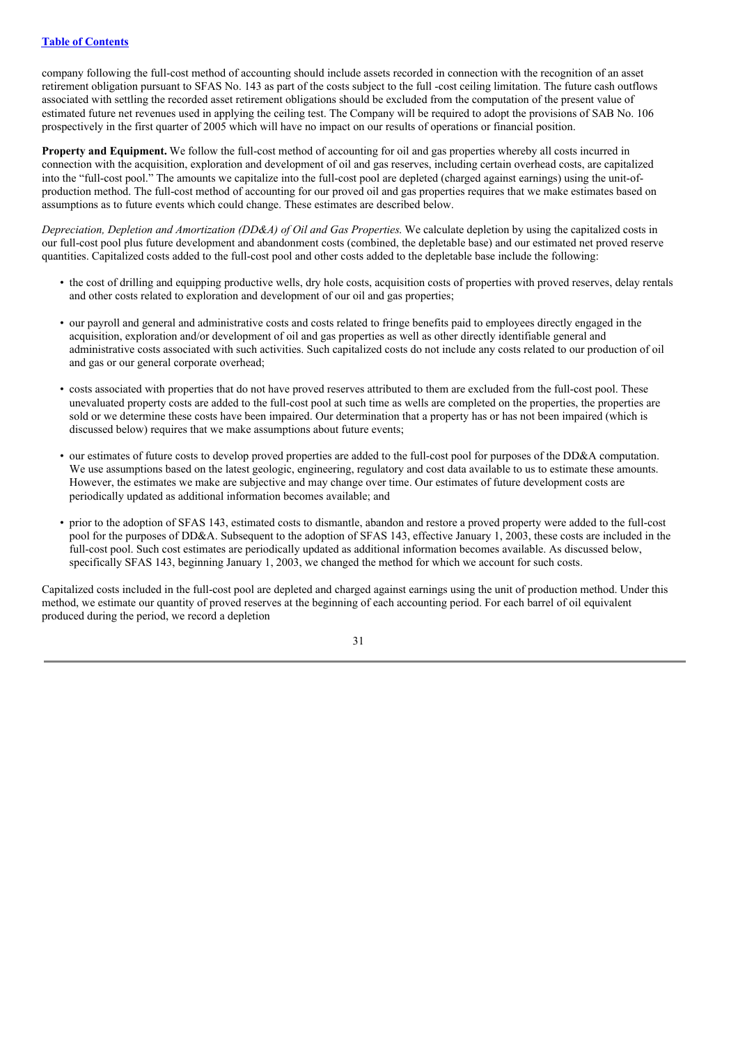company following the full-cost method of accounting should include assets recorded in connection with the recognition of an asset retirement obligation pursuant to SFAS No. 143 as part of the costs subject to the full -cost ceiling limitation. The future cash outflows associated with settling the recorded asset retirement obligations should be excluded from the computation of the present value of estimated future net revenues used in applying the ceiling test. The Company will be required to adopt the provisions of SAB No. 106 prospectively in the first quarter of 2005 which will have no impact on our results of operations or financial position.

**Property and Equipment.** We follow the full-cost method of accounting for oil and gas properties whereby all costs incurred in connection with the acquisition, exploration and development of oil and gas reserves, including certain overhead costs, are capitalized into the "full-cost pool." The amounts we capitalize into the full-cost pool are depleted (charged against earnings) using the unit-of-production method. The full-cost method of accounting for our proved oil and gas properties requires that we make estimates based on assumptions as to future events which could change. These estimates are described below.

*Depreciation, Depletion and Amortization (DD&A) of Oil and Gas Properties.* We calculate depletion by using the capitalized costs in our full-cost pool plus future development and abandonment costs (combined, the depletable base) and our estimated net proved reserve quantities. Capitalized costs added to the full-cost pool and other costs added to the depletable base include the following:

- the cost of drilling and equipping productive wells, dry hole costs, acquisition costs of properties with proved reserves, delay rentals and other costs related to exploration and development of our oil and gas properties;
- our payroll and general and administrative costs and costs related to fringe benefits paid to employees directly engaged in the acquisition, exploration and/or development of oil and gas properties as well as other directly identifiable general and administrative costs associated with such activities. Such capitalized costs do not include any costs related to our production of oil and gas or our general corporate overhead;
- costs associated with properties that do not have proved reserves attributed to them are excluded from the full-cost pool. These unevaluated property costs are added to the full-cost pool at such time as wells are completed on the properties, the properties are sold or we determine these costs have been impaired. Our determination that a property has or has not been impaired (which is discussed below) requires that we make assumptions about future events;
- our estimates of future costs to develop proved properties are added to the full-cost pool for purposes of the DD&A computation. We use assumptions based on the latest geologic, engineering, regulatory and cost data available to us to estimate these amounts. However, the estimates we make are subjective and may change over time. Our estimates of future development costs are periodically updated as additional information becomes available; and
- prior to the adoption of SFAS 143, estimated costs to dismantle, abandon and restore a proved property were added to the full-cost pool for the purposes of DD&A. Subsequent to the adoption of SFAS 143, effective January 1, 2003, these costs are included in the full-cost pool. Such cost estimates are periodically updated as additional information becomes available. As discussed below, specifically SFAS 143, beginning January 1, 2003, we changed the method for which we account for such costs.

Capitalized costs included in the full-cost pool are depleted and charged against earnings using the unit of production method. Under this method, we estimate our quantity of proved reserves at the beginning of each accounting period. For each barrel of oil equivalent produced during the period, we record a depletion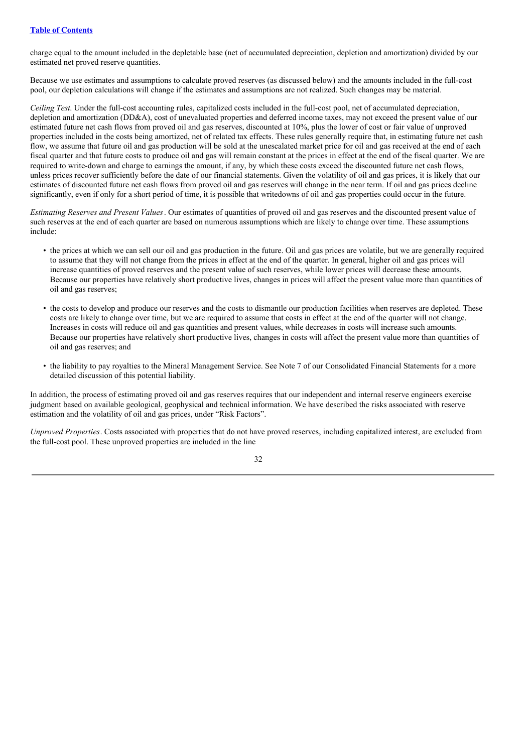charge equal to the amount included in the depletable base (net of accumulated depreciation, depletion and amortization) divided by our estimated net proved reserve quantities.

Because we use estimates and assumptions to calculate proved reserves (as discussed below) and the amounts included in the full-cost pool, our depletion calculations will change if the estimates and assumptions are not realized. Such changes may be material.

*Ceiling Test*. Under the full-cost accounting rules, capitalized costs included in the full-cost pool, net of accumulated depreciation, depletion and amortization (DD&A), cost of unevaluated properties and deferred income taxes, may not exceed the present value of our estimated future net cash flows from proved oil and gas reserves, discounted at 10%, plus the lower of cost or fair value of unproved properties included in the costs being amortized, net of related tax effects. These rules generally require that, in estimating future net cash flow, we assume that future oil and gas production will be sold at the unescalated market price for oil and gas received at the end of each fiscal quarter and that future costs to produce oil and gas will remain constant at the prices in effect at the end of the fiscal quarter. We are required to write-down and charge to earnings the amount, if any, by which these costs exceed the discounted future net cash flows, unless prices recover sufficiently before the date of our financial statements. Given the volatility of oil and gas prices, it is likely that our estimates of discounted future net cash flows from proved oil and gas reserves will change in the near term. If oil and gas prices decline significantly, even if only for a short period of time, it is possible that writedowns of oil and gas properties could occur in the future.

*Estimating Reserves and Present Values*. Our estimates of quantities of proved oil and gas reserves and the discounted present value of such reserves at the end of each quarter are based on numerous assumptions which are likely to change over time. These assumptions include:

- the prices at which we can sell our oil and gas production in the future. Oil and gas prices are volatile, but we are generally required to assume that they will not change from the prices in effect at the end of the quarter. In general, higher oil and gas prices will increase quantities of proved reserves and the present value of such reserves, while lower prices will decrease these amounts. Because our properties have relatively short productive lives, changes in prices will affect the present value more than quantities of oil and gas reserves;

- the costs to develop and produce our reserves and the costs to dismantle our production facilities when reserves are depleted. These costs are likely to change over time, but we are required to assume that costs in effect at the end of the quarter will not change. Increases in costs will reduce oil and gas quantities and present values, while decreases in costs will increase such amounts. Because our properties have relatively short productive lives, changes in costs will affect the present value more than quantities of oil and gas reserves; and

- the liability to pay royalties to the Mineral Management Service. See Note 7 of our Consolidated Financial Statements for a more detailed discussion of this potential liability.

In addition, the process of estimating proved oil and gas reserves requires that our independent and internal reserve engineers exercise judgment based on available geological, geophysical and technical information. We have described the risks associated with reserve estimation and the volatility of oil and gas prices, under "Risk Factors".

*Unproved Properties*. Costs associated with properties that do not have proved reserves, including capitalized interest, are excluded from the full-cost pool. These unproved properties are included in the line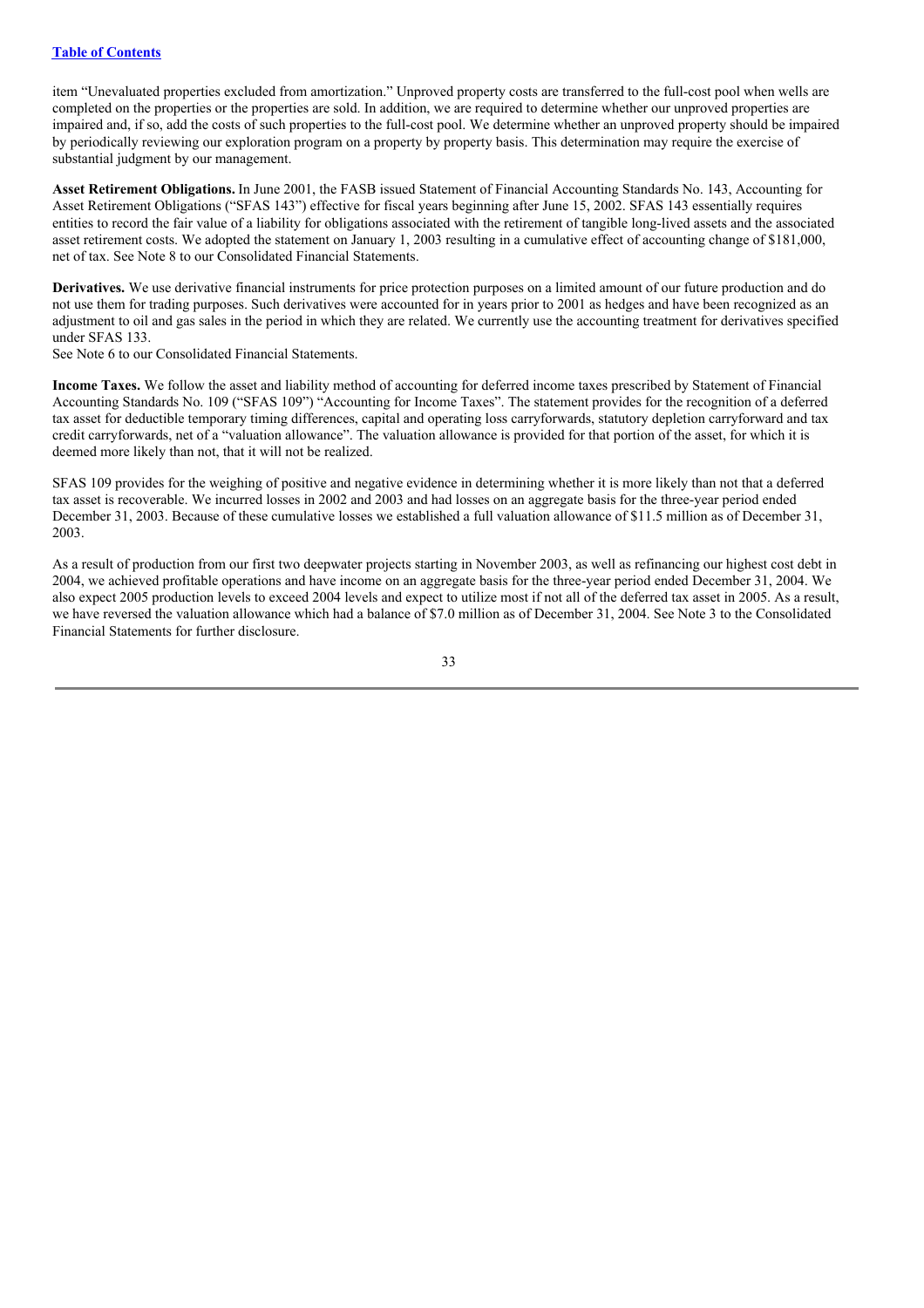item "Unevaluated properties excluded from amortization." Unproved property costs are transferred to the full-cost pool when wells are completed on the properties or the properties are sold. In addition, we are required to determine whether our unproved properties are impaired and, if so, add the costs of such properties to the full-cost pool. We determine whether an unproved property should be impaired by periodically reviewing our exploration program on a property by property basis. This determination may require the exercise of substantial judgment by our management.

**Asset Retirement Obligations.** In June 2001, the FASB issued Statement of Financial Accounting Standards No. 143, Accounting for Asset Retirement Obligations ("SFAS 143") effective for fiscal years beginning after June 15, 2002. SFAS 143 essentially requires entities to record the fair value of a liability for obligations associated with the retirement of tangible long-lived assets and the associated asset retirement costs. We adopted the statement on January 1, 2003 resulting in a cumulative effect of accounting change of $181,000, net of tax. See Note 8 to our Consolidated Financial Statements.

**Derivatives.** We use derivative financial instruments for price protection purposes on a limited amount of our future production and do not use them for trading purposes. Such derivatives were accounted for in years prior to 2001 as hedges and have been recognized as an adjustment to oil and gas sales in the period in which they are related. We currently use the accounting treatment for derivatives specified under SFAS 133.
See Note 6 to our Consolidated Financial Statements.

**Income Taxes.** We follow the asset and liability method of accounting for deferred income taxes prescribed by Statement of Financial Accounting Standards No. 109 ("SFAS 109") "Accounting for Income Taxes". The statement provides for the recognition of a deferred tax asset for deductible temporary timing differences, capital and operating loss carryforwards, statutory depletion carryforward and tax credit carryforwards, net of a "valuation allowance". The valuation allowance is provided for that portion of the asset, for which it is deemed more likely than not, that it will not be realized.

SFAS 109 provides for the weighing of positive and negative evidence in determining whether it is more likely than not that a deferred tax asset is recoverable. We incurred losses in 2002 and 2003 and had losses on an aggregate basis for the three-year period ended December 31, 2003. Because of these cumulative losses we established a full valuation allowance of $11.5 million as of December 31, 2003.

As a result of production from our first two deepwater projects starting in November 2003, as well as refinancing our highest cost debt in 2004, we achieved profitable operations and have income on an aggregate basis for the three-year period ended December 31, 2004. We also expect 2005 production levels to exceed 2004 levels and expect to utilize most if not all of the deferred tax asset in 2005. As a result, we have reversed the valuation allowance which had a balance of $7.0 million as of December 31, 2004. See Note 3 to the Consolidated Financial Statements for further disclosure.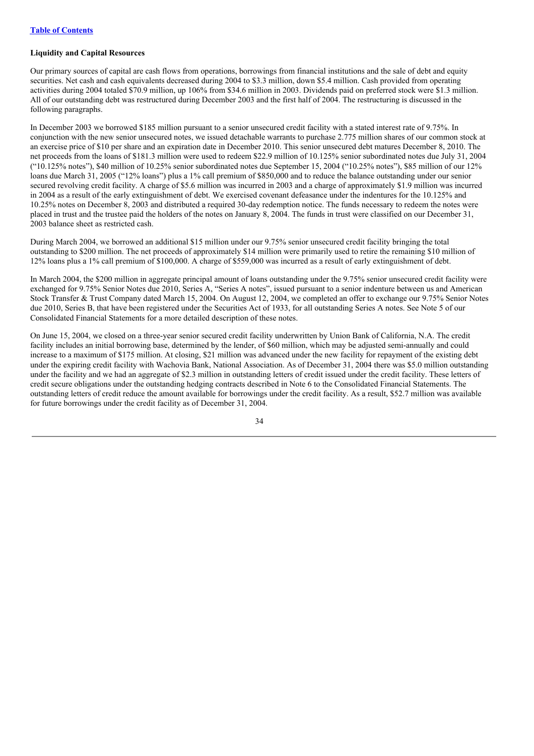[Table of Contents](#)

**Liquidity and Capital Resources**

Our primary sources of capital are cash flows from operations, borrowings from financial institutions and the sale of debt and equity securities. Net cash and cash equivalents decreased during 2004 to $3.3 million, down $5.4 million. Cash provided from operating activities during 2004 totaled $70.9 million, up 106% from $34.6 million in 2003. Dividends paid on preferred stock were $1.3 million. All of our outstanding debt was restructured during December 2003 and the first half of 2004. The restructuring is discussed in the following paragraphs.

In December 2003 we borrowed $185 million pursuant to a senior unsecured credit facility with a stated interest rate of 9.75%. In conjunction with the new senior unsecured notes, we issued detachable warrants to purchase 2.775 million shares of our common stock at an exercise price of $10 per share and an expiration date in December 2010. This senior unsecured debt matures December 8, 2010. The net proceeds from the loans of $181.3 million were used to redeem $22.9 million of 10.125% senior subordinated notes due July 31, 2004 ("10.125% notes"), $40 million of 10.25% senior subordinated notes due September 15, 2004 ("10.25% notes"), $85 million of our 12% loans due March 31, 2005 ("12% loans") plus a 1% call premium of $850,000 and to reduce the balance outstanding under our senior secured revolving credit facility. A charge of $5.6 million was incurred in 2003 and a charge of approximately $1.9 million was incurred in 2004 as a result of the early extinguishment of debt. We exercised covenant defeasance under the indentures for the 10.125% and 10.25% notes on December 8, 2003 and distributed a required 30-day redemption notice. The funds necessary to redeem the notes were placed in trust and the trustee paid the holders of the notes on January 8, 2004. The funds in trust were classified on our December 31, 2003 balance sheet as restricted cash.

During March 2004, we borrowed an additional $15 million under our 9.75% senior unsecured credit facility bringing the total outstanding to $200 million. The net proceeds of approximately $14 million were primarily used to retire the remaining $10 million of 12% loans plus a 1% call premium of $100,000. A charge of $559,000 was incurred as a result of early extinguishment of debt.

In March 2004, the $200 million in aggregate principal amount of loans outstanding under the 9.75% senior unsecured credit facility were exchanged for 9.75% Senior Notes due 2010, Series A, "Series A notes", issued pursuant to a senior indenture between us and American Stock Transfer & Trust Company dated March 15, 2004. On August 12, 2004, we completed an offer to exchange our 9.75% Senior Notes due 2010, Series B, that have been registered under the Securities Act of 1933, for all outstanding Series A notes. See Note 5 of our Consolidated Financial Statements for a more detailed description of these notes.

On June 15, 2004, we closed on a three-year senior secured credit facility underwritten by Union Bank of California, N.A. The credit facility includes an initial borrowing base, determined by the lender, of $60 million, which may be adjusted semi-annually and could increase to a maximum of $175 million. At closing, $21 million was advanced under the new facility for repayment of the existing debt under the expiring credit facility with Wachovia Bank, National Association. As of December 31, 2004 there was $5.0 million outstanding under the facility and we had an aggregate of $2.3 million in outstanding letters of credit issued under the credit facility. These letters of credit secure obligations under the outstanding hedging contracts described in Note 6 to the Consolidated Financial Statements. The outstanding letters of credit reduce the amount available for borrowings under the credit facility. As a result, $52.7 million was available for future borrowings under the credit facility as of December 31, 2004.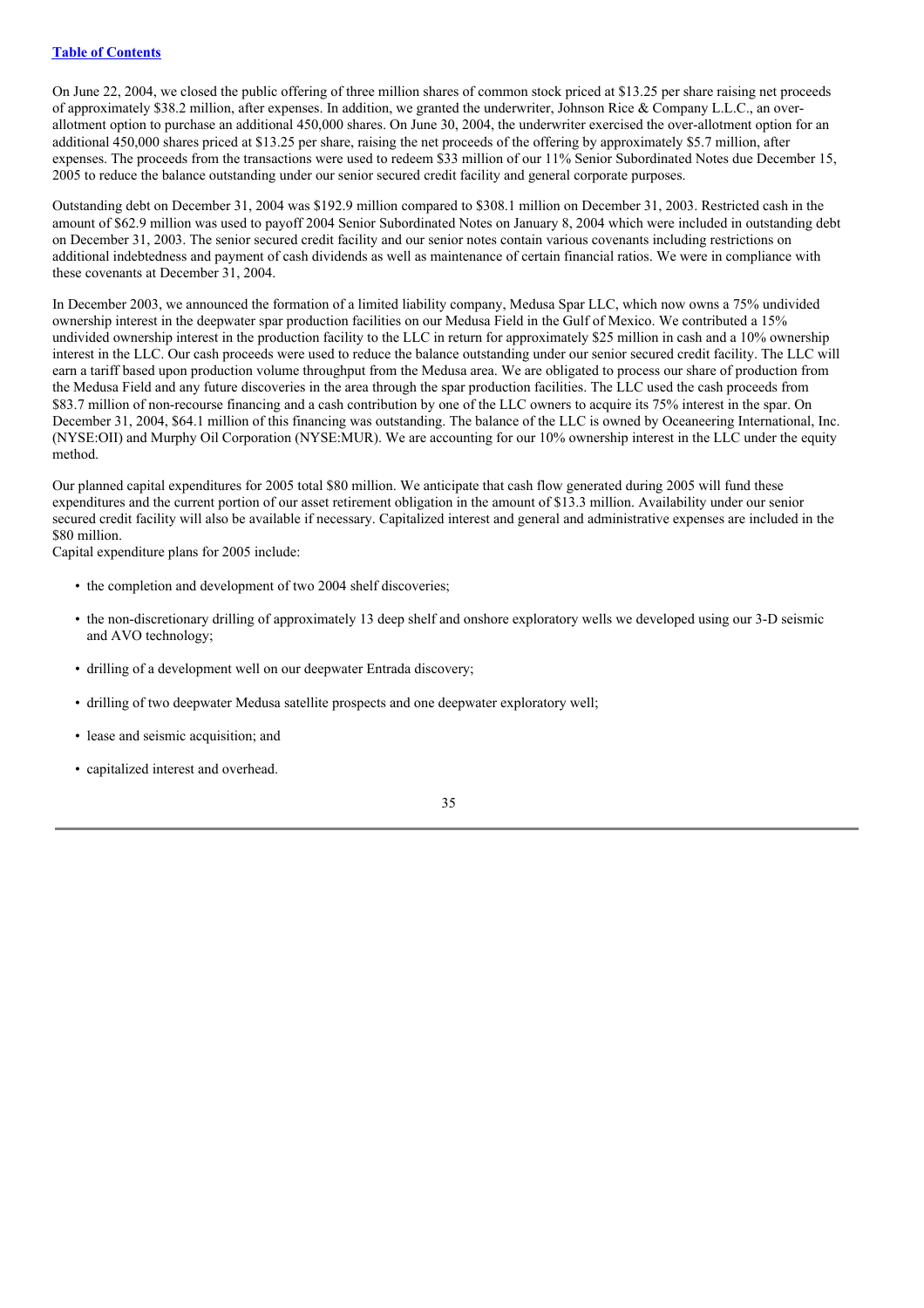On June 22, 2004, we closed the public offering of three million shares of common stock priced at $13.25 per share raising net proceeds of approximately $38.2 million, after expenses. In addition, we granted the underwriter, Johnson Rice & Company L.L.C., an over-allotment option to purchase an additional 450,000 shares. On June 30, 2004, the underwriter exercised the over-allotment option for an additional 450,000 shares priced at $13.25 per share, raising the net proceeds of the offering by approximately $5.7 million, after expenses. The proceeds from the transactions were used to redeem $33 million of our 11% Senior Subordinated Notes due December 15, 2005 to reduce the balance outstanding under our senior secured credit facility and general corporate purposes.

Outstanding debt on December 31, 2004 was $192.9 million compared to $308.1 million on December 31, 2003. Restricted cash in the amount of $62.9 million was used to payoff 2004 Senior Subordinated Notes on January 8, 2004 which were included in outstanding debt on December 31, 2003. The senior secured credit facility and our senior notes contain various covenants including restrictions on additional indebtedness and payment of cash dividends as well as maintenance of certain financial ratios. We were in compliance with these covenants at December 31, 2004.

In December 2003, we announced the formation of a limited liability company, Medusa Spar LLC, which now owns a 75% undivided ownership interest in the deepwater spar production facilities on our Medusa Field in the Gulf of Mexico. We contributed a 15% undivided ownership interest in the production facility to the LLC in return for approximately $25 million in cash and a 10% ownership interest in the LLC. Our cash proceeds were used to reduce the balance outstanding under our senior secured credit facility. The LLC will earn a tariff based upon production volume throughput from the Medusa area. We are obligated to process our share of production from the Medusa Field and any future discoveries in the area through the spar production facilities. The LLC used the cash proceeds from $83.7 million of non-recourse financing and a cash contribution by one of the LLC owners to acquire its 75% interest in the spar. On December 31, 2004, $64.1 million of this financing was outstanding. The balance of the LLC is owned by Oceaneering International, Inc. (NYSE:OII) and Murphy Oil Corporation (NYSE:MUR). We are accounting for our 10% ownership interest in the LLC under the equity method.

Our planned capital expenditures for 2005 total $80 million. We anticipate that cash flow generated during 2005 will fund these expenditures and the current portion of our asset retirement obligation in the amount of $13.3 million. Availability under our senior secured credit facility will also be available if necessary. Capitalized interest and general and administrative expenses are included in the $80 million.

Capital expenditure plans for 2005 include:

- the completion and development of two 2004 shelf discoveries;
- the non-discretionary drilling of approximately 13 deep shelf and onshore exploratory wells we developed using our 3-D seismic and AVO technology;
- drilling of a development well on our deepwater Entrada discovery;
- drilling of two deepwater Medusa satellite prospects and one deepwater exploratory well;
- lease and seismic acquisition; and
- capitalized interest and overhead.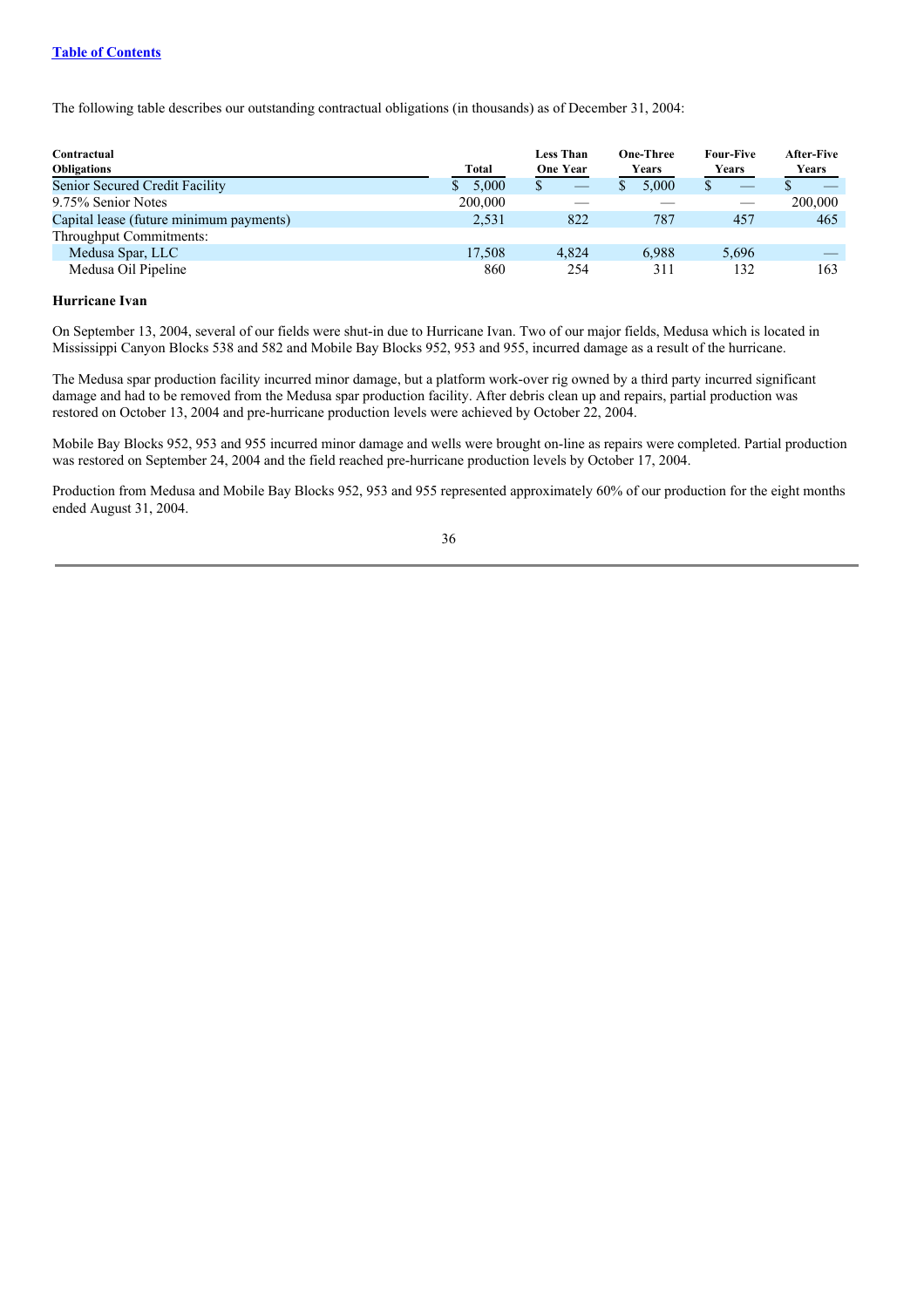The following table describes our outstanding contractual obligations (in thousands) as of December 31, 2004:

| Contractual Obligations | Total | Less Than One Year | One-Three Years | Four-Five Years | After-Five Years |
|---|---|---|---|---|---|
| Senior Secured Credit Facility | $ 5,000 | $ — | $ 5,000 | $ — | $ — |
| 9.75% Senior Notes | 200,000 | — | — | — | 200,000 |
| Capital lease (future minimum payments) | 2,531 | 822 | 787 | 457 | 465 |
| Throughput Commitments: | | | | | |
| Medusa Spar, LLC | 17,508 | 4,824 | 6,988 | 5,696 | — |
| Medusa Oil Pipeline | 860 | 254 | 311 | 132 | 163 |

**Hurricane Ivan**

On September 13, 2004, several of our fields were shut-in due to Hurricane Ivan. Two of our major fields, Medusa which is located in Mississippi Canyon Blocks 538 and 582 and Mobile Bay Blocks 952, 953 and 955, incurred damage as a result of the hurricane.

The Medusa spar production facility incurred minor damage, but a platform work-over rig owned by a third party incurred significant damage and had to be removed from the Medusa spar production facility. After debris clean up and repairs, partial production was restored on October 13, 2004 and pre-hurricane production levels were achieved by October 22, 2004.

Mobile Bay Blocks 952, 953 and 955 incurred minor damage and wells were brought on-line as repairs were completed. Partial production was restored on September 24, 2004 and the field reached pre-hurricane production levels by October 17, 2004.

Production from Medusa and Mobile Bay Blocks 952, 953 and 955 represented approximately 60% of our production for the eight months ended August 31, 2004.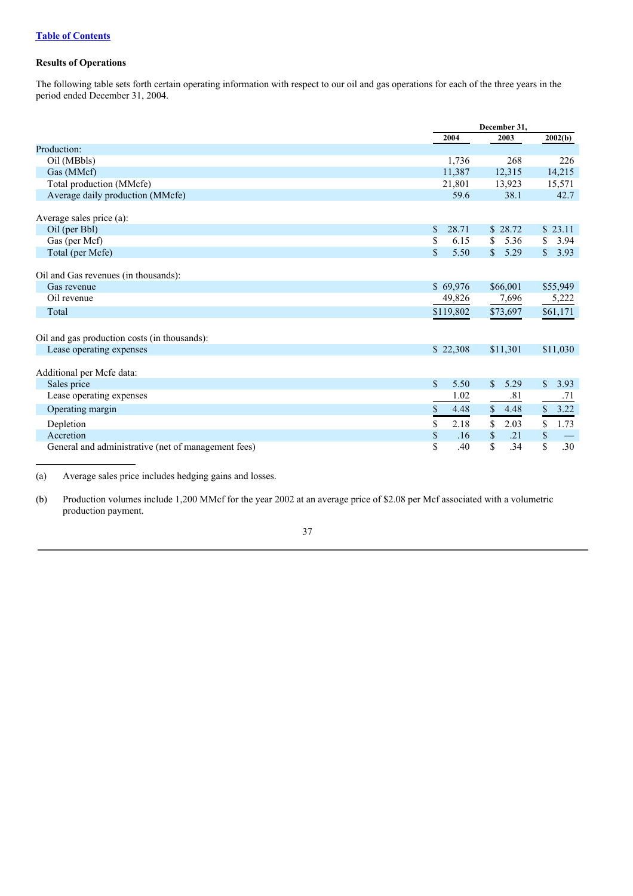## Results of Operations

The following table sets forth certain operating information with respect to our oil and gas operations for each of the three years in the period ended December 31, 2004.

| | December 31, | | |
|---|---|---|---|
| | 2004 | 2003 | 2002(b) |
| Production: | | | |
| Oil (MBbls) | 1,736 | 268 | 226 |
| Gas (MMcf) | 11,387 | 12,315 | 14,215 |
| Total production (MMcfe) | 21,801 | 13,923 | 15,571 |
| Average daily production (MMcfe) | 59.6 | 38.1 | 42.7 |
| Average sales price (a): | | | |
| Oil (per Bbl) | $ 28.71 | $ 28.72 | $ 23.11 |
| Gas (per Mcf) | $ 6.15 | $ 5.36 | $ 3.94 |
| Total (per Mcfe) | $ 5.50 | $ 5.29 | $ 3.93 |
| Oil and Gas revenues (in thousands): | | | |
| Gas revenue | $ 69,976 | $66,001 | $55,949 |
| Oil revenue | 49,826 | 7,696 | 5,222 |
| Total | $119,802 | $73,697 | $61,171 |
| Oil and gas production costs (in thousands): | | | |
| Lease operating expenses | $ 22,308 | $11,301 | $11,030 |
| Additional per Mcfe data: | | | |
| Sales price | $ 5.50 | $ 5.29 | $ 3.93 |
| Lease operating expenses | 1.02 | .81 | .71 |
| Operating margin | $ 4.48 | $ 4.48 | $ 3.22 |
| Depletion | $ 2.18 | $ 2.03 | $ 1.73 |
| Accretion | $ .16 | $ .21 | $ — |
| General and administrative (net of management fees) | $ .40 | $ .34 | $ .30 |

(a) Average sales price includes hedging gains and losses.

(b) Production volumes include 1,200 MMcf for the year 2002 at an average price of $2.08 per Mcf associated with a volumetric production payment.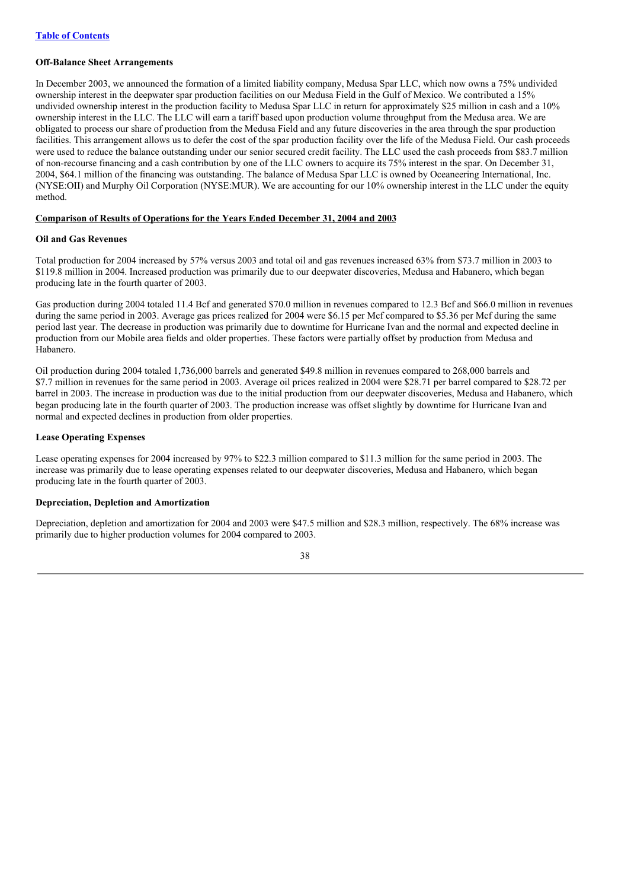[Table of Contents](#)

**Off-Balance Sheet Arrangements**

In December 2003, we announced the formation of a limited liability company, Medusa Spar LLC, which now owns a 75% undivided ownership interest in the deepwater spar production facilities on our Medusa Field in the Gulf of Mexico. We contributed a 15% undivided ownership interest in the production facility to Medusa Spar LLC in return for approximately $25 million in cash and a 10% ownership interest in the LLC. The LLC will earn a tariff based upon production volume throughput from the Medusa area. We are obligated to process our share of production from the Medusa Field and any future discoveries in the area through the spar production facilities. This arrangement allows us to defer the cost of the spar production facility over the life of the Medusa Field. Our cash proceeds were used to reduce the balance outstanding under our senior secured credit facility. The LLC used the cash proceeds from $83.7 million of non-recourse financing and a cash contribution by one of the LLC owners to acquire its 75% interest in the spar. On December 31, 2004, $64.1 million of the financing was outstanding. The balance of Medusa Spar LLC is owned by Oceaneering International, Inc. (NYSE:OII) and Murphy Oil Corporation (NYSE:MUR). We are accounting for our 10% ownership interest in the LLC under the equity method.

**Comparison of Results of Operations for the Years Ended December 31, 2004 and 2003**

**Oil and Gas Revenues**

Total production for 2004 increased by 57% versus 2003 and total oil and gas revenues increased 63% from $73.7 million in 2003 to $119.8 million in 2004. Increased production was primarily due to our deepwater discoveries, Medusa and Habanero, which began producing late in the fourth quarter of 2003.

Gas production during 2004 totaled 11.4 Bcf and generated $70.0 million in revenues compared to 12.3 Bcf and $66.0 million in revenues during the same period in 2003. Average gas prices realized for 2004 were $6.15 per Mcf compared to $5.36 per Mcf during the same period last year. The decrease in production was primarily due to downtime for Hurricane Ivan and the normal and expected decline in production from our Mobile area fields and older properties. These factors were partially offset by production from Medusa and Habanero.

Oil production during 2004 totaled 1,736,000 barrels and generated $49.8 million in revenues compared to 268,000 barrels and $7.7 million in revenues for the same period in 2003. Average oil prices realized in 2004 were $28.71 per barrel compared to $28.72 per barrel in 2003. The increase in production was due to the initial production from our deepwater discoveries, Medusa and Habanero, which began producing late in the fourth quarter of 2003. The production increase was offset slightly by downtime for Hurricane Ivan and normal and expected declines in production from older properties.

**Lease Operating Expenses**

Lease operating expenses for 2004 increased by 97% to $22.3 million compared to $11.3 million for the same period in 2003. The increase was primarily due to lease operating expenses related to our deepwater discoveries, Medusa and Habanero, which began producing late in the fourth quarter of 2003.

**Depreciation, Depletion and Amortization**

Depreciation, depletion and amortization for 2004 and 2003 were $47.5 million and $28.3 million, respectively. The 68% increase was primarily due to higher production volumes for 2004 compared to 2003.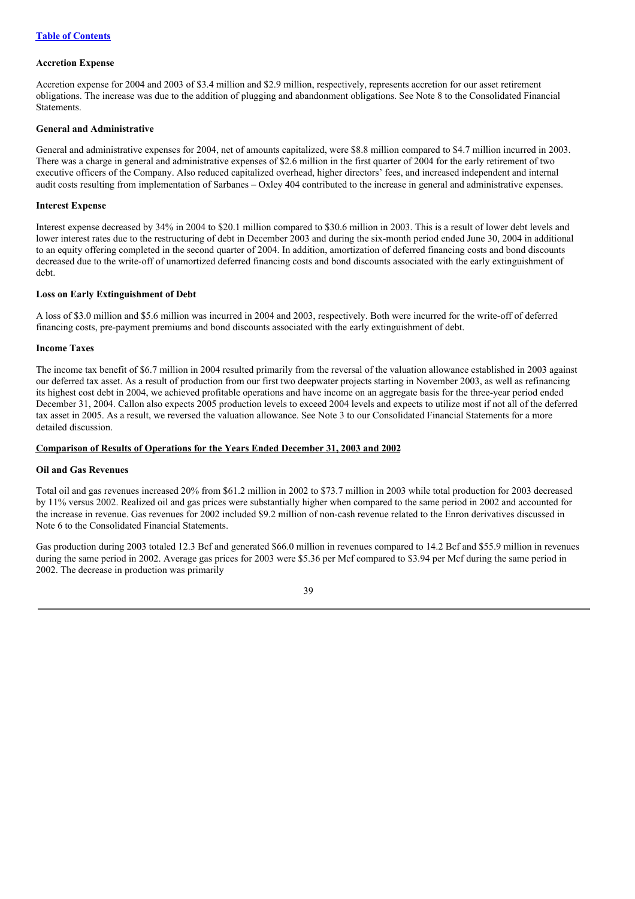### Accretion Expense

Accretion expense for 2004 and 2003 of $3.4 million and $2.9 million, respectively, represents accretion for our asset retirement obligations. The increase was due to the addition of plugging and abandonment obligations. See Note 8 to the Consolidated Financial Statements.

### General and Administrative

General and administrative expenses for 2004, net of amounts capitalized, were $8.8 million compared to $4.7 million incurred in 2003. There was a charge in general and administrative expenses of $2.6 million in the first quarter of 2004 for the early retirement of two executive officers of the Company. Also reduced capitalized overhead, higher directors' fees, and increased independent and internal audit costs resulting from implementation of Sarbanes – Oxley 404 contributed to the increase in general and administrative expenses.

### Interest Expense

Interest expense decreased by 34% in 2004 to $20.1 million compared to $30.6 million in 2003. This is a result of lower debt levels and lower interest rates due to the restructuring of debt in December 2003 and during the six-month period ended June 30, 2004 in additional to an equity offering completed in the second quarter of 2004. In addition, amortization of deferred financing costs and bond discounts decreased due to the write-off of unamortized deferred financing costs and bond discounts associated with the early extinguishment of debt.

### Loss on Early Extinguishment of Debt

A loss of $3.0 million and $5.6 million was incurred in 2004 and 2003, respectively. Both were incurred for the write-off of deferred financing costs, pre-payment premiums and bond discounts associated with the early extinguishment of debt.

### Income Taxes

The income tax benefit of $6.7 million in 2004 resulted primarily from the reversal of the valuation allowance established in 2003 against our deferred tax asset. As a result of production from our first two deepwater projects starting in November 2003, as well as refinancing its highest cost debt in 2004, we achieved profitable operations and have income on an aggregate basis for the three-year period ended December 31, 2004. Callon also expects 2005 production levels to exceed 2004 levels and expects to utilize most if not all of the deferred tax asset in 2005. As a result, we reversed the valuation allowance. See Note 3 to our Consolidated Financial Statements for a more detailed discussion.

## Comparison of Results of Operations for the Years Ended December 31, 2003 and 2002

### Oil and Gas Revenues

Total oil and gas revenues increased 20% from $61.2 million in 2002 to $73.7 million in 2003 while total production for 2003 decreased by 11% versus 2002. Realized oil and gas prices were substantially higher when compared to the same period in 2002 and accounted for the increase in revenue. Gas revenues for 2002 included $9.2 million of non-cash revenue related to the Enron derivatives discussed in Note 6 to the Consolidated Financial Statements.

Gas production during 2003 totaled 12.3 Bcf and generated $66.0 million in revenues compared to 14.2 Bcf and $55.9 million in revenues during the same period in 2002. Average gas prices for 2003 were $5.36 per Mcf compared to $3.94 per Mcf during the same period in 2002. The decrease in production was primarily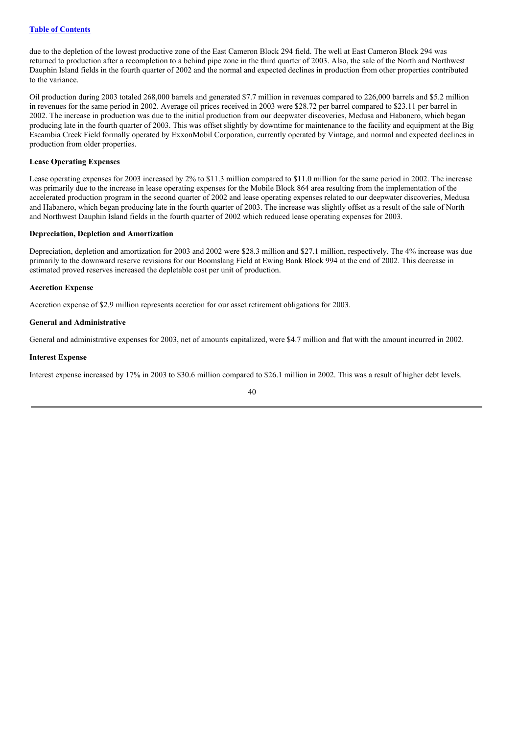due to the depletion of the lowest productive zone of the East Cameron Block 294 field. The well at East Cameron Block 294 was returned to production after a recompletion to a behind pipe zone in the third quarter of 2003. Also, the sale of the North and Northwest Dauphin Island fields in the fourth quarter of 2002 and the normal and expected declines in production from other properties contributed to the variance.

Oil production during 2003 totaled 268,000 barrels and generated $7.7 million in revenues compared to 226,000 barrels and $5.2 million in revenues for the same period in 2002. Average oil prices received in 2003 were $28.72 per barrel compared to $23.11 per barrel in 2002. The increase in production was due to the initial production from our deepwater discoveries, Medusa and Habanero, which began producing late in the fourth quarter of 2003. This was offset slightly by downtime for maintenance to the facility and equipment at the Big Escambia Creek Field formally operated by ExxonMobil Corporation, currently operated by Vintage, and normal and expected declines in production from older properties.

**Lease Operating Expenses**

Lease operating expenses for 2003 increased by 2% to $11.3 million compared to $11.0 million for the same period in 2002. The increase was primarily due to the increase in lease operating expenses for the Mobile Block 864 area resulting from the implementation of the accelerated production program in the second quarter of 2002 and lease operating expenses related to our deepwater discoveries, Medusa and Habanero, which began producing late in the fourth quarter of 2003. The increase was slightly offset as a result of the sale of North and Northwest Dauphin Island fields in the fourth quarter of 2002 which reduced lease operating expenses for 2003.

**Depreciation, Depletion and Amortization**

Depreciation, depletion and amortization for 2003 and 2002 were $28.3 million and $27.1 million, respectively. The 4% increase was due primarily to the downward reserve revisions for our Boomslang Field at Ewing Bank Block 994 at the end of 2002. This decrease in estimated proved reserves increased the depletable cost per unit of production.

**Accretion Expense**

Accretion expense of $2.9 million represents accretion for our asset retirement obligations for 2003.

**General and Administrative**

General and administrative expenses for 2003, net of amounts capitalized, were $4.7 million and flat with the amount incurred in 2002.

**Interest Expense**

Interest expense increased by 17% in 2003 to $30.6 million compared to $26.1 million in 2002. This was a result of higher debt levels.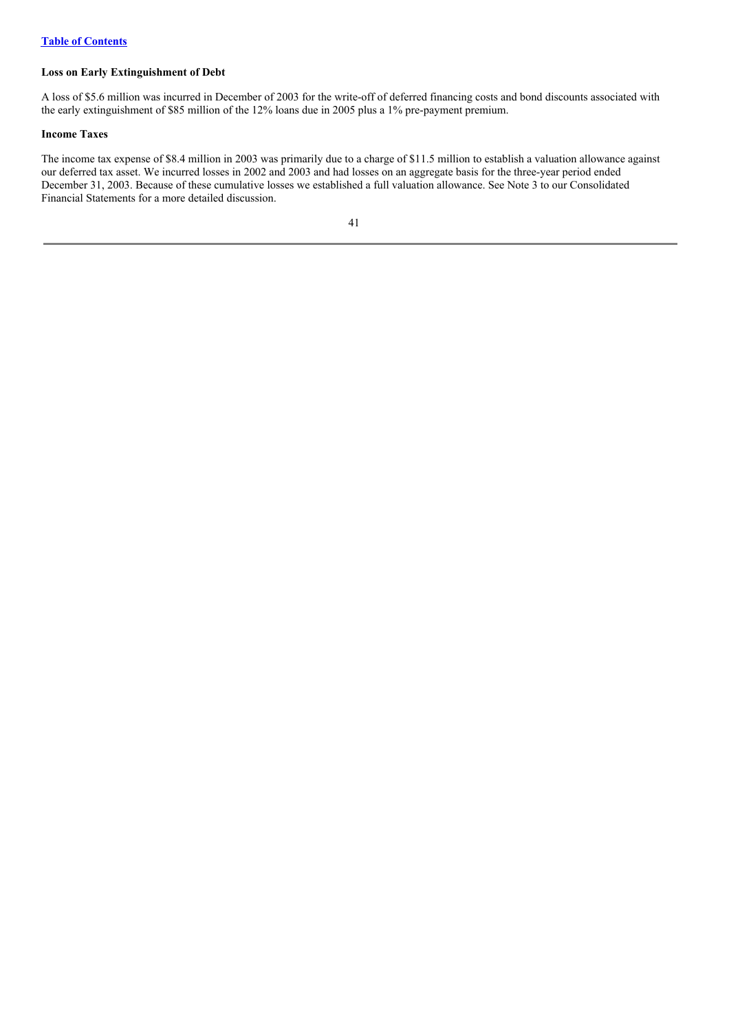### Loss on Early Extinguishment of Debt

A loss of $5.6 million was incurred in December of 2003 for the write-off of deferred financing costs and bond discounts associated with the early extinguishment of $85 million of the 12% loans due in 2005 plus a 1% pre-payment premium.

### Income Taxes

The income tax expense of $8.4 million in 2003 was primarily due to a charge of $11.5 million to establish a valuation allowance against our deferred tax asset. We incurred losses in 2002 and 2003 and had losses on an aggregate basis for the three-year period ended December 31, 2003. Because of these cumulative losses we established a full valuation allowance. See Note 3 to our Consolidated Financial Statements for a more detailed discussion.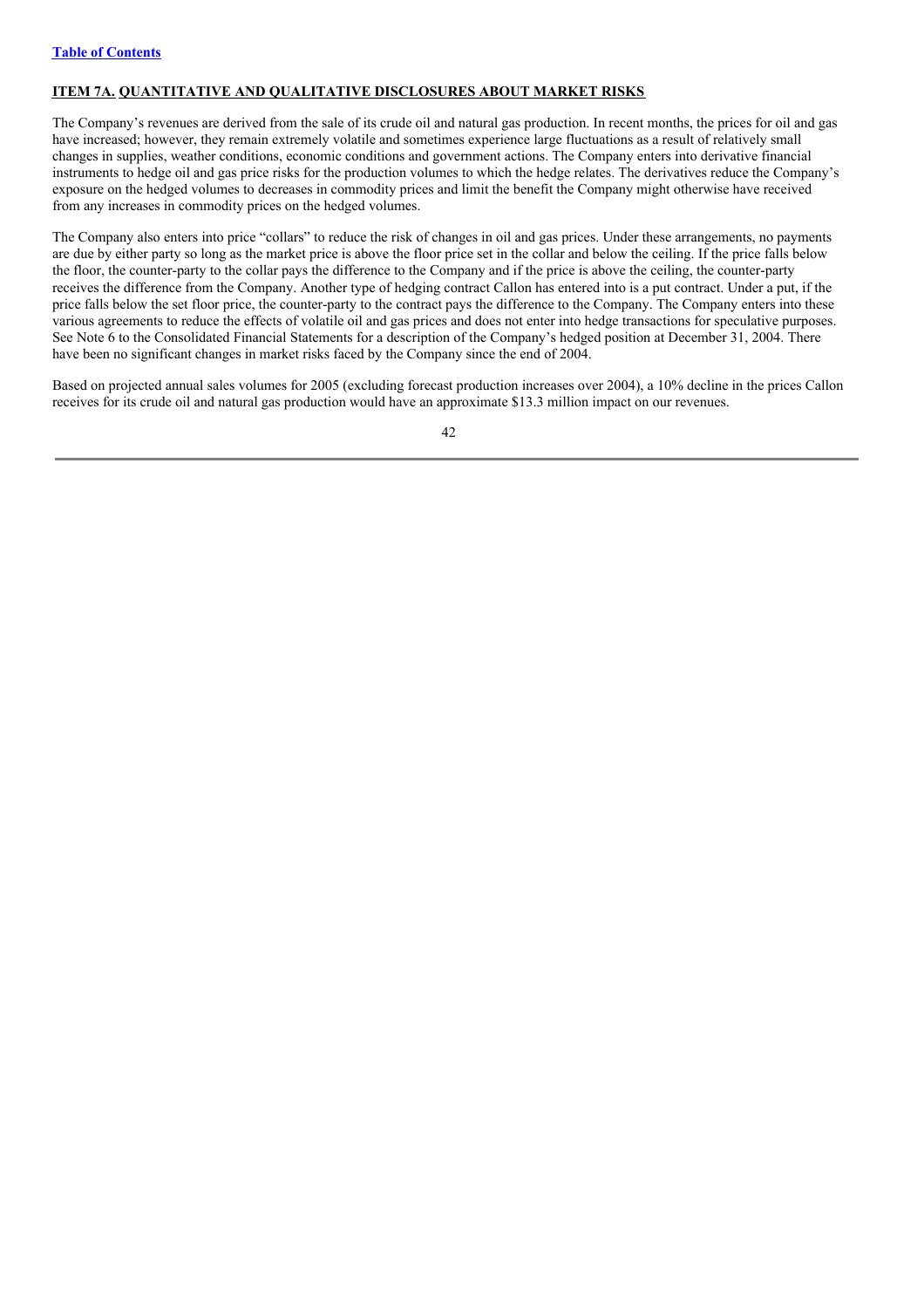## ITEM 7A. QUANTITATIVE AND QUALITATIVE DISCLOSURES ABOUT MARKET RISKS

The Company's revenues are derived from the sale of its crude oil and natural gas production. In recent months, the prices for oil and gas have increased; however, they remain extremely volatile and sometimes experience large fluctuations as a result of relatively small changes in supplies, weather conditions, economic conditions and government actions. The Company enters into derivative financial instruments to hedge oil and gas price risks for the production volumes to which the hedge relates. The derivatives reduce the Company's exposure on the hedged volumes to decreases in commodity prices and limit the benefit the Company might otherwise have received from any increases in commodity prices on the hedged volumes.

The Company also enters into price "collars" to reduce the risk of changes in oil and gas prices. Under these arrangements, no payments are due by either party so long as the market price is above the floor price set in the collar and below the ceiling. If the price falls below the floor, the counter-party to the collar pays the difference to the Company and if the price is above the ceiling, the counter-party receives the difference from the Company. Another type of hedging contract Callon has entered into is a put contract. Under a put, if the price falls below the set floor price, the counter-party to the contract pays the difference to the Company. The Company enters into these various agreements to reduce the effects of volatile oil and gas prices and does not enter into hedge transactions for speculative purposes. See Note 6 to the Consolidated Financial Statements for a description of the Company's hedged position at December 31, 2004. There have been no significant changes in market risks faced by the Company since the end of 2004.

Based on projected annual sales volumes for 2005 (excluding forecast production increases over 2004), a 10% decline in the prices Callon receives for its crude oil and natural gas production would have an approximate $13.3 million impact on our revenues.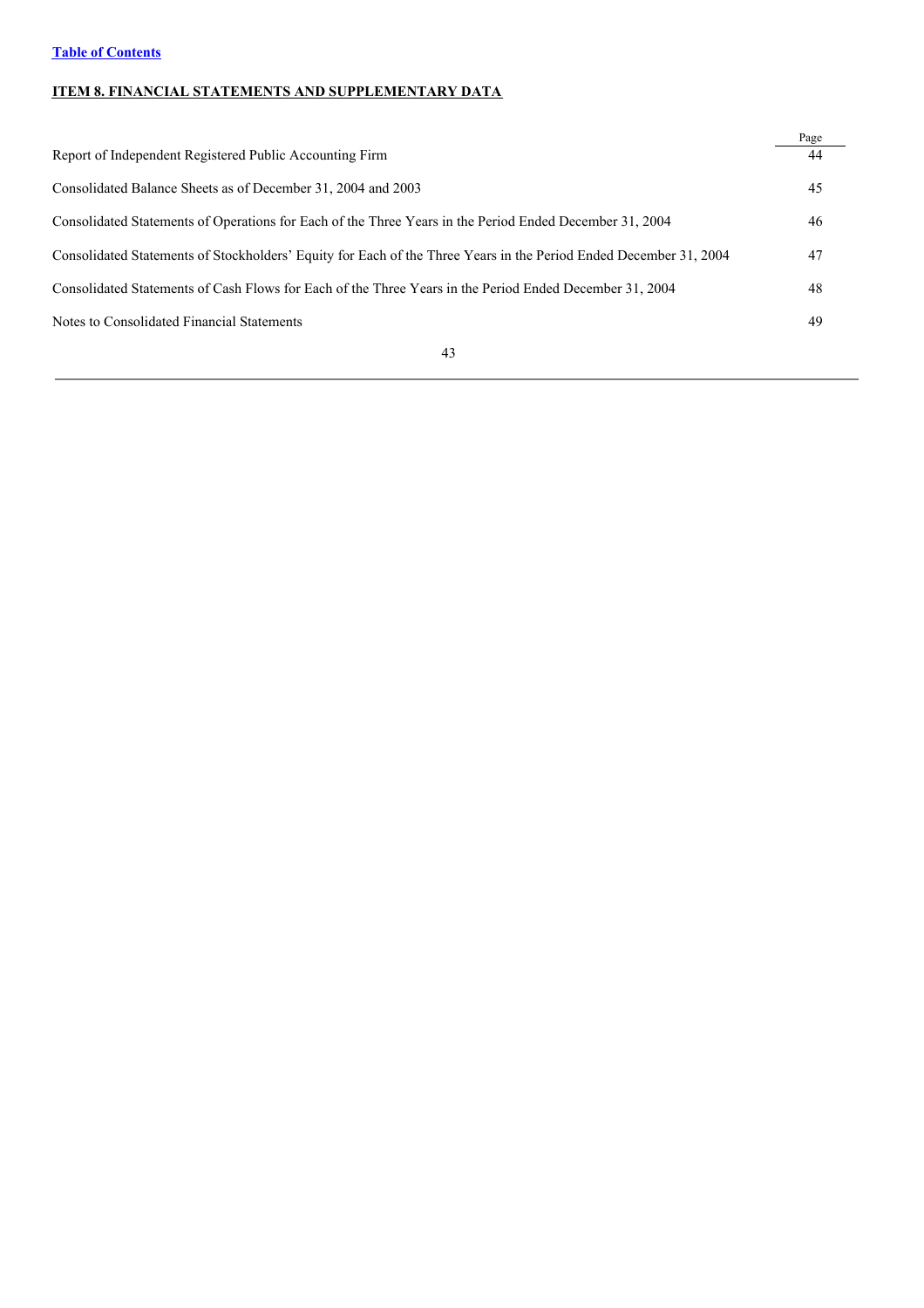[Table of Contents](#)

## ITEM 8. FINANCIAL STATEMENTS AND SUPPLEMENTARY DATA

| | Page |
|---|---|
| Report of Independent Registered Public Accounting Firm | 44 |
| Consolidated Balance Sheets as of December 31, 2004 and 2003 | 45 |
| Consolidated Statements of Operations for Each of the Three Years in the Period Ended December 31, 2004 | 46 |
| Consolidated Statements of Stockholders' Equity for Each of the Three Years in the Period Ended December 31, 2004 | 47 |
| Consolidated Statements of Cash Flows for Each of the Three Years in the Period Ended December 31, 2004 | 48 |
| Notes to Consolidated Financial Statements | 49 |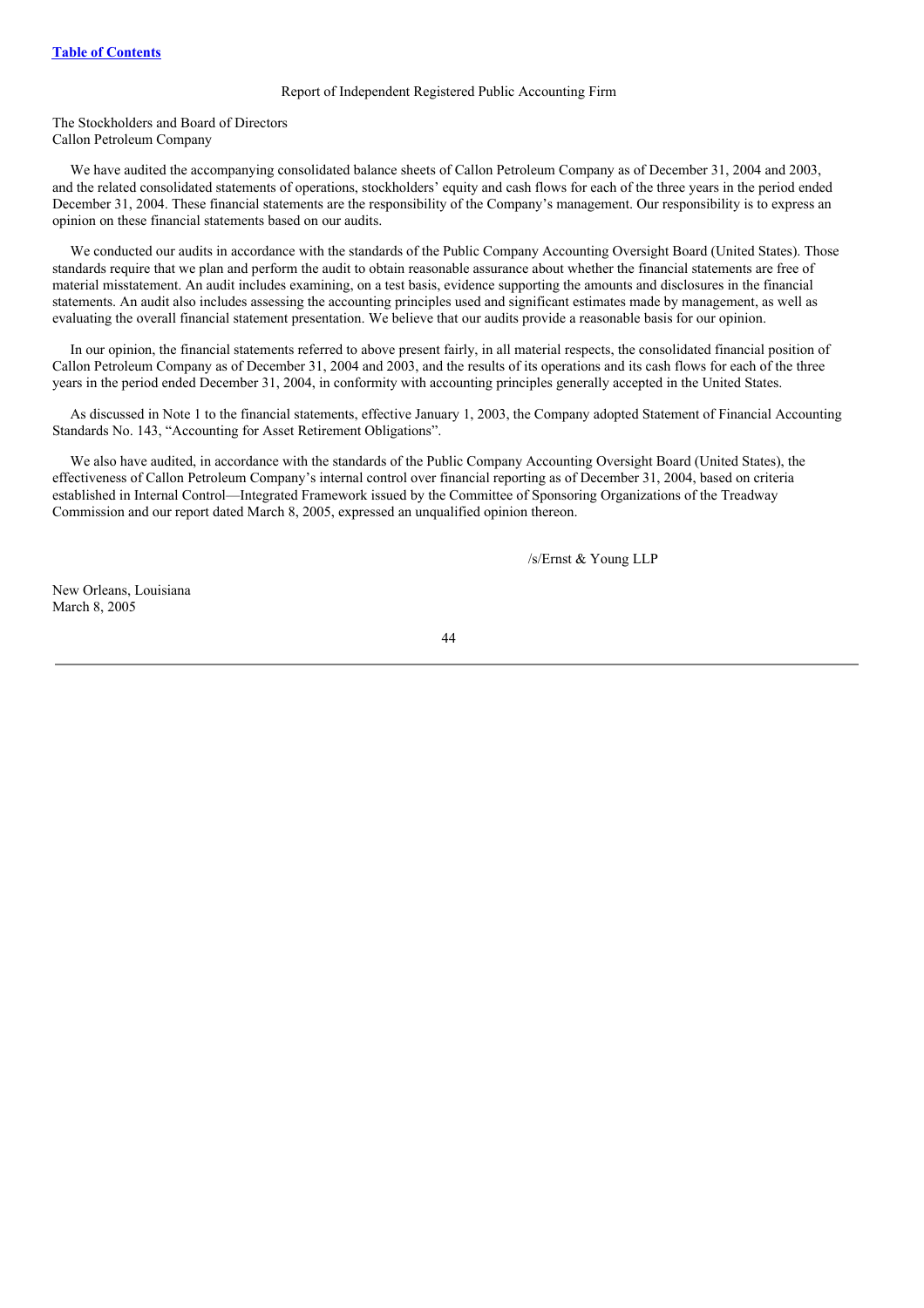Table of Contents

## Report of Independent Registered Public Accounting Firm

The Stockholders and Board of Directors
Callon Petroleum Company

We have audited the accompanying consolidated balance sheets of Callon Petroleum Company as of December 31, 2004 and 2003, and the related consolidated statements of operations, stockholders' equity and cash flows for each of the three years in the period ended December 31, 2004. These financial statements are the responsibility of the Company's management. Our responsibility is to express an opinion on these financial statements based on our audits.

We conducted our audits in accordance with the standards of the Public Company Accounting Oversight Board (United States). Those standards require that we plan and perform the audit to obtain reasonable assurance about whether the financial statements are free of material misstatement. An audit includes examining, on a test basis, evidence supporting the amounts and disclosures in the financial statements. An audit also includes assessing the accounting principles used and significant estimates made by management, as well as evaluating the overall financial statement presentation. We believe that our audits provide a reasonable basis for our opinion.

In our opinion, the financial statements referred to above present fairly, in all material respects, the consolidated financial position of Callon Petroleum Company as of December 31, 2004 and 2003, and the results of its operations and its cash flows for each of the three years in the period ended December 31, 2004, in conformity with accounting principles generally accepted in the United States.

As discussed in Note 1 to the financial statements, effective January 1, 2003, the Company adopted Statement of Financial Accounting Standards No. 143, "Accounting for Asset Retirement Obligations".

We also have audited, in accordance with the standards of the Public Company Accounting Oversight Board (United States), the effectiveness of Callon Petroleum Company's internal control over financial reporting as of December 31, 2004, based on criteria established in Internal Control—Integrated Framework issued by the Committee of Sponsoring Organizations of the Treadway Commission and our report dated March 8, 2005, expressed an unqualified opinion thereon.

/s/Ernst & Young LLP

New Orleans, Louisiana
March 8, 2005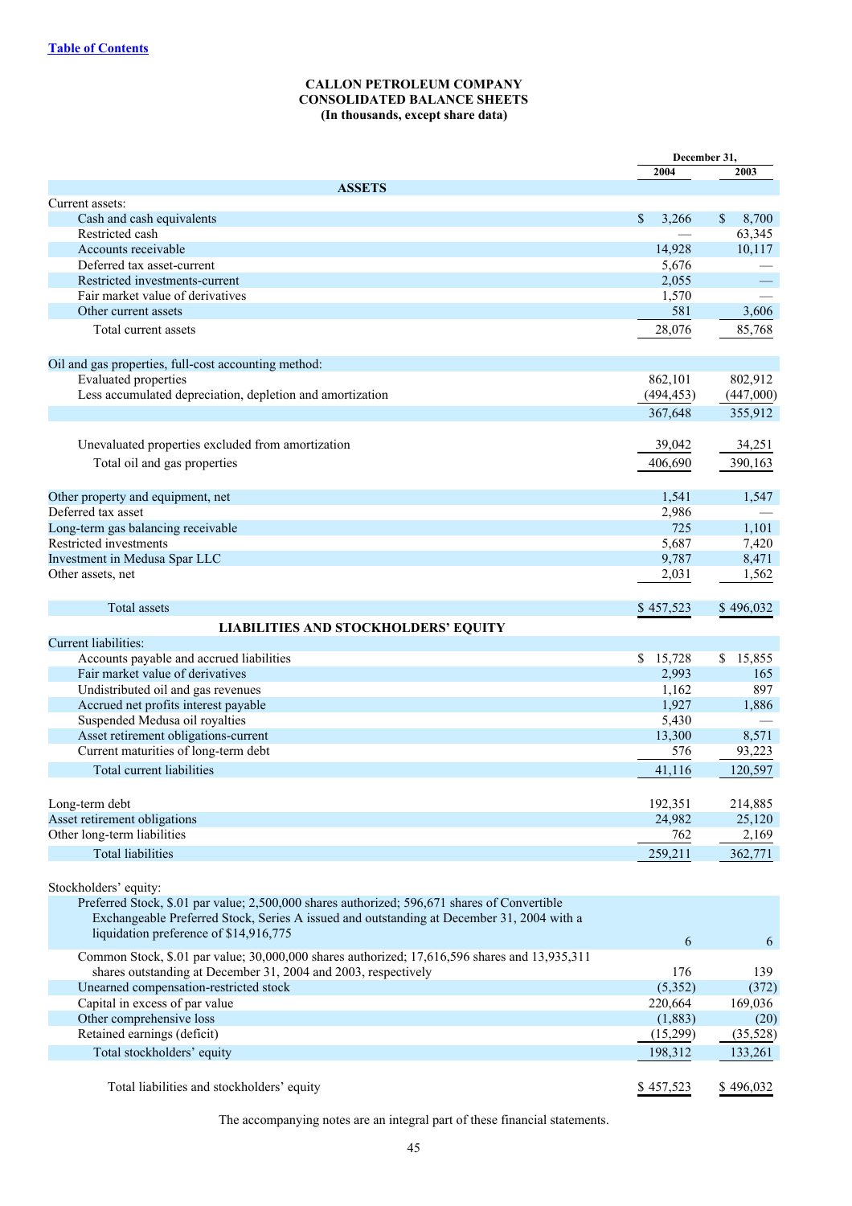[Table of Contents](#)

**CALLON PETROLEUM COMPANY**
**CONSOLIDATED BALANCE SHEETS**
**(In thousands, except share data)**

| | December 31, 2004 | December 31, 2003 |
|---|---|---|
| **ASSETS** | | |
| Current assets: | | |
| Cash and cash equivalents | $ 3,266 | $ 8,700 |
| Restricted cash | — | 63,345 |
| Accounts receivable | 14,928 | 10,117 |
| Deferred tax asset-current | 5,676 | — |
| Restricted investments-current | 2,055 | — |
| Fair market value of derivatives | 1,570 | — |
| Other current assets | 581 | 3,606 |
| Total current assets | 28,076 | 85,768 |
| Oil and gas properties, full-cost accounting method: | | |
| Evaluated properties | 862,101 | 802,912 |
| Less accumulated depreciation, depletion and amortization | (494,453) | (447,000) |
| | 367,648 | 355,912 |
| Unevaluated properties excluded from amortization | 39,042 | 34,251 |
| Total oil and gas properties | 406,690 | 390,163 |
| Other property and equipment, net | 1,541 | 1,547 |
| Deferred tax asset | 2,986 | — |
| Long-term gas balancing receivable | 725 | 1,101 |
| Restricted investments | 5,687 | 7,420 |
| Investment in Medusa Spar LLC | 9,787 | 8,471 |
| Other assets, net | 2,031 | 1,562 |
| Total assets | $ 457,523 | $ 496,032 |
| **LIABILITIES AND STOCKHOLDERS' EQUITY** | | |
| Current liabilities: | | |
| Accounts payable and accrued liabilities | $ 15,728 | $ 15,855 |
| Fair market value of derivatives | 2,993 | 165 |
| Undistributed oil and gas revenues | 1,162 | 897 |
| Accrued net profits interest payable | 1,927 | 1,886 |
| Suspended Medusa oil royalties | 5,430 | — |
| Asset retirement obligations-current | 13,300 | 8,571 |
| Current maturities of long-term debt | 576 | 93,223 |
| Total current liabilities | 41,116 | 120,597 |
| Long-term debt | 192,351 | 214,885 |
| Asset retirement obligations | 24,982 | 25,120 |
| Other long-term liabilities | 762 | 2,169 |
| Total liabilities | 259,211 | 362,771 |
| Stockholders' equity: | | |
| Preferred Stock, $.01 par value; 2,500,000 shares authorized; 596,671 shares of Convertible Exchangeable Preferred Stock, Series A issued and outstanding at December 31, 2004 with a liquidation preference of $14,916,775 | 6 | 6 |
| Common Stock, $.01 par value; 30,000,000 shares authorized; 17,616,596 shares and 13,935,311 shares outstanding at December 31, 2004 and 2003, respectively | 176 | 139 |
| Unearned compensation-restricted stock | (5,352) | (372) |
| Capital in excess of par value | 220,664 | 169,036 |
| Other comprehensive loss | (1,883) | (20) |
| Retained earnings (deficit) | (15,299) | (35,528) |
| Total stockholders' equity | 198,312 | 133,261 |
| Total liabilities and stockholders' equity | $ 457,523 | $ 496,032 |

The accompanying notes are an integral part of these financial statements.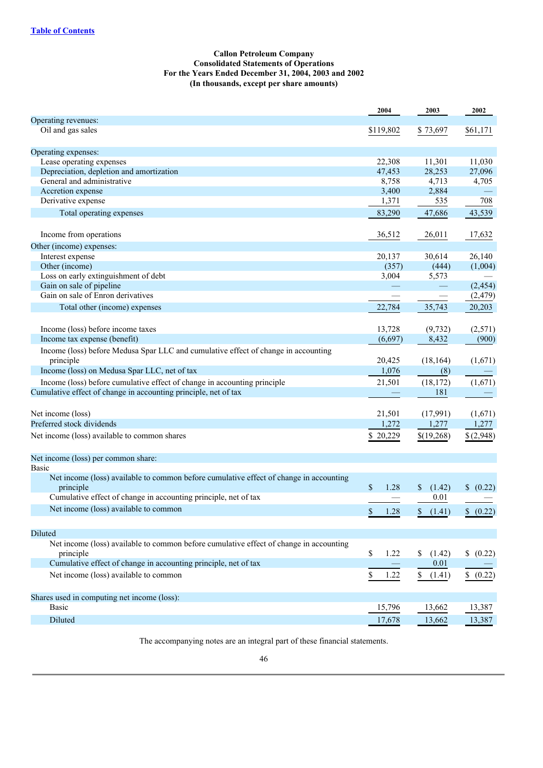Table of Contents

**Callon Petroleum Company**
**Consolidated Statements of Operations**
**For the Years Ended December 31, 2004, 2003 and 2002**
**(In thousands, except per share amounts)**

| | 2004 | 2003 | 2002 |
|---|---|---|---|
| Operating revenues: | | | |
| Oil and gas sales | $119,802 | $ 73,697 | $61,171 |
| Operating expenses: | | | |
| Lease operating expenses | 22,308 | 11,301 | 11,030 |
| Depreciation, depletion and amortization | 47,453 | 28,253 | 27,096 |
| General and administrative | 8,758 | 4,713 | 4,705 |
| Accretion expense | 3,400 | 2,884 | — |
| Derivative expense | 1,371 | 535 | 708 |
| Total operating expenses | 83,290 | 47,686 | 43,539 |
| Income from operations | 36,512 | 26,011 | 17,632 |
| Other (income) expenses: | | | |
| Interest expense | 20,137 | 30,614 | 26,140 |
| Other (income) | (357) | (444) | (1,004) |
| Loss on early extinguishment of debt | 3,004 | 5,573 | — |
| Gain on sale of pipeline | — | — | (2,454) |
| Gain on sale of Enron derivatives | — | — | (2,479) |
| Total other (income) expenses | 22,784 | 35,743 | 20,203 |
| Income (loss) before income taxes | 13,728 | (9,732) | (2,571) |
| Income tax expense (benefit) | (6,697) | 8,432 | (900) |
| Income (loss) before Medusa Spar LLC and cumulative effect of change in accounting principle | 20,425 | (18,164) | (1,671) |
| Income (loss) on Medusa Spar LLC, net of tax | 1,076 | (8) | — |
| Income (loss) before cumulative effect of change in accounting principle | 21,501 | (18,172) | (1,671) |
| Cumulative effect of change in accounting principle, net of tax | — | 181 | — |
| Net income (loss) | 21,501 | (17,991) | (1,671) |
| Preferred stock dividends | 1,272 | 1,277 | 1,277 |
| Net income (loss) available to common shares | $ 20,229 | $(19,268) | $(2,948) |
| Net income (loss) per common share: | | | |
| Basic | | | |
| Net income (loss) available to common before cumulative effect of change in accounting principle | $ 1.28 | $ (1.42) | $ (0.22) |
| Cumulative effect of change in accounting principle, net of tax | — | 0.01 | — |
| Net income (loss) available to common | $ 1.28 | $ (1.41) | $ (0.22) |
| Diluted | | | |
| Net income (loss) available to common before cumulative effect of change in accounting principle | $ 1.22 | $ (1.42) | $ (0.22) |
| Cumulative effect of change in accounting principle, net of tax | — | 0.01 | — |
| Net income (loss) available to common | $ 1.22 | $ (1.41) | $ (0.22) |
| Shares used in computing net income (loss): | | | |
| Basic | 15,796 | 13,662 | 13,387 |
| Diluted | 17,678 | 13,662 | 13,387 |

The accompanying notes are an integral part of these financial statements.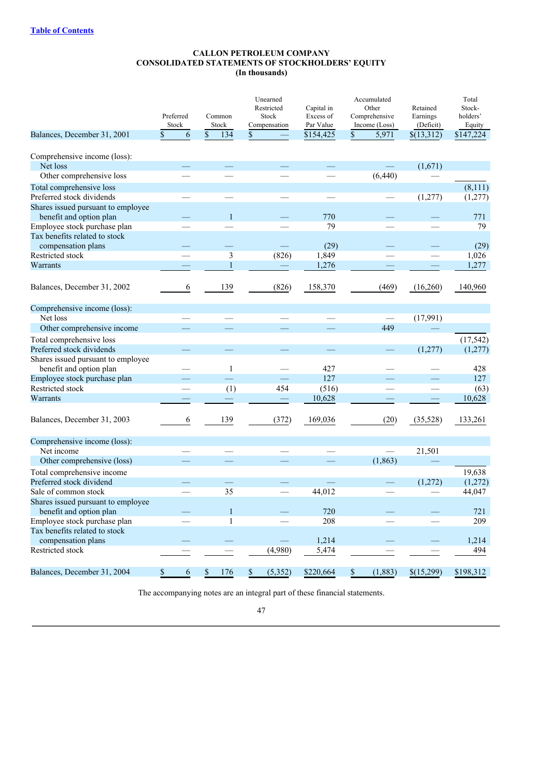# CALLON PETROLEUM COMPANY
## CONSOLIDATED STATEMENTS OF STOCKHOLDERS' EQUITY
### (In thousands)

| | Preferred Stock | Common Stock | Unearned Restricted Stock Compensation | Capital in Excess of Par Value | Accumulated Other Comprehensive Income (Loss) | Retained Earnings (Deficit) | Total Stock-holders' Equity |
|---|---|---|---|---|---|---|---|
| Balances, December 31, 2001 | $ 6 | $ 134 | $ — | $154,425 | $ 5,971 | $(13,312) | $147,224 |
| Comprehensive income (loss): | | | | | | | |
| Net loss | — | — | — | — | — | (1,671) | |
| Other comprehensive loss | — | — | — | — | (6,440) | — | |
| Total comprehensive loss | | | | | | | (8,111) |
| Preferred stock dividends | — | — | — | — | — | (1,277) | (1,277) |
| Shares issued pursuant to employee benefit and option plan | — | 1 | — | 770 | — | — | 771 |
| Employee stock purchase plan | — | — | — | 79 | — | — | 79 |
| Tax benefits related to stock compensation plans | — | — | — | (29) | — | — | (29) |
| Restricted stock | — | 3 | (826) | 1,849 | — | — | 1,026 |
| Warrants | — | 1 | — | 1,276 | — | — | 1,277 |
| Balances, December 31, 2002 | 6 | 139 | (826) | 158,370 | (469) | (16,260) | 140,960 |
| Comprehensive income (loss): | | | | | | | |
| Net loss | — | — | — | — | — | (17,991) | |
| Other comprehensive income | — | — | — | — | 449 | — | |
| Total comprehensive loss | | | | | | | (17,542) |
| Preferred stock dividends | — | — | — | — | — | (1,277) | (1,277) |
| Shares issued pursuant to employee benefit and option plan | — | 1 | — | 427 | — | — | 428 |
| Employee stock purchase plan | — | — | — | 127 | — | — | 127 |
| Restricted stock | — | (1) | 454 | (516) | — | — | (63) |
| Warrants | — | — | — | 10,628 | — | — | 10,628 |
| Balances, December 31, 2003 | 6 | 139 | (372) | 169,036 | (20) | (35,528) | 133,261 |
| Comprehensive income (loss): | | | | | | | |
| Net income | — | — | — | — | — | 21,501 | |
| Other comprehensive (loss) | — | — | — | — | (1,863) | — | |
| Total comprehensive income | | | | | | | 19,638 |
| Preferred stock dividend | — | — | — | — | — | (1,272) | (1,272) |
| Sale of common stock | — | 35 | — | 44,012 | — | — | 44,047 |
| Shares issued pursuant to employee benefit and option plan | — | 1 | — | 720 | — | — | 721 |
| Employee stock purchase plan | — | 1 | — | 208 | — | — | 209 |
| Tax benefits related to stock compensation plans | — | — | — | 1,214 | — | — | 1,214 |
| Restricted stock | — | — | (4,980) | 5,474 | — | — | 494 |
| Balances, December 31, 2004 | $ 6 | $ 176 | $ (5,352) | $220,664 | $ (1,883) | $(15,299) | $198,312 |

The accompanying notes are an integral part of these financial statements.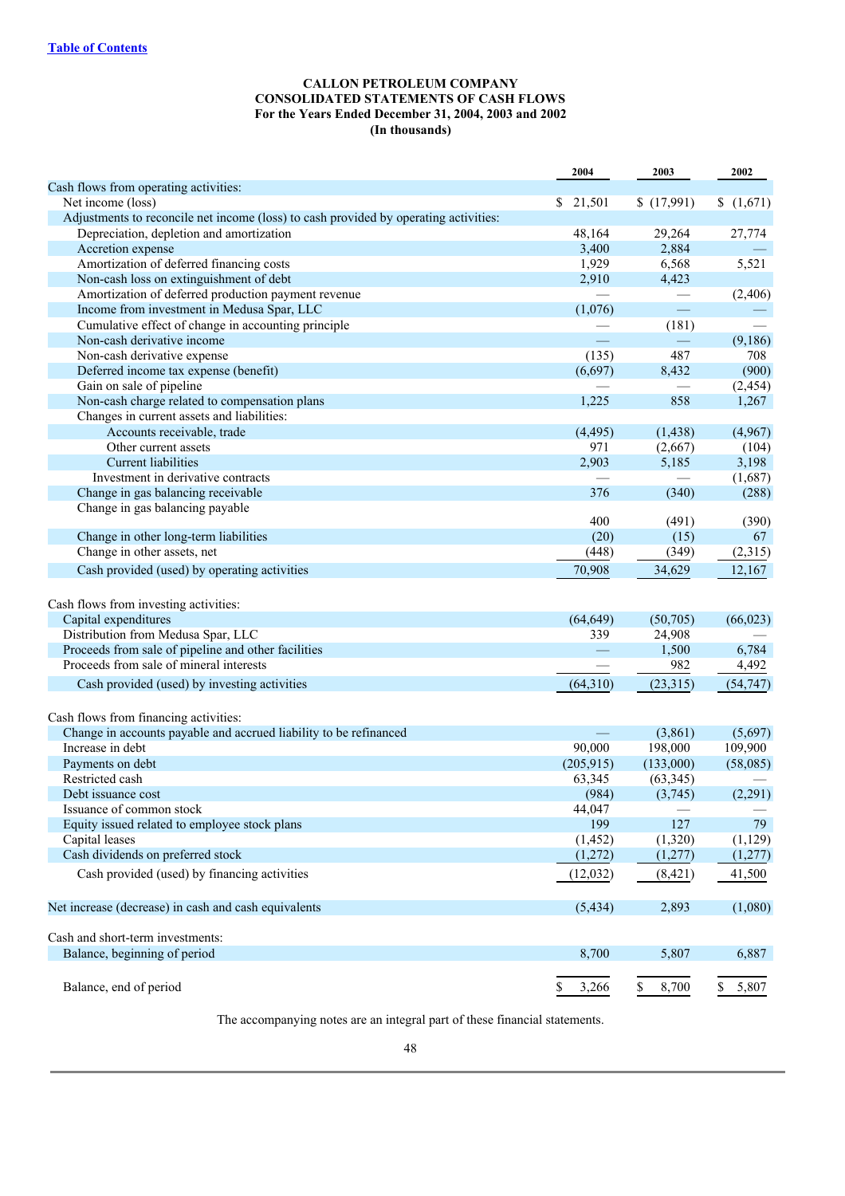[Table of Contents](#)

**CALLON PETROLEUM COMPANY**
**CONSOLIDATED STATEMENTS OF CASH FLOWS**
**For the Years Ended December 31, 2004, 2003 and 2002**
**(In thousands)**

| | 2004 | 2003 | 2002 |
|---|---|---|---|
| Cash flows from operating activities: | | | |
| Net income (loss) | $ 21,501 | $ (17,991) | $ (1,671) |
| Adjustments to reconcile net income (loss) to cash provided by operating activities: | | | |
| Depreciation, depletion and amortization | 48,164 | 29,264 | 27,774 |
| Accretion expense | 3,400 | 2,884 | — |
| Amortization of deferred financing costs | 1,929 | 6,568 | 5,521 |
| Non-cash loss on extinguishment of debt | 2,910 | 4,423 | |
| Amortization of deferred production payment revenue | — | — | (2,406) |
| Income from investment in Medusa Spar, LLC | (1,076) | — | — |
| Cumulative effect of change in accounting principle | — | (181) | — |
| Non-cash derivative income | — | — | (9,186) |
| Non-cash derivative expense | (135) | 487 | 708 |
| Deferred income tax expense (benefit) | (6,697) | 8,432 | (900) |
| Gain on sale of pipeline | — | — | (2,454) |
| Non-cash charge related to compensation plans | 1,225 | 858 | 1,267 |
| Changes in current assets and liabilities: | | | |
| Accounts receivable, trade | (4,495) | (1,438) | (4,967) |
| Other current assets | 971 | (2,667) | (104) |
| Current liabilities | 2,903 | 5,185 | 3,198 |
| Investment in derivative contracts | — | — | (1,687) |
| Change in gas balancing receivable | 376 | (340) | (288) |
| Change in gas balancing payable | 400 | (491) | (390) |
| Change in other long-term liabilities | (20) | (15) | 67 |
| Change in other assets, net | (448) | (349) | (2,315) |
| Cash provided (used) by operating activities | 70,908 | 34,629 | 12,167 |
| Cash flows from investing activities: | | | |
| Capital expenditures | (64,649) | (50,705) | (66,023) |
| Distribution from Medusa Spar, LLC | 339 | 24,908 | — |
| Proceeds from sale of pipeline and other facilities | — | 1,500 | 6,784 |
| Proceeds from sale of mineral interests | — | 982 | 4,492 |
| Cash provided (used) by investing activities | (64,310) | (23,315) | (54,747) |
| Cash flows from financing activities: | | | |
| Change in accounts payable and accrued liability to be refinanced | — | (3,861) | (5,697) |
| Increase in debt | 90,000 | 198,000 | 109,900 |
| Payments on debt | (205,915) | (133,000) | (58,085) |
| Restricted cash | 63,345 | (63,345) | — |
| Debt issuance cost | (984) | (3,745) | (2,291) |
| Issuance of common stock | 44,047 | — | — |
| Equity issued related to employee stock plans | 199 | 127 | 79 |
| Capital leases | (1,452) | (1,320) | (1,129) |
| Cash dividends on preferred stock | (1,272) | (1,277) | (1,277) |
| Cash provided (used) by financing activities | (12,032) | (8,421) | 41,500 |
| Net increase (decrease) in cash and cash equivalents | (5,434) | 2,893 | (1,080) |
| Cash and short-term investments: | | | |
| Balance, beginning of period | 8,700 | 5,807 | 6,887 |
| Balance, end of period | $ 3,266 | $ 8,700 | $ 5,807 |

The accompanying notes are an integral part of these financial statements.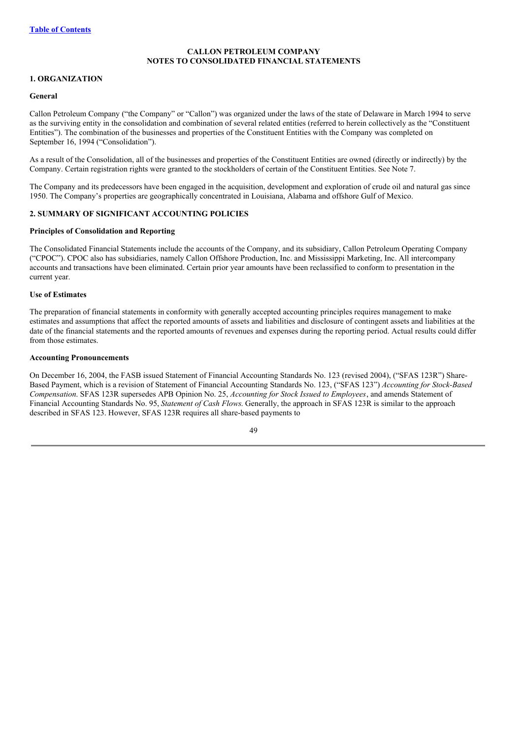**CALLON PETROLEUM COMPANY**
**NOTES TO CONSOLIDATED FINANCIAL STATEMENTS**

## 1. ORGANIZATION

### General

Callon Petroleum Company ("the Company" or "Callon") was organized under the laws of the state of Delaware in March 1994 to serve as the surviving entity in the consolidation and combination of several related entities (referred to herein collectively as the "Constituent Entities"). The combination of the businesses and properties of the Constituent Entities with the Company was completed on September 16, 1994 ("Consolidation").

As a result of the Consolidation, all of the businesses and properties of the Constituent Entities are owned (directly or indirectly) by the Company. Certain registration rights were granted to the stockholders of certain of the Constituent Entities. See Note 7.

The Company and its predecessors have been engaged in the acquisition, development and exploration of crude oil and natural gas since 1950. The Company's properties are geographically concentrated in Louisiana, Alabama and offshore Gulf of Mexico.

## 2. SUMMARY OF SIGNIFICANT ACCOUNTING POLICIES

### Principles of Consolidation and Reporting

The Consolidated Financial Statements include the accounts of the Company, and its subsidiary, Callon Petroleum Operating Company ("CPOC"). CPOC also has subsidiaries, namely Callon Offshore Production, Inc. and Mississippi Marketing, Inc. All intercompany accounts and transactions have been eliminated. Certain prior year amounts have been reclassified to conform to presentation in the current year.

### Use of Estimates

The preparation of financial statements in conformity with generally accepted accounting principles requires management to make estimates and assumptions that affect the reported amounts of assets and liabilities and disclosure of contingent assets and liabilities at the date of the financial statements and the reported amounts of revenues and expenses during the reporting period. Actual results could differ from those estimates.

### Accounting Pronouncements

On December 16, 2004, the FASB issued Statement of Financial Accounting Standards No. 123 (revised 2004), ("SFAS 123R") Share-Based Payment, which is a revision of Statement of Financial Accounting Standards No. 123, ("SFAS 123") *Accounting for Stock-Based Compensation*. SFAS 123R supersedes APB Opinion No. 25, *Accounting for Stock Issued to Employees*, and amends Statement of Financial Accounting Standards No. 95, *Statement of Cash Flows.* Generally, the approach in SFAS 123R is similar to the approach described in SFAS 123. However, SFAS 123R requires all share-based payments to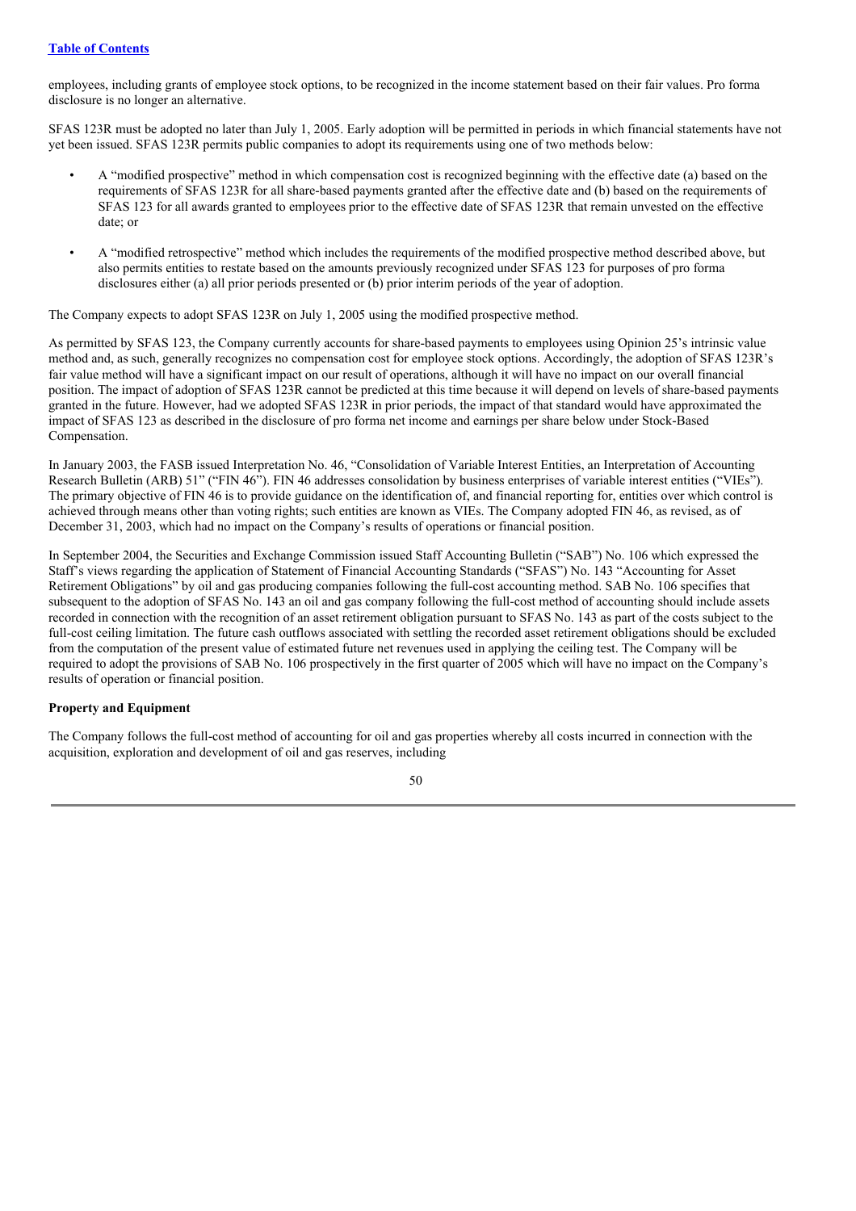employees, including grants of employee stock options, to be recognized in the income statement based on their fair values. Pro forma disclosure is no longer an alternative.

SFAS 123R must be adopted no later than July 1, 2005. Early adoption will be permitted in periods in which financial statements have not yet been issued. SFAS 123R permits public companies to adopt its requirements using one of two methods below:

- A "modified prospective" method in which compensation cost is recognized beginning with the effective date (a) based on the requirements of SFAS 123R for all share-based payments granted after the effective date and (b) based on the requirements of SFAS 123 for all awards granted to employees prior to the effective date of SFAS 123R that remain unvested on the effective date; or

- A "modified retrospective" method which includes the requirements of the modified prospective method described above, but also permits entities to restate based on the amounts previously recognized under SFAS 123 for purposes of pro forma disclosures either (a) all prior periods presented or (b) prior interim periods of the year of adoption.

The Company expects to adopt SFAS 123R on July 1, 2005 using the modified prospective method.

As permitted by SFAS 123, the Company currently accounts for share-based payments to employees using Opinion 25's intrinsic value method and, as such, generally recognizes no compensation cost for employee stock options. Accordingly, the adoption of SFAS 123R's fair value method will have a significant impact on our result of operations, although it will have no impact on our overall financial position. The impact of adoption of SFAS 123R cannot be predicted at this time because it will depend on levels of share-based payments granted in the future. However, had we adopted SFAS 123R in prior periods, the impact of that standard would have approximated the impact of SFAS 123 as described in the disclosure of pro forma net income and earnings per share below under Stock-Based Compensation.

In January 2003, the FASB issued Interpretation No. 46, "Consolidation of Variable Interest Entities, an Interpretation of Accounting Research Bulletin (ARB) 51" ("FIN 46"). FIN 46 addresses consolidation by business enterprises of variable interest entities ("VIEs"). The primary objective of FIN 46 is to provide guidance on the identification of, and financial reporting for, entities over which control is achieved through means other than voting rights; such entities are known as VIEs. The Company adopted FIN 46, as revised, as of December 31, 2003, which had no impact on the Company's results of operations or financial position.

In September 2004, the Securities and Exchange Commission issued Staff Accounting Bulletin ("SAB") No. 106 which expressed the Staff's views regarding the application of Statement of Financial Accounting Standards ("SFAS") No. 143 "Accounting for Asset Retirement Obligations" by oil and gas producing companies following the full-cost accounting method. SAB No. 106 specifies that subsequent to the adoption of SFAS No. 143 an oil and gas company following the full-cost method of accounting should include assets recorded in connection with the recognition of an asset retirement obligation pursuant to SFAS No. 143 as part of the costs subject to the full-cost ceiling limitation. The future cash outflows associated with settling the recorded asset retirement obligations should be excluded from the computation of the present value of estimated future net revenues used in applying the ceiling test. The Company will be required to adopt the provisions of SAB No. 106 prospectively in the first quarter of 2005 which will have no impact on the Company's results of operation or financial position.

**Property and Equipment**

The Company follows the full-cost method of accounting for oil and gas properties whereby all costs incurred in connection with the acquisition, exploration and development of oil and gas reserves, including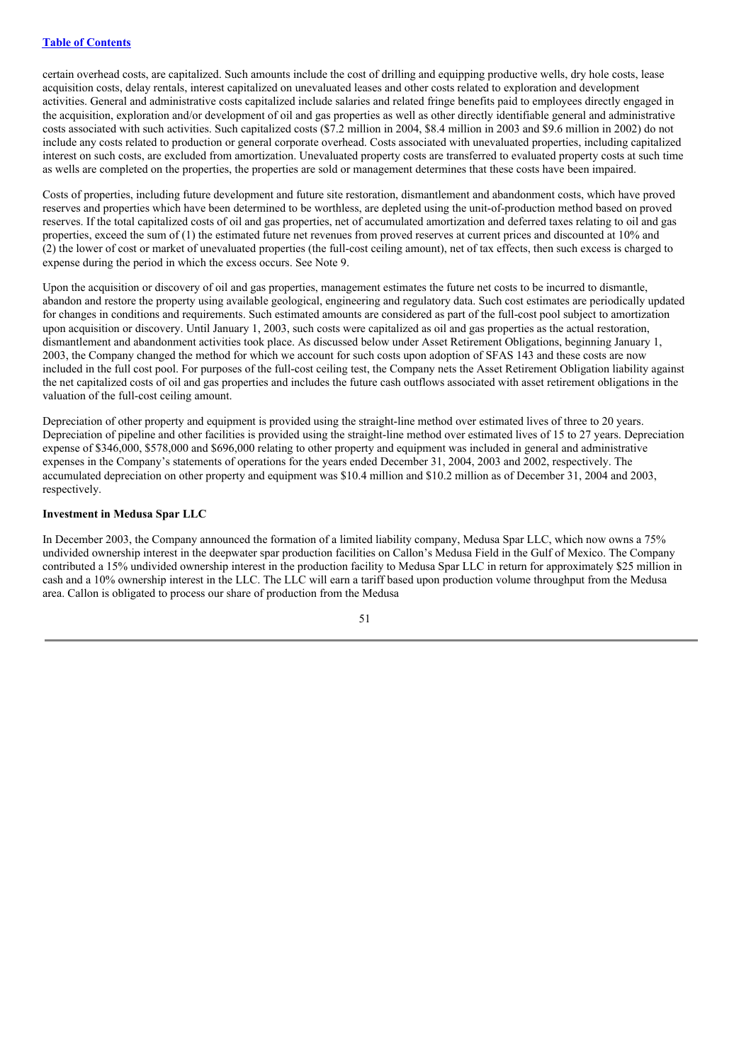certain overhead costs, are capitalized. Such amounts include the cost of drilling and equipping productive wells, dry hole costs, lease acquisition costs, delay rentals, interest capitalized on unevaluated leases and other costs related to exploration and development activities. General and administrative costs capitalized include salaries and related fringe benefits paid to employees directly engaged in the acquisition, exploration and/or development of oil and gas properties as well as other directly identifiable general and administrative costs associated with such activities. Such capitalized costs ($7.2 million in 2004, $8.4 million in 2003 and $9.6 million in 2002) do not include any costs related to production or general corporate overhead. Costs associated with unevaluated properties, including capitalized interest on such costs, are excluded from amortization. Unevaluated property costs are transferred to evaluated property costs at such time as wells are completed on the properties, the properties are sold or management determines that these costs have been impaired.

Costs of properties, including future development and future site restoration, dismantlement and abandonment costs, which have proved reserves and properties which have been determined to be worthless, are depleted using the unit-of-production method based on proved reserves. If the total capitalized costs of oil and gas properties, net of accumulated amortization and deferred taxes relating to oil and gas properties, exceed the sum of (1) the estimated future net revenues from proved reserves at current prices and discounted at 10% and (2) the lower of cost or market of unevaluated properties (the full-cost ceiling amount), net of tax effects, then such excess is charged to expense during the period in which the excess occurs. See Note 9.

Upon the acquisition or discovery of oil and gas properties, management estimates the future net costs to be incurred to dismantle, abandon and restore the property using available geological, engineering and regulatory data. Such cost estimates are periodically updated for changes in conditions and requirements. Such estimated amounts are considered as part of the full-cost pool subject to amortization upon acquisition or discovery. Until January 1, 2003, such costs were capitalized as oil and gas properties as the actual restoration, dismantlement and abandonment activities took place. As discussed below under Asset Retirement Obligations, beginning January 1, 2003, the Company changed the method for which we account for such costs upon adoption of SFAS 143 and these costs are now included in the full cost pool. For purposes of the full-cost ceiling test, the Company nets the Asset Retirement Obligation liability against the net capitalized costs of oil and gas properties and includes the future cash outflows associated with asset retirement obligations in the valuation of the full-cost ceiling amount.

Depreciation of other property and equipment is provided using the straight-line method over estimated lives of three to 20 years. Depreciation of pipeline and other facilities is provided using the straight-line method over estimated lives of 15 to 27 years. Depreciation expense of $346,000, $578,000 and $696,000 relating to other property and equipment was included in general and administrative expenses in the Company's statements of operations for the years ended December 31, 2004, 2003 and 2002, respectively. The accumulated depreciation on other property and equipment was $10.4 million and $10.2 million as of December 31, 2004 and 2003, respectively.

**Investment in Medusa Spar LLC**

In December 2003, the Company announced the formation of a limited liability company, Medusa Spar LLC, which now owns a 75% undivided ownership interest in the deepwater spar production facilities on Callon's Medusa Field in the Gulf of Mexico. The Company contributed a 15% undivided ownership interest in the production facility to Medusa Spar LLC in return for approximately $25 million in cash and a 10% ownership interest in the LLC. The LLC will earn a tariff based upon production volume throughput from the Medusa area. Callon is obligated to process our share of production from the Medusa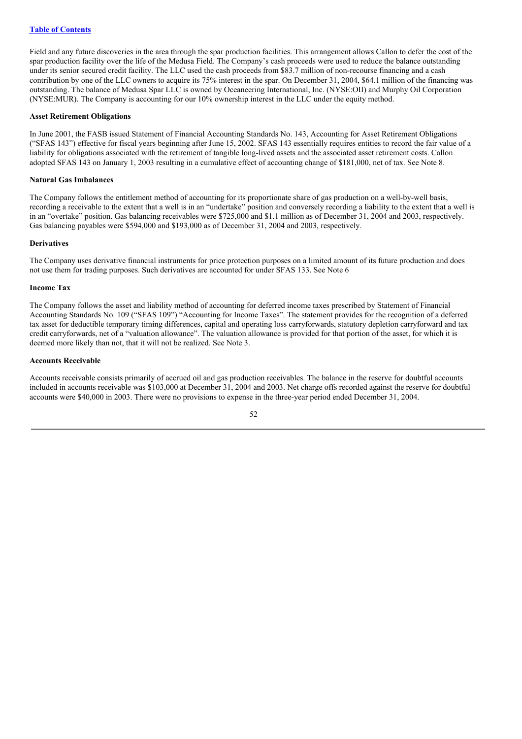Field and any future discoveries in the area through the spar production facilities. This arrangement allows Callon to defer the cost of the spar production facility over the life of the Medusa Field. The Company's cash proceeds were used to reduce the balance outstanding under its senior secured credit facility. The LLC used the cash proceeds from $83.7 million of non-recourse financing and a cash contribution by one of the LLC owners to acquire its 75% interest in the spar. On December 31, 2004, $64.1 million of the financing was outstanding. The balance of Medusa Spar LLC is owned by Oceaneering International, Inc. (NYSE:OII) and Murphy Oil Corporation (NYSE:MUR). The Company is accounting for our 10% ownership interest in the LLC under the equity method.

**Asset Retirement Obligations**

In June 2001, the FASB issued Statement of Financial Accounting Standards No. 143, Accounting for Asset Retirement Obligations ("SFAS 143") effective for fiscal years beginning after June 15, 2002. SFAS 143 essentially requires entities to record the fair value of a liability for obligations associated with the retirement of tangible long-lived assets and the associated asset retirement costs. Callon adopted SFAS 143 on January 1, 2003 resulting in a cumulative effect of accounting change of $181,000, net of tax. See Note 8.

**Natural Gas Imbalances**

The Company follows the entitlement method of accounting for its proportionate share of gas production on a well-by-well basis, recording a receivable to the extent that a well is in an "undertake" position and conversely recording a liability to the extent that a well is in an "overtake" position. Gas balancing receivables were $725,000 and $1.1 million as of December 31, 2004 and 2003, respectively. Gas balancing payables were $594,000 and $193,000 as of December 31, 2004 and 2003, respectively.

**Derivatives**

The Company uses derivative financial instruments for price protection purposes on a limited amount of its future production and does not use them for trading purposes. Such derivatives are accounted for under SFAS 133. See Note 6

**Income Tax**

The Company follows the asset and liability method of accounting for deferred income taxes prescribed by Statement of Financial Accounting Standards No. 109 ("SFAS 109") "Accounting for Income Taxes". The statement provides for the recognition of a deferred tax asset for deductible temporary timing differences, capital and operating loss carryforwards, statutory depletion carryforward and tax credit carryforwards, net of a "valuation allowance". The valuation allowance is provided for that portion of the asset, for which it is deemed more likely than not, that it will not be realized. See Note 3.

**Accounts Receivable**

Accounts receivable consists primarily of accrued oil and gas production receivables. The balance in the reserve for doubtful accounts included in accounts receivable was $103,000 at December 31, 2004 and 2003. Net charge offs recorded against the reserve for doubtful accounts were $40,000 in 2003. There were no provisions to expense in the three-year period ended December 31, 2004.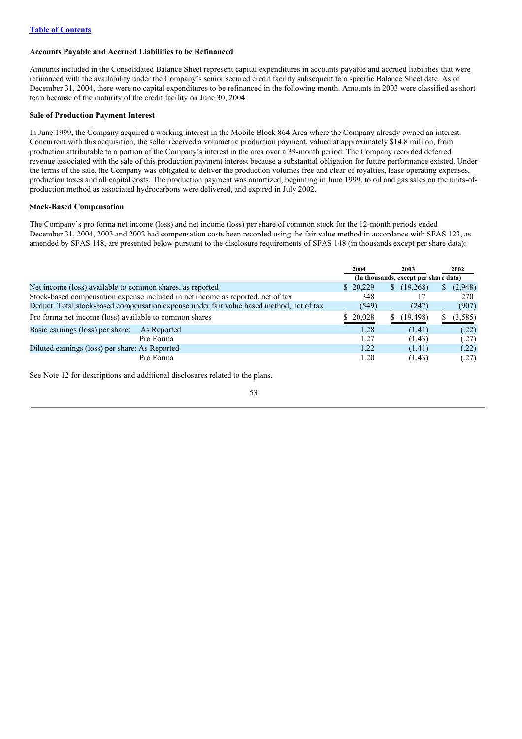[Table of Contents](#)

### Accounts Payable and Accrued Liabilities to be Refinanced

Amounts included in the Consolidated Balance Sheet represent capital expenditures in accounts payable and accrued liabilities that were refinanced with the availability under the Company's senior secured credit facility subsequent to a specific Balance Sheet date. As of December 31, 2004, there were no capital expenditures to be refinanced in the following month. Amounts in 2003 were classified as short term because of the maturity of the credit facility on June 30, 2004.

### Sale of Production Payment Interest

In June 1999, the Company acquired a working interest in the Mobile Block 864 Area where the Company already owned an interest. Concurrent with this acquisition, the seller received a volumetric production payment, valued at approximately $14.8 million, from production attributable to a portion of the Company's interest in the area over a 39-month period. The Company recorded deferred revenue associated with the sale of this production payment interest because a substantial obligation for future performance existed. Under the terms of the sale, the Company was obligated to deliver the production volumes free and clear of royalties, lease operating expenses, production taxes and all capital costs. The production payment was amortized, beginning in June 1999, to oil and gas sales on the units-of-production method as associated hydrocarbons were delivered, and expired in July 2002.

### Stock-Based Compensation

The Company's pro forma net income (loss) and net income (loss) per share of common stock for the 12-month periods ended December 31, 2004, 2003 and 2002 had compensation costs been recorded using the fair value method in accordance with SFAS 123, as amended by SFAS 148, are presented below pursuant to the disclosure requirements of SFAS 148 (in thousands except per share data):

| | | 2004 | 2003 | 2002 |
|---|---|---|---|---|
| | | (In thousands, except per share data) | | |
| Net income (loss) available to common shares, as reported | | $ 20,229 | $ (19,268) | $ (2,948) |
| Stock-based compensation expense included in net income as reported, net of tax | | 348 | 17 | 270 |
| Deduct: Total stock-based compensation expense under fair value based method, net of tax | | (549) | (247) | (907) |
| Pro forma net income (loss) available to common shares | | $ 20,028 | $ (19,498) | $ (3,585) |
| Basic earnings (loss) per share: | As Reported | 1.28 | (1.41) | (.22) |
| | Pro Forma | 1.27 | (1.43) | (.27) |
| Diluted earnings (loss) per share: | As Reported | 1.22 | (1.41) | (.22) |
| | Pro Forma | 1.20 | (1.43) | (.27) |

See Note 12 for descriptions and additional disclosures related to the plans.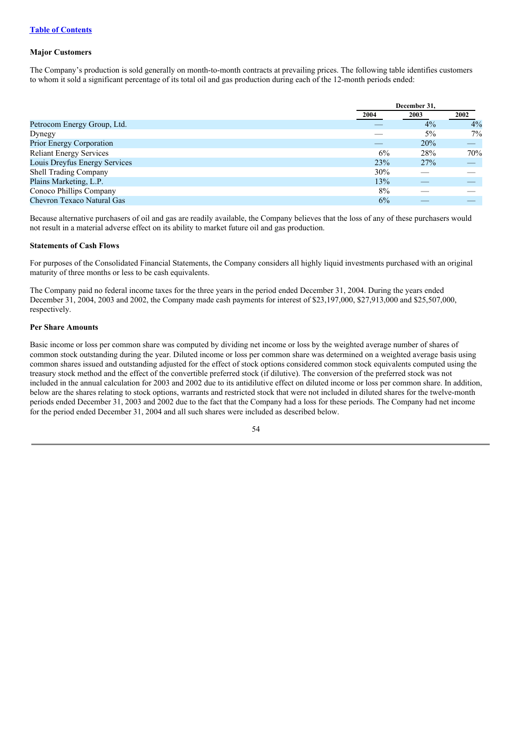[Table of Contents](#)

### Major Customers

The Company's production is sold generally on month-to-month contracts at prevailing prices. The following table identifies customers to whom it sold a significant percentage of its total oil and gas production during each of the 12-month periods ended:

| | December 31, | | |
|---|---|---|---|
| | 2004 | 2003 | 2002 |
| Petrocom Energy Group, Ltd. | — | 4% | 4% |
| Dynegy | — | 5% | 7% |
| Prior Energy Corporation | — | 20% | — |
| Reliant Energy Services | 6% | 28% | 70% |
| Louis Dreyfus Energy Services | 23% | 27% | — |
| Shell Trading Company | 30% | — | — |
| Plains Marketing, L.P. | 13% | — | — |
| Conoco Phillips Company | 8% | — | — |
| Chevron Texaco Natural Gas | 6% | — | — |

Because alternative purchasers of oil and gas are readily available, the Company believes that the loss of any of these purchasers would not result in a material adverse effect on its ability to market future oil and gas production.

### Statements of Cash Flows

For purposes of the Consolidated Financial Statements, the Company considers all highly liquid investments purchased with an original maturity of three months or less to be cash equivalents.

The Company paid no federal income taxes for the three years in the period ended December 31, 2004. During the years ended December 31, 2004, 2003 and 2002, the Company made cash payments for interest of $23,197,000, $27,913,000 and $25,507,000, respectively.

### Per Share Amounts

Basic income or loss per common share was computed by dividing net income or loss by the weighted average number of shares of common stock outstanding during the year. Diluted income or loss per common share was determined on a weighted average basis using common shares issued and outstanding adjusted for the effect of stock options considered common stock equivalents computed using the treasury stock method and the effect of the convertible preferred stock (if dilutive). The conversion of the preferred stock was not included in the annual calculation for 2003 and 2002 due to its antidilutive effect on diluted income or loss per common share. In addition, below are the shares relating to stock options, warrants and restricted stock that were not included in diluted shares for the twelve-month periods ended December 31, 2003 and 2002 due to the fact that the Company had a loss for these periods. The Company had net income for the period ended December 31, 2004 and all such shares were included as described below.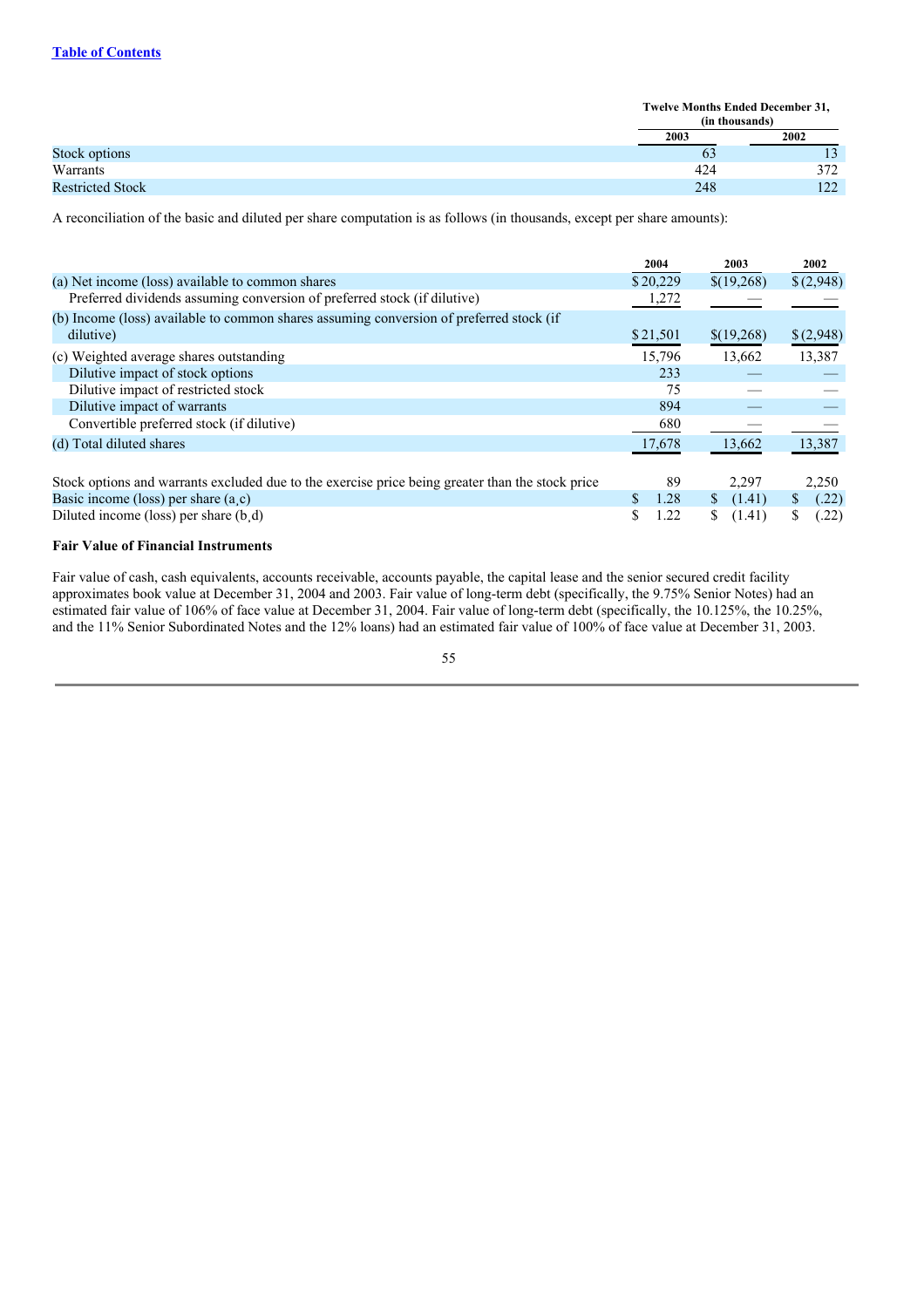| | Twelve Months Ended December 31, (in thousands) | |
|---|---|---|
| | 2003 | 2002 |
| Stock options | 63 | 13 |
| Warrants | 424 | 372 |
| Restricted Stock | 248 | 122 |

A reconciliation of the basic and diluted per share computation is as follows (in thousands, except per share amounts):

| | 2004 | 2003 | 2002 |
|---|---|---|---|
| (a) Net income (loss) available to common shares | $ 20,229 | $(19,268) | $ (2,948) |
| Preferred dividends assuming conversion of preferred stock (if dilutive) | 1,272 | — | — |
| (b) Income (loss) available to common shares assuming conversion of preferred stock (if dilutive) | $ 21,501 | $(19,268) | $ (2,948) |
| (c) Weighted average shares outstanding | 15,796 | 13,662 | 13,387 |
| Dilutive impact of stock options | 233 | — | — |
| Dilutive impact of restricted stock | 75 | — | — |
| Dilutive impact of warrants | 894 | — | — |
| Convertible preferred stock (if dilutive) | 680 | — | — |
| (d) Total diluted shares | 17,678 | 13,662 | 13,387 |
| Stock options and warrants excluded due to the exercise price being greater than the stock price | 89 | 2,297 | 2,250 |
| Basic income (loss) per share (a¸c) | $ 1.28 | $ (1.41) | $ (.22) |
| Diluted income (loss) per share (b¸d) | $ 1.22 | $ (1.41) | $ (.22) |

**Fair Value of Financial Instruments**

Fair value of cash, cash equivalents, accounts receivable, accounts payable, the capital lease and the senior secured credit facility approximates book value at December 31, 2004 and 2003. Fair value of long-term debt (specifically, the 9.75% Senior Notes) had an estimated fair value of 106% of face value at December 31, 2004. Fair value of long-term debt (specifically, the 10.125%, the 10.25%, and the 11% Senior Subordinated Notes and the 12% loans) had an estimated fair value of 100% of face value at December 31, 2003.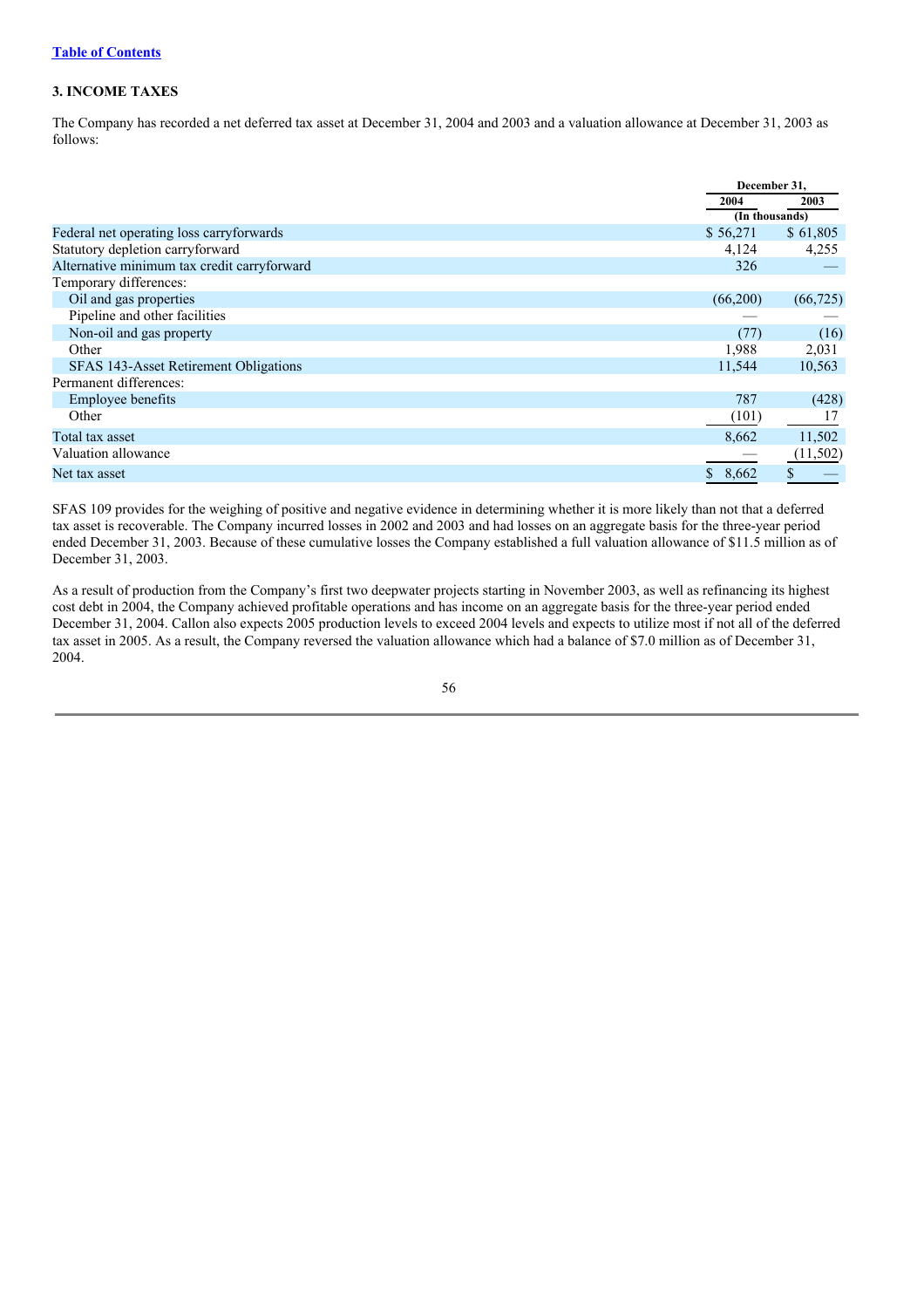[Table of Contents](#)

### 3. INCOME TAXES

The Company has recorded a net deferred tax asset at December 31, 2004 and 2003 and a valuation allowance at December 31, 2003 as follows:

| | December 31, | |
|---|---|---|
| | 2004 | 2003 |
| | (In thousands) | |
| Federal net operating loss carryforwards | $ 56,271 | $ 61,805 |
| Statutory depletion carryforward | 4,124 | 4,255 |
| Alternative minimum tax credit carryforward | 326 | — |
| Temporary differences: | | |
| Oil and gas properties | (66,200) | (66,725) |
| Pipeline and other facilities | — | — |
| Non-oil and gas property | (77) | (16) |
| Other | 1,988 | 2,031 |
| SFAS 143-Asset Retirement Obligations | 11,544 | 10,563 |
| Permanent differences: | | |
| Employee benefits | 787 | (428) |
| Other | (101) | 17 |
| Total tax asset | 8,662 | 11,502 |
| Valuation allowance | — | (11,502) |
| Net tax asset | $ 8,662 | $ — |

SFAS 109 provides for the weighing of positive and negative evidence in determining whether it is more likely than not that a deferred tax asset is recoverable. The Company incurred losses in 2002 and 2003 and had losses on an aggregate basis for the three-year period ended December 31, 2003. Because of these cumulative losses the Company established a full valuation allowance of $11.5 million as of December 31, 2003.

As a result of production from the Company's first two deepwater projects starting in November 2003, as well as refinancing its highest cost debt in 2004, the Company achieved profitable operations and has income on an aggregate basis for the three-year period ended December 31, 2004. Callon also expects 2005 production levels to exceed 2004 levels and expects to utilize most if not all of the deferred tax asset in 2005. As a result, the Company reversed the valuation allowance which had a balance of $7.0 million as of December 31, 2004.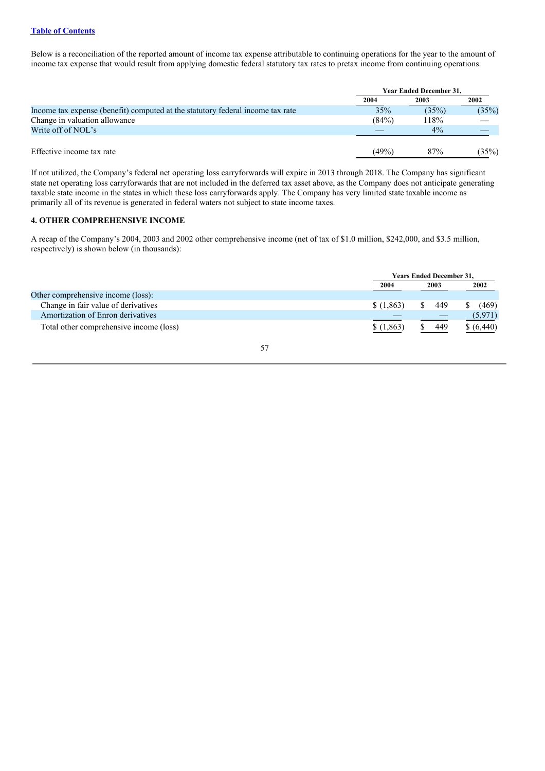[Table of Contents](#)

Below is a reconciliation of the reported amount of income tax expense attributable to continuing operations for the year to the amount of income tax expense that would result from applying domestic federal statutory tax rates to pretax income from continuing operations.

| | Year Ended December 31, | | |
|---|---|---|---|
| | 2004 | 2003 | 2002 |
| Income tax expense (benefit) computed at the statutory federal income tax rate | 35% | (35%) | (35%) |
| Change in valuation allowance | (84%) | 118% | — |
| Write off of NOL's | — | 4% | — |
| Effective income tax rate | (49%) | 87% | (35%) |

If not utilized, the Company's federal net operating loss carryforwards will expire in 2013 through 2018. The Company has significant state net operating loss carryforwards that are not included in the deferred tax asset above, as the Company does not anticipate generating taxable state income in the states in which these loss carryforwards apply. The Company has very limited state taxable income as primarily all of its revenue is generated in federal waters not subject to state income taxes.

### 4. OTHER COMPREHENSIVE INCOME

A recap of the Company's 2004, 2003 and 2002 other comprehensive income (net of tax of $1.0 million, $242,000, and $3.5 million, respectively) is shown below (in thousands):

| | Years Ended December 31, | | |
|---|---|---|---|
| | 2004 | 2003 | 2002 |
| Other comprehensive income (loss): | | | |
| Change in fair value of derivatives | $ (1,863) | $ 449 | $ (469) |
| Amortization of Enron derivatives | — | — | (5,971) |
| Total other comprehensive income (loss) | $ (1,863) | $ 449 | $ (6,440) |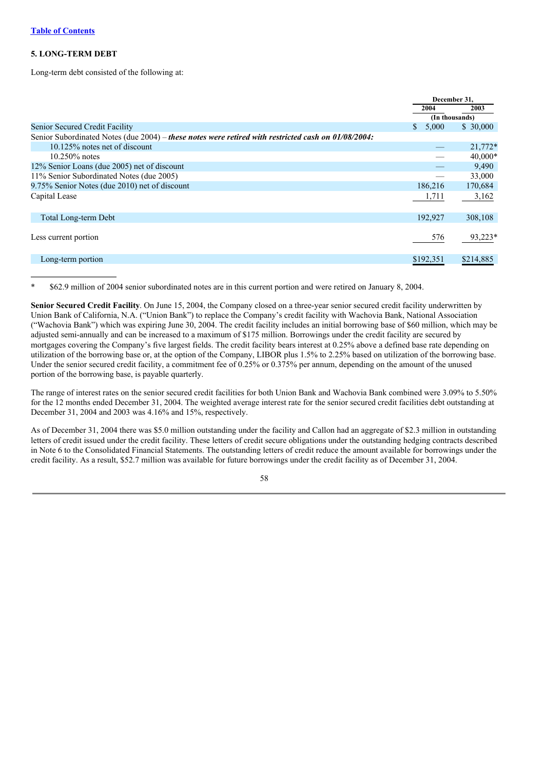[Table of Contents]

### 5. LONG-TERM DEBT

Long-term debt consisted of the following at:

| | December 31, 2004 | December 31, 2003 |
|---|---|---|
| | (In thousands) | |
| Senior Secured Credit Facility | $ 5,000 | $ 30,000 |
| Senior Subordinated Notes (due 2004) – ***these notes were retired with restricted cash on 01/08/2004:*** | | |
| 10.125% notes net of discount | — | 21,772* |
| 10.250% notes | — | 40,000* |
| 12% Senior Loans (due 2005) net of discount | — | 9,490 |
| 11% Senior Subordinated Notes (due 2005) | — | 33,000 |
| 9.75% Senior Notes (due 2010) net of discount | 186,216 | 170,684 |
| Capital Lease | 1,711 | 3,162 |
| Total Long-term Debt | 192,927 | 308,108 |
| Less current portion | 576 | 93,223* |
| Long-term portion | $192,351 | $214,885 |

\* $62.9 million of 2004 senior subordinated notes are in this current portion and were retired on January 8, 2004.

**Senior Secured Credit Facility**. On June 15, 2004, the Company closed on a three-year senior secured credit facility underwritten by Union Bank of California, N.A. ("Union Bank") to replace the Company's credit facility with Wachovia Bank, National Association ("Wachovia Bank") which was expiring June 30, 2004. The credit facility includes an initial borrowing base of $60 million, which may be adjusted semi-annually and can be increased to a maximum of $175 million. Borrowings under the credit facility are secured by mortgages covering the Company's five largest fields. The credit facility bears interest at 0.25% above a defined base rate depending on utilization of the borrowing base or, at the option of the Company, LIBOR plus 1.5% to 2.25% based on utilization of the borrowing base. Under the senior secured credit facility, a commitment fee of 0.25% or 0.375% per annum, depending on the amount of the unused portion of the borrowing base, is payable quarterly.

The range of interest rates on the senior secured credit facilities for both Union Bank and Wachovia Bank combined were 3.09% to 5.50% for the 12 months ended December 31, 2004. The weighted average interest rate for the senior secured credit facilities debt outstanding at December 31, 2004 and 2003 was 4.16% and 15%, respectively.

As of December 31, 2004 there was $5.0 million outstanding under the facility and Callon had an aggregate of $2.3 million in outstanding letters of credit issued under the credit facility. These letters of credit secure obligations under the outstanding hedging contracts described in Note 6 to the Consolidated Financial Statements. The outstanding letters of credit reduce the amount available for borrowings under the credit facility. As a result, $52.7 million was available for future borrowings under the credit facility as of December 31, 2004.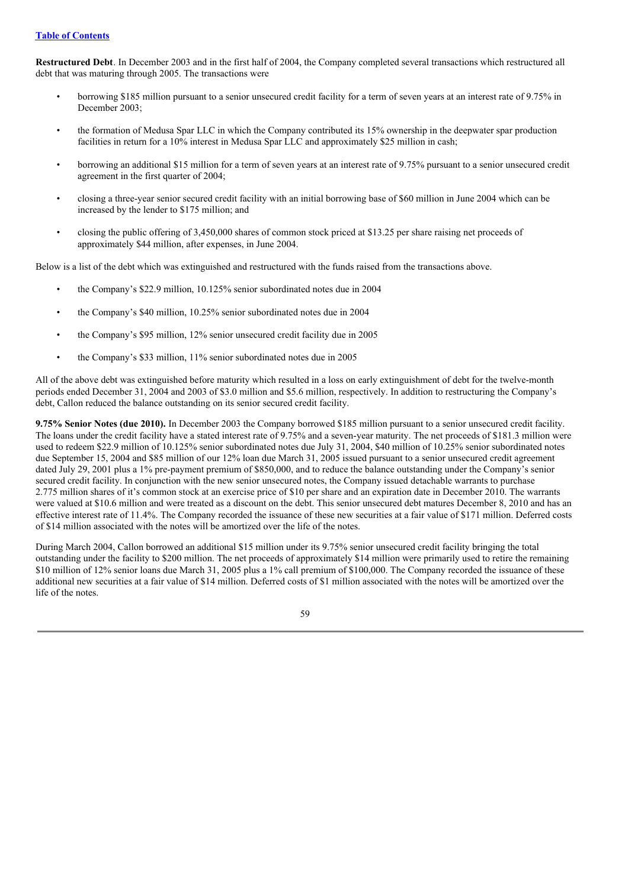**Restructured Debt**. In December 2003 and in the first half of 2004, the Company completed several transactions which restructured all debt that was maturing through 2005. The transactions were

- borrowing $185 million pursuant to a senior unsecured credit facility for a term of seven years at an interest rate of 9.75% in December 2003;
- the formation of Medusa Spar LLC in which the Company contributed its 15% ownership in the deepwater spar production facilities in return for a 10% interest in Medusa Spar LLC and approximately $25 million in cash;
- borrowing an additional $15 million for a term of seven years at an interest rate of 9.75% pursuant to a senior unsecured credit agreement in the first quarter of 2004;
- closing a three-year senior secured credit facility with an initial borrowing base of $60 million in June 2004 which can be increased by the lender to $175 million; and
- closing the public offering of 3,450,000 shares of common stock priced at $13.25 per share raising net proceeds of approximately $44 million, after expenses, in June 2004.

Below is a list of the debt which was extinguished and restructured with the funds raised from the transactions above.

- the Company's $22.9 million, 10.125% senior subordinated notes due in 2004
- the Company's $40 million, 10.25% senior subordinated notes due in 2004
- the Company's $95 million, 12% senior unsecured credit facility due in 2005
- the Company's $33 million, 11% senior subordinated notes due in 2005

All of the above debt was extinguished before maturity which resulted in a loss on early extinguishment of debt for the twelve-month periods ended December 31, 2004 and 2003 of $3.0 million and $5.6 million, respectively. In addition to restructuring the Company's debt, Callon reduced the balance outstanding on its senior secured credit facility.

**9.75% Senior Notes (due 2010).** In December 2003 the Company borrowed $185 million pursuant to a senior unsecured credit facility. The loans under the credit facility have a stated interest rate of 9.75% and a seven-year maturity. The net proceeds of $181.3 million were used to redeem $22.9 million of 10.125% senior subordinated notes due July 31, 2004, $40 million of 10.25% senior subordinated notes due September 15, 2004 and $85 million of our 12% loan due March 31, 2005 issued pursuant to a senior unsecured credit agreement dated July 29, 2001 plus a 1% pre-payment premium of $850,000, and to reduce the balance outstanding under the Company's senior secured credit facility. In conjunction with the new senior unsecured notes, the Company issued detachable warrants to purchase 2.775 million shares of it's common stock at an exercise price of $10 per share and an expiration date in December 2010. The warrants were valued at $10.6 million and were treated as a discount on the debt. This senior unsecured debt matures December 8, 2010 and has an effective interest rate of 11.4%. The Company recorded the issuance of these new securities at a fair value of $171 million. Deferred costs of $14 million associated with the notes will be amortized over the life of the notes.

During March 2004, Callon borrowed an additional $15 million under its 9.75% senior unsecured credit facility bringing the total outstanding under the facility to $200 million. The net proceeds of approximately $14 million were primarily used to retire the remaining $10 million of 12% senior loans due March 31, 2005 plus a 1% call premium of $100,000. The Company recorded the issuance of these additional new securities at a fair value of $14 million. Deferred costs of $1 million associated with the notes will be amortized over the life of the notes.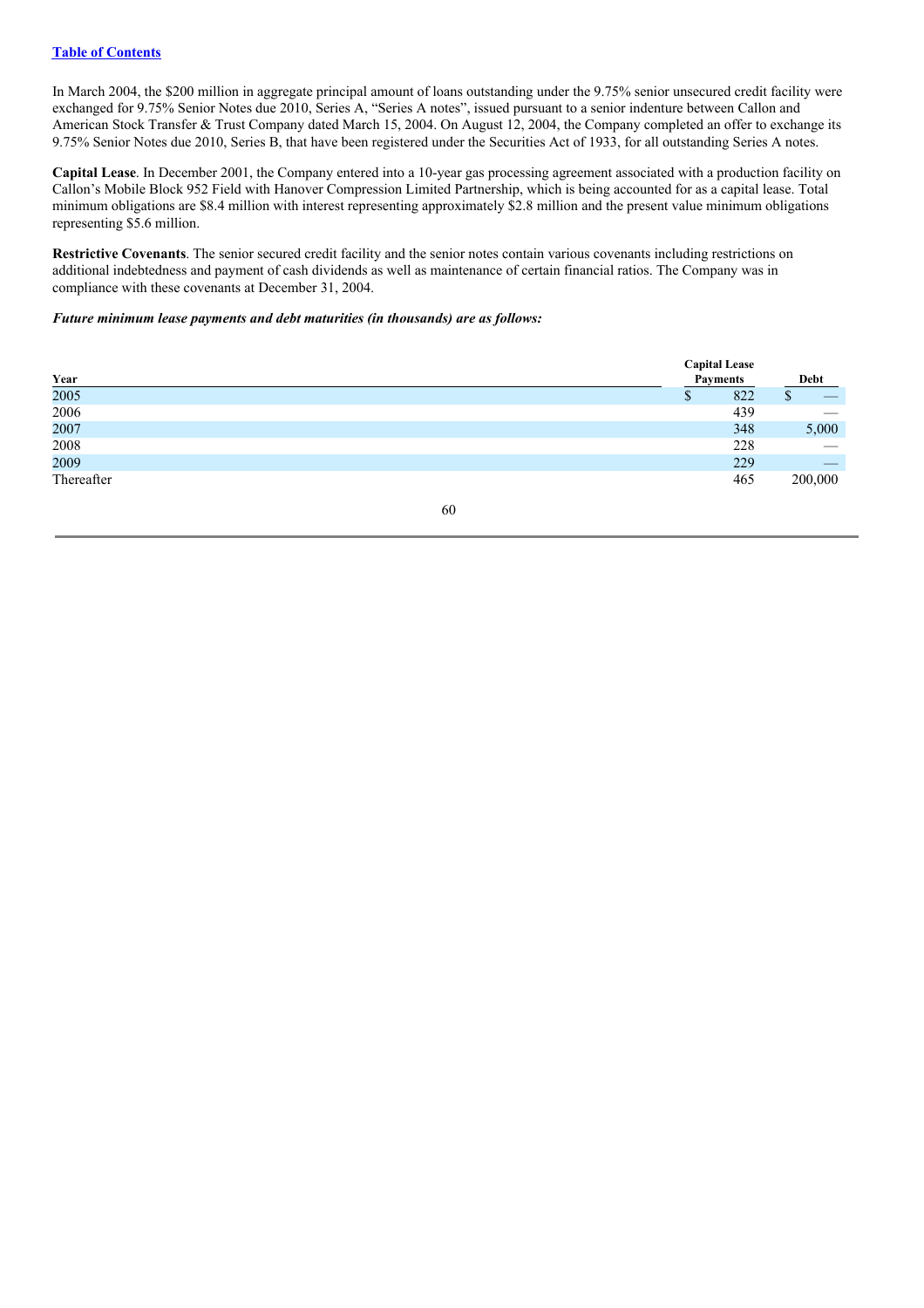In March 2004, the $200 million in aggregate principal amount of loans outstanding under the 9.75% senior unsecured credit facility were exchanged for 9.75% Senior Notes due 2010, Series A, "Series A notes", issued pursuant to a senior indenture between Callon and American Stock Transfer & Trust Company dated March 15, 2004. On August 12, 2004, the Company completed an offer to exchange its 9.75% Senior Notes due 2010, Series B, that have been registered under the Securities Act of 1933, for all outstanding Series A notes.

**Capital Lease**. In December 2001, the Company entered into a 10-year gas processing agreement associated with a production facility on Callon's Mobile Block 952 Field with Hanover Compression Limited Partnership, which is being accounted for as a capital lease. Total minimum obligations are $8.4 million with interest representing approximately $2.8 million and the present value minimum obligations representing $5.6 million.

**Restrictive Covenants**. The senior secured credit facility and the senior notes contain various covenants including restrictions on additional indebtedness and payment of cash dividends as well as maintenance of certain financial ratios. The Company was in compliance with these covenants at December 31, 2004.

***Future minimum lease payments and debt maturities (in thousands) are as follows:***

| Year | Capital Lease Payments | Debt |
|---|---|---|
| 2005 | $ 822 | $ — |
| 2006 | 439 | — |
| 2007 | 348 | 5,000 |
| 2008 | 228 | — |
| 2009 | 229 | — |
| Thereafter | 465 | 200,000 |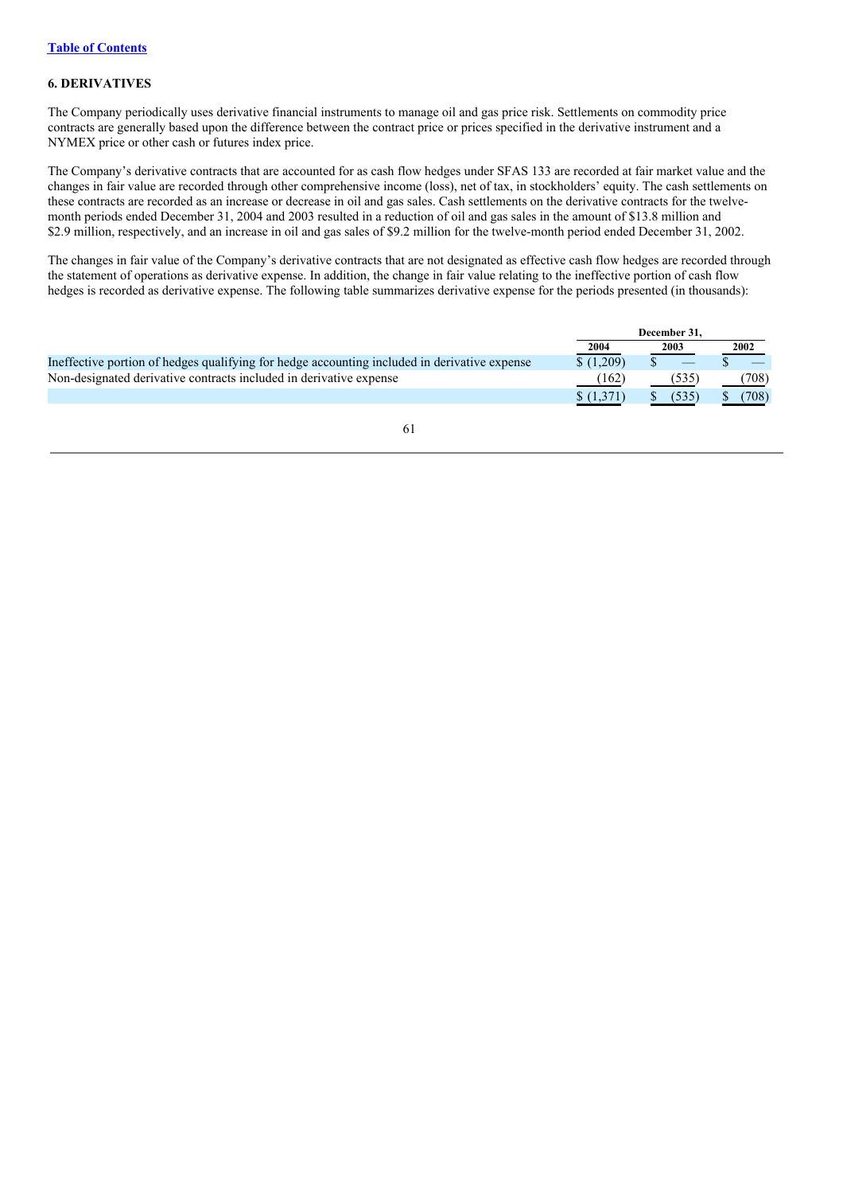[Table of Contents](#)

## 6. DERIVATIVES

The Company periodically uses derivative financial instruments to manage oil and gas price risk. Settlements on commodity price contracts are generally based upon the difference between the contract price or prices specified in the derivative instrument and a NYMEX price or other cash or futures index price.

The Company's derivative contracts that are accounted for as cash flow hedges under SFAS 133 are recorded at fair market value and the changes in fair value are recorded through other comprehensive income (loss), net of tax, in stockholders' equity. The cash settlements on these contracts are recorded as an increase or decrease in oil and gas sales. Cash settlements on the derivative contracts for the twelve-month periods ended December 31, 2004 and 2003 resulted in a reduction of oil and gas sales in the amount of $13.8 million and $2.9 million, respectively, and an increase in oil and gas sales of $9.2 million for the twelve-month period ended December 31, 2002.

The changes in fair value of the Company's derivative contracts that are not designated as effective cash flow hedges are recorded through the statement of operations as derivative expense. In addition, the change in fair value relating to the ineffective portion of cash flow hedges is recorded as derivative expense. The following table summarizes derivative expense for the periods presented (in thousands):

| | December 31, | | |
|---|---|---|---|
| | 2004 | 2003 | 2002 |
| Ineffective portion of hedges qualifying for hedge accounting included in derivative expense | $ (1,209) | $ — | $ — |
| Non-designated derivative contracts included in derivative expense | (162) | (535) | (708) |
| | $ (1,371) | $ (535) | $ (708) |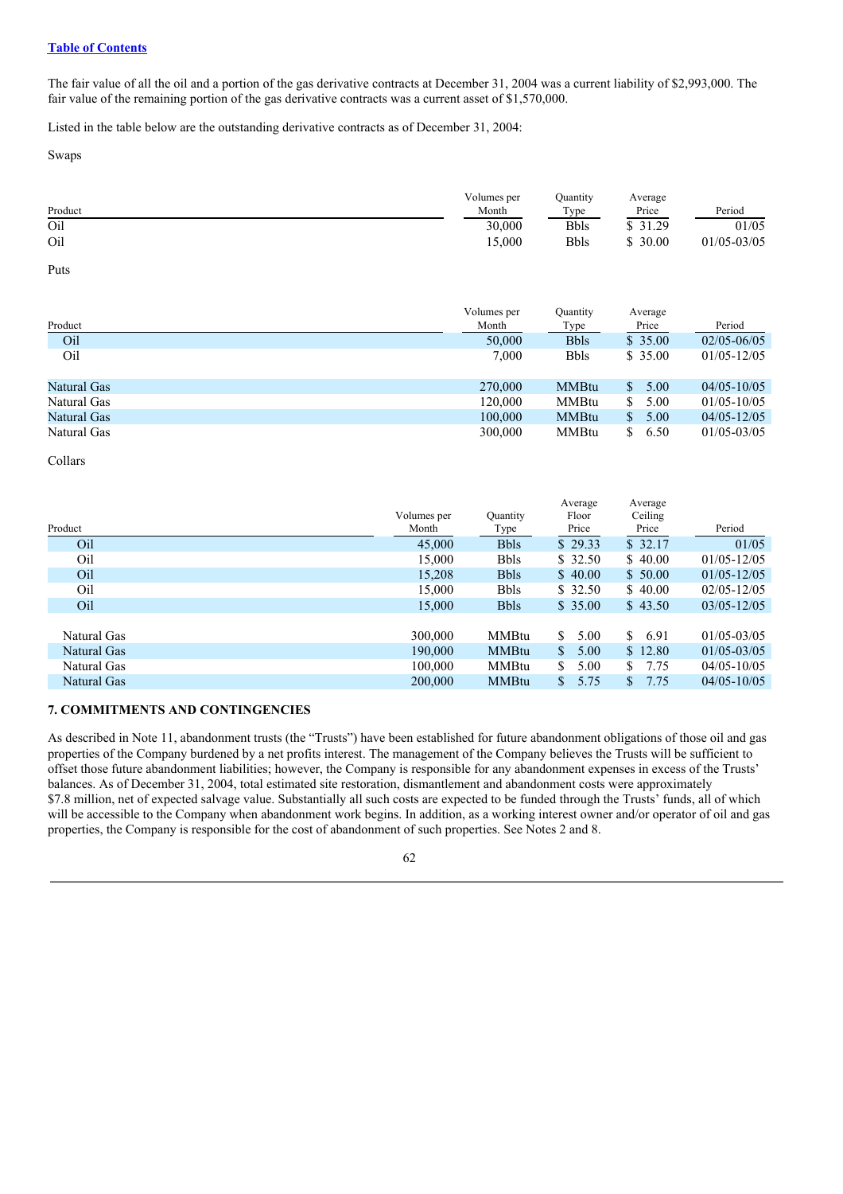The fair value of all the oil and a portion of the gas derivative contracts at December 31, 2004 was a current liability of $2,993,000. The fair value of the remaining portion of the gas derivative contracts was a current asset of $1,570,000.

Listed in the table below are the outstanding derivative contracts as of December 31, 2004:

Swaps

| Product | Volumes per Month | Quantity Type | Average Price | Period |
|---|---|---|---|---|
| Oil | 30,000 | Bbls | $ 31.29 | 01/05 |
| Oil | 15,000 | Bbls | $ 30.00 | 01/05-03/05 |

Puts

| Product | Volumes per Month | Quantity Type | Average Price | Period |
|---|---|---|---|---|
| Oil | 50,000 | Bbls | $ 35.00 | 02/05-06/05 |
| Oil | 7,000 | Bbls | $ 35.00 | 01/05-12/05 |
| Natural Gas | 270,000 | MMBtu | $ 5.00 | 04/05-10/05 |
| Natural Gas | 120,000 | MMBtu | $ 5.00 | 01/05-10/05 |
| Natural Gas | 100,000 | MMBtu | $ 5.00 | 04/05-12/05 |
| Natural Gas | 300,000 | MMBtu | $ 6.50 | 01/05-03/05 |

Collars

| Product | Volumes per Month | Quantity Type | Average Floor Price | Average Ceiling Price | Period |
|---|---|---|---|---|---|
| Oil | 45,000 | Bbls | $ 29.33 | $ 32.17 | 01/05 |
| Oil | 15,000 | Bbls | $ 32.50 | $ 40.00 | 01/05-12/05 |
| Oil | 15,208 | Bbls | $ 40.00 | $ 50.00 | 01/05-12/05 |
| Oil | 15,000 | Bbls | $ 32.50 | $ 40.00 | 02/05-12/05 |
| Oil | 15,000 | Bbls | $ 35.00 | $ 43.50 | 03/05-12/05 |
| Natural Gas | 300,000 | MMBtu | $ 5.00 | $ 6.91 | 01/05-03/05 |
| Natural Gas | 190,000 | MMBtu | $ 5.00 | $ 12.80 | 01/05-03/05 |
| Natural Gas | 100,000 | MMBtu | $ 5.00 | $ 7.75 | 04/05-10/05 |
| Natural Gas | 200,000 | MMBtu | $ 5.75 | $ 7.75 | 04/05-10/05 |

## 7. COMMITMENTS AND CONTINGENCIES

As described in Note 11, abandonment trusts (the "Trusts") have been established for future abandonment obligations of those oil and gas properties of the Company burdened by a net profits interest. The management of the Company believes the Trusts will be sufficient to offset those future abandonment liabilities; however, the Company is responsible for any abandonment expenses in excess of the Trusts' balances. As of December 31, 2004, total estimated site restoration, dismantlement and abandonment costs were approximately $7.8 million, net of expected salvage value. Substantially all such costs are expected to be funded through the Trusts' funds, all of which will be accessible to the Company when abandonment work begins. In addition, as a working interest owner and/or operator of oil and gas properties, the Company is responsible for the cost of abandonment of such properties. See Notes 2 and 8.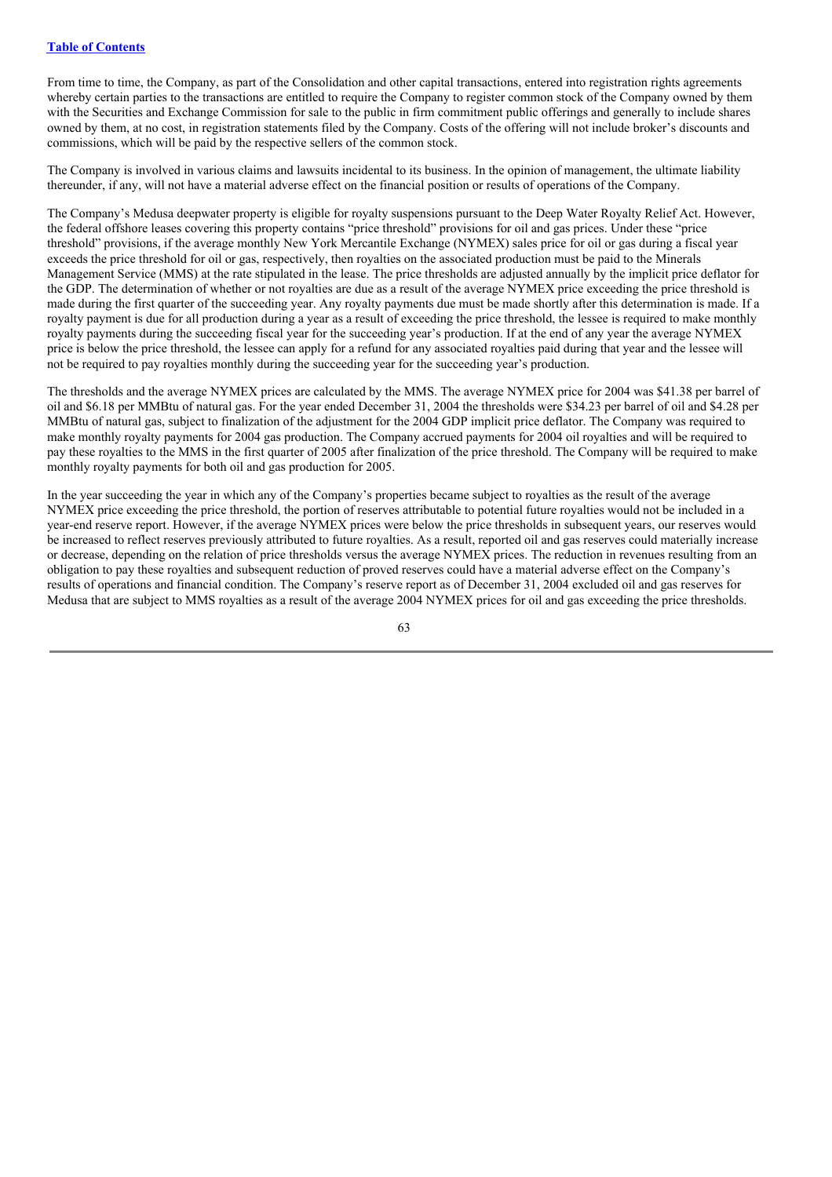From time to time, the Company, as part of the Consolidation and other capital transactions, entered into registration rights agreements whereby certain parties to the transactions are entitled to require the Company to register common stock of the Company owned by them with the Securities and Exchange Commission for sale to the public in firm commitment public offerings and generally to include shares owned by them, at no cost, in registration statements filed by the Company. Costs of the offering will not include broker's discounts and commissions, which will be paid by the respective sellers of the common stock.

The Company is involved in various claims and lawsuits incidental to its business. In the opinion of management, the ultimate liability thereunder, if any, will not have a material adverse effect on the financial position or results of operations of the Company.

The Company's Medusa deepwater property is eligible for royalty suspensions pursuant to the Deep Water Royalty Relief Act. However, the federal offshore leases covering this property contains "price threshold" provisions for oil and gas prices. Under these "price threshold" provisions, if the average monthly New York Mercantile Exchange (NYMEX) sales price for oil or gas during a fiscal year exceeds the price threshold for oil or gas, respectively, then royalties on the associated production must be paid to the Minerals Management Service (MMS) at the rate stipulated in the lease. The price thresholds are adjusted annually by the implicit price deflator for the GDP. The determination of whether or not royalties are due as a result of the average NYMEX price exceeding the price threshold is made during the first quarter of the succeeding year. Any royalty payments due must be made shortly after this determination is made. If a royalty payment is due for all production during a year as a result of exceeding the price threshold, the lessee is required to make monthly royalty payments during the succeeding fiscal year for the succeeding year's production. If at the end of any year the average NYMEX price is below the price threshold, the lessee can apply for a refund for any associated royalties paid during that year and the lessee will not be required to pay royalties monthly during the succeeding year for the succeeding year's production.

The thresholds and the average NYMEX prices are calculated by the MMS. The average NYMEX price for 2004 was $41.38 per barrel of oil and $6.18 per MMBtu of natural gas. For the year ended December 31, 2004 the thresholds were $34.23 per barrel of oil and $4.28 per MMBtu of natural gas, subject to finalization of the adjustment for the 2004 GDP implicit price deflator. The Company was required to make monthly royalty payments for 2004 gas production. The Company accrued payments for 2004 oil royalties and will be required to pay these royalties to the MMS in the first quarter of 2005 after finalization of the price threshold. The Company will be required to make monthly royalty payments for both oil and gas production for 2005.

In the year succeeding the year in which any of the Company's properties became subject to royalties as the result of the average NYMEX price exceeding the price threshold, the portion of reserves attributable to potential future royalties would not be included in a year-end reserve report. However, if the average NYMEX prices were below the price thresholds in subsequent years, our reserves would be increased to reflect reserves previously attributed to future royalties. As a result, reported oil and gas reserves could materially increase or decrease, depending on the relation of price thresholds versus the average NYMEX prices. The reduction in revenues resulting from an obligation to pay these royalties and subsequent reduction of proved reserves could have a material adverse effect on the Company's results of operations and financial condition. The Company's reserve report as of December 31, 2004 excluded oil and gas reserves for Medusa that are subject to MMS royalties as a result of the average 2004 NYMEX prices for oil and gas exceeding the price thresholds.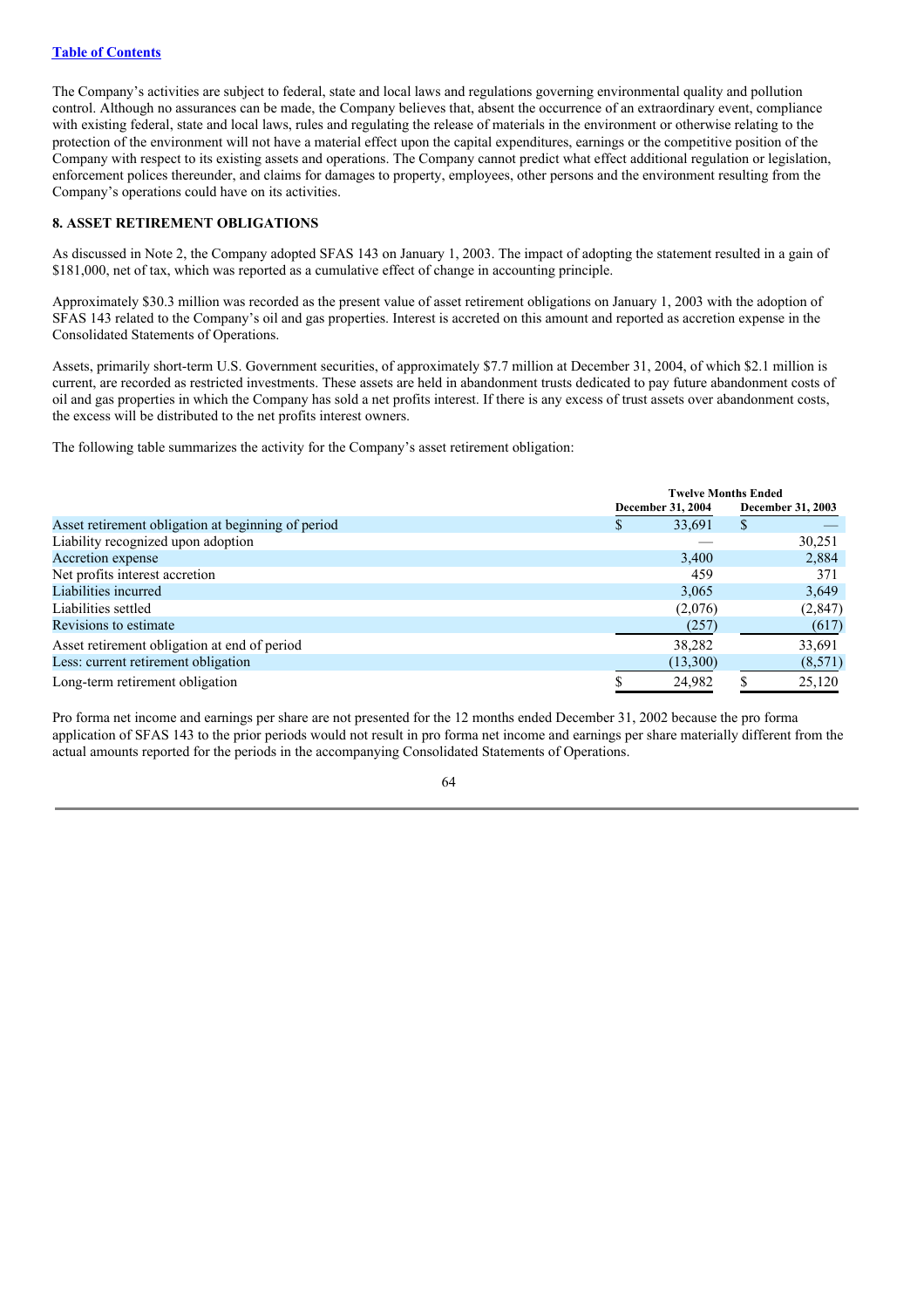The Company's activities are subject to federal, state and local laws and regulations governing environmental quality and pollution control. Although no assurances can be made, the Company believes that, absent the occurrence of an extraordinary event, compliance with existing federal, state and local laws, rules and regulating the release of materials in the environment or otherwise relating to the protection of the environment will not have a material effect upon the capital expenditures, earnings or the competitive position of the Company with respect to its existing assets and operations. The Company cannot predict what effect additional regulation or legislation, enforcement polices thereunder, and claims for damages to property, employees, other persons and the environment resulting from the Company's operations could have on its activities.

**8. ASSET RETIREMENT OBLIGATIONS**

As discussed in Note 2, the Company adopted SFAS 143 on January 1, 2003. The impact of adopting the statement resulted in a gain of $181,000, net of tax, which was reported as a cumulative effect of change in accounting principle.

Approximately $30.3 million was recorded as the present value of asset retirement obligations on January 1, 2003 with the adoption of SFAS 143 related to the Company's oil and gas properties. Interest is accreted on this amount and reported as accretion expense in the Consolidated Statements of Operations.

Assets, primarily short-term U.S. Government securities, of approximately $7.7 million at December 31, 2004, of which $2.1 million is current, are recorded as restricted investments. These assets are held in abandonment trusts dedicated to pay future abandonment costs of oil and gas properties in which the Company has sold a net profits interest. If there is any excess of trust assets over abandonment costs, the excess will be distributed to the net profits interest owners.

The following table summarizes the activity for the Company's asset retirement obligation:

| | Twelve Months Ended | |
|---|---|---|
| | December 31, 2004 | December 31, 2003 |
| Asset retirement obligation at beginning of period | $ 33,691 | $ — |
| Liability recognized upon adoption | — | 30,251 |
| Accretion expense | 3,400 | 2,884 |
| Net profits interest accretion | 459 | 371 |
| Liabilities incurred | 3,065 | 3,649 |
| Liabilities settled | (2,076) | (2,847) |
| Revisions to estimate | (257) | (617) |
| Asset retirement obligation at end of period | 38,282 | 33,691 |
| Less: current retirement obligation | (13,300) | (8,571) |
| Long-term retirement obligation | $ 24,982 | $ 25,120 |

Pro forma net income and earnings per share are not presented for the 12 months ended December 31, 2002 because the pro forma application of SFAS 143 to the prior periods would not result in pro forma net income and earnings per share materially different from the actual amounts reported for the periods in the accompanying Consolidated Statements of Operations.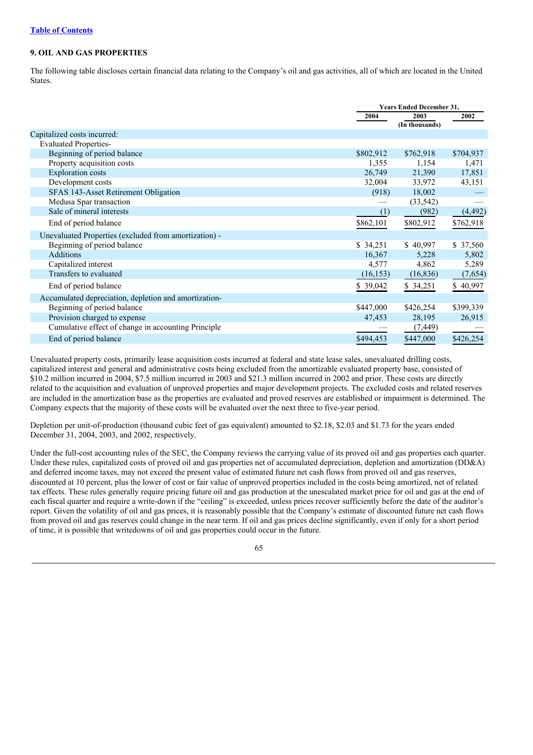[Table of Contents]

### 9. OIL AND GAS PROPERTIES

The following table discloses certain financial data relating to the Company's oil and gas activities, all of which are located in the United States.

| | Years Ended December 31, | | |
|---|---|---|---|
| | 2004 | 2003 | 2002 |
| | | (In thousands) | |
| Capitalized costs incurred: | | | |
| Evaluated Properties- | | | |
| Beginning of period balance | $802,912 | $762,918 | $704,937 |
| Property acquisition costs | 1,355 | 1,154 | 1,471 |
| Exploration costs | 26,749 | 21,390 | 17,851 |
| Development costs | 32,004 | 33,972 | 43,151 |
| SFAS 143-Asset Retirement Obligation | (918) | 18,002 | — |
| Medusa Spar transaction | — | (33,542) | — |
| Sale of mineral interests | (1) | (982) | (4,492) |
| End of period balance | $862,101 | $802,912 | $762,918 |
| Unevaluated Properties (excluded from amortization) - | | | |
| Beginning of period balance | $ 34,251 | $ 40,997 | $ 37,560 |
| Additions | 16,367 | 5,228 | 5,802 |
| Capitalized interest | 4,577 | 4,862 | 5,289 |
| Transfers to evaluated | (16,153) | (16,836) | (7,654) |
| End of period balance | $ 39,042 | $ 34,251 | $ 40,997 |
| Accumulated depreciation, depletion and amortization- | | | |
| Beginning of period balance | $447,000 | $426,254 | $399,339 |
| Provision charged to expense | 47,453 | 28,195 | 26,915 |
| Cumulative effect of change in accounting Principle | — | (7,449) | — |
| End of period balance | $494,453 | $447,000 | $426,254 |

Unevaluated property costs, primarily lease acquisition costs incurred at federal and state lease sales, unevaluated drilling costs, capitalized interest and general and administrative costs being excluded from the amortizable evaluated property base, consisted of $10.2 million incurred in 2004, $7.5 million incurred in 2003 and $21.3 million incurred in 2002 and prior. These costs are directly related to the acquisition and evaluation of unproved properties and major development projects. The excluded costs and related reserves are included in the amortization base as the properties are evaluated and proved reserves are established or impairment is determined. The Company expects that the majority of these costs will be evaluated over the next three to five-year period.

Depletion per unit-of-production (thousand cubic feet of gas equivalent) amounted to $2.18, $2.03 and $1.73 for the years ended December 31, 2004, 2003, and 2002, respectively.

Under the full-cost accounting rules of the SEC, the Company reviews the carrying value of its proved oil and gas properties each quarter. Under these rules, capitalized costs of proved oil and gas properties net of accumulated depreciation, depletion and amortization (DD&A) and deferred income taxes, may not exceed the present value of estimated future net cash flows from proved oil and gas reserves, discounted at 10 percent, plus the lower of cost or fair value of unproved properties included in the costs being amortized, net of related tax effects. These rules generally require pricing future oil and gas production at the unescalated market price for oil and gas at the end of each fiscal quarter and require a write-down if the "ceiling" is exceeded, unless prices recover sufficiently before the date of the auditor's report. Given the volatility of oil and gas prices, it is reasonably possible that the Company's estimate of discounted future net cash flows from proved oil and gas reserves could change in the near term. If oil and gas prices decline significantly, even if only for a short period of time, it is possible that writedowns of oil and gas properties could occur in the future.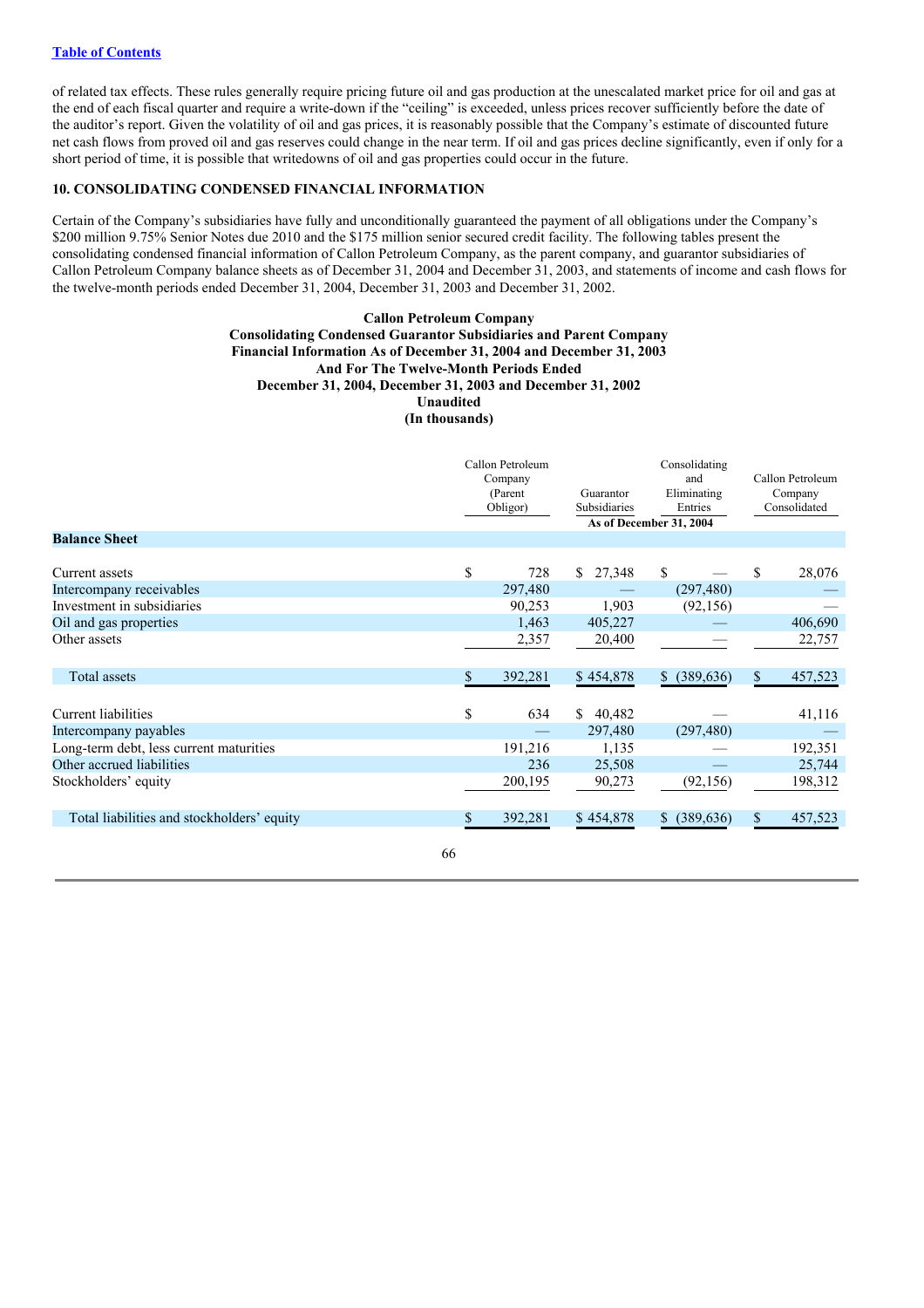of related tax effects. These rules generally require pricing future oil and gas production at the unescalated market price for oil and gas at the end of each fiscal quarter and require a write-down if the "ceiling" is exceeded, unless prices recover sufficiently before the date of the auditor's report. Given the volatility of oil and gas prices, it is reasonably possible that the Company's estimate of discounted future net cash flows from proved oil and gas reserves could change in the near term. If oil and gas prices decline significantly, even if only for a short period of time, it is possible that writedowns of oil and gas properties could occur in the future.

### 10. CONSOLIDATING CONDENSED FINANCIAL INFORMATION

Certain of the Company's subsidiaries have fully and unconditionally guaranteed the payment of all obligations under the Company's $200 million 9.75% Senior Notes due 2010 and the $175 million senior secured credit facility. The following tables present the consolidating condensed financial information of Callon Petroleum Company, as the parent company, and guarantor subsidiaries of Callon Petroleum Company balance sheets as of December 31, 2004 and December 31, 2003, and statements of income and cash flows for the twelve-month periods ended December 31, 2004, December 31, 2003 and December 31, 2002.

**Callon Petroleum Company**
**Consolidating Condensed Guarantor Subsidiaries and Parent Company**
**Financial Information As of December 31, 2004 and December 31, 2003**
**And For The Twelve-Month Periods Ended**
**December 31, 2004, December 31, 2003 and December 31, 2002**
**Unaudited**
**(In thousands)**

| | Callon Petroleum Company (Parent Obligor) | Guarantor Subsidiaries | Consolidating and Eliminating Entries | Callon Petroleum Company Consolidated |
|---|---|---|---|---|
| | As of December 31, 2004 | | | |
| **Balance Sheet** | | | | |
| Current assets | $ 728 | $ 27,348 | $ — | $ 28,076 |
| Intercompany receivables | 297,480 | — | (297,480) | — |
| Investment in subsidiaries | 90,253 | 1,903 | (92,156) | — |
| Oil and gas properties | 1,463 | 405,227 | — | 406,690 |
| Other assets | 2,357 | 20,400 | — | 22,757 |
| Total assets | $ 392,281 | $ 454,878 | $ (389,636) | $ 457,523 |
| Current liabilities | $ 634 | $ 40,482 | — | 41,116 |
| Intercompany payables | — | 297,480 | (297,480) | — |
| Long-term debt, less current maturities | 191,216 | 1,135 | — | 192,351 |
| Other accrued liabilities | 236 | 25,508 | — | 25,744 |
| Stockholders' equity | 200,195 | 90,273 | (92,156) | 198,312 |
| Total liabilities and stockholders' equity | $ 392,281 | $ 454,878 | $ (389,636) | $ 457,523 |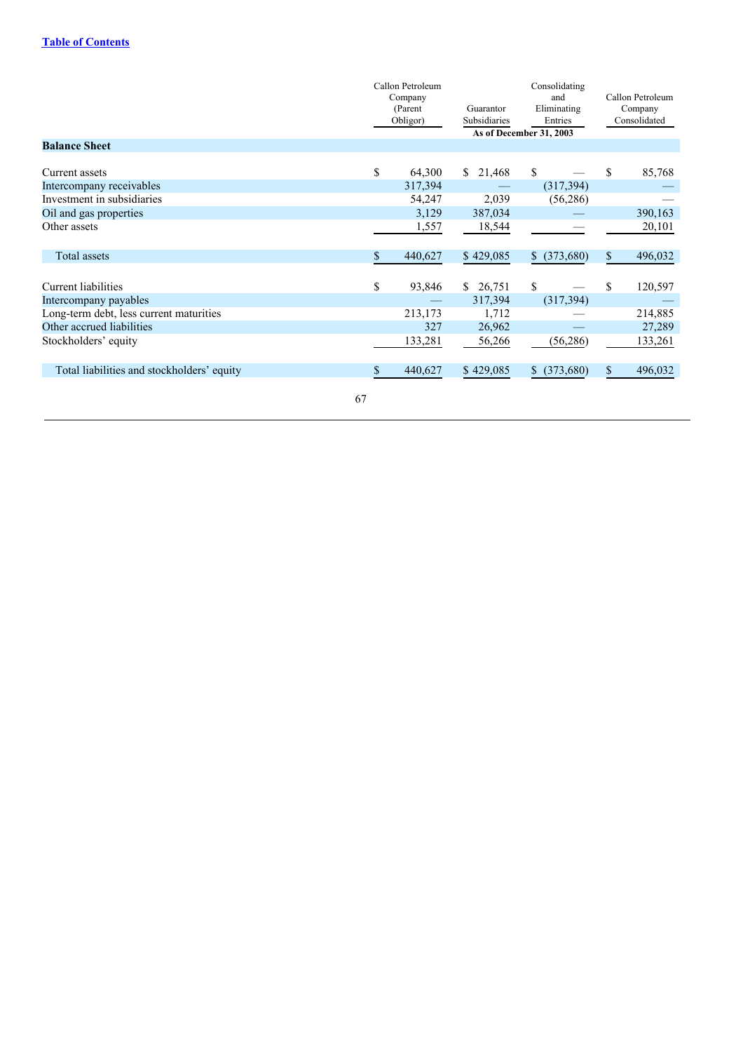[Table of Contents](#)

| | Callon Petroleum Company (Parent Obligor) | Guarantor Subsidiaries | Consolidating and Eliminating Entries | Callon Petroleum Company Consolidated |
|---|---|---|---|---|
| | As of December 31, 2003 | | | |
| **Balance Sheet** | | | | |
| Current assets | $ 64,300 | $ 21,468 | $ — | $ 85,768 |
| Intercompany receivables | 317,394 | — | (317,394) | — |
| Investment in subsidiaries | 54,247 | 2,039 | (56,286) | — |
| Oil and gas properties | 3,129 | 387,034 | — | 390,163 |
| Other assets | 1,557 | 18,544 | — | 20,101 |
| Total assets | $ 440,627 | $ 429,085 | $ (373,680) | $ 496,032 |
| Current liabilities | $ 93,846 | $ 26,751 | $ — | $ 120,597 |
| Intercompany payables | — | 317,394 | (317,394) | — |
| Long-term debt, less current maturities | 213,173 | 1,712 | — | 214,885 |
| Other accrued liabilities | 327 | 26,962 | — | 27,289 |
| Stockholders' equity | 133,281 | 56,266 | (56,286) | 133,261 |
| Total liabilities and stockholders' equity | $ 440,627 | $ 429,085 | $ (373,680) | $ 496,032 |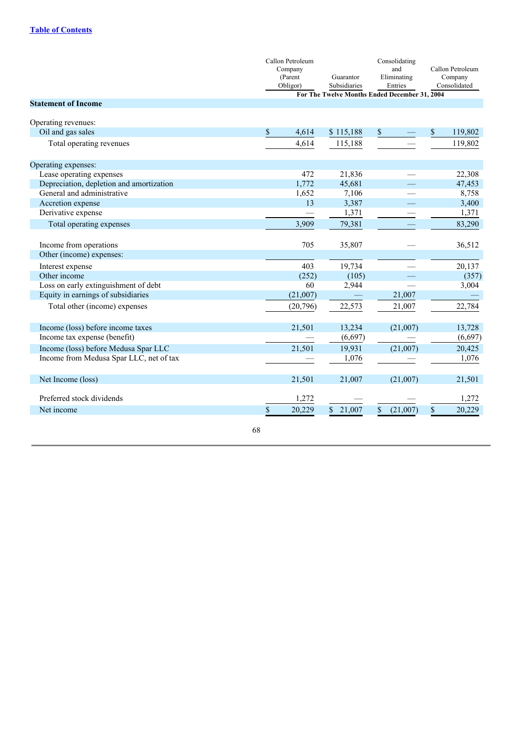[Table of Contents](#)

| | Callon Petroleum Company (Parent Obligor) | Guarantor Subsidiaries | Consolidating and Eliminating Entries | Callon Petroleum Company Consolidated |
|---|---|---|---|---|
| | For The Twelve Months Ended December 31, 2004 | | | |
| **Statement of Income** | | | | |
| Operating revenues: | | | | |
| Oil and gas sales | $ 4,614 | $ 115,188 | $ — | $ 119,802 |
| Total operating revenues | 4,614 | 115,188 | — | 119,802 |
| Operating expenses: | | | | |
| Lease operating expenses | 472 | 21,836 | — | 22,308 |
| Depreciation, depletion and amortization | 1,772 | 45,681 | — | 47,453 |
| General and administrative | 1,652 | 7,106 | — | 8,758 |
| Accretion expense | 13 | 3,387 | — | 3,400 |
| Derivative expense | — | 1,371 | — | 1,371 |
| Total operating expenses | 3,909 | 79,381 | — | 83,290 |
| Income from operations | 705 | 35,807 | — | 36,512 |
| Other (income) expenses: | | | | |
| Interest expense | 403 | 19,734 | — | 20,137 |
| Other income | (252) | (105) | — | (357) |
| Loss on early extinguishment of debt | 60 | 2,944 | — | 3,004 |
| Equity in earnings of subsidiaries | (21,007) | — | 21,007 | — |
| Total other (income) expenses | (20,796) | 22,573 | 21,007 | 22,784 |
| Income (loss) before income taxes | 21,501 | 13,234 | (21,007) | 13,728 |
| Income tax expense (benefit) | — | (6,697) | — | (6,697) |
| Income (loss) before Medusa Spar LLC | 21,501 | 19,931 | (21,007) | 20,425 |
| Income from Medusa Spar LLC, net of tax | — | 1,076 | — | 1,076 |
| Net Income (loss) | 21,501 | 21,007 | (21,007) | 21,501 |
| Preferred stock dividends | 1,272 | — | — | 1,272 |
| Net income | $ 20,229 | $ 21,007 | $ (21,007) | $ 20,229 |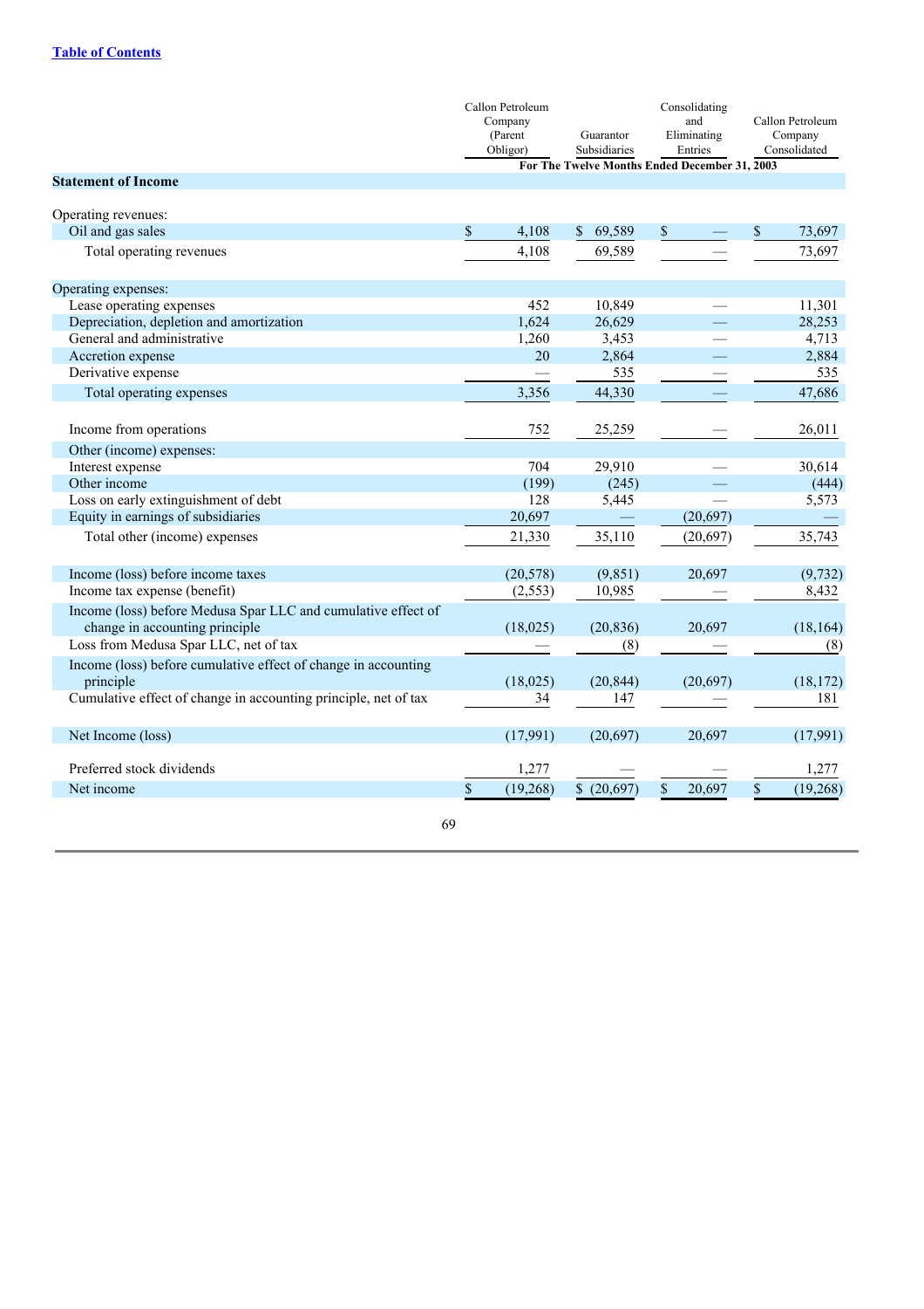[Table of Contents](#)

| | Callon Petroleum Company (Parent Obligor) | Guarantor Subsidiaries | Consolidating and Eliminating Entries | Callon Petroleum Company Consolidated |
|---|---|---|---|---|
| | For The Twelve Months Ended December 31, 2003 | | | |
| **Statement of Income** | | | | |
| Operating revenues: | | | | |
| Oil and gas sales | $ 4,108 | $ 69,589 | $ — | $ 73,697 |
| Total operating revenues | 4,108 | 69,589 | — | 73,697 |
| Operating expenses: | | | | |
| Lease operating expenses | 452 | 10,849 | — | 11,301 |
| Depreciation, depletion and amortization | 1,624 | 26,629 | — | 28,253 |
| General and administrative | 1,260 | 3,453 | — | 4,713 |
| Accretion expense | 20 | 2,864 | — | 2,884 |
| Derivative expense | — | 535 | — | 535 |
| Total operating expenses | 3,356 | 44,330 | — | 47,686 |
| Income from operations | 752 | 25,259 | — | 26,011 |
| Other (income) expenses: | | | | |
| Interest expense | 704 | 29,910 | — | 30,614 |
| Other income | (199) | (245) | — | (444) |
| Loss on early extinguishment of debt | 128 | 5,445 | — | 5,573 |
| Equity in earnings of subsidiaries | 20,697 | — | (20,697) | — |
| Total other (income) expenses | 21,330 | 35,110 | (20,697) | 35,743 |
| Income (loss) before income taxes | (20,578) | (9,851) | 20,697 | (9,732) |
| Income tax expense (benefit) | (2,553) | 10,985 | — | 8,432 |
| Income (loss) before Medusa Spar LLC and cumulative effect of change in accounting principle | (18,025) | (20,836) | 20,697 | (18,164) |
| Loss from Medusa Spar LLC, net of tax | — | (8) | — | (8) |
| Income (loss) before cumulative effect of change in accounting principle | (18,025) | (20,844) | (20,697) | (18,172) |
| Cumulative effect of change in accounting principle, net of tax | 34 | 147 | — | 181 |
| Net Income (loss) | (17,991) | (20,697) | 20,697 | (17,991) |
| Preferred stock dividends | 1,277 | — | — | 1,277 |
| Net income | $ (19,268) | $ (20,697) | $ 20,697 | $ (19,268) |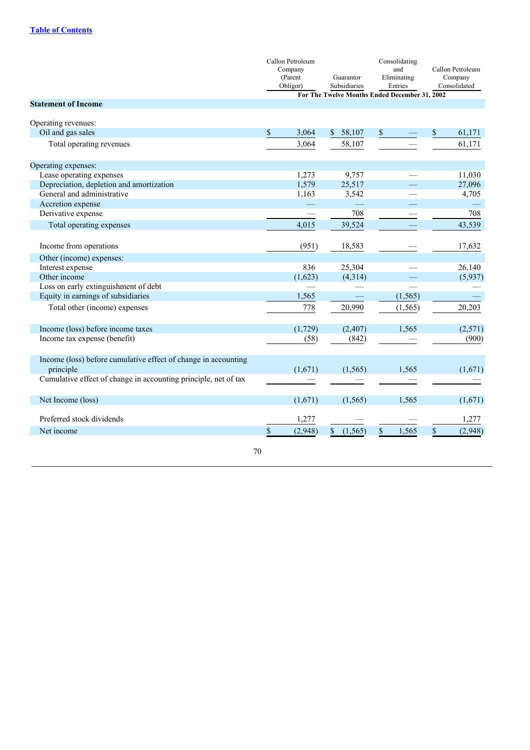[Table of Contents](#)

| | Callon Petroleum Company (Parent Obligor) | Guarantor Subsidiaries | Consolidating and Eliminating Entries | Callon Petroleum Company Consolidated |
|---|---|---|---|---|
| | For The Twelve Months Ended December 31, 2002 | | | |
| **Statement of Income** | | | | |
| Operating revenues: | | | | |
| Oil and gas sales | $ 3,064 | $ 58,107 | $ — | $ 61,171 |
| Total operating revenues | 3,064 | 58,107 | — | 61,171 |
| Operating expenses: | | | | |
| Lease operating expenses | 1,273 | 9,757 | — | 11,030 |
| Depreciation, depletion and amortization | 1,579 | 25,517 | — | 27,096 |
| General and administrative | 1,163 | 3,542 | — | 4,705 |
| Accretion expense | — | — | — | — |
| Derivative expense | — | 708 | — | 708 |
| Total operating expenses | 4,015 | 39,524 | — | 43,539 |
| Income from operations | (951) | 18,583 | — | 17,632 |
| Other (income) expenses: | | | | |
| Interest expense | 836 | 25,304 | — | 26,140 |
| Other income | (1,623) | (4,314) | — | (5,937) |
| Loss on early extinguishment of debt | — | — | — | — |
| Equity in earnings of subsidiaries | 1,565 | — | (1,565) | — |
| Total other (income) expenses | 778 | 20,990 | (1,565) | 20,203 |
| Income (loss) before income taxes | (1,729) | (2,407) | 1,565 | (2,571) |
| Income tax expense (benefit) | (58) | (842) | — | (900) |
| Income (loss) before cumulative effect of change in accounting principle | (1,671) | (1,565) | 1,565 | (1,671) |
| Cumulative effect of change in accounting principle, net of tax | — | — | — | — |
| Net Income (loss) | (1,671) | (1,565) | 1,565 | (1,671) |
| Preferred stock dividends | 1,277 | — | — | 1,277 |
| Net income | $ (2,948) | $ (1,565) | $ 1,565 | $ (2,948) |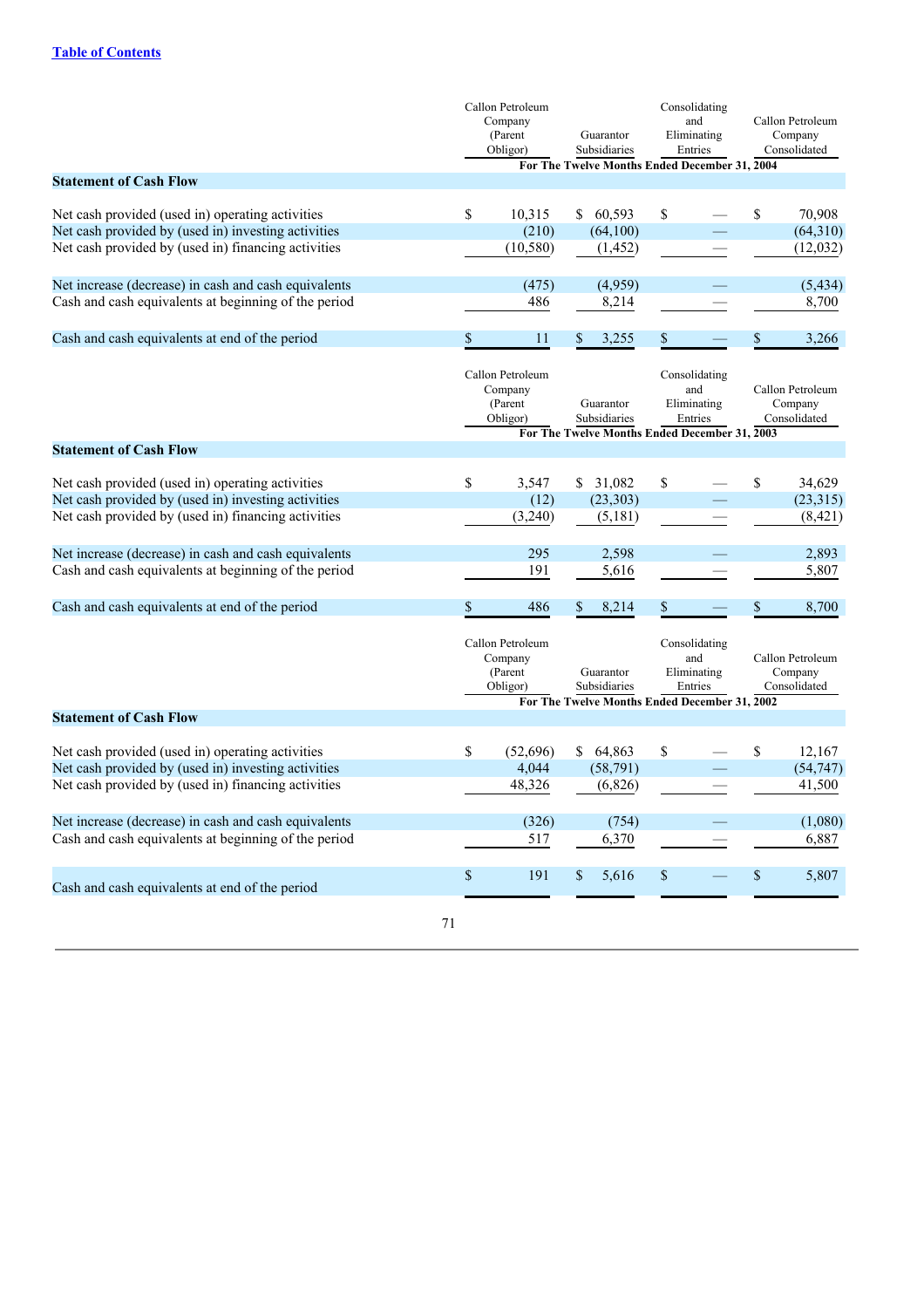[Table of Contents](#)

| Statement of Cash Flow | Callon Petroleum Company (Parent Obligor) | Guarantor Subsidiaries | Consolidating and Eliminating Entries | Callon Petroleum Company Consolidated |
|---|---|---|---|---|
| | For The Twelve Months Ended December 31, 2004 | | | |
| Net cash provided (used in) operating activities | $ 10,315 | $ 60,593 | $ — | $ 70,908 |
| Net cash provided by (used in) investing activities | (210) | (64,100) | — | (64,310) |
| Net cash provided by (used in) financing activities | (10,580) | (1,452) | — | (12,032) |
| Net increase (decrease) in cash and cash equivalents | (475) | (4,959) | — | (5,434) |
| Cash and cash equivalents at beginning of the period | 486 | 8,214 | — | 8,700 |
| Cash and cash equivalents at end of the period | $ 11 | $ 3,255 | $ — | $ 3,266 |

| Statement of Cash Flow | Callon Petroleum Company (Parent Obligor) | Guarantor Subsidiaries | Consolidating and Eliminating Entries | Callon Petroleum Company Consolidated |
|---|---|---|---|---|
| | For The Twelve Months Ended December 31, 2003 | | | |
| Net cash provided (used in) operating activities | $ 3,547 | $ 31,082 | $ — | $ 34,629 |
| Net cash provided by (used in) investing activities | (12) | (23,303) | — | (23,315) |
| Net cash provided by (used in) financing activities | (3,240) | (5,181) | — | (8,421) |
| Net increase (decrease) in cash and cash equivalents | 295 | 2,598 | — | 2,893 |
| Cash and cash equivalents at beginning of the period | 191 | 5,616 | — | 5,807 |
| Cash and cash equivalents at end of the period | $ 486 | $ 8,214 | $ — | $ 8,700 |

| Statement of Cash Flow | Callon Petroleum Company (Parent Obligor) | Guarantor Subsidiaries | Consolidating and Eliminating Entries | Callon Petroleum Company Consolidated |
|---|---|---|---|---|
| | For The Twelve Months Ended December 31, 2002 | | | |
| Net cash provided (used in) operating activities | $ (52,696) | $ 64,863 | $ — | $ 12,167 |
| Net cash provided by (used in) investing activities | 4,044 | (58,791) | — | (54,747) |
| Net cash provided by (used in) financing activities | 48,326 | (6,826) | — | 41,500 |
| Net increase (decrease) in cash and cash equivalents | (326) | (754) | — | (1,080) |
| Cash and cash equivalents at beginning of the period | 517 | 6,370 | — | 6,887 |
| Cash and cash equivalents at end of the period | $ 191 | $ 5,616 | $ — | $ 5,807 |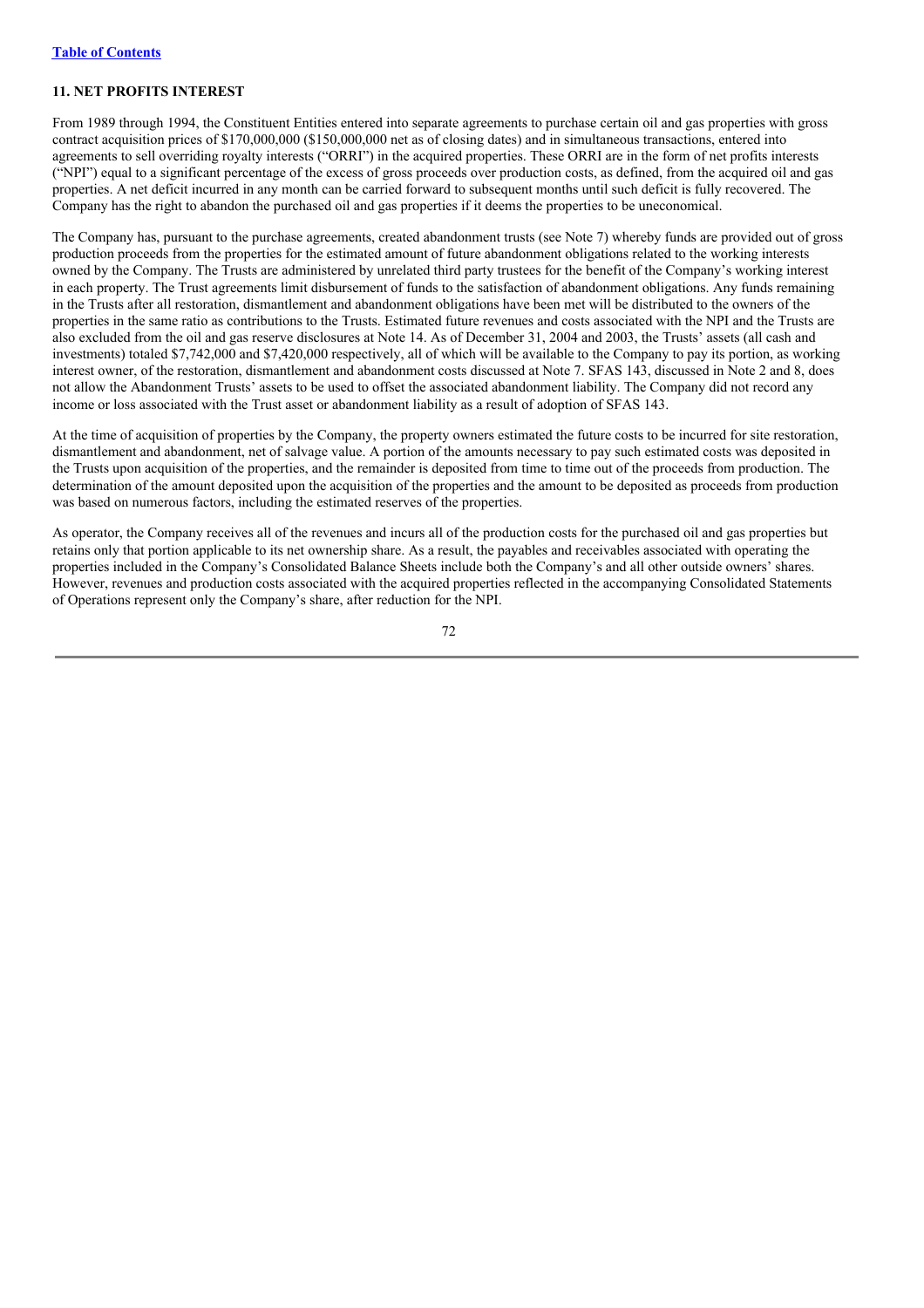[Table of Contents](#)

## 11. NET PROFITS INTEREST

From 1989 through 1994, the Constituent Entities entered into separate agreements to purchase certain oil and gas properties with gross contract acquisition prices of $170,000,000 ($150,000,000 net as of closing dates) and in simultaneous transactions, entered into agreements to sell overriding royalty interests ("ORRI") in the acquired properties. These ORRI are in the form of net profits interests ("NPI") equal to a significant percentage of the excess of gross proceeds over production costs, as defined, from the acquired oil and gas properties. A net deficit incurred in any month can be carried forward to subsequent months until such deficit is fully recovered. The Company has the right to abandon the purchased oil and gas properties if it deems the properties to be uneconomical.

The Company has, pursuant to the purchase agreements, created abandonment trusts (see Note 7) whereby funds are provided out of gross production proceeds from the properties for the estimated amount of future abandonment obligations related to the working interests owned by the Company. The Trusts are administered by unrelated third party trustees for the benefit of the Company's working interest in each property. The Trust agreements limit disbursement of funds to the satisfaction of abandonment obligations. Any funds remaining in the Trusts after all restoration, dismantlement and abandonment obligations have been met will be distributed to the owners of the properties in the same ratio as contributions to the Trusts. Estimated future revenues and costs associated with the NPI and the Trusts are also excluded from the oil and gas reserve disclosures at Note 14. As of December 31, 2004 and 2003, the Trusts' assets (all cash and investments) totaled $7,742,000 and $7,420,000 respectively, all of which will be available to the Company to pay its portion, as working interest owner, of the restoration, dismantlement and abandonment costs discussed at Note 7. SFAS 143, discussed in Note 2 and 8, does not allow the Abandonment Trusts' assets to be used to offset the associated abandonment liability. The Company did not record any income or loss associated with the Trust asset or abandonment liability as a result of adoption of SFAS 143.

At the time of acquisition of properties by the Company, the property owners estimated the future costs to be incurred for site restoration, dismantlement and abandonment, net of salvage value. A portion of the amounts necessary to pay such estimated costs was deposited in the Trusts upon acquisition of the properties, and the remainder is deposited from time to time out of the proceeds from production. The determination of the amount deposited upon the acquisition of the properties and the amount to be deposited as proceeds from production was based on numerous factors, including the estimated reserves of the properties.

As operator, the Company receives all of the revenues and incurs all of the production costs for the purchased oil and gas properties but retains only that portion applicable to its net ownership share. As a result, the payables and receivables associated with operating the properties included in the Company's Consolidated Balance Sheets include both the Company's and all other outside owners' shares. However, revenues and production costs associated with the acquired properties reflected in the accompanying Consolidated Statements of Operations represent only the Company's share, after reduction for the NPI.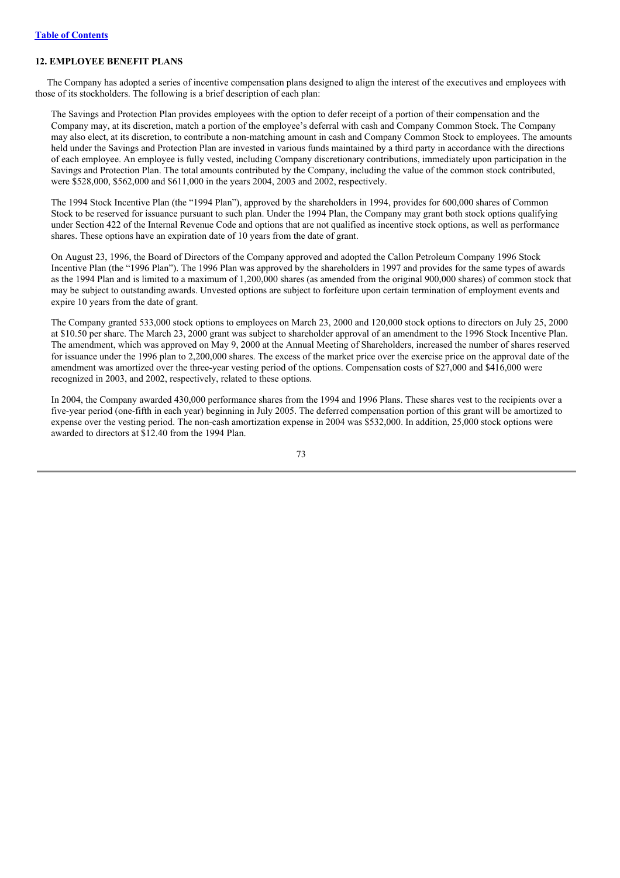## 12. EMPLOYEE BENEFIT PLANS

The Company has adopted a series of incentive compensation plans designed to align the interest of the executives and employees with those of its stockholders. The following is a brief description of each plan:

The Savings and Protection Plan provides employees with the option to defer receipt of a portion of their compensation and the Company may, at its discretion, match a portion of the employee's deferral with cash and Company Common Stock. The Company may also elect, at its discretion, to contribute a non-matching amount in cash and Company Common Stock to employees. The amounts held under the Savings and Protection Plan are invested in various funds maintained by a third party in accordance with the directions of each employee. An employee is fully vested, including Company discretionary contributions, immediately upon participation in the Savings and Protection Plan. The total amounts contributed by the Company, including the value of the common stock contributed, were $528,000, $562,000 and $611,000 in the years 2004, 2003 and 2002, respectively.

The 1994 Stock Incentive Plan (the "1994 Plan"), approved by the shareholders in 1994, provides for 600,000 shares of Common Stock to be reserved for issuance pursuant to such plan. Under the 1994 Plan, the Company may grant both stock options qualifying under Section 422 of the Internal Revenue Code and options that are not qualified as incentive stock options, as well as performance shares. These options have an expiration date of 10 years from the date of grant.

On August 23, 1996, the Board of Directors of the Company approved and adopted the Callon Petroleum Company 1996 Stock Incentive Plan (the "1996 Plan"). The 1996 Plan was approved by the shareholders in 1997 and provides for the same types of awards as the 1994 Plan and is limited to a maximum of 1,200,000 shares (as amended from the original 900,000 shares) of common stock that may be subject to outstanding awards. Unvested options are subject to forfeiture upon certain termination of employment events and expire 10 years from the date of grant.

The Company granted 533,000 stock options to employees on March 23, 2000 and 120,000 stock options to directors on July 25, 2000 at $10.50 per share. The March 23, 2000 grant was subject to shareholder approval of an amendment to the 1996 Stock Incentive Plan. The amendment, which was approved on May 9, 2000 at the Annual Meeting of Shareholders, increased the number of shares reserved for issuance under the 1996 plan to 2,200,000 shares. The excess of the market price over the exercise price on the approval date of the amendment was amortized over the three-year vesting period of the options. Compensation costs of $27,000 and $416,000 were recognized in 2003, and 2002, respectively, related to these options.

In 2004, the Company awarded 430,000 performance shares from the 1994 and 1996 Plans. These shares vest to the recipients over a five-year period (one-fifth in each year) beginning in July 2005. The deferred compensation portion of this grant will be amortized to expense over the vesting period. The non-cash amortization expense in 2004 was $532,000. In addition, 25,000 stock options were awarded to directors at $12.40 from the 1994 Plan.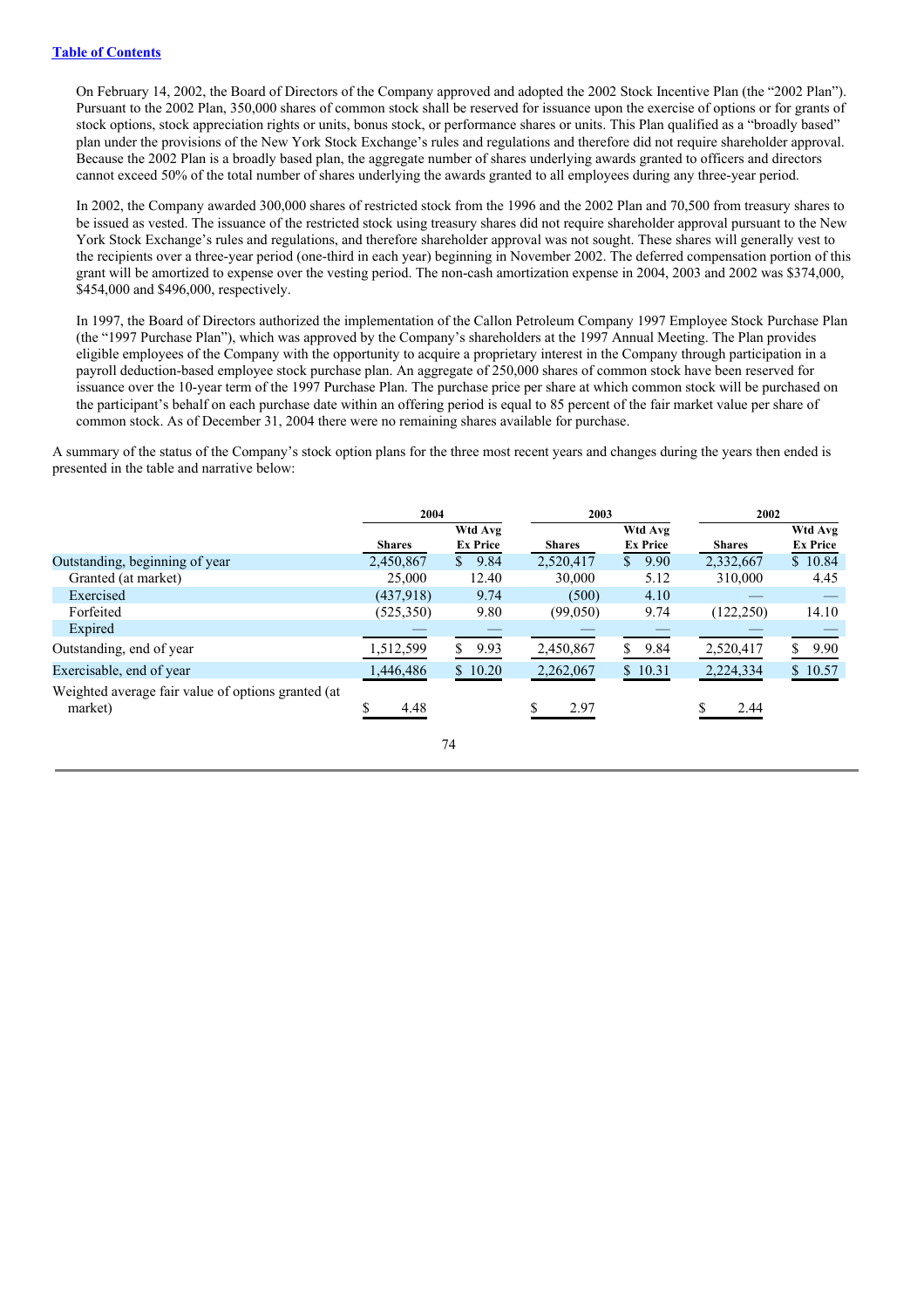[Table of Contents](#)

On February 14, 2002, the Board of Directors of the Company approved and adopted the 2002 Stock Incentive Plan (the "2002 Plan"). Pursuant to the 2002 Plan, 350,000 shares of common stock shall be reserved for issuance upon the exercise of options or for grants of stock options, stock appreciation rights or units, bonus stock, or performance shares or units. This Plan qualified as a "broadly based" plan under the provisions of the New York Stock Exchange's rules and regulations and therefore did not require shareholder approval. Because the 2002 Plan is a broadly based plan, the aggregate number of shares underlying awards granted to officers and directors cannot exceed 50% of the total number of shares underlying the awards granted to all employees during any three-year period.

In 2002, the Company awarded 300,000 shares of restricted stock from the 1996 and the 2002 Plan and 70,500 from treasury shares to be issued as vested. The issuance of the restricted stock using treasury shares did not require shareholder approval pursuant to the New York Stock Exchange's rules and regulations, and therefore shareholder approval was not sought. These shares will generally vest to the recipients over a three-year period (one-third in each year) beginning in November 2002. The deferred compensation portion of this grant will be amortized to expense over the vesting period. The non-cash amortization expense in 2004, 2003 and 2002 was $374,000, $454,000 and $496,000, respectively.

In 1997, the Board of Directors authorized the implementation of the Callon Petroleum Company 1997 Employee Stock Purchase Plan (the "1997 Purchase Plan"), which was approved by the Company's shareholders at the 1997 Annual Meeting. The Plan provides eligible employees of the Company with the opportunity to acquire a proprietary interest in the Company through participation in a payroll deduction-based employee stock purchase plan. An aggregate of 250,000 shares of common stock have been reserved for issuance over the 10-year term of the 1997 Purchase Plan. The purchase price per share at which common stock will be purchased on the participant's behalf on each purchase date within an offering period is equal to 85 percent of the fair market value per share of common stock. As of December 31, 2004 there were no remaining shares available for purchase.

A summary of the status of the Company's stock option plans for the three most recent years and changes during the years then ended is presented in the table and narrative below:

| | 2004 | | 2003 | | 2002 | |
|---|---|---|---|---|---|---|
| | Shares | Wtd Avg Ex Price | Shares | Wtd Avg Ex Price | Shares | Wtd Avg Ex Price |
| Outstanding, beginning of year | 2,450,867 | $ 9.84 | 2,520,417 | $ 9.90 | 2,332,667 | $ 10.84 |
| Granted (at market) | 25,000 | 12.40 | 30,000 | 5.12 | 310,000 | 4.45 |
| Exercised | (437,918) | 9.74 | (500) | 4.10 | — | — |
| Forfeited | (525,350) | 9.80 | (99,050) | 9.74 | (122,250) | 14.10 |
| Expired | — | — | — | — | — | — |
| Outstanding, end of year | 1,512,599 | $ 9.93 | 2,450,867 | $ 9.84 | 2,520,417 | $ 9.90 |
| Exercisable, end of year | 1,446,486 | $ 10.20 | 2,262,067 | $ 10.31 | 2,224,334 | $ 10.57 |
| Weighted average fair value of options granted (at market) | $ 4.48 | | $ 2.97 | | $ 2.44 | |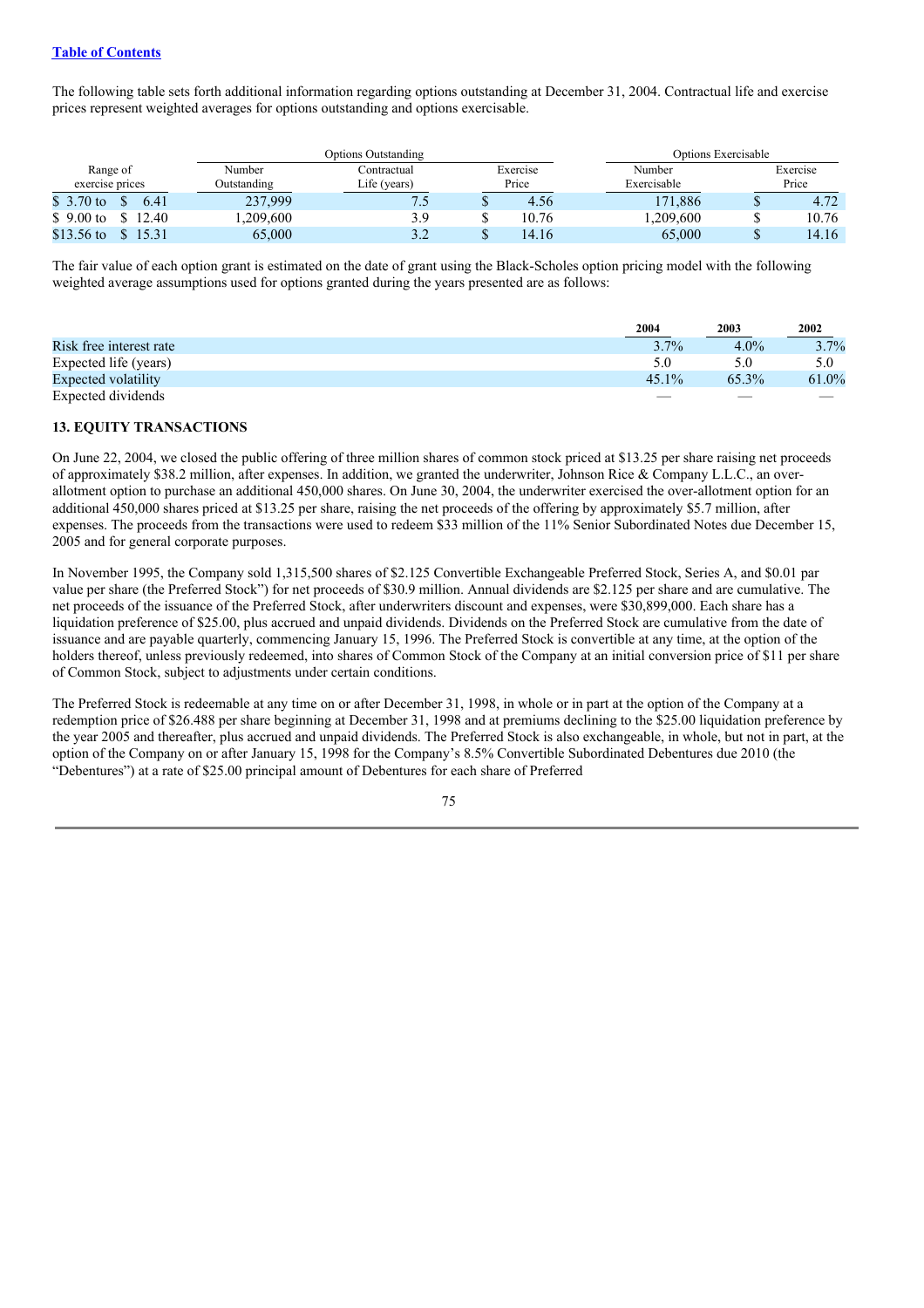The following table sets forth additional information regarding options outstanding at December 31, 2004. Contractual life and exercise prices represent weighted averages for options outstanding and options exercisable.

| | Options Outstanding | | | Options Exercisable | |
|---|---|---|---|---|---|
| Range of exercise prices | Number Outstanding | Contractual Life (years) | Exercise Price | Number Exercisable | Exercise Price |
| $ 3.70 to $ 6.41 | 237,999 | 7.5 | $ 4.56 | 171,886 | $ 4.72 |
| $ 9.00 to $ 12.40 | 1,209,600 | 3.9 | $ 10.76 | 1,209,600 | $ 10.76 |
| $13.56 to $ 15.31 | 65,000 | 3.2 | $ 14.16 | 65,000 | $ 14.16 |

The fair value of each option grant is estimated on the date of grant using the Black-Scholes option pricing model with the following weighted average assumptions used for options granted during the years presented are as follows:

| | 2004 | 2003 | 2002 |
|---|---|---|---|
| Risk free interest rate | 3.7% | 4.0% | 3.7% |
| Expected life (years) | 5.0 | 5.0 | 5.0 |
| Expected volatility | 45.1% | 65.3% | 61.0% |
| Expected dividends | — | — | — |

### 13. EQUITY TRANSACTIONS

On June 22, 2004, we closed the public offering of three million shares of common stock priced at $13.25 per share raising net proceeds of approximately $38.2 million, after expenses. In addition, we granted the underwriter, Johnson Rice & Company L.L.C., an over-allotment option to purchase an additional 450,000 shares. On June 30, 2004, the underwriter exercised the over-allotment option for an additional 450,000 shares priced at $13.25 per share, raising the net proceeds of the offering by approximately $5.7 million, after expenses. The proceeds from the transactions were used to redeem $33 million of the 11% Senior Subordinated Notes due December 15, 2005 and for general corporate purposes.

In November 1995, the Company sold 1,315,500 shares of $2.125 Convertible Exchangeable Preferred Stock, Series A, and $0.01 par value per share (the Preferred Stock") for net proceeds of $30.9 million. Annual dividends are $2.125 per share and are cumulative. The net proceeds of the issuance of the Preferred Stock, after underwriters discount and expenses, were $30,899,000. Each share has a liquidation preference of $25.00, plus accrued and unpaid dividends. Dividends on the Preferred Stock are cumulative from the date of issuance and are payable quarterly, commencing January 15, 1996. The Preferred Stock is convertible at any time, at the option of the holders thereof, unless previously redeemed, into shares of Common Stock of the Company at an initial conversion price of $11 per share of Common Stock, subject to adjustments under certain conditions.

The Preferred Stock is redeemable at any time on or after December 31, 1998, in whole or in part at the option of the Company at a redemption price of $26.488 per share beginning at December 31, 1998 and at premiums declining to the $25.00 liquidation preference by the year 2005 and thereafter, plus accrued and unpaid dividends. The Preferred Stock is also exchangeable, in whole, but not in part, at the option of the Company on or after January 15, 1998 for the Company's 8.5% Convertible Subordinated Debentures due 2010 (the "Debentures") at a rate of $25.00 principal amount of Debentures for each share of Preferred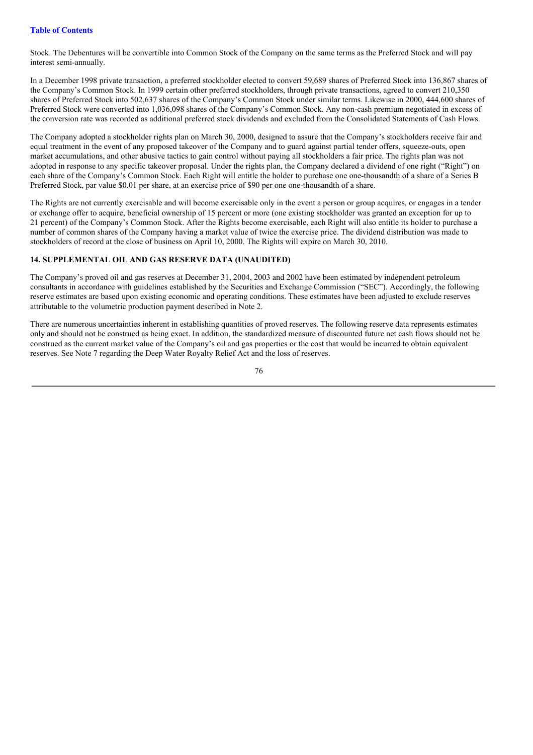Stock. The Debentures will be convertible into Common Stock of the Company on the same terms as the Preferred Stock and will pay interest semi-annually.

In a December 1998 private transaction, a preferred stockholder elected to convert 59,689 shares of Preferred Stock into 136,867 shares of the Company's Common Stock. In 1999 certain other preferred stockholders, through private transactions, agreed to convert 210,350 shares of Preferred Stock into 502,637 shares of the Company's Common Stock under similar terms. Likewise in 2000, 444,600 shares of Preferred Stock were converted into 1,036,098 shares of the Company's Common Stock. Any non-cash premium negotiated in excess of the conversion rate was recorded as additional preferred stock dividends and excluded from the Consolidated Statements of Cash Flows.

The Company adopted a stockholder rights plan on March 30, 2000, designed to assure that the Company's stockholders receive fair and equal treatment in the event of any proposed takeover of the Company and to guard against partial tender offers, squeeze-outs, open market accumulations, and other abusive tactics to gain control without paying all stockholders a fair price. The rights plan was not adopted in response to any specific takeover proposal. Under the rights plan, the Company declared a dividend of one right ("Right") on each share of the Company's Common Stock. Each Right will entitle the holder to purchase one one-thousandth of a share of a Series B Preferred Stock, par value $0.01 per share, at an exercise price of $90 per one one-thousandth of a share.

The Rights are not currently exercisable and will become exercisable only in the event a person or group acquires, or engages in a tender or exchange offer to acquire, beneficial ownership of 15 percent or more (one existing stockholder was granted an exception for up to 21 percent) of the Company's Common Stock. After the Rights become exercisable, each Right will also entitle its holder to purchase a number of common shares of the Company having a market value of twice the exercise price. The dividend distribution was made to stockholders of record at the close of business on April 10, 2000. The Rights will expire on March 30, 2010.

### 14. SUPPLEMENTAL OIL AND GAS RESERVE DATA (UNAUDITED)

The Company's proved oil and gas reserves at December 31, 2004, 2003 and 2002 have been estimated by independent petroleum consultants in accordance with guidelines established by the Securities and Exchange Commission ("SEC"). Accordingly, the following reserve estimates are based upon existing economic and operating conditions. These estimates have been adjusted to exclude reserves attributable to the volumetric production payment described in Note 2.

There are numerous uncertainties inherent in establishing quantities of proved reserves. The following reserve data represents estimates only and should not be construed as being exact. In addition, the standardized measure of discounted future net cash flows should not be construed as the current market value of the Company's oil and gas properties or the cost that would be incurred to obtain equivalent reserves. See Note 7 regarding the Deep Water Royalty Relief Act and the loss of reserves.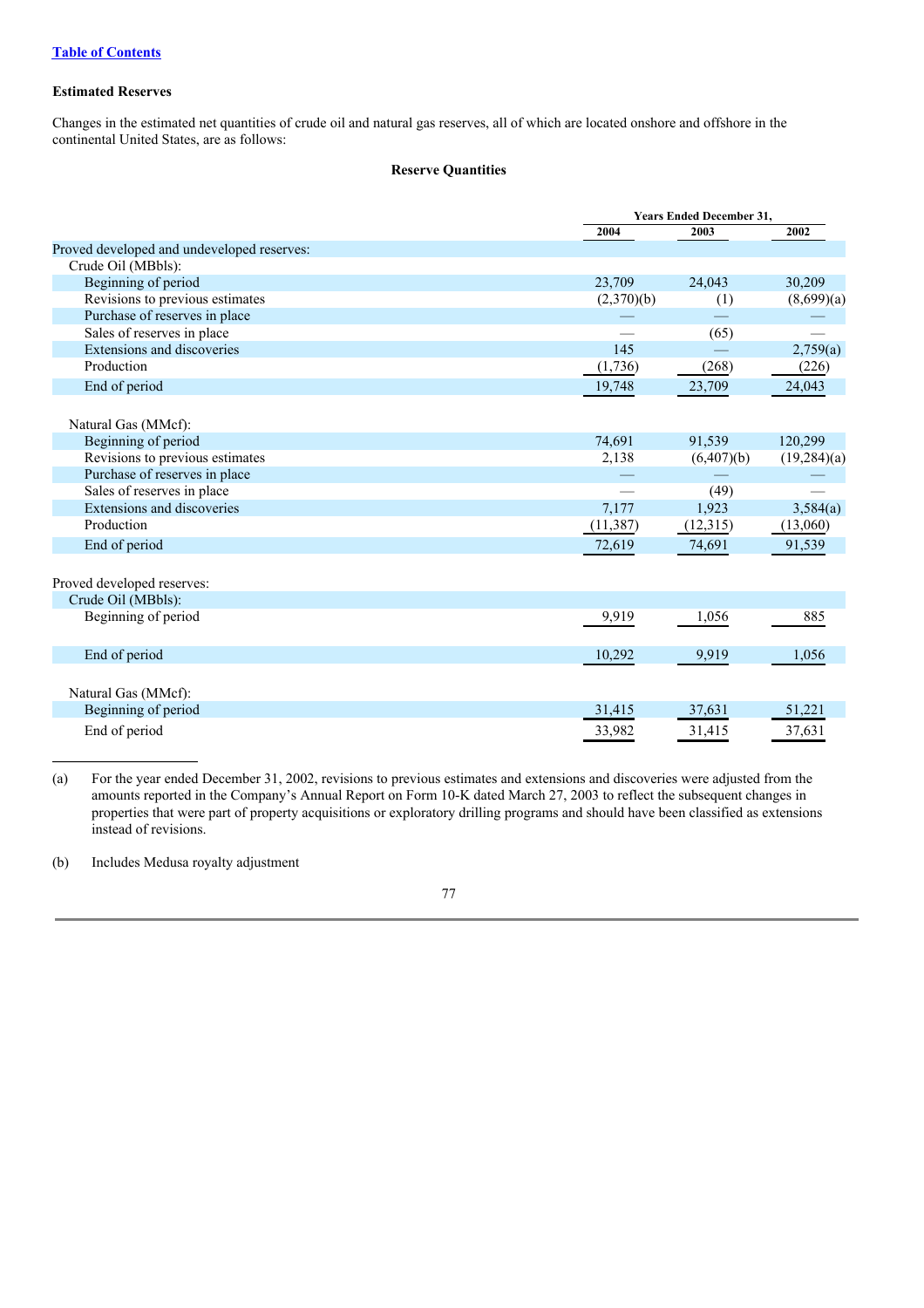### Estimated Reserves

Changes in the estimated net quantities of crude oil and natural gas reserves, all of which are located onshore and offshore in the continental United States, are as follows:

**Reserve Quantities**

| | Years Ended December 31, | | |
|---|---|---|---|
| | 2004 | 2003 | 2002 |
| Proved developed and undeveloped reserves: | | | |
| Crude Oil (MBbls): | | | |
| Beginning of period | 23,709 | 24,043 | 30,209 |
| Revisions to previous estimates | (2,370)(b) | (1) | (8,699)(a) |
| Purchase of reserves in place | — | — | — |
| Sales of reserves in place | — | (65) | — |
| Extensions and discoveries | 145 | — | 2,759(a) |
| Production | (1,736) | (268) | (226) |
| End of period | 19,748 | 23,709 | 24,043 |
| Natural Gas (MMcf): | | | |
| Beginning of period | 74,691 | 91,539 | 120,299 |
| Revisions to previous estimates | 2,138 | (6,407)(b) | (19,284)(a) |
| Purchase of reserves in place | — | — | — |
| Sales of reserves in place | — | (49) | — |
| Extensions and discoveries | 7,177 | 1,923 | 3,584(a) |
| Production | (11,387) | (12,315) | (13,060) |
| End of period | 72,619 | 74,691 | 91,539 |
| Proved developed reserves: | | | |
| Crude Oil (MBbls): | | | |
| Beginning of period | 9,919 | 1,056 | 885 |
| End of period | 10,292 | 9,919 | 1,056 |
| Natural Gas (MMcf): | | | |
| Beginning of period | 31,415 | 37,631 | 51,221 |
| End of period | 33,982 | 31,415 | 37,631 |

(a) For the year ended December 31, 2002, revisions to previous estimates and extensions and discoveries were adjusted from the amounts reported in the Company's Annual Report on Form 10-K dated March 27, 2003 to reflect the subsequent changes in properties that were part of property acquisitions or exploratory drilling programs and should have been classified as extensions instead of revisions.

(b) Includes Medusa royalty adjustment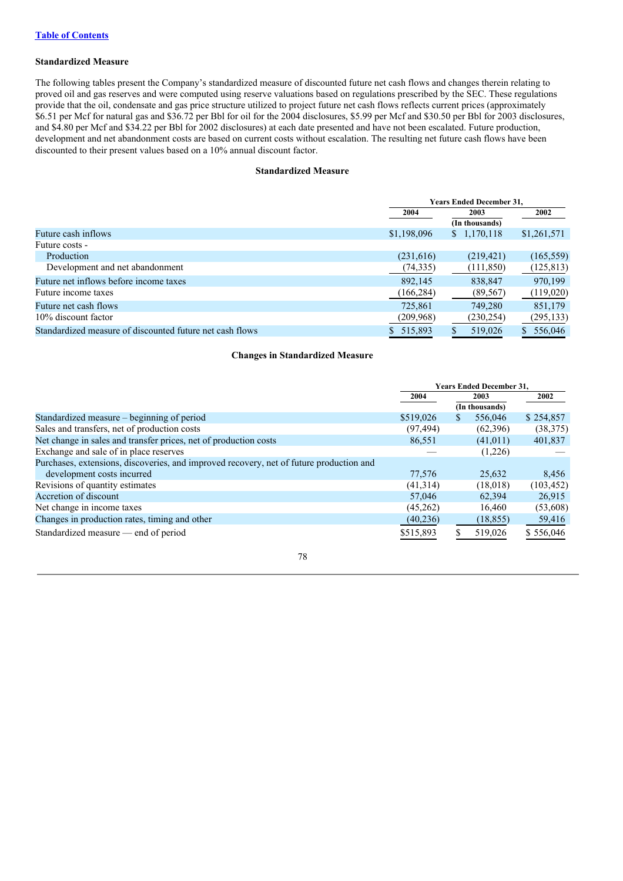[Table of Contents](#)

### Standardized Measure

The following tables present the Company's standardized measure of discounted future net cash flows and changes therein relating to proved oil and gas reserves and were computed using reserve valuations based on regulations prescribed by the SEC. These regulations provide that the oil, condensate and gas price structure utilized to project future net cash flows reflects current prices (approximately $6.51 per Mcf for natural gas and $36.72 per Bbl for oil for the 2004 disclosures, $5.99 per Mcf and $30.50 per Bbl for 2003 disclosures, and $4.80 per Mcf and $34.22 per Bbl for 2002 disclosures) at each date presented and have not been escalated. Future production, development and net abandonment costs are based on current costs without escalation. The resulting net future cash flows have been discounted to their present values based on a 10% annual discount factor.

**Standardized Measure**

| | Years Ended December 31, | | |
|---|---|---|---|
| | 2004 | 2003 | 2002 |
| | | (In thousands) | |
| Future cash inflows | $1,198,096 | $ 1,170,118 | $1,261,571 |
| Future costs - | | | |
| Production | (231,616) | (219,421) | (165,559) |
| Development and net abandonment | (74,335) | (111,850) | (125,813) |
| Future net inflows before income taxes | 892,145 | 838,847 | 970,199 |
| Future income taxes | (166,284) | (89,567) | (119,020) |
| Future net cash flows | 725,861 | 749,280 | 851,179 |
| 10% discount factor | (209,968) | (230,254) | (295,133) |
| Standardized measure of discounted future net cash flows | $ 515,893 | $ 519,026 | $ 556,046 |

**Changes in Standardized Measure**

| | Years Ended December 31, | | |
|---|---|---|---|
| | 2004 | 2003 | 2002 |
| | | (In thousands) | |
| Standardized measure – beginning of period | $519,026 | $ 556,046 | $ 254,857 |
| Sales and transfers, net of production costs | (97,494) | (62,396) | (38,375) |
| Net change in sales and transfer prices, net of production costs | 86,551 | (41,011) | 401,837 |
| Exchange and sale of in place reserves | — | (1,226) | — |
| Purchases, extensions, discoveries, and improved recovery, net of future production and development costs incurred | 77,576 | 25,632 | 8,456 |
| Revisions of quantity estimates | (41,314) | (18,018) | (103,452) |
| Accretion of discount | 57,046 | 62,394 | 26,915 |
| Net change in income taxes | (45,262) | 16,460 | (53,608) |
| Changes in production rates, timing and other | (40,236) | (18,855) | 59,416 |
| Standardized measure — end of period | $515,893 | $ 519,026 | $ 556,046 |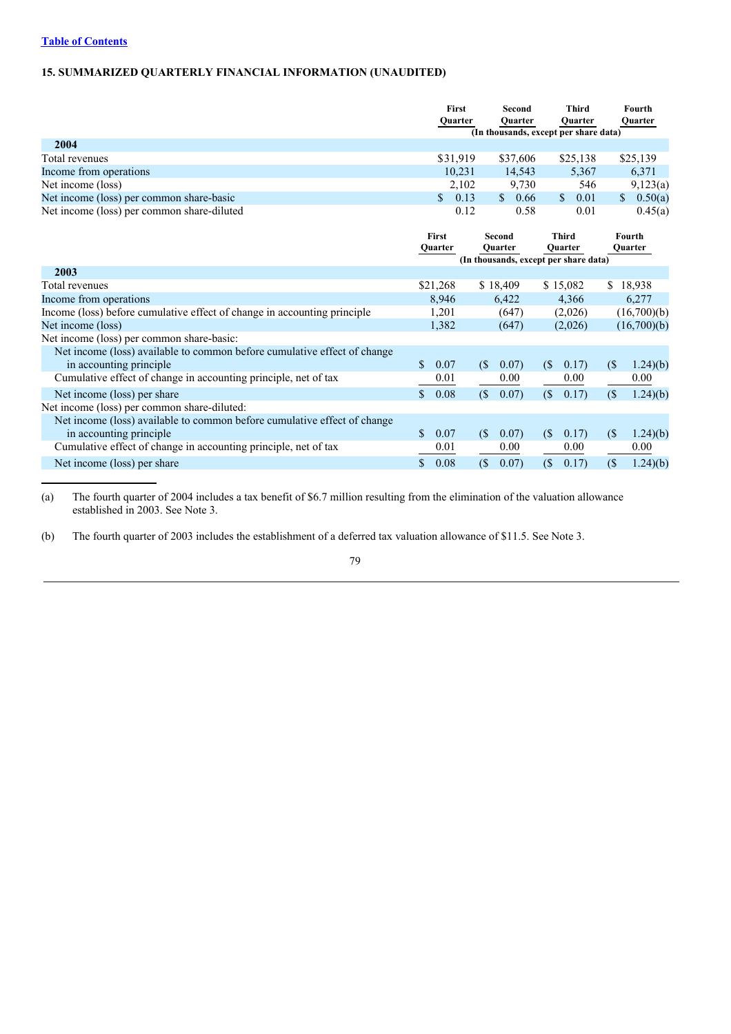## 15. SUMMARIZED QUARTERLY FINANCIAL INFORMATION (UNAUDITED)

| | First Quarter | Second Quarter | Third Quarter | Fourth Quarter |
|---|---|---|---|---|
| | (In thousands, except per share data) | | | |
| **2004** | | | | |
| Total revenues | $31,919 | $37,606 | $25,138 | $25,139 |
| Income from operations | 10,231 | 14,543 | 5,367 | 6,371 |
| Net income (loss) | 2,102 | 9,730 | 546 | 9,123(a) |
| Net income (loss) per common share-basic | $ 0.13 | $ 0.66 | $ 0.01 | $ 0.50(a) |
| Net income (loss) per common share-diluted | 0.12 | 0.58 | 0.01 | 0.45(a) |

| | First Quarter | Second Quarter | Third Quarter | Fourth Quarter |
|---|---|---|---|---|
| | (In thousands, except per share data) | | | |
| **2003** | | | | |
| Total revenues | $21,268 | $ 18,409 | $ 15,082 | $ 18,938 |
| Income from operations | 8,946 | 6,422 | 4,366 | 6,277 |
| Income (loss) before cumulative effect of change in accounting principle | 1,201 | (647) | (2,026) | (16,700)(b) |
| Net income (loss) | 1,382 | (647) | (2,026) | (16,700)(b) |
| Net income (loss) per common share-basic: | | | | |
| Net income (loss) available to common before cumulative effect of change in accounting principle | $ 0.07 | ($ 0.07) | ($ 0.17) | ($ 1.24)(b) |
| Cumulative effect of change in accounting principle, net of tax | 0.01 | 0.00 | 0.00 | 0.00 |
| Net income (loss) per share | $ 0.08 | ($ 0.07) | ($ 0.17) | ($ 1.24)(b) |
| Net income (loss) per common share-diluted: | | | | |
| Net income (loss) available to common before cumulative effect of change in accounting principle | $ 0.07 | ($ 0.07) | ($ 0.17) | ($ 1.24)(b) |
| Cumulative effect of change in accounting principle, net of tax | 0.01 | 0.00 | 0.00 | 0.00 |
| Net income (loss) per share | $ 0.08 | ($ 0.07) | ($ 0.17) | ($ 1.24)(b) |

(a) The fourth quarter of 2004 includes a tax benefit of $6.7 million resulting from the elimination of the valuation allowance established in 2003. See Note 3.

(b) The fourth quarter of 2003 includes the establishment of a deferred tax valuation allowance of $11.5. See Note 3.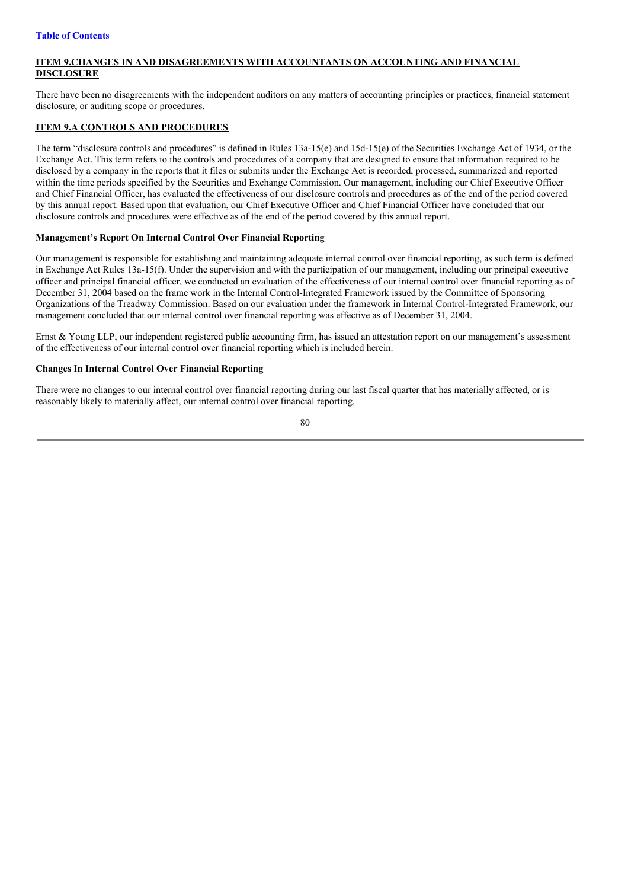## ITEM 9.CHANGES IN AND DISAGREEMENTS WITH ACCOUNTANTS ON ACCOUNTING AND FINANCIAL DISCLOSURE

There have been no disagreements with the independent auditors on any matters of accounting principles or practices, financial statement disclosure, or auditing scope or procedures.

## ITEM 9.A CONTROLS AND PROCEDURES

The term "disclosure controls and procedures" is defined in Rules 13a-15(e) and 15d-15(e) of the Securities Exchange Act of 1934, or the Exchange Act. This term refers to the controls and procedures of a company that are designed to ensure that information required to be disclosed by a company in the reports that it files or submits under the Exchange Act is recorded, processed, summarized and reported within the time periods specified by the Securities and Exchange Commission. Our management, including our Chief Executive Officer and Chief Financial Officer, has evaluated the effectiveness of our disclosure controls and procedures as of the end of the period covered by this annual report. Based upon that evaluation, our Chief Executive Officer and Chief Financial Officer have concluded that our disclosure controls and procedures were effective as of the end of the period covered by this annual report.

### Management's Report On Internal Control Over Financial Reporting

Our management is responsible for establishing and maintaining adequate internal control over financial reporting, as such term is defined in Exchange Act Rules 13a-15(f). Under the supervision and with the participation of our management, including our principal executive officer and principal financial officer, we conducted an evaluation of the effectiveness of our internal control over financial reporting as of December 31, 2004 based on the frame work in the Internal Control-Integrated Framework issued by the Committee of Sponsoring Organizations of the Treadway Commission. Based on our evaluation under the framework in Internal Control-Integrated Framework, our management concluded that our internal control over financial reporting was effective as of December 31, 2004.

Ernst & Young LLP, our independent registered public accounting firm, has issued an attestation report on our management's assessment of the effectiveness of our internal control over financial reporting which is included herein.

### Changes In Internal Control Over Financial Reporting

There were no changes to our internal control over financial reporting during our last fiscal quarter that has materially affected, or is reasonably likely to materially affect, our internal control over financial reporting.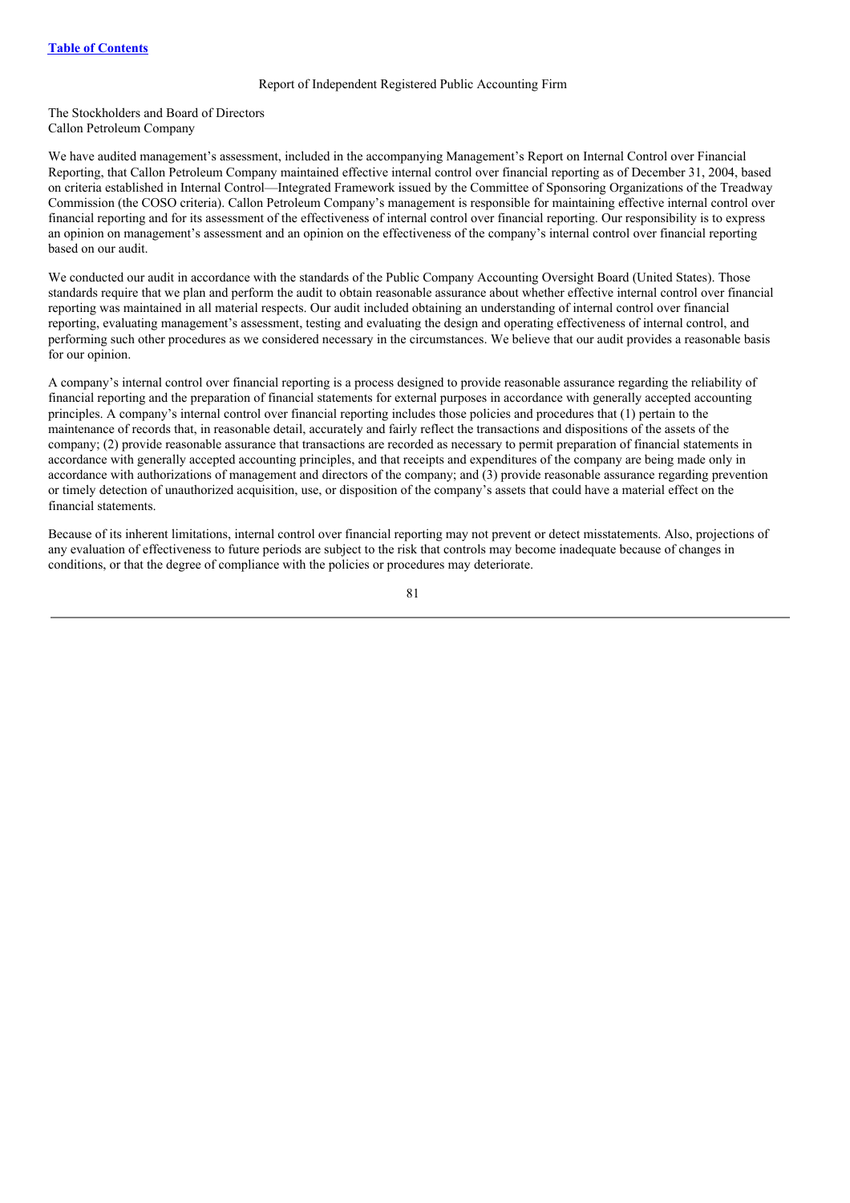## Report of Independent Registered Public Accounting Firm

The Stockholders and Board of Directors
Callon Petroleum Company

We have audited management's assessment, included in the accompanying Management's Report on Internal Control over Financial Reporting, that Callon Petroleum Company maintained effective internal control over financial reporting as of December 31, 2004, based on criteria established in Internal Control—Integrated Framework issued by the Committee of Sponsoring Organizations of the Treadway Commission (the COSO criteria). Callon Petroleum Company's management is responsible for maintaining effective internal control over financial reporting and for its assessment of the effectiveness of internal control over financial reporting. Our responsibility is to express an opinion on management's assessment and an opinion on the effectiveness of the company's internal control over financial reporting based on our audit.

We conducted our audit in accordance with the standards of the Public Company Accounting Oversight Board (United States). Those standards require that we plan and perform the audit to obtain reasonable assurance about whether effective internal control over financial reporting was maintained in all material respects. Our audit included obtaining an understanding of internal control over financial reporting, evaluating management's assessment, testing and evaluating the design and operating effectiveness of internal control, and performing such other procedures as we considered necessary in the circumstances. We believe that our audit provides a reasonable basis for our opinion.

A company's internal control over financial reporting is a process designed to provide reasonable assurance regarding the reliability of financial reporting and the preparation of financial statements for external purposes in accordance with generally accepted accounting principles. A company's internal control over financial reporting includes those policies and procedures that (1) pertain to the maintenance of records that, in reasonable detail, accurately and fairly reflect the transactions and dispositions of the assets of the company; (2) provide reasonable assurance that transactions are recorded as necessary to permit preparation of financial statements in accordance with generally accepted accounting principles, and that receipts and expenditures of the company are being made only in accordance with authorizations of management and directors of the company; and (3) provide reasonable assurance regarding prevention or timely detection of unauthorized acquisition, use, or disposition of the company's assets that could have a material effect on the financial statements.

Because of its inherent limitations, internal control over financial reporting may not prevent or detect misstatements. Also, projections of any evaluation of effectiveness to future periods are subject to the risk that controls may become inadequate because of changes in conditions, or that the degree of compliance with the policies or procedures may deteriorate.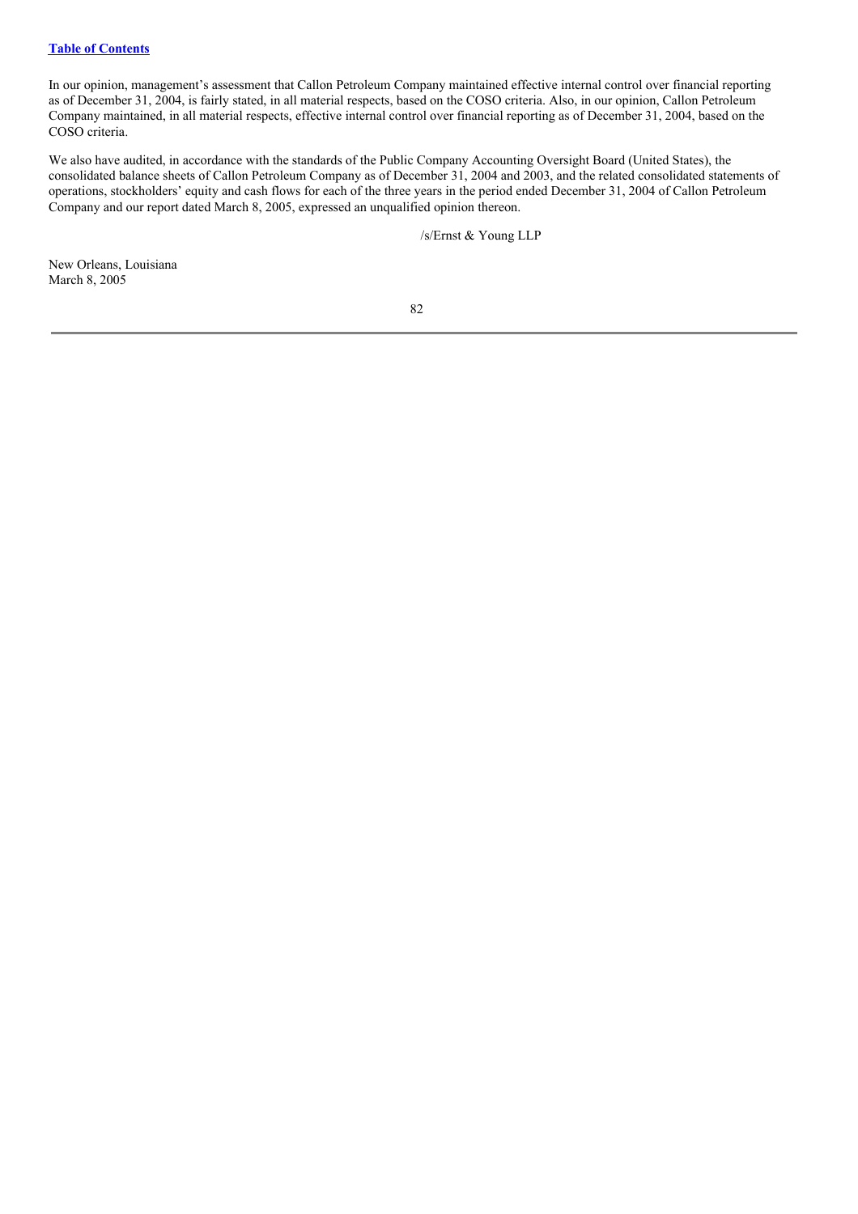In our opinion, management's assessment that Callon Petroleum Company maintained effective internal control over financial reporting as of December 31, 2004, is fairly stated, in all material respects, based on the COSO criteria. Also, in our opinion, Callon Petroleum Company maintained, in all material respects, effective internal control over financial reporting as of December 31, 2004, based on the COSO criteria.

We also have audited, in accordance with the standards of the Public Company Accounting Oversight Board (United States), the consolidated balance sheets of Callon Petroleum Company as of December 31, 2004 and 2003, and the related consolidated statements of operations, stockholders' equity and cash flows for each of the three years in the period ended December 31, 2004 of Callon Petroleum Company and our report dated March 8, 2005, expressed an unqualified opinion thereon.

/s/Ernst & Young LLP

New Orleans, Louisiana
March 8, 2005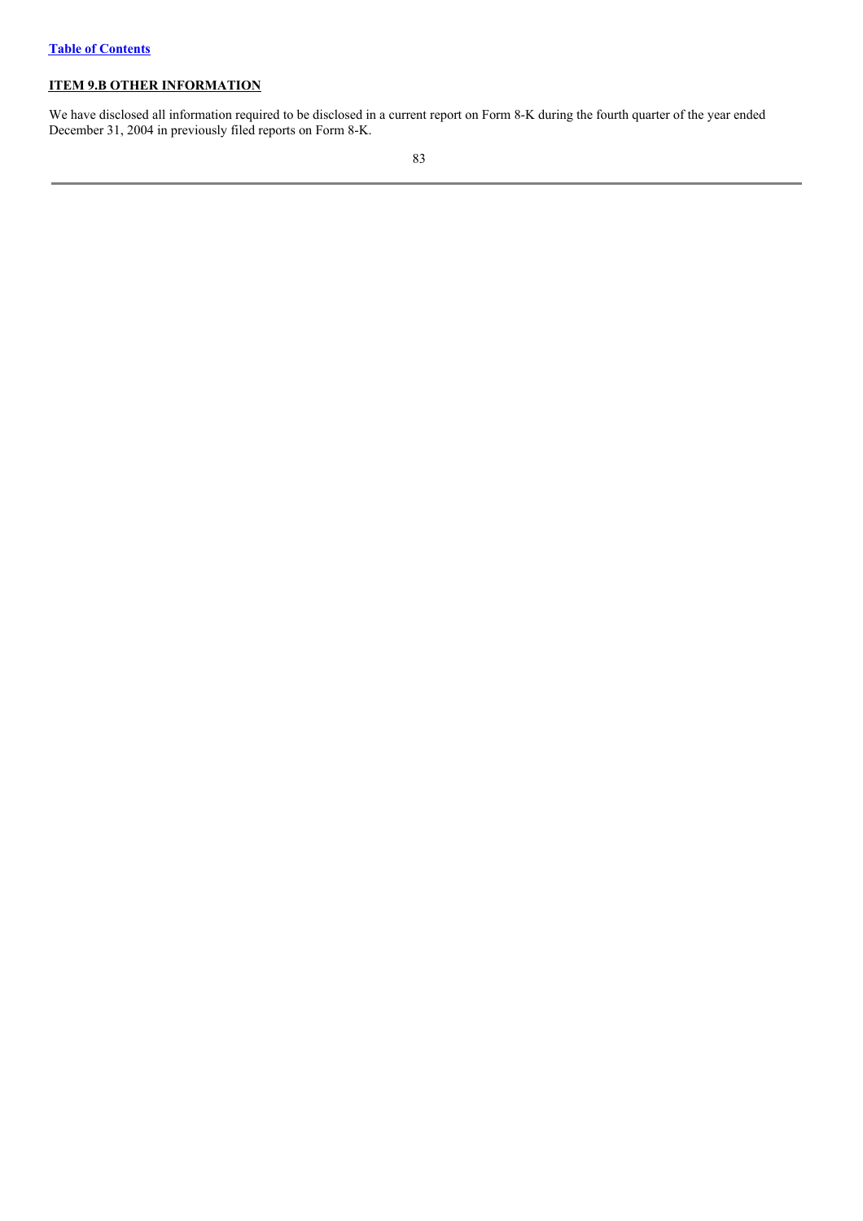## ITEM 9.B OTHER INFORMATION

We have disclosed all information required to be disclosed in a current report on Form 8-K during the fourth quarter of the year ended December 31, 2004 in previously filed reports on Form 8-K.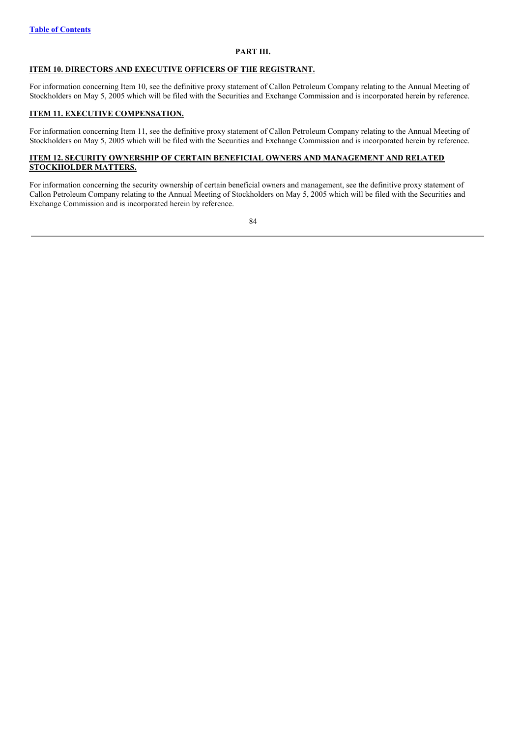## PART III.

### ITEM 10. DIRECTORS AND EXECUTIVE OFFICERS OF THE REGISTRANT.

For information concerning Item 10, see the definitive proxy statement of Callon Petroleum Company relating to the Annual Meeting of Stockholders on May 5, 2005 which will be filed with the Securities and Exchange Commission and is incorporated herein by reference.

### ITEM 11. EXECUTIVE COMPENSATION.

For information concerning Item 11, see the definitive proxy statement of Callon Petroleum Company relating to the Annual Meeting of Stockholders on May 5, 2005 which will be filed with the Securities and Exchange Commission and is incorporated herein by reference.

### ITEM 12. SECURITY OWNERSHIP OF CERTAIN BENEFICIAL OWNERS AND MANAGEMENT AND RELATED STOCKHOLDER MATTERS.

For information concerning the security ownership of certain beneficial owners and management, see the definitive proxy statement of Callon Petroleum Company relating to the Annual Meeting of Stockholders on May 5, 2005 which will be filed with the Securities and Exchange Commission and is incorporated herein by reference.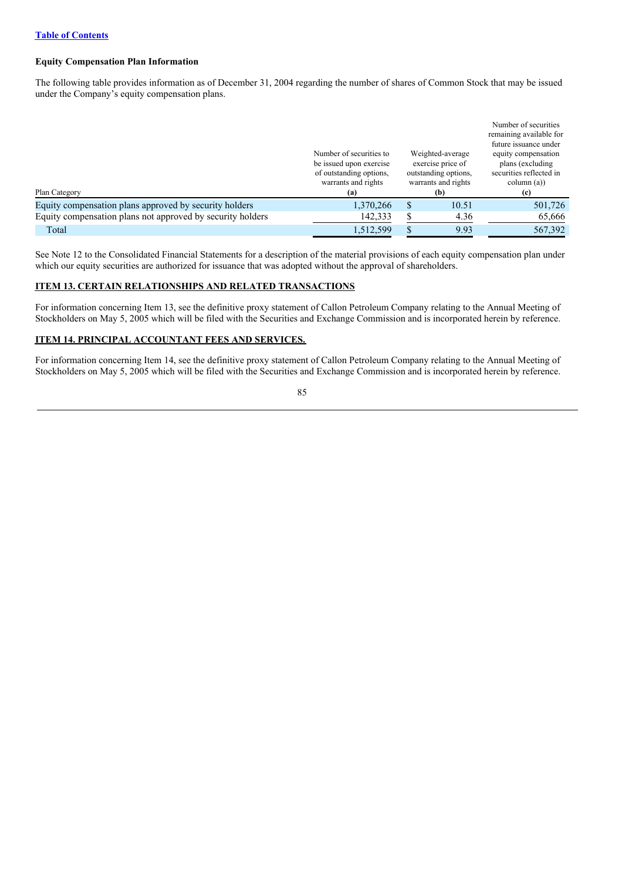[Table of Contents](#)

**Equity Compensation Plan Information**

The following table provides information as of December 31, 2004 regarding the number of shares of Common Stock that may be issued under the Company's equity compensation plans.

| Plan Category | Number of securities to be issued upon exercise of outstanding options, warrants and rights (a) | Weighted-average exercise price of outstanding options, warrants and rights (b) | Number of securities remaining available for future issuance under equity compensation plans (excluding securities reflected in column (a)) (c) |
|---|---|---|---|
| Equity compensation plans approved by security holders | 1,370,266 | $ 10.51 | 501,726 |
| Equity compensation plans not approved by security holders | 142,333 | $ 4.36 | 65,666 |
| Total | 1,512,599 | $ 9.93 | 567,392 |

See Note 12 to the Consolidated Financial Statements for a description of the material provisions of each equity compensation plan under which our equity securities are authorized for issuance that was adopted without the approval of shareholders.

**ITEM 13. CERTAIN RELATIONSHIPS AND RELATED TRANSACTIONS**

For information concerning Item 13, see the definitive proxy statement of Callon Petroleum Company relating to the Annual Meeting of Stockholders on May 5, 2005 which will be filed with the Securities and Exchange Commission and is incorporated herein by reference.

**ITEM 14. PRINCIPAL ACCOUNTANT FEES AND SERVICES.**

For information concerning Item 14, see the definitive proxy statement of Callon Petroleum Company relating to the Annual Meeting of Stockholders on May 5, 2005 which will be filed with the Securities and Exchange Commission and is incorporated herein by reference.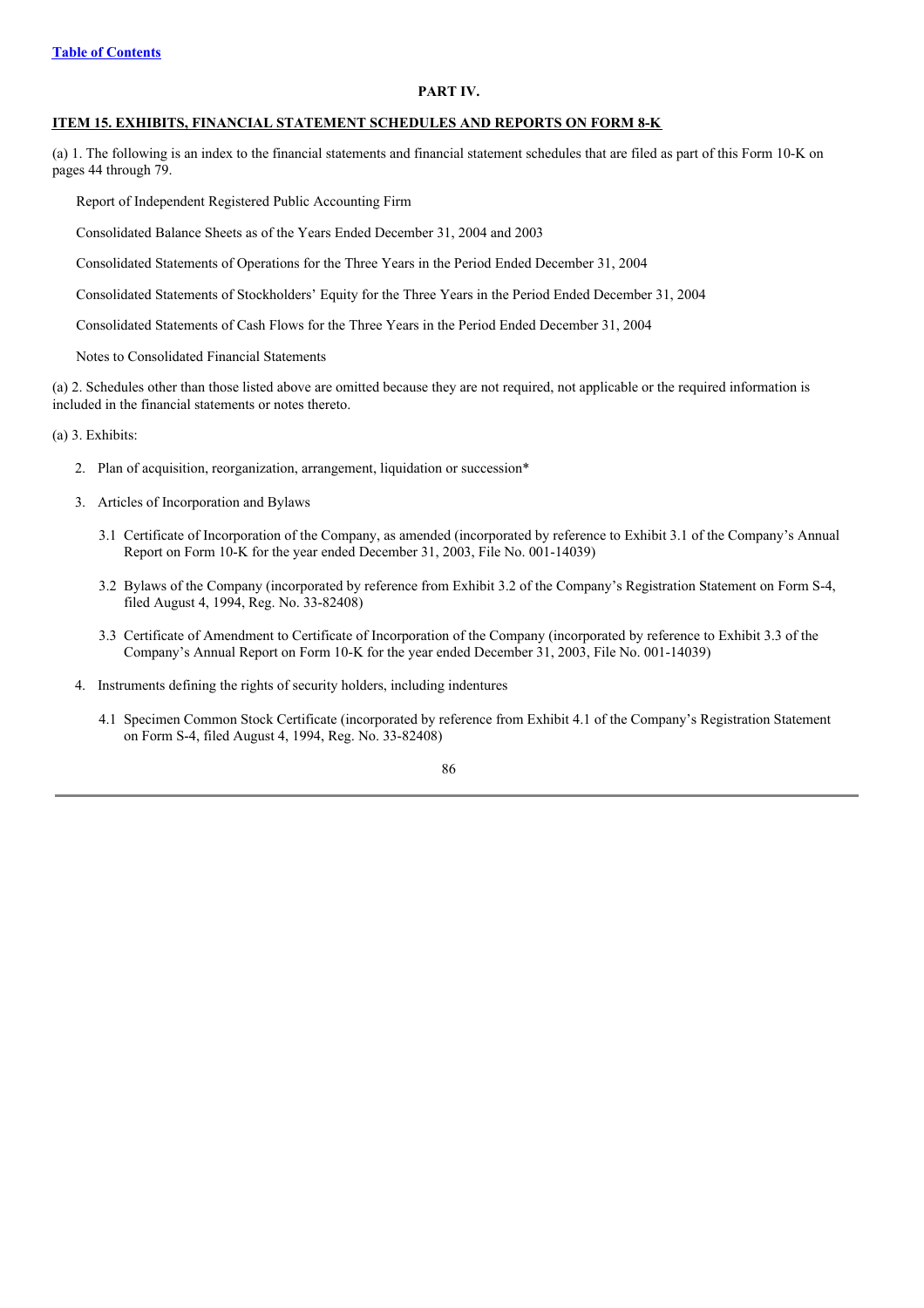## PART IV.

## ITEM 15. EXHIBITS, FINANCIAL STATEMENT SCHEDULES AND REPORTS ON FORM 8-K

(a) 1. The following is an index to the financial statements and financial statement schedules that are filed as part of this Form 10-K on pages 44 through 79.

Report of Independent Registered Public Accounting Firm

Consolidated Balance Sheets as of the Years Ended December 31, 2004 and 2003

Consolidated Statements of Operations for the Three Years in the Period Ended December 31, 2004

Consolidated Statements of Stockholders' Equity for the Three Years in the Period Ended December 31, 2004

Consolidated Statements of Cash Flows for the Three Years in the Period Ended December 31, 2004

Notes to Consolidated Financial Statements

(a) 2. Schedules other than those listed above are omitted because they are not required, not applicable or the required information is included in the financial statements or notes thereto.

(a) 3. Exhibits:

2. Plan of acquisition, reorganization, arrangement, liquidation or succession*

3. Articles of Incorporation and Bylaws

   3.1 Certificate of Incorporation of the Company, as amended (incorporated by reference to Exhibit 3.1 of the Company's Annual Report on Form 10-K for the year ended December 31, 2003, File No. 001-14039)

   3.2 Bylaws of the Company (incorporated by reference from Exhibit 3.2 of the Company's Registration Statement on Form S-4, filed August 4, 1994, Reg. No. 33-82408)

   3.3 Certificate of Amendment to Certificate of Incorporation of the Company (incorporated by reference to Exhibit 3.3 of the Company's Annual Report on Form 10-K for the year ended December 31, 2003, File No. 001-14039)

4. Instruments defining the rights of security holders, including indentures

   4.1 Specimen Common Stock Certificate (incorporated by reference from Exhibit 4.1 of the Company's Registration Statement on Form S-4, filed August 4, 1994, Reg. No. 33-82408)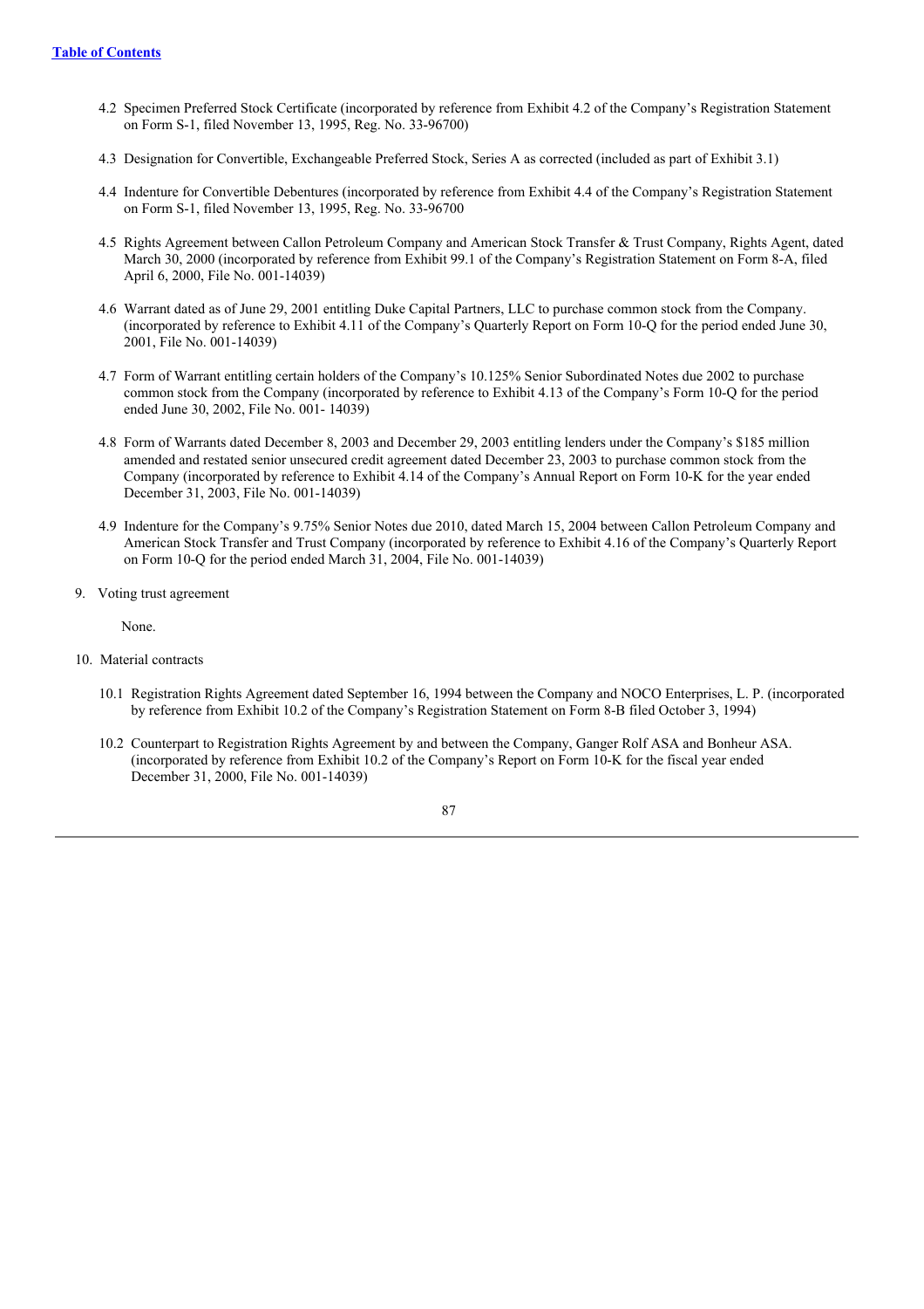4.2 Specimen Preferred Stock Certificate (incorporated by reference from Exhibit 4.2 of the Company's Registration Statement on Form S-1, filed November 13, 1995, Reg. No. 33-96700)

4.3 Designation for Convertible, Exchangeable Preferred Stock, Series A as corrected (included as part of Exhibit 3.1)

4.4 Indenture for Convertible Debentures (incorporated by reference from Exhibit 4.4 of the Company's Registration Statement on Form S-1, filed November 13, 1995, Reg. No. 33-96700

4.5 Rights Agreement between Callon Petroleum Company and American Stock Transfer & Trust Company, Rights Agent, dated March 30, 2000 (incorporated by reference from Exhibit 99.1 of the Company's Registration Statement on Form 8-A, filed April 6, 2000, File No. 001-14039)

4.6 Warrant dated as of June 29, 2001 entitling Duke Capital Partners, LLC to purchase common stock from the Company. (incorporated by reference to Exhibit 4.11 of the Company's Quarterly Report on Form 10-Q for the period ended June 30, 2001, File No. 001-14039)

4.7 Form of Warrant entitling certain holders of the Company's 10.125% Senior Subordinated Notes due 2002 to purchase common stock from the Company (incorporated by reference to Exhibit 4.13 of the Company's Form 10-Q for the period ended June 30, 2002, File No. 001- 14039)

4.8 Form of Warrants dated December 8, 2003 and December 29, 2003 entitling lenders under the Company's $185 million amended and restated senior unsecured credit agreement dated December 23, 2003 to purchase common stock from the Company (incorporated by reference to Exhibit 4.14 of the Company's Annual Report on Form 10-K for the year ended December 31, 2003, File No. 001-14039)

4.9 Indenture for the Company's 9.75% Senior Notes due 2010, dated March 15, 2004 between Callon Petroleum Company and American Stock Transfer and Trust Company (incorporated by reference to Exhibit 4.16 of the Company's Quarterly Report on Form 10-Q for the period ended March 31, 2004, File No. 001-14039)

9. Voting trust agreement

None.

10. Material contracts

10.1 Registration Rights Agreement dated September 16, 1994 between the Company and NOCO Enterprises, L. P. (incorporated by reference from Exhibit 10.2 of the Company's Registration Statement on Form 8-B filed October 3, 1994)

10.2 Counterpart to Registration Rights Agreement by and between the Company, Ganger Rolf ASA and Bonheur ASA. (incorporated by reference from Exhibit 10.2 of the Company's Report on Form 10-K for the fiscal year ended December 31, 2000, File No. 001-14039)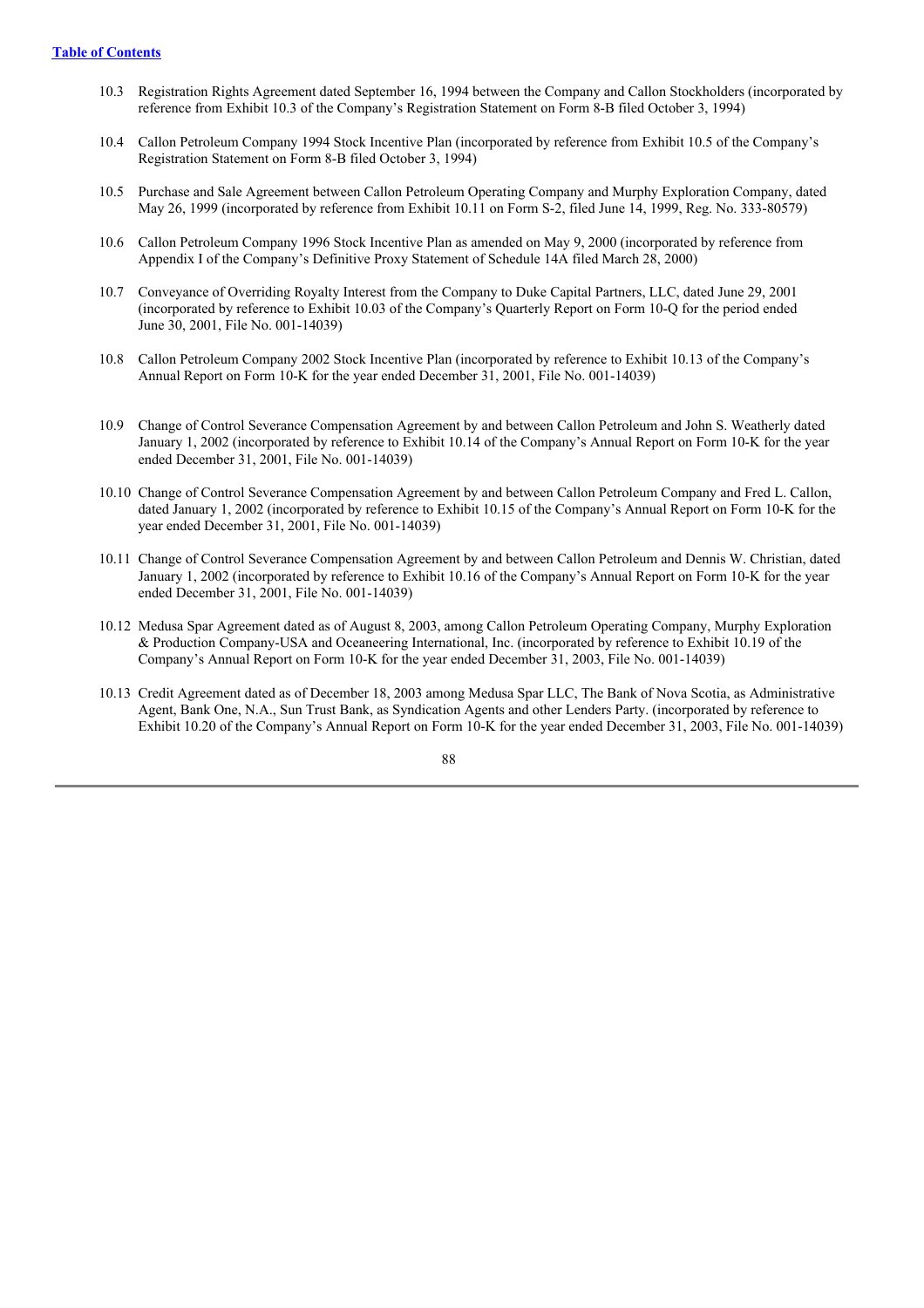[Table of Contents](#)

10.3 Registration Rights Agreement dated September 16, 1994 between the Company and Callon Stockholders (incorporated by reference from Exhibit 10.3 of the Company's Registration Statement on Form 8-B filed October 3, 1994)

10.4 Callon Petroleum Company 1994 Stock Incentive Plan (incorporated by reference from Exhibit 10.5 of the Company's Registration Statement on Form 8-B filed October 3, 1994)

10.5 Purchase and Sale Agreement between Callon Petroleum Operating Company and Murphy Exploration Company, dated May 26, 1999 (incorporated by reference from Exhibit 10.11 on Form S-2, filed June 14, 1999, Reg. No. 333-80579)

10.6 Callon Petroleum Company 1996 Stock Incentive Plan as amended on May 9, 2000 (incorporated by reference from Appendix I of the Company's Definitive Proxy Statement of Schedule 14A filed March 28, 2000)

10.7 Conveyance of Overriding Royalty Interest from the Company to Duke Capital Partners, LLC, dated June 29, 2001 (incorporated by reference to Exhibit 10.03 of the Company's Quarterly Report on Form 10-Q for the period ended June 30, 2001, File No. 001-14039)

10.8 Callon Petroleum Company 2002 Stock Incentive Plan (incorporated by reference to Exhibit 10.13 of the Company's Annual Report on Form 10-K for the year ended December 31, 2001, File No. 001-14039)

10.9 Change of Control Severance Compensation Agreement by and between Callon Petroleum and John S. Weatherly dated January 1, 2002 (incorporated by reference to Exhibit 10.14 of the Company's Annual Report on Form 10-K for the year ended December 31, 2001, File No. 001-14039)

10.10 Change of Control Severance Compensation Agreement by and between Callon Petroleum Company and Fred L. Callon, dated January 1, 2002 (incorporated by reference to Exhibit 10.15 of the Company's Annual Report on Form 10-K for the year ended December 31, 2001, File No. 001-14039)

10.11 Change of Control Severance Compensation Agreement by and between Callon Petroleum and Dennis W. Christian, dated January 1, 2002 (incorporated by reference to Exhibit 10.16 of the Company's Annual Report on Form 10-K for the year ended December 31, 2001, File No. 001-14039)

10.12 Medusa Spar Agreement dated as of August 8, 2003, among Callon Petroleum Operating Company, Murphy Exploration & Production Company-USA and Oceaneering International, Inc. (incorporated by reference to Exhibit 10.19 of the Company's Annual Report on Form 10-K for the year ended December 31, 2003, File No. 001-14039)

10.13 Credit Agreement dated as of December 18, 2003 among Medusa Spar LLC, The Bank of Nova Scotia, as Administrative Agent, Bank One, N.A., Sun Trust Bank, as Syndication Agents and other Lenders Party. (incorporated by reference to Exhibit 10.20 of the Company's Annual Report on Form 10-K for the year ended December 31, 2003, File No. 001-14039)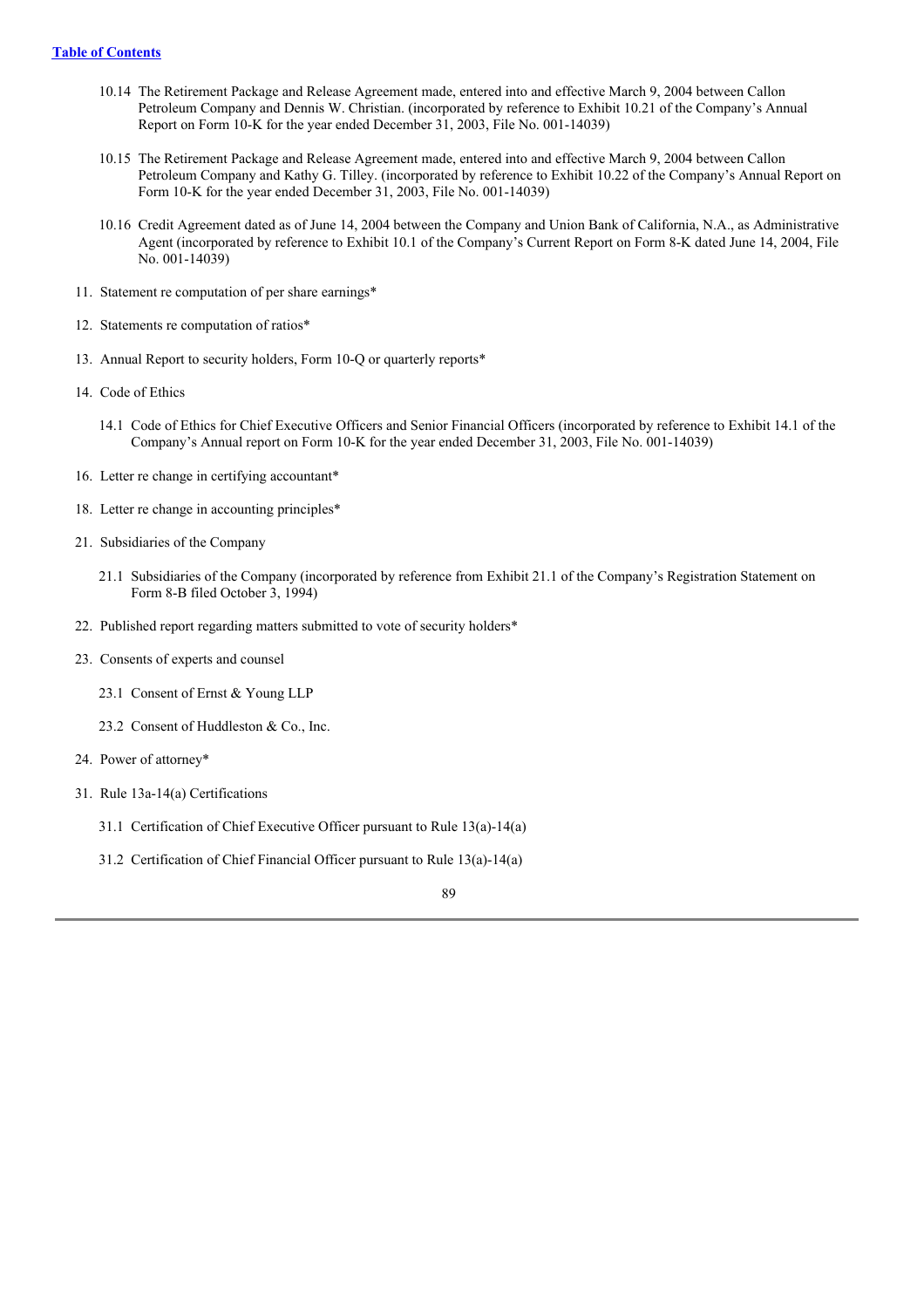- 10.14 The Retirement Package and Release Agreement made, entered into and effective March 9, 2004 between Callon Petroleum Company and Dennis W. Christian. (incorporated by reference to Exhibit 10.21 of the Company's Annual Report on Form 10-K for the year ended December 31, 2003, File No. 001-14039)
- 10.15 The Retirement Package and Release Agreement made, entered into and effective March 9, 2004 between Callon Petroleum Company and Kathy G. Tilley. (incorporated by reference to Exhibit 10.22 of the Company's Annual Report on Form 10-K for the year ended December 31, 2003, File No. 001-14039)
- 10.16 Credit Agreement dated as of June 14, 2004 between the Company and Union Bank of California, N.A., as Administrative Agent (incorporated by reference to Exhibit 10.1 of the Company's Current Report on Form 8-K dated June 14, 2004, File No. 001-14039)

11. Statement re computation of per share earnings*

12. Statements re computation of ratios*

13. Annual Report to security holders, Form 10-Q or quarterly reports*

14. Code of Ethics
    - 14.1 Code of Ethics for Chief Executive Officers and Senior Financial Officers (incorporated by reference to Exhibit 14.1 of the Company's Annual report on Form 10-K for the year ended December 31, 2003, File No. 001-14039)

16. Letter re change in certifying accountant*

18. Letter re change in accounting principles*

21. Subsidiaries of the Company
    - 21.1 Subsidiaries of the Company (incorporated by reference from Exhibit 21.1 of the Company's Registration Statement on Form 8-B filed October 3, 1994)

22. Published report regarding matters submitted to vote of security holders*

23. Consents of experts and counsel
    - 23.1 Consent of Ernst & Young LLP
    - 23.2 Consent of Huddleston & Co., Inc.

24. Power of attorney*

31. Rule 13a-14(a) Certifications
    - 31.1 Certification of Chief Executive Officer pursuant to Rule 13(a)-14(a)
    - 31.2 Certification of Chief Financial Officer pursuant to Rule 13(a)-14(a)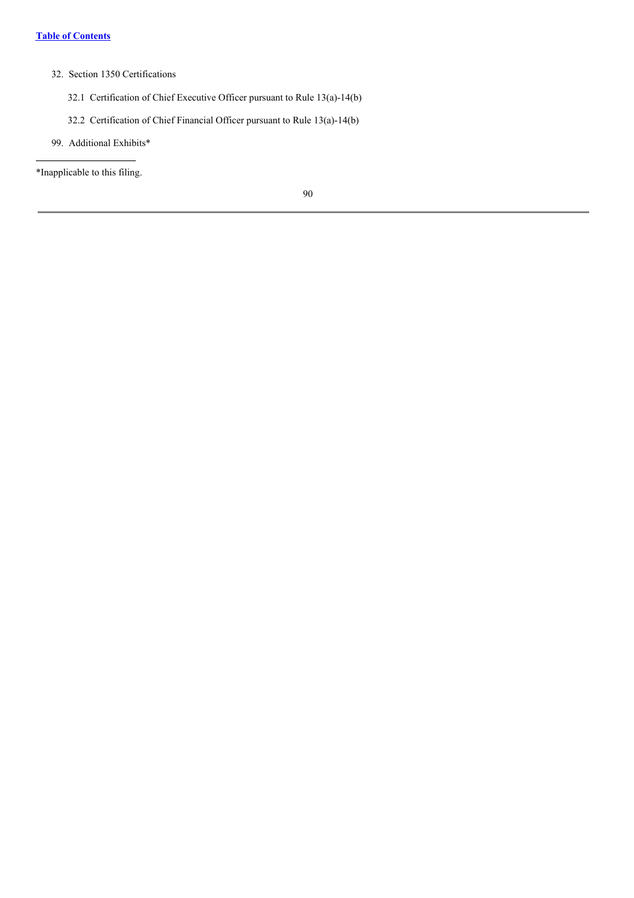32. Section 1350 Certifications

    32.1 Certification of Chief Executive Officer pursuant to Rule 13(a)-14(b)

    32.2 Certification of Chief Financial Officer pursuant to Rule 13(a)-14(b)

99. Additional Exhibits*

---

*Inapplicable to this filing.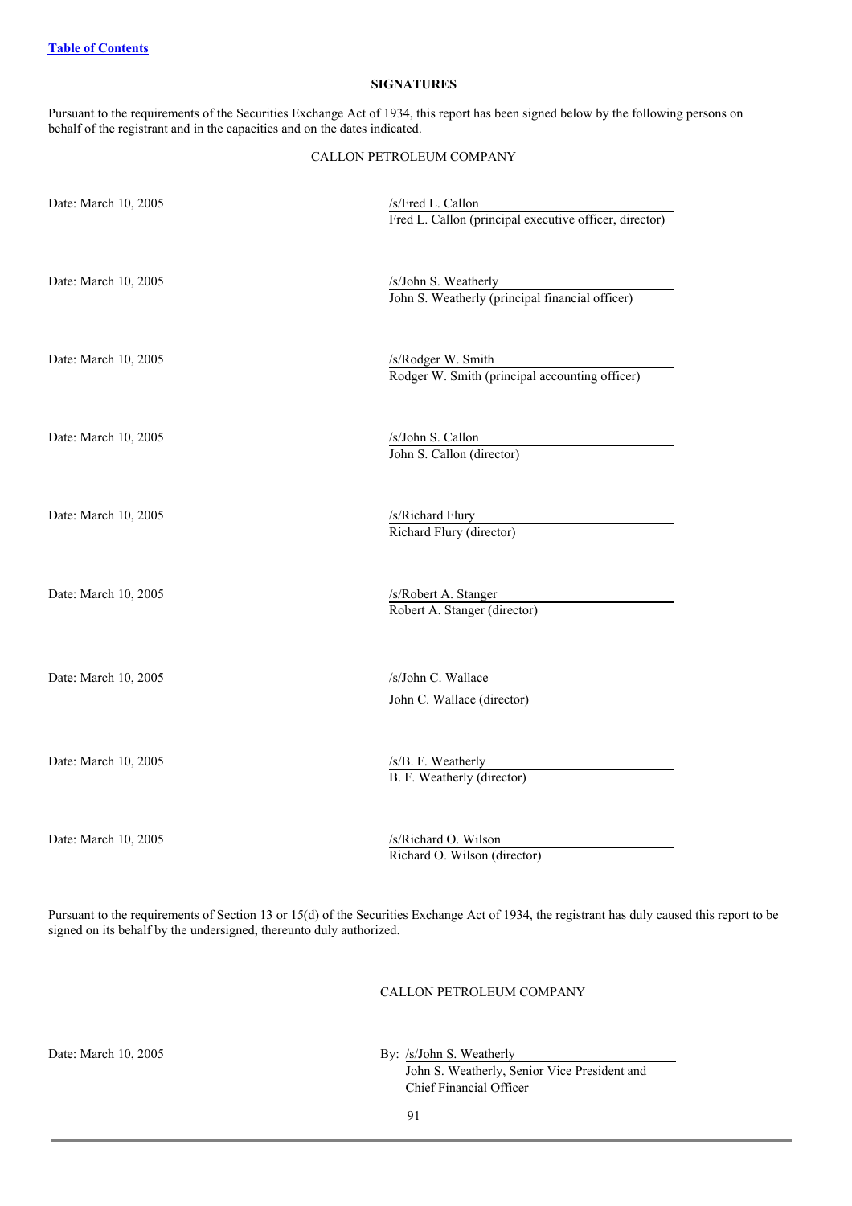## SIGNATURES

Pursuant to the requirements of the Securities Exchange Act of 1934, this report has been signed below by the following persons on behalf of the registrant and in the capacities and on the dates indicated.

CALLON PETROLEUM COMPANY

| | |
|---|---|
| Date: March 10, 2005 | /s/Fred L. Callon<br>Fred L. Callon (principal executive officer, director) |
| Date: March 10, 2005 | /s/John S. Weatherly<br>John S. Weatherly (principal financial officer) |
| Date: March 10, 2005 | /s/Rodger W. Smith<br>Rodger W. Smith (principal accounting officer) |
| Date: March 10, 2005 | /s/John S. Callon<br>John S. Callon (director) |
| Date: March 10, 2005 | /s/Richard Flury<br>Richard Flury (director) |
| Date: March 10, 2005 | /s/Robert A. Stanger<br>Robert A. Stanger (director) |
| Date: March 10, 2005 | /s/John C. Wallace<br>John C. Wallace (director) |
| Date: March 10, 2005 | /s/B. F. Weatherly<br>B. F. Weatherly (director) |
| Date: March 10, 2005 | /s/Richard O. Wilson<br>Richard O. Wilson (director) |

Pursuant to the requirements of Section 13 or 15(d) of the Securities Exchange Act of 1934, the registrant has duly caused this report to be signed on its behalf by the undersigned, thereunto duly authorized.

CALLON PETROLEUM COMPANY

Date: March 10, 2005

By: /s/John S. Weatherly
John S. Weatherly, Senior Vice President and Chief Financial Officer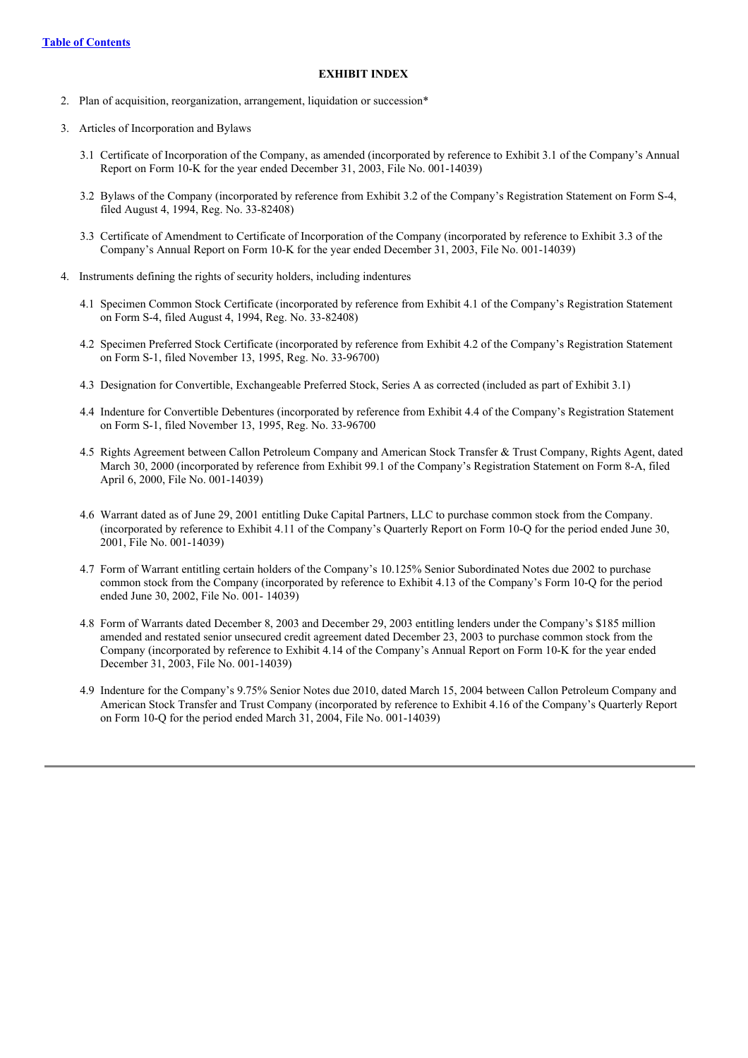[Table of Contents](#)

**EXHIBIT INDEX**

2. Plan of acquisition, reorganization, arrangement, liquidation or succession*

3. Articles of Incorporation and Bylaws

   3.1 Certificate of Incorporation of the Company, as amended (incorporated by reference to Exhibit 3.1 of the Company's Annual Report on Form 10-K for the year ended December 31, 2003, File No. 001-14039)

   3.2 Bylaws of the Company (incorporated by reference from Exhibit 3.2 of the Company's Registration Statement on Form S-4, filed August 4, 1994, Reg. No. 33-82408)

   3.3 Certificate of Amendment to Certificate of Incorporation of the Company (incorporated by reference to Exhibit 3.3 of the Company's Annual Report on Form 10-K for the year ended December 31, 2003, File No. 001-14039)

4. Instruments defining the rights of security holders, including indentures

   4.1 Specimen Common Stock Certificate (incorporated by reference from Exhibit 4.1 of the Company's Registration Statement on Form S-4, filed August 4, 1994, Reg. No. 33-82408)

   4.2 Specimen Preferred Stock Certificate (incorporated by reference from Exhibit 4.2 of the Company's Registration Statement on Form S-1, filed November 13, 1995, Reg. No. 33-96700)

   4.3 Designation for Convertible, Exchangeable Preferred Stock, Series A as corrected (included as part of Exhibit 3.1)

   4.4 Indenture for Convertible Debentures (incorporated by reference from Exhibit 4.4 of the Company's Registration Statement on Form S-1, filed November 13, 1995, Reg. No. 33-96700

   4.5 Rights Agreement between Callon Petroleum Company and American Stock Transfer & Trust Company, Rights Agent, dated March 30, 2000 (incorporated by reference from Exhibit 99.1 of the Company's Registration Statement on Form 8-A, filed April 6, 2000, File No. 001-14039)

   4.6 Warrant dated as of June 29, 2001 entitling Duke Capital Partners, LLC to purchase common stock from the Company. (incorporated by reference to Exhibit 4.11 of the Company's Quarterly Report on Form 10-Q for the period ended June 30, 2001, File No. 001-14039)

   4.7 Form of Warrant entitling certain holders of the Company's 10.125% Senior Subordinated Notes due 2002 to purchase common stock from the Company (incorporated by reference to Exhibit 4.13 of the Company's Form 10-Q for the period ended June 30, 2002, File No. 001- 14039)

   4.8 Form of Warrants dated December 8, 2003 and December 29, 2003 entitling lenders under the Company's $185 million amended and restated senior unsecured credit agreement dated December 23, 2003 to purchase common stock from the Company (incorporated by reference to Exhibit 4.14 of the Company's Annual Report on Form 10-K for the year ended December 31, 2003, File No. 001-14039)

   4.9 Indenture for the Company's 9.75% Senior Notes due 2010, dated March 15, 2004 between Callon Petroleum Company and American Stock Transfer and Trust Company (incorporated by reference to Exhibit 4.16 of the Company's Quarterly Report on Form 10-Q for the period ended March 31, 2004, File No. 001-14039)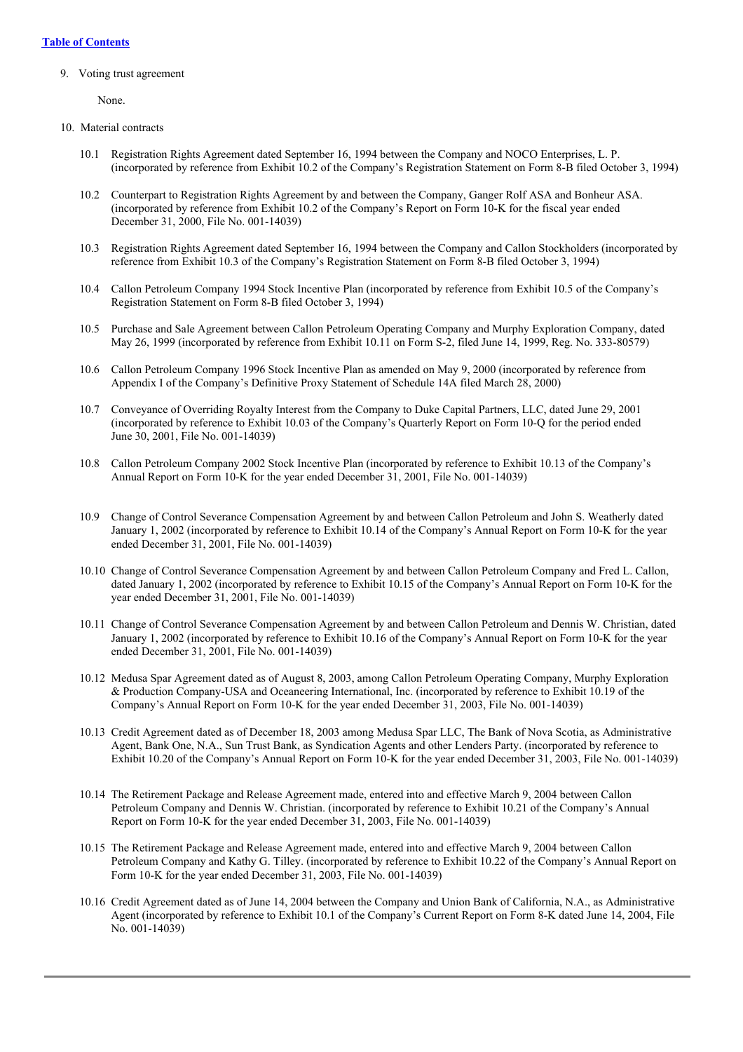[Table of Contents](#)

9. Voting trust agreement

   None.

10. Material contracts

    10.1 Registration Rights Agreement dated September 16, 1994 between the Company and NOCO Enterprises, L. P. (incorporated by reference from Exhibit 10.2 of the Company's Registration Statement on Form 8-B filed October 3, 1994)

    10.2 Counterpart to Registration Rights Agreement by and between the Company, Ganger Rolf ASA and Bonheur ASA. (incorporated by reference from Exhibit 10.2 of the Company's Report on Form 10-K for the fiscal year ended December 31, 2000, File No. 001-14039)

    10.3 Registration Rights Agreement dated September 16, 1994 between the Company and Callon Stockholders (incorporated by reference from Exhibit 10.3 of the Company's Registration Statement on Form 8-B filed October 3, 1994)

    10.4 Callon Petroleum Company 1994 Stock Incentive Plan (incorporated by reference from Exhibit 10.5 of the Company's Registration Statement on Form 8-B filed October 3, 1994)

    10.5 Purchase and Sale Agreement between Callon Petroleum Operating Company and Murphy Exploration Company, dated May 26, 1999 (incorporated by reference from Exhibit 10.11 on Form S-2, filed June 14, 1999, Reg. No. 333-80579)

    10.6 Callon Petroleum Company 1996 Stock Incentive Plan as amended on May 9, 2000 (incorporated by reference from Appendix I of the Company's Definitive Proxy Statement of Schedule 14A filed March 28, 2000)

    10.7 Conveyance of Overriding Royalty Interest from the Company to Duke Capital Partners, LLC, dated June 29, 2001 (incorporated by reference to Exhibit 10.03 of the Company's Quarterly Report on Form 10-Q for the period ended June 30, 2001, File No. 001-14039)

    10.8 Callon Petroleum Company 2002 Stock Incentive Plan (incorporated by reference to Exhibit 10.13 of the Company's Annual Report on Form 10-K for the year ended December 31, 2001, File No. 001-14039)

    10.9 Change of Control Severance Compensation Agreement by and between Callon Petroleum and John S. Weatherly dated January 1, 2002 (incorporated by reference to Exhibit 10.14 of the Company's Annual Report on Form 10-K for the year ended December 31, 2001, File No. 001-14039)

    10.10 Change of Control Severance Compensation Agreement by and between Callon Petroleum Company and Fred L. Callon, dated January 1, 2002 (incorporated by reference to Exhibit 10.15 of the Company's Annual Report on Form 10-K for the year ended December 31, 2001, File No. 001-14039)

    10.11 Change of Control Severance Compensation Agreement by and between Callon Petroleum and Dennis W. Christian, dated January 1, 2002 (incorporated by reference to Exhibit 10.16 of the Company's Annual Report on Form 10-K for the year ended December 31, 2001, File No. 001-14039)

    10.12 Medusa Spar Agreement dated as of August 8, 2003, among Callon Petroleum Operating Company, Murphy Exploration & Production Company-USA and Oceaneering International, Inc. (incorporated by reference to Exhibit 10.19 of the Company's Annual Report on Form 10-K for the year ended December 31, 2003, File No. 001-14039)

    10.13 Credit Agreement dated as of December 18, 2003 among Medusa Spar LLC, The Bank of Nova Scotia, as Administrative Agent, Bank One, N.A., Sun Trust Bank, as Syndication Agents and other Lenders Party. (incorporated by reference to Exhibit 10.20 of the Company's Annual Report on Form 10-K for the year ended December 31, 2003, File No. 001-14039)

    10.14 The Retirement Package and Release Agreement made, entered into and effective March 9, 2004 between Callon Petroleum Company and Dennis W. Christian. (incorporated by reference to Exhibit 10.21 of the Company's Annual Report on Form 10-K for the year ended December 31, 2003, File No. 001-14039)

    10.15 The Retirement Package and Release Agreement made, entered into and effective March 9, 2004 between Callon Petroleum Company and Kathy G. Tilley. (incorporated by reference to Exhibit 10.22 of the Company's Annual Report on Form 10-K for the year ended December 31, 2003, File No. 001-14039)

    10.16 Credit Agreement dated as of June 14, 2004 between the Company and Union Bank of California, N.A., as Administrative Agent (incorporated by reference to Exhibit 10.1 of the Company's Current Report on Form 8-K dated June 14, 2004, File No. 001-14039)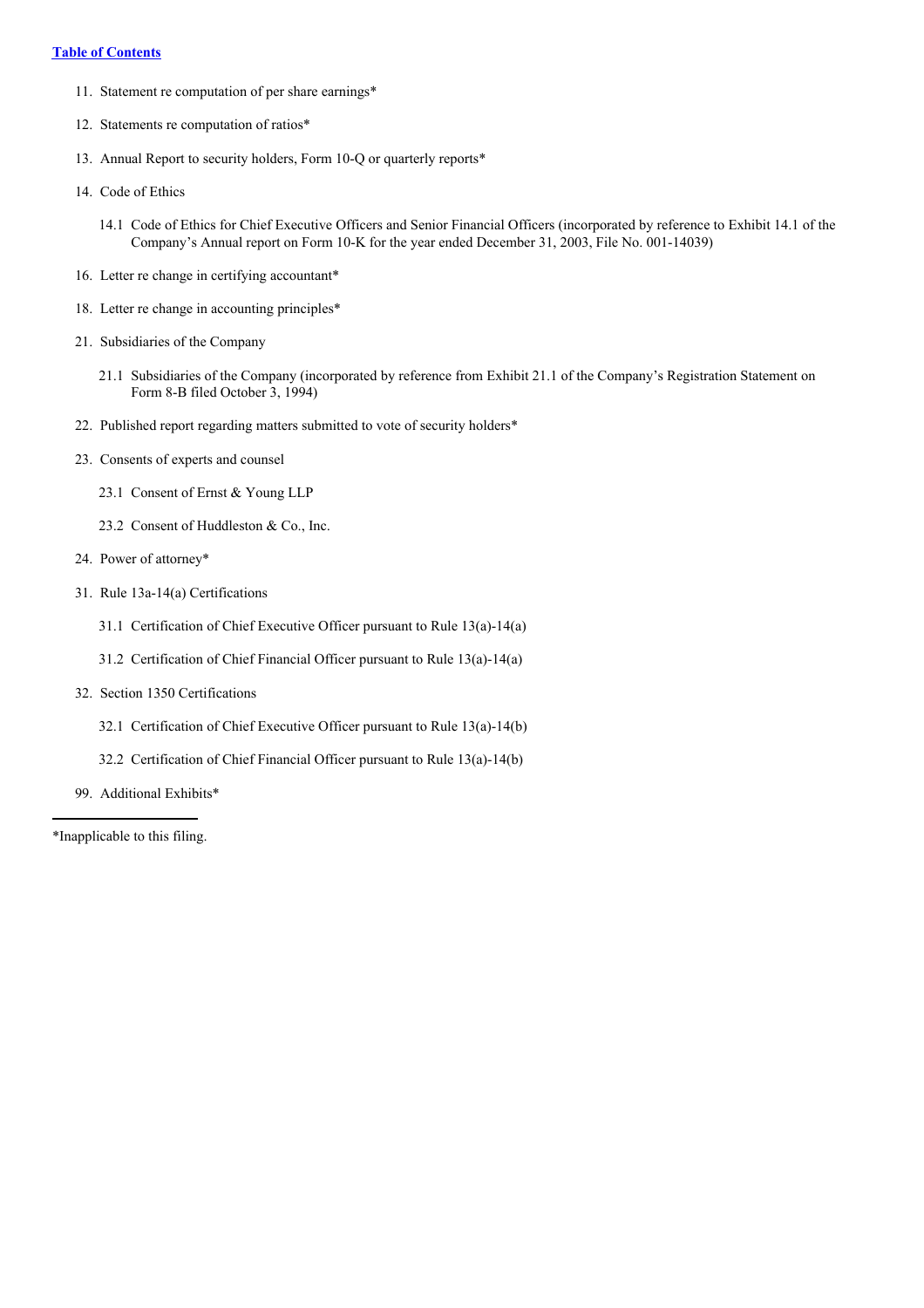[Table of Contents](#)

11. Statement re computation of per share earnings*

12. Statements re computation of ratios*

13. Annual Report to security holders, Form 10-Q or quarterly reports*

14. Code of Ethics

    14.1 Code of Ethics for Chief Executive Officers and Senior Financial Officers (incorporated by reference to Exhibit 14.1 of the Company's Annual report on Form 10-K for the year ended December 31, 2003, File No. 001-14039)

16. Letter re change in certifying accountant*

18. Letter re change in accounting principles*

21. Subsidiaries of the Company

    21.1 Subsidiaries of the Company (incorporated by reference from Exhibit 21.1 of the Company's Registration Statement on Form 8-B filed October 3, 1994)

22. Published report regarding matters submitted to vote of security holders*

23. Consents of experts and counsel

    23.1 Consent of Ernst & Young LLP

    23.2 Consent of Huddleston & Co., Inc.

24. Power of attorney*

31. Rule 13a-14(a) Certifications

    31.1 Certification of Chief Executive Officer pursuant to Rule 13(a)-14(a)

    31.2 Certification of Chief Financial Officer pursuant to Rule 13(a)-14(a)

32. Section 1350 Certifications

    32.1 Certification of Chief Executive Officer pursuant to Rule 13(a)-14(b)

    32.2 Certification of Chief Financial Officer pursuant to Rule 13(a)-14(b)

99. Additional Exhibits*

---

*Inapplicable to this filing.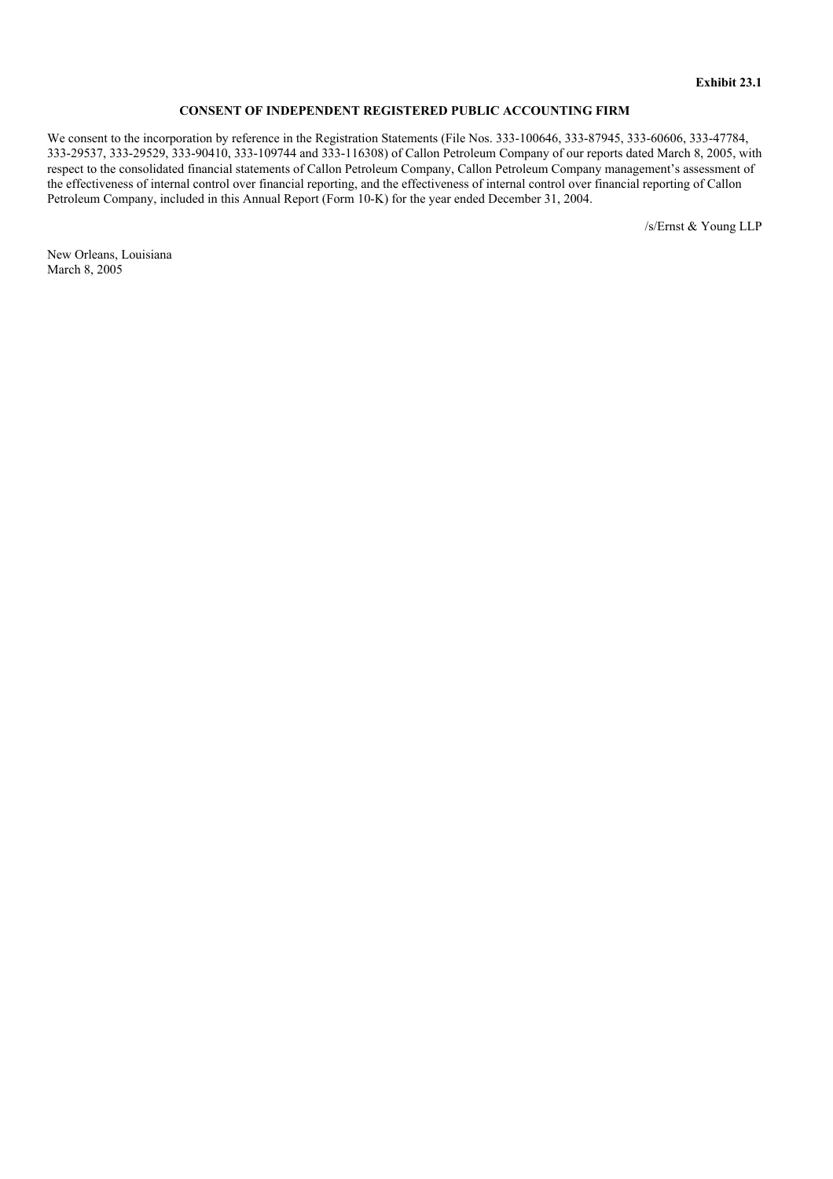**Exhibit 23.1**

**CONSENT OF INDEPENDENT REGISTERED PUBLIC ACCOUNTING FIRM**

We consent to the incorporation by reference in the Registration Statements (File Nos. 333-100646, 333-87945, 333-60606, 333-47784, 333-29537, 333-29529, 333-90410, 333-109744 and 333-116308) of Callon Petroleum Company of our reports dated March 8, 2005, with respect to the consolidated financial statements of Callon Petroleum Company, Callon Petroleum Company management's assessment of the effectiveness of internal control over financial reporting, and the effectiveness of internal control over financial reporting of Callon Petroleum Company, included in this Annual Report (Form 10-K) for the year ended December 31, 2004.

/s/Ernst & Young LLP

New Orleans, Louisiana
March 8, 2005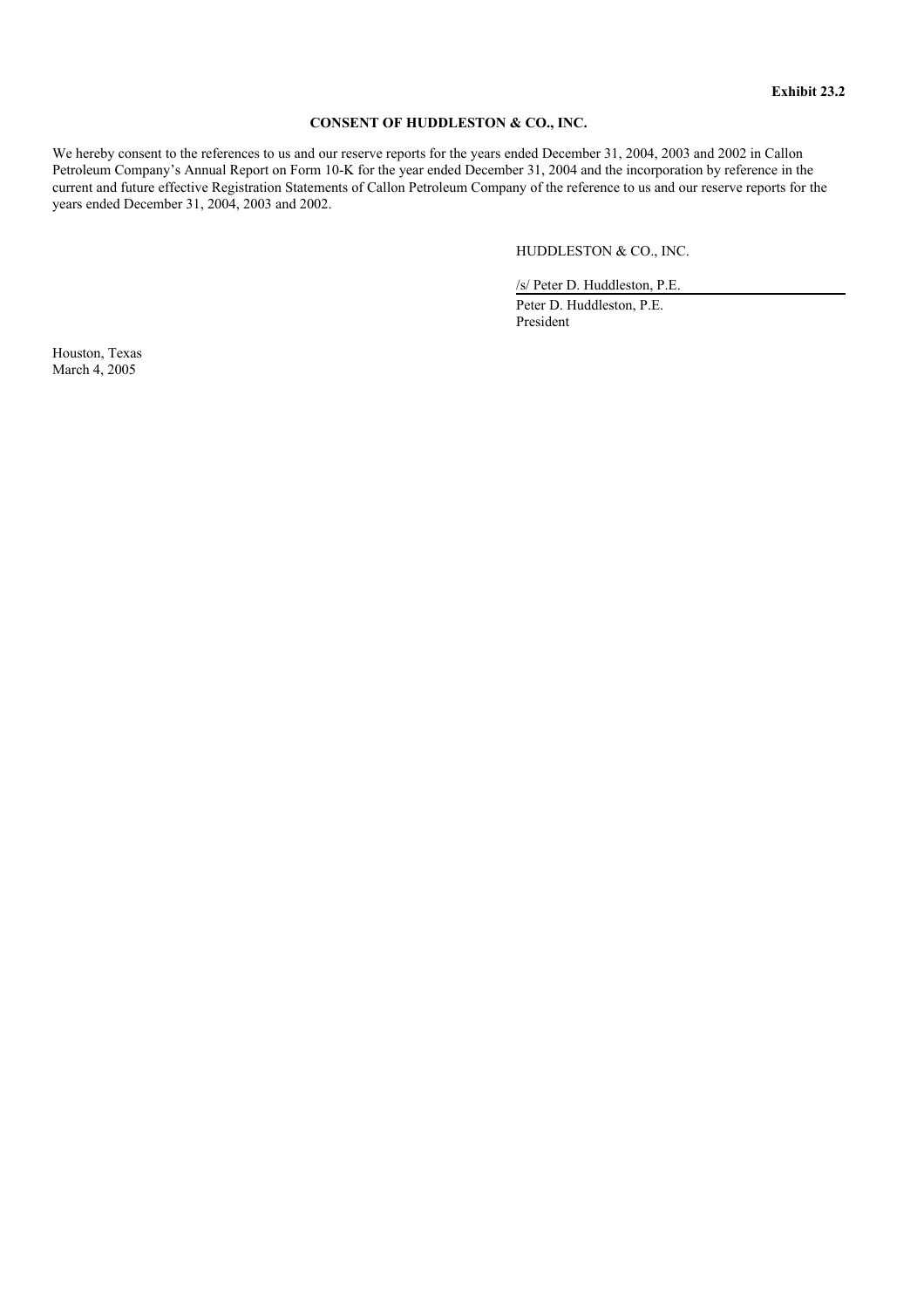**Exhibit 23.2**

**CONSENT OF HUDDLESTON & CO., INC.**

We hereby consent to the references to us and our reserve reports for the years ended December 31, 2004, 2003 and 2002 in Callon Petroleum Company's Annual Report on Form 10-K for the year ended December 31, 2004 and the incorporation by reference in the current and future effective Registration Statements of Callon Petroleum Company of the reference to us and our reserve reports for the years ended December 31, 2004, 2003 and 2002.

HUDDLESTON & CO., INC.

/s/ Peter D. Huddleston, P.E.

Peter D. Huddleston, P.E.
President

Houston, Texas
March 4, 2005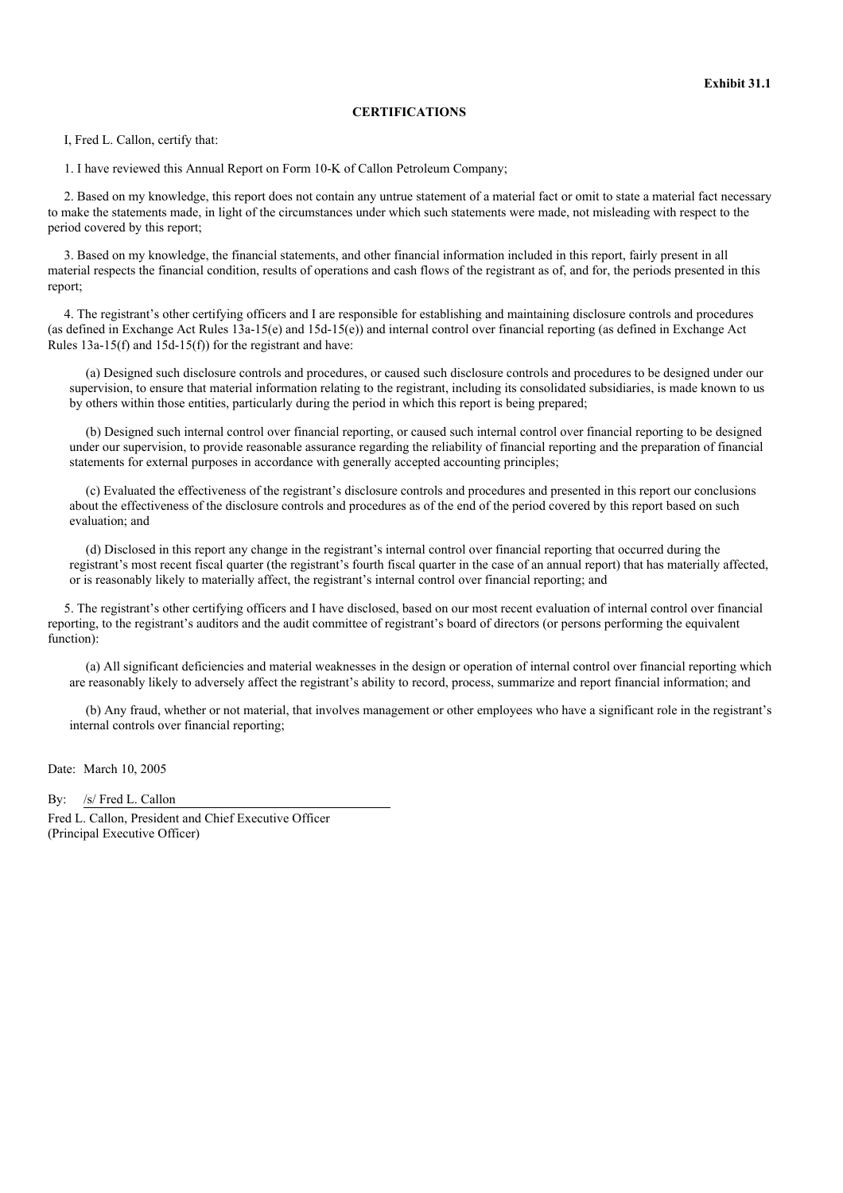**Exhibit 31.1**

**CERTIFICATIONS**

I, Fred L. Callon, certify that:

1. I have reviewed this Annual Report on Form 10-K of Callon Petroleum Company;

2. Based on my knowledge, this report does not contain any untrue statement of a material fact or omit to state a material fact necessary to make the statements made, in light of the circumstances under which such statements were made, not misleading with respect to the period covered by this report;

3. Based on my knowledge, the financial statements, and other financial information included in this report, fairly present in all material respects the financial condition, results of operations and cash flows of the registrant as of, and for, the periods presented in this report;

4. The registrant's other certifying officers and I are responsible for establishing and maintaining disclosure controls and procedures (as defined in Exchange Act Rules 13a-15(e) and 15d-15(e)) and internal control over financial reporting (as defined in Exchange Act Rules 13a-15(f) and 15d-15(f)) for the registrant and have:

(a) Designed such disclosure controls and procedures, or caused such disclosure controls and procedures to be designed under our supervision, to ensure that material information relating to the registrant, including its consolidated subsidiaries, is made known to us by others within those entities, particularly during the period in which this report is being prepared;

(b) Designed such internal control over financial reporting, or caused such internal control over financial reporting to be designed under our supervision, to provide reasonable assurance regarding the reliability of financial reporting and the preparation of financial statements for external purposes in accordance with generally accepted accounting principles;

(c) Evaluated the effectiveness of the registrant's disclosure controls and procedures and presented in this report our conclusions about the effectiveness of the disclosure controls and procedures as of the end of the period covered by this report based on such evaluation; and

(d) Disclosed in this report any change in the registrant's internal control over financial reporting that occurred during the registrant's most recent fiscal quarter (the registrant's fourth fiscal quarter in the case of an annual report) that has materially affected, or is reasonably likely to materially affect, the registrant's internal control over financial reporting; and

5. The registrant's other certifying officers and I have disclosed, based on our most recent evaluation of internal control over financial reporting, to the registrant's auditors and the audit committee of registrant's board of directors (or persons performing the equivalent function):

(a) All significant deficiencies and material weaknesses in the design or operation of internal control over financial reporting which are reasonably likely to adversely affect the registrant's ability to record, process, summarize and report financial information; and

(b) Any fraud, whether or not material, that involves management or other employees who have a significant role in the registrant's internal controls over financial reporting;

Date: March 10, 2005

By: /s/ Fred L. Callon

Fred L. Callon, President and Chief Executive Officer
(Principal Executive Officer)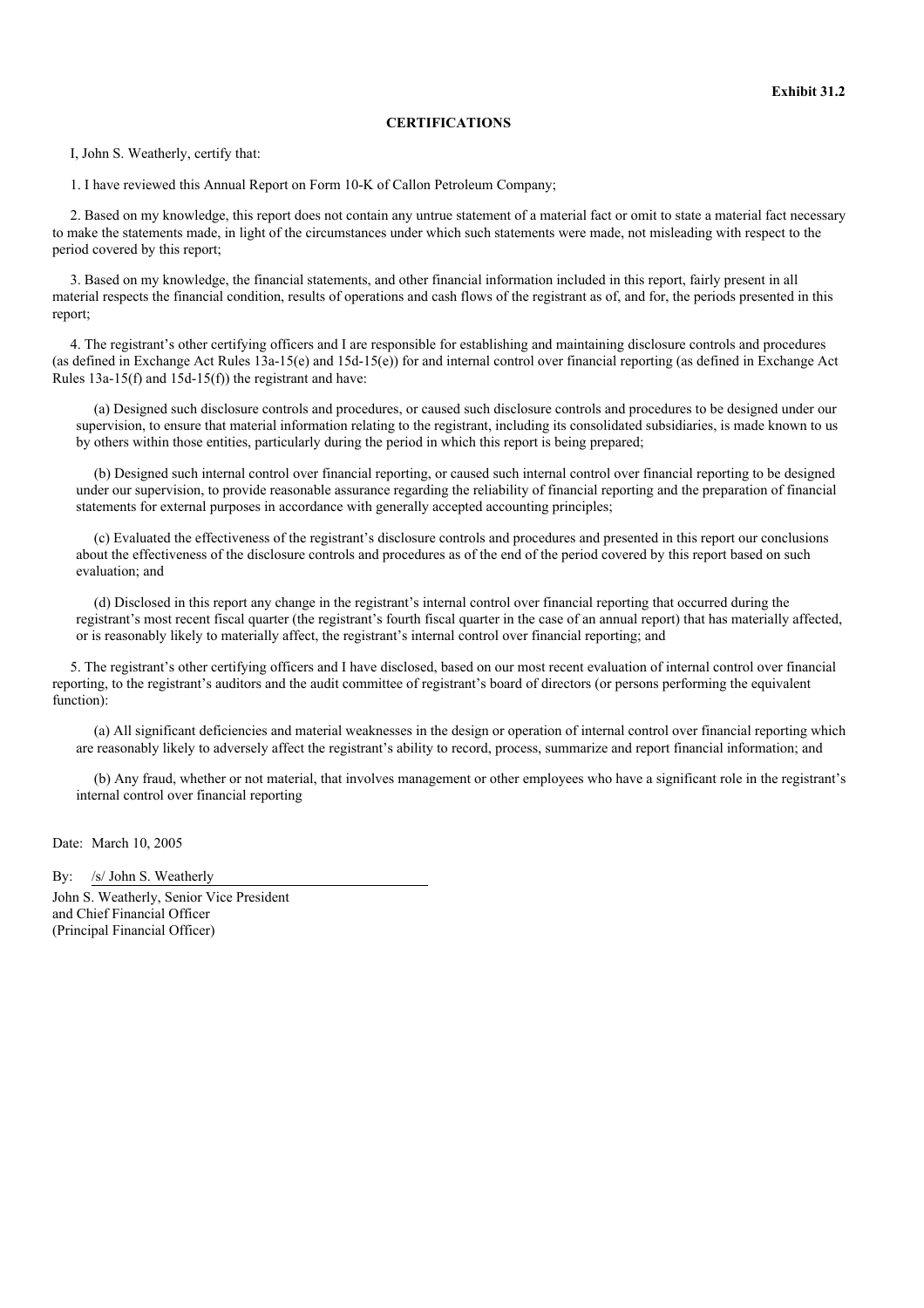**Exhibit 31.2**

**CERTIFICATIONS**

I, John S. Weatherly, certify that:

1. I have reviewed this Annual Report on Form 10-K of Callon Petroleum Company;

2. Based on my knowledge, this report does not contain any untrue statement of a material fact or omit to state a material fact necessary to make the statements made, in light of the circumstances under which such statements were made, not misleading with respect to the period covered by this report;

3. Based on my knowledge, the financial statements, and other financial information included in this report, fairly present in all material respects the financial condition, results of operations and cash flows of the registrant as of, and for, the periods presented in this report;

4. The registrant's other certifying officers and I are responsible for establishing and maintaining disclosure controls and procedures (as defined in Exchange Act Rules 13a-15(e) and 15d-15(e)) for and internal control over financial reporting (as defined in Exchange Act Rules 13a-15(f) and 15d-15(f)) the registrant and have:

(a) Designed such disclosure controls and procedures, or caused such disclosure controls and procedures to be designed under our supervision, to ensure that material information relating to the registrant, including its consolidated subsidiaries, is made known to us by others within those entities, particularly during the period in which this report is being prepared;

(b) Designed such internal control over financial reporting, or caused such internal control over financial reporting to be designed under our supervision, to provide reasonable assurance regarding the reliability of financial reporting and the preparation of financial statements for external purposes in accordance with generally accepted accounting principles;

(c) Evaluated the effectiveness of the registrant's disclosure controls and procedures and presented in this report our conclusions about the effectiveness of the disclosure controls and procedures as of the end of the period covered by this report based on such evaluation; and

(d) Disclosed in this report any change in the registrant's internal control over financial reporting that occurred during the registrant's most recent fiscal quarter (the registrant's fourth fiscal quarter in the case of an annual report) that has materially affected, or is reasonably likely to materially affect, the registrant's internal control over financial reporting; and

5. The registrant's other certifying officers and I have disclosed, based on our most recent evaluation of internal control over financial reporting, to the registrant's auditors and the audit committee of registrant's board of directors (or persons performing the equivalent function):

(a) All significant deficiencies and material weaknesses in the design or operation of internal control over financial reporting which are reasonably likely to adversely affect the registrant's ability to record, process, summarize and report financial information; and

(b) Any fraud, whether or not material, that involves management or other employees who have a significant role in the registrant's internal control over financial reporting

Date: March 10, 2005

By: /s/ John S. Weatherly

John S. Weatherly, Senior Vice President
and Chief Financial Officer
(Principal Financial Officer)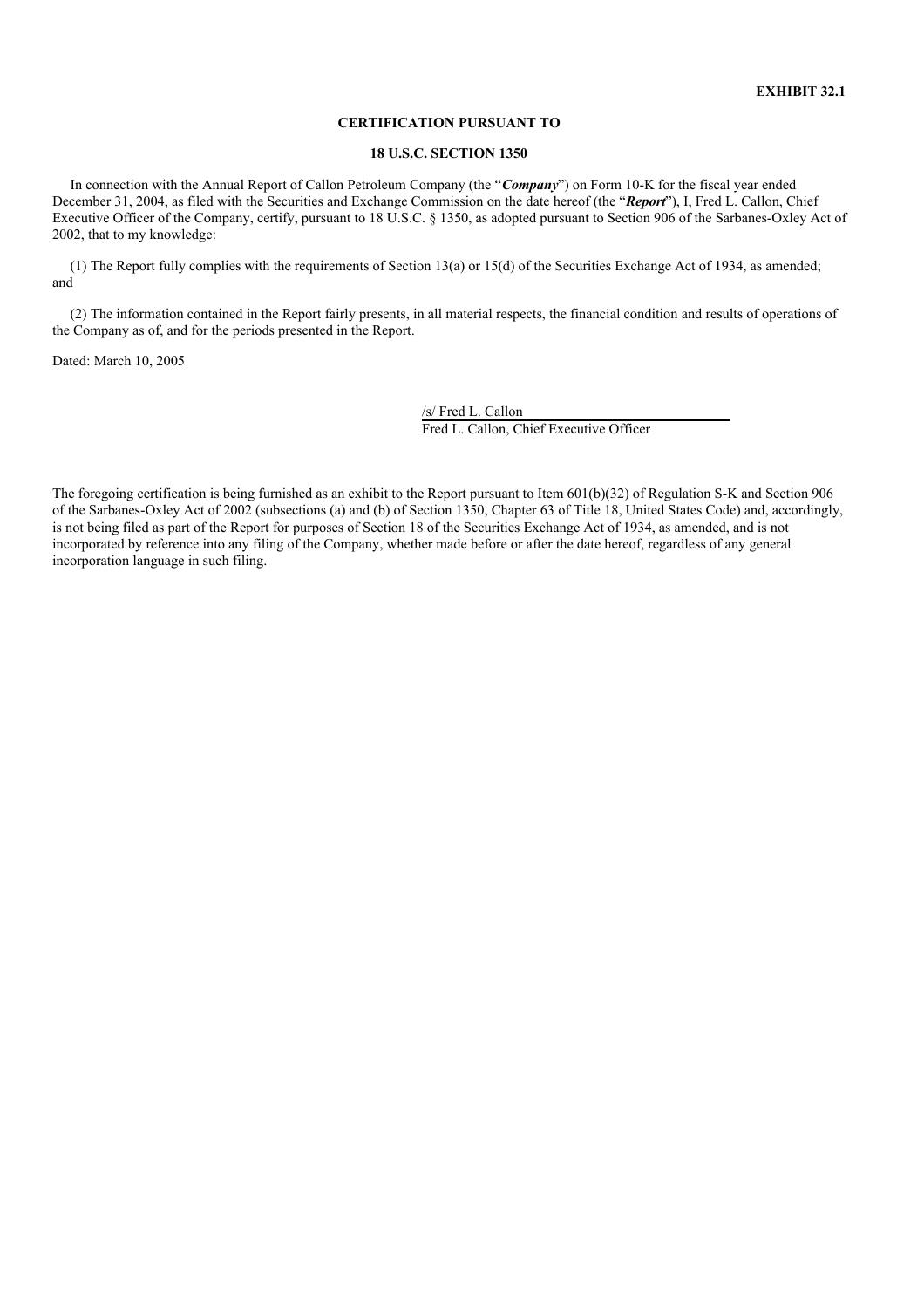**EXHIBIT 32.1**

**CERTIFICATION PURSUANT TO**

**18 U.S.C. SECTION 1350**

In connection with the Annual Report of Callon Petroleum Company (the "***Company***") on Form 10-K for the fiscal year ended December 31, 2004, as filed with the Securities and Exchange Commission on the date hereof (the "***Report***"), I, Fred L. Callon, Chief Executive Officer of the Company, certify, pursuant to 18 U.S.C. § 1350, as adopted pursuant to Section 906 of the Sarbanes-Oxley Act of 2002, that to my knowledge:

(1) The Report fully complies with the requirements of Section 13(a) or 15(d) of the Securities Exchange Act of 1934, as amended; and

(2) The information contained in the Report fairly presents, in all material respects, the financial condition and results of operations of the Company as of, and for the periods presented in the Report.

Dated: March 10, 2005

/s/ Fred L. Callon

Fred L. Callon, Chief Executive Officer

The foregoing certification is being furnished as an exhibit to the Report pursuant to Item 601(b)(32) of Regulation S-K and Section 906 of the Sarbanes-Oxley Act of 2002 (subsections (a) and (b) of Section 1350, Chapter 63 of Title 18, United States Code) and, accordingly, is not being filed as part of the Report for purposes of Section 18 of the Securities Exchange Act of 1934, as amended, and is not incorporated by reference into any filing of the Company, whether made before or after the date hereof, regardless of any general incorporation language in such filing.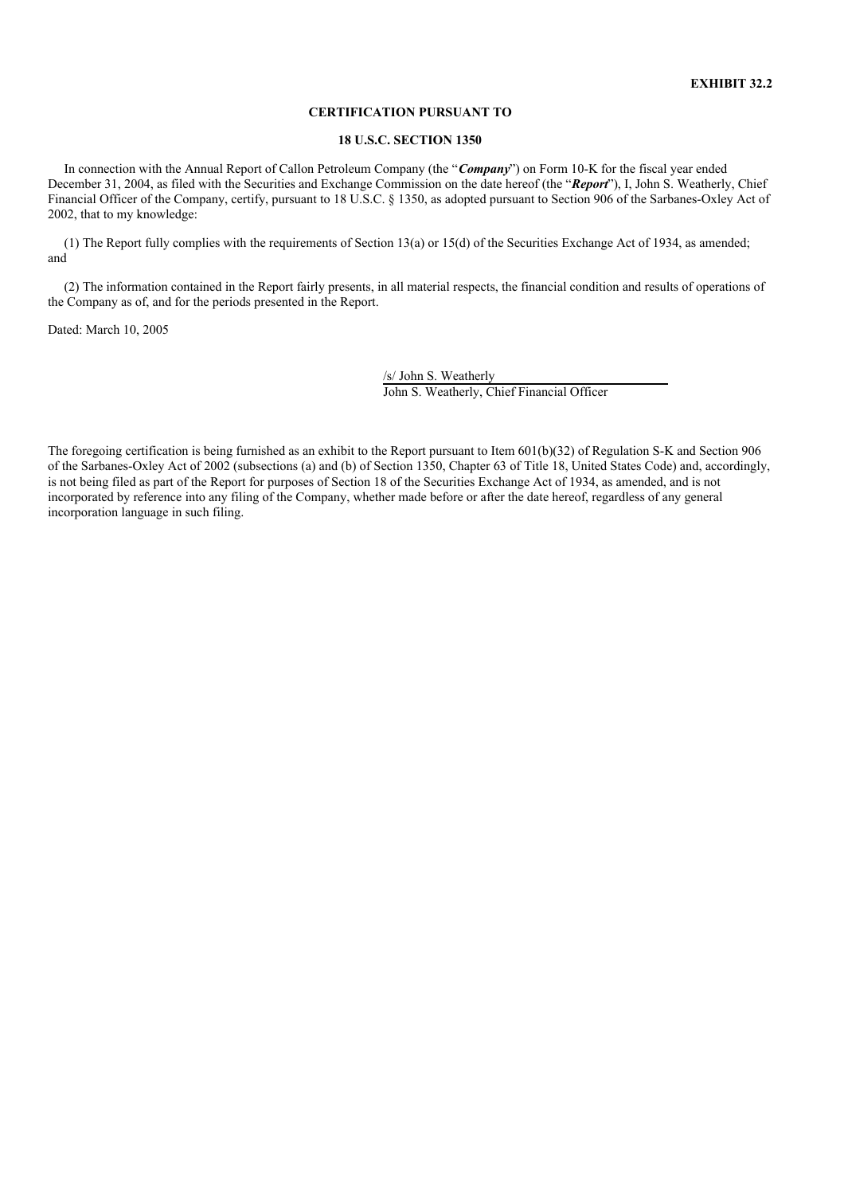**EXHIBIT 32.2**

**CERTIFICATION PURSUANT TO**

**18 U.S.C. SECTION 1350**

In connection with the Annual Report of Callon Petroleum Company (the "***Company***") on Form 10-K for the fiscal year ended December 31, 2004, as filed with the Securities and Exchange Commission on the date hereof (the "***Report***"), I, John S. Weatherly, Chief Financial Officer of the Company, certify, pursuant to 18 U.S.C. § 1350, as adopted pursuant to Section 906 of the Sarbanes-Oxley Act of 2002, that to my knowledge:

(1) The Report fully complies with the requirements of Section 13(a) or 15(d) of the Securities Exchange Act of 1934, as amended; and

(2) The information contained in the Report fairly presents, in all material respects, the financial condition and results of operations of the Company as of, and for the periods presented in the Report.

Dated: March 10, 2005

/s/ John S. Weatherly

John S. Weatherly, Chief Financial Officer

The foregoing certification is being furnished as an exhibit to the Report pursuant to Item 601(b)(32) of Regulation S-K and Section 906 of the Sarbanes-Oxley Act of 2002 (subsections (a) and (b) of Section 1350, Chapter 63 of Title 18, United States Code) and, accordingly, is not being filed as part of the Report for purposes of Section 18 of the Securities Exchange Act of 1934, as amended, and is not incorporated by reference into any filing of the Company, whether made before or after the date hereof, regardless of any general incorporation language in such filing.